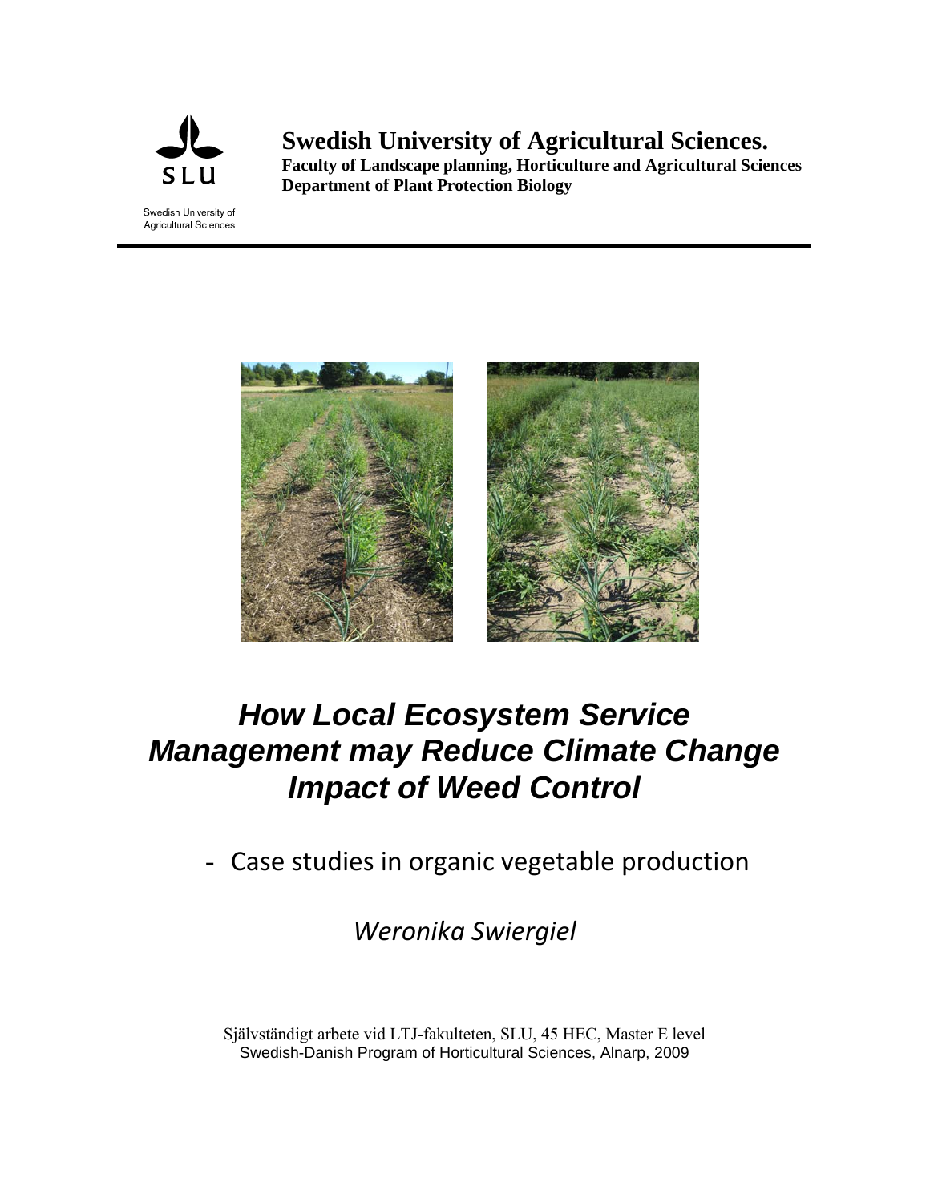Swedish University of Agricultural Sciences

**Swedish University of Agricultural Sciences.**
**Faculty of Landscape planning, Horticulture and Agricultural Sciences**
**Department of Plant Protection Biology**

# *How Local Ecosystem Service Management may Reduce Climate Change Impact of Weed Control*

## - Case studies in organic vegetable production

*Weronika Swiergiel*

Självständigt arbete vid LTJ-fakulteten, SLU, 45 HEC, Master E level
Swedish-Danish Program of Horticultural Sciences, Alnarp, 2009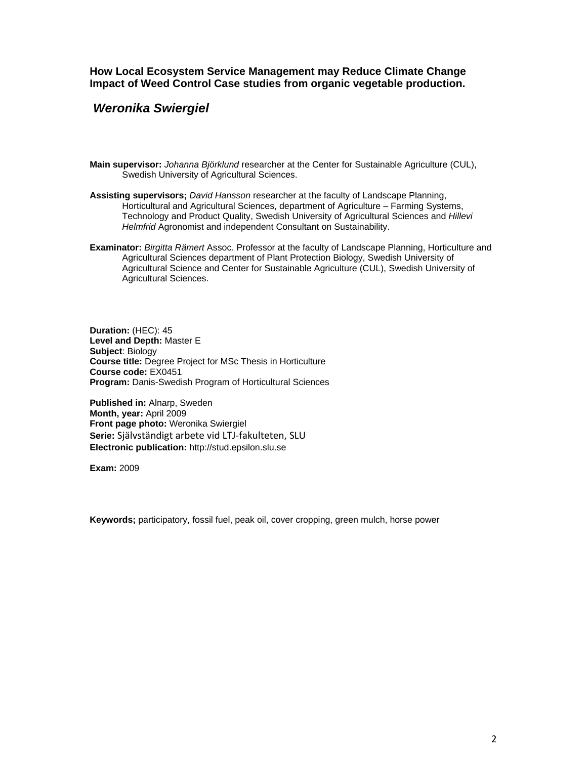**How Local Ecosystem Service Management may Reduce Climate Change Impact of Weed Control Case studies from organic vegetable production.**

***Weronika Swiergiel***

**Main supervisor:** *Johanna Björklund* researcher at the Center for Sustainable Agriculture (CUL), Swedish University of Agricultural Sciences.

**Assisting supervisors;** *David Hansson* researcher at the faculty of Landscape Planning, Horticultural and Agricultural Sciences, department of Agriculture – Farming Systems, Technology and Product Quality, Swedish University of Agricultural Sciences and *Hillevi Helmfrid* Agronomist and independent Consultant on Sustainability.

**Examinator:** *Birgitta Rämert* Assoc. Professor at the faculty of Landscape Planning, Horticulture and Agricultural Sciences department of Plant Protection Biology, Swedish University of Agricultural Science and Center for Sustainable Agriculture (CUL), Swedish University of Agricultural Sciences.

**Duration:** (HEC): 45
**Level and Depth:** Master E
**Subject**: Biology
**Course title:** Degree Project for MSc Thesis in Horticulture
**Course code:** EX0451
**Program:** Danis-Swedish Program of Horticultural Sciences

**Published in:** Alnarp, Sweden
**Month, year:** April 2009
**Front page photo:** Weronika Swiergiel
**Serie:** Självständigt arbete vid LTJ-fakulteten, SLU
**Electronic publication:** http://stud.epsilon.slu.se

**Exam:** 2009

**Keywords;** participatory, fossil fuel, peak oil, cover cropping, green mulch, horse power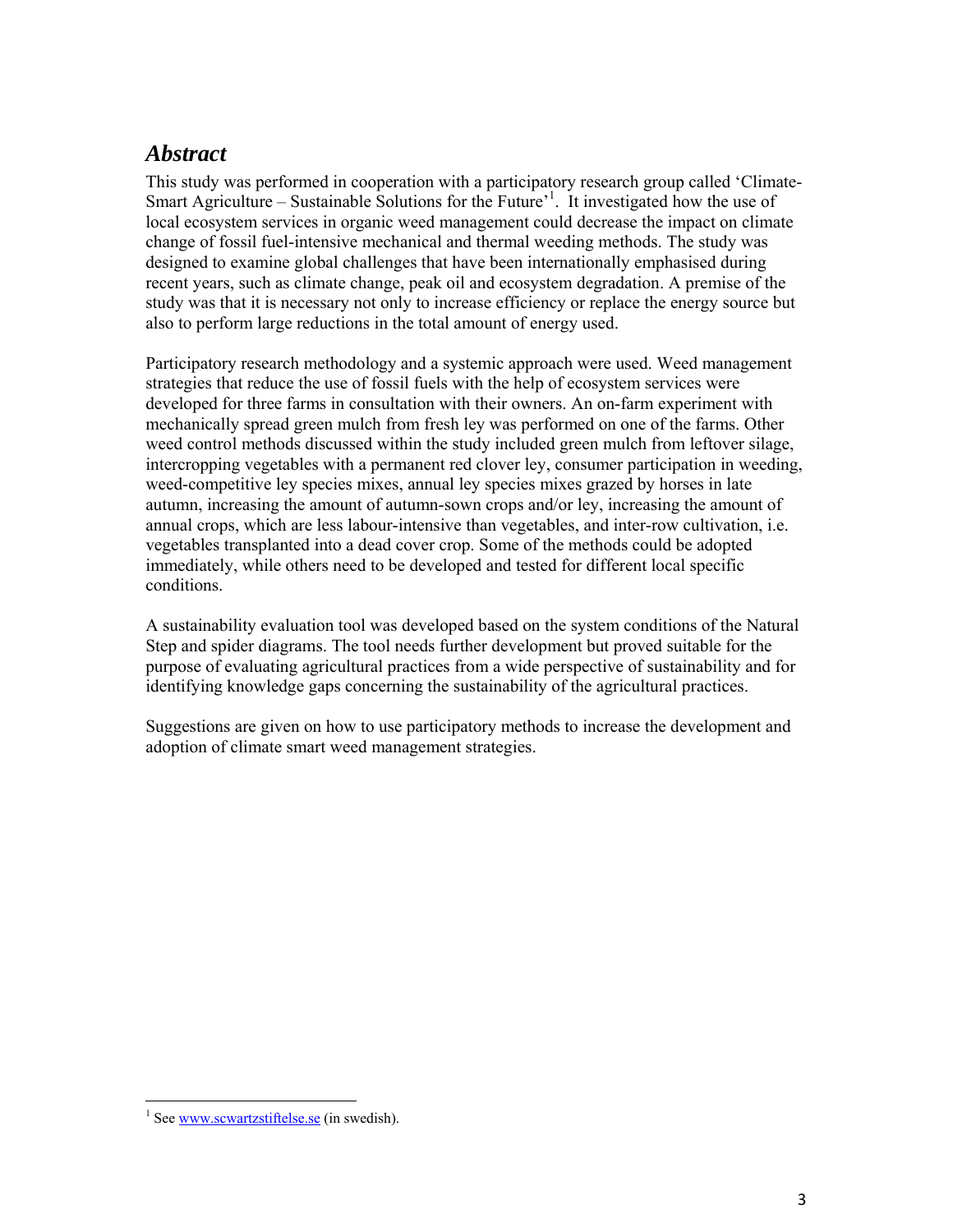## *Abstract*

This study was performed in cooperation with a participatory research group called 'Climate-Smart Agriculture – Sustainable Solutions for the Future'[1]. It investigated how the use of local ecosystem services in organic weed management could decrease the impact on climate change of fossil fuel-intensive mechanical and thermal weeding methods. The study was designed to examine global challenges that have been internationally emphasised during recent years, such as climate change, peak oil and ecosystem degradation. A premise of the study was that it is necessary not only to increase efficiency or replace the energy source but also to perform large reductions in the total amount of energy used.

Participatory research methodology and a systemic approach were used. Weed management strategies that reduce the use of fossil fuels with the help of ecosystem services were developed for three farms in consultation with their owners. An on-farm experiment with mechanically spread green mulch from fresh ley was performed on one of the farms. Other weed control methods discussed within the study included green mulch from leftover silage, intercropping vegetables with a permanent red clover ley, consumer participation in weeding, weed-competitive ley species mixes, annual ley species mixes grazed by horses in late autumn, increasing the amount of autumn-sown crops and/or ley, increasing the amount of annual crops, which are less labour-intensive than vegetables, and inter-row cultivation, i.e. vegetables transplanted into a dead cover crop. Some of the methods could be adopted immediately, while others need to be developed and tested for different local specific conditions.

A sustainability evaluation tool was developed based on the system conditions of the Natural Step and spider diagrams. The tool needs further development but proved suitable for the purpose of evaluating agricultural practices from a wide perspective of sustainability and for identifying knowledge gaps concerning the sustainability of the agricultural practices.

Suggestions are given on how to use participatory methods to increase the development and adoption of climate smart weed management strategies.

---

[1] See www.scwartzstiftelse.se (in swedish).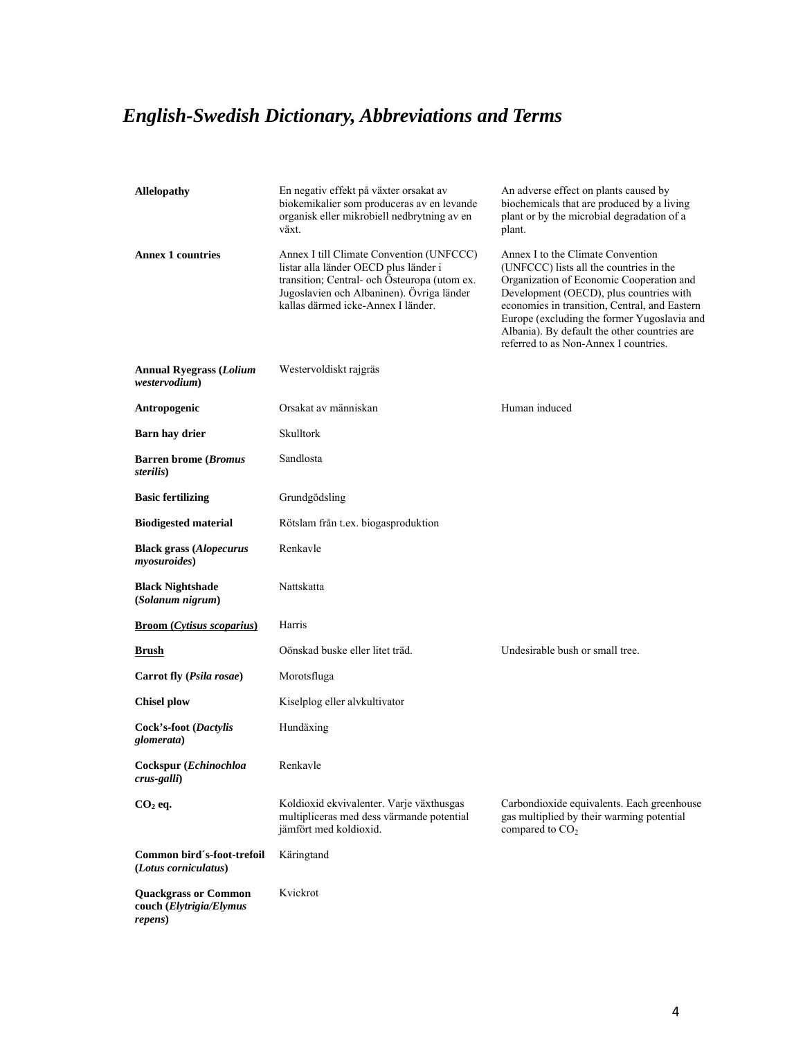# *English-Swedish Dictionary, Abbreviations and Terms*

| | | |
|---|---|---|
| **Allelopathy** | En negativ effekt på växter orsakat av biokemikalier som produceras av en levande organisk eller mikrobiell nedbrytning av en växt. | An adverse effect on plants caused by biochemicals that are produced by a living plant or by the microbial degradation of a plant. |
| **Annex 1 countries** | Annex I till Climate Convention (UNFCCC) listar alla länder OECD plus länder i transition; Central- och Östeuropa (utom ex. Jugoslavien och Albaninen). Övriga länder kallas därmed icke-Annex I länder. | Annex I to the Climate Convention (UNFCCC) lists all the countries in the Organization of Economic Cooperation and Development (OECD), plus countries with economies in transition, Central, and Eastern Europe (excluding the former Yugoslavia and Albania). By default the other countries are referred to as Non-Annex I countries. |
| **Annual Ryegrass (*Lolium westervodium*)** | Westervoldiskt rajgräs | |
| **Antropogenic** | Orsakat av människan | Human induced |
| **Barn hay drier** | Skulltork | |
| **Barren brome (*Bromus sterilis*)** | Sandlosta | |
| **Basic fertilizing** | Grundgödsling | |
| **Biodigested material** | Rötslam från t.ex. biogasproduktion | |
| **Black grass (*Alopecurus myosuroides*)** | Renkavle | |
| **Black Nightshade (*Solanum nigrum*)** | Nattskatta | |
| **Broom (*Cytisus scoparius*)** | Harris | |
| **Brush** | Oönskad buske eller litet träd. | Undesirable bush or small tree. |
| **Carrot fly (*Psila rosae*)** | Morotsfluga | |
| **Chisel plow** | Kiselplog eller alvkultivator | |
| **Cock's-foot (*Dactylis glomerata*)** | Hundäxing | |
| **Cockspur (*Echinochloa crus-galli*)** | Renkavle | |
| **$CO_2$ eq.** | Koldioxid ekvivalenter. Varje växthusgas multipliceras med dess värmande potential jämfört med koldioxid. | Carbondioxide equivalents. Each greenhouse gas multiplied by their warming potential compared to $CO_2$ |
| **Common bird´s-foot-trefoil (*Lotus corniculatus*)** | Käringtand | |
| **Quackgrass or Common couch (*Elytrigia/Elymus repens*)** | Kvickrot | |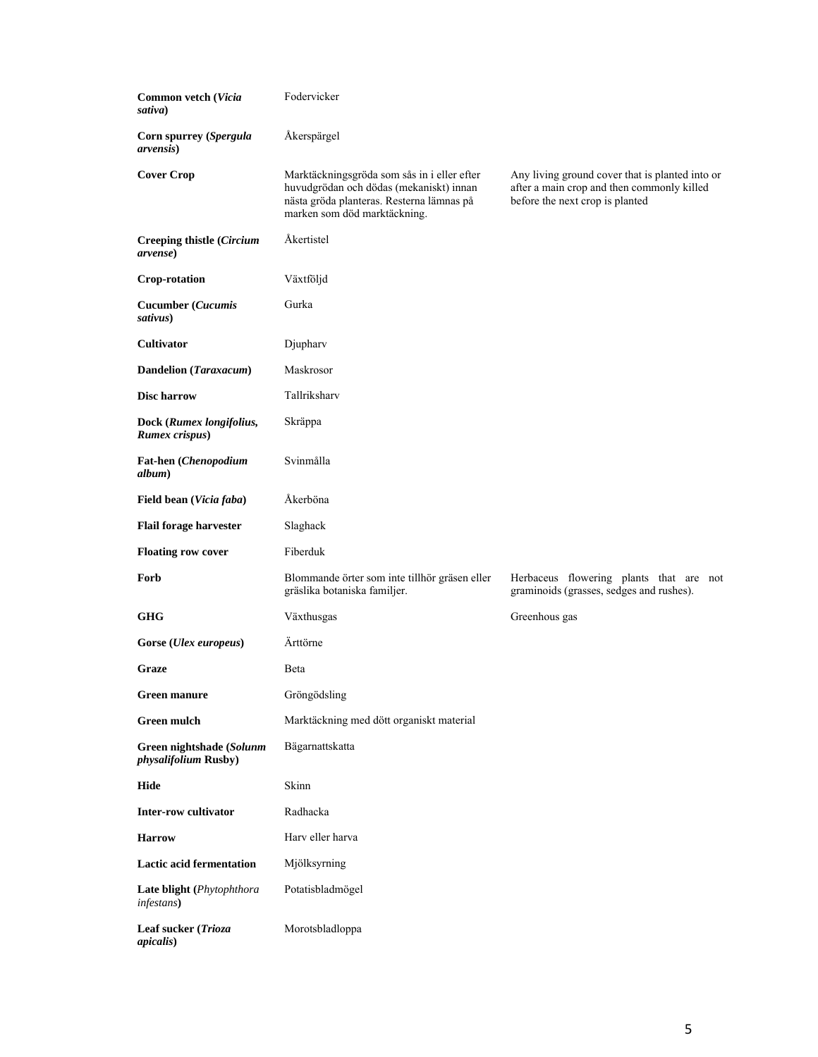| | | |
|---|---|---|
| **Common vetch (*Vicia sativa*)** | Fodervicker | |
| **Corn spurrey (*Spergula arvensis*)** | Åkerspärgel | |
| **Cover Crop** | Marktäckningsgröda som sås in i eller efter huvudgrödan och dödas (mekaniskt) innan nästa gröda planteras. Resterna lämnas på marken som död marktäckning. | Any living ground cover that is planted into or after a main crop and then commonly killed before the next crop is planted |
| **Creeping thistle (*Circium arvense*)** | Åkertistel | |
| **Crop-rotation** | Växtföljd | |
| **Cucumber (*Cucumis sativus*)** | Gurka | |
| **Cultivator** | Djupharv | |
| **Dandelion (*Taraxacum*)** | Maskrosor | |
| **Disc harrow** | Tallriksharv | |
| **Dock (*Rumex longifolius, Rumex crispus*)** | Skräppa | |
| **Fat-hen (*Chenopodium album*)** | Svinmålla | |
| **Field bean (*Vicia faba*)** | Åkerböna | |
| **Flail forage harvester** | Slaghack | |
| **Floating row cover** | Fiberduk | |
| **Forb** | Blommande örter som inte tillhör gräsen eller gräslika botaniska familjer. | Herbaceus flowering plants that are not graminoids (grasses, sedges and rushes). |
| **GHG** | Växthusgas | Greenhous gas |
| **Gorse (*Ulex europeus*)** | Ärttörne | |
| **Graze** | Beta | |
| **Green manure** | Gröngödsling | |
| **Green mulch** | Marktäckning med dött organiskt material | |
| **Green nightshade (*Solunm physalifolium* Rusby)** | Bägarnattskatta | |
| **Hide** | Skinn | |
| **Inter-row cultivator** | Radhacka | |
| **Harrow** | Harv eller harva | |
| **Lactic acid fermentation** | Mjölksyrning | |
| **Late blight (*Phytophthora infestans*)** | Potatisbladmögel | |
| **Leaf sucker (*Trioza apicalis*)** | Morotsbladloppa | |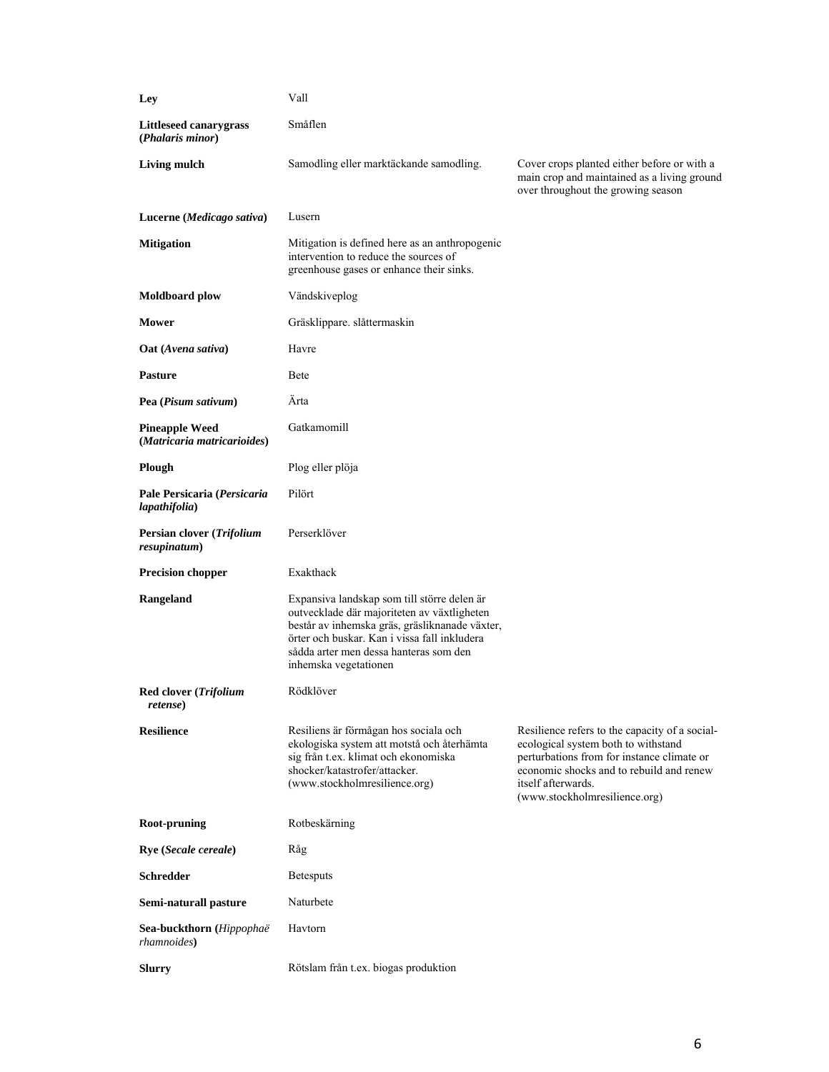| | | |
|---|---|---|
| **Ley** | Vall | |
| **Littleseed canarygrass (*Phalaris minor*)** | Småflen | |
| **Living mulch** | Samodling eller marktäckande samodling. | Cover crops planted either before or with a main crop and maintained as a living ground over throughout the growing season |
| **Lucerne (*Medicago sativa*)** | Lusern | |
| **Mitigation** | Mitigation is defined here as an anthropogenic intervention to reduce the sources of greenhouse gases or enhance their sinks. | |
| **Moldboard plow** | Vändskiveplog | |
| **Mower** | Gräsklippare. slåttermaskin | |
| **Oat (*Avena sativa*)** | Havre | |
| **Pasture** | Bete | |
| **Pea (*Pisum sativum*)** | Ärta | |
| **Pineapple Weed (*Matricaria matricarioides*)** | Gatkamomill | |
| **Plough** | Plog eller plöja | |
| **Pale Persicaria (*Persicaria lapathifolia*)** | Pilört | |
| **Persian clover (*Trifolium resupinatum*)** | Perserklöver | |
| **Precision chopper** | Exakthack | |
| **Rangeland** | Expansiva landskap som till större delen är outvecklade där majoriteten av växtligheten består av inhemska gräs, gräsliknanade växter, örter och buskar. Kan i vissa fall inkludera sådda arter men dessa hanteras som den inhemska vegetationen | |
| **Red clover (*Trifolium retense*)** | Rödklöver | |
| **Resilience** | Resiliens är förmågan hos sociala och ekologiska system att motstå och återhämta sig från t.ex. klimat och ekonomiska shocker/katastrofer/attacker. (www.stockholmresilience.org) | Resilience refers to the capacity of a social-ecological system both to withstand perturbations from for instance climate or economic shocks and to rebuild and renew itself afterwards. (www.stockholmresilience.org) |
| **Root-pruning** | Rotbeskärning | |
| **Rye (*Secale cereale*)** | Råg | |
| **Schredder** | Betesputs | |
| **Semi-naturall pasture** | Naturbete | |
| **Sea-buckthorn (*Hippophaë rhamnoides*)** | Havtorn | |
| **Slurry** | Rötslam från t.ex. biogas produktion | |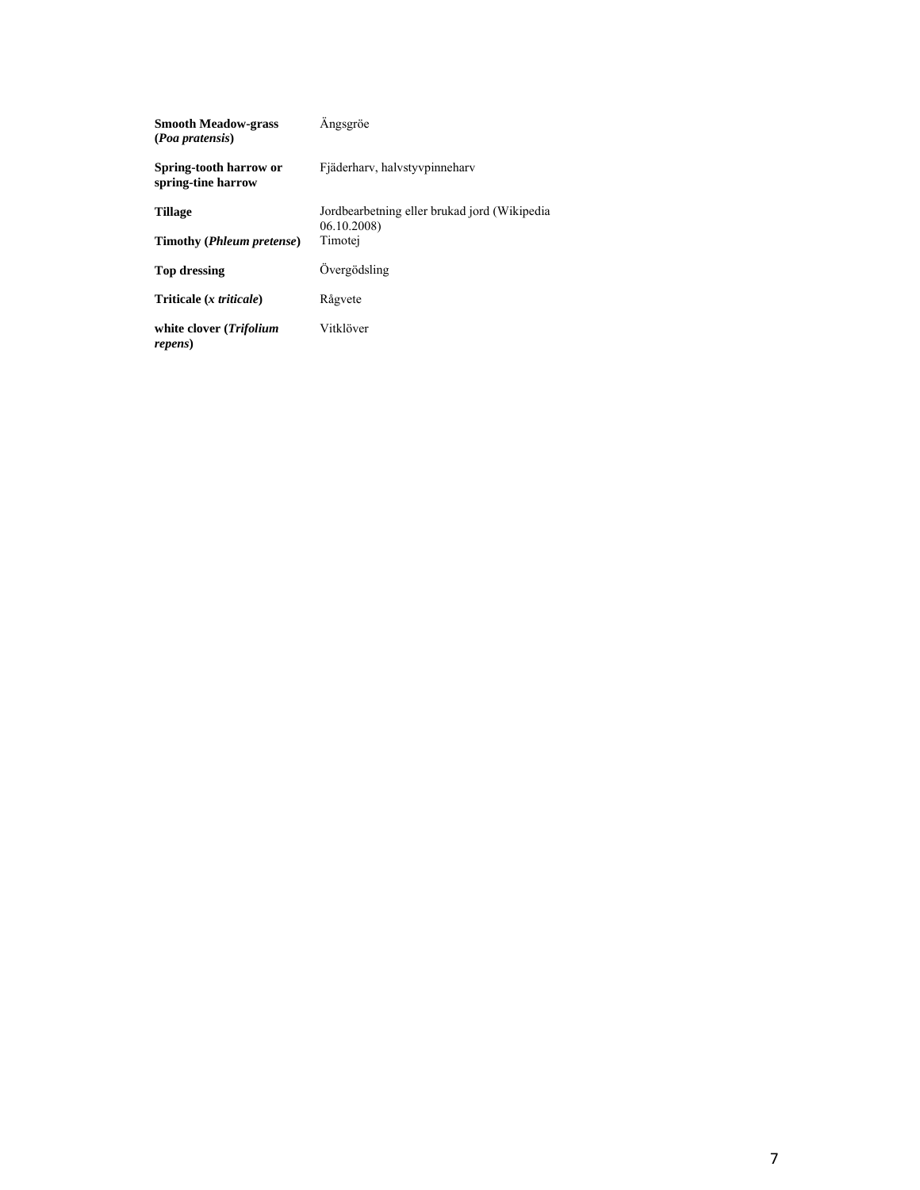| | |
|---|---|
| **Smooth Meadow-grass (*Poa pratensis*)** | Ängsgröe |
| **Spring-tooth harrow or spring-tine harrow** | Fjäderharv, halvstyvpinneharv |
| **Tillage** | Jordbearbetning eller brukad jord (Wikipedia 06.10.2008) |
| **Timothy (*Phleum pretense*)** | Timotej |
| **Top dressing** | Övergödsling |
| **Triticale (*x triticale*)** | Rågvete |
| **white clover (*Trifolium repens*)** | Vitklöver |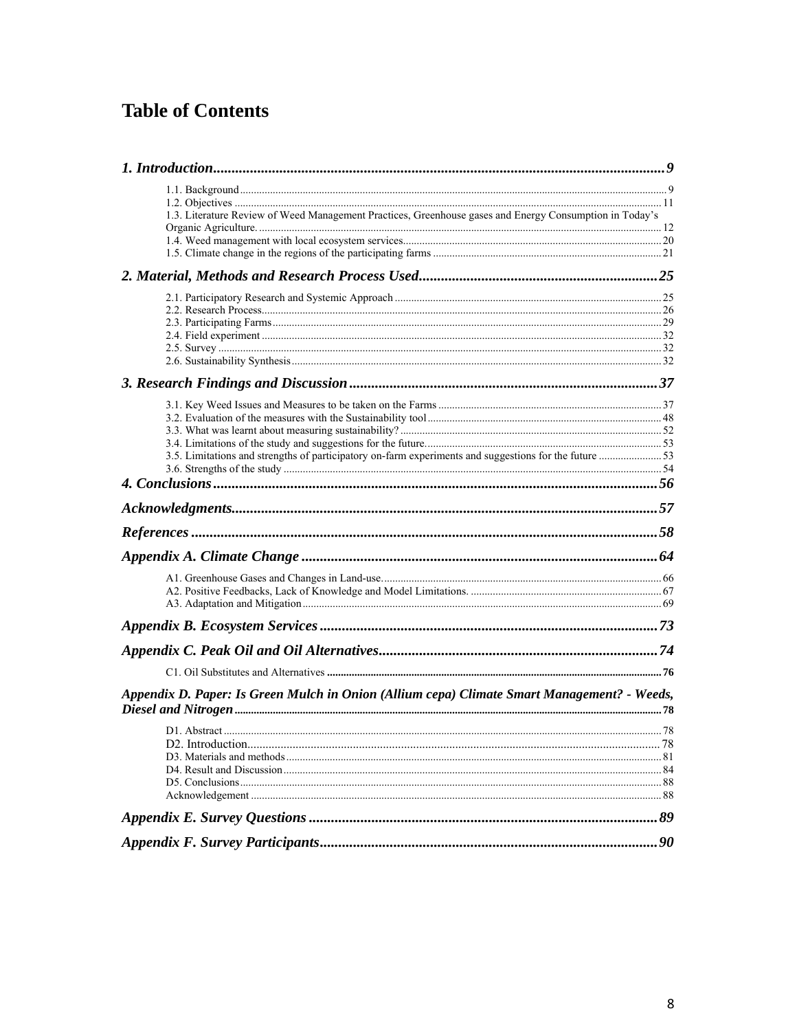# Table of Contents

*1. Introduction* ........ 9

- 1.1. Background ........ 9
- 1.2. Objectives ........ 11
- 1.3. Literature Review of Weed Management Practices, Greenhouse gases and Energy Consumption in Today's Organic Agriculture. ........ 12
- 1.4. Weed management with local ecosystem services ........ 20
- 1.5. Climate change in the regions of the participating farms ........ 21

*2. Material, Methods and Research Process Used* ........ 25

- 2.1. Participatory Research and Systemic Approach ........ 25
- 2.2. Research Process ........ 26
- 2.3. Participating Farms ........ 29
- 2.4. Field experiment ........ 32
- 2.5. Survey ........ 32
- 2.6. Sustainability Synthesis ........ 32

*3. Research Findings and Discussion* ........ 37

- 3.1. Key Weed Issues and Measures to be taken on the Farms ........ 37
- 3.2. Evaluation of the measures with the Sustainability tool ........ 48
- 3.3. What was learnt about measuring sustainability? ........ 52
- 3.4. Limitations of the study and suggestions for the future. ........ 53
- 3.5. Limitations and strengths of participatory on-farm experiments and suggestions for the future ........ 53
- 3.6. Strengths of the study ........ 54

*4. Conclusions* ........ 56

*Acknowledgments* ........ 57

*References* ........ 58

*Appendix A. Climate Change* ........ 64

- A1. Greenhouse Gases and Changes in Land-use. ........ 66
- A2. Positive Feedbacks, Lack of Knowledge and Model Limitations. ........ 67
- A3. Adaptation and Mitigation ........ 69

*Appendix B. Ecosystem Services* ........ 73

*Appendix C. Peak Oil and Oil Alternatives* ........ 74

- C1. Oil Substitutes and Alternatives ........ 76

*Appendix D. Paper: Is Green Mulch in Onion (Allium cepa) Climate Smart Management? - Weeds, Diesel and Nitrogen* ........ 78

- D1. Abstract ........ 78
- D2. Introduction ........ 78
- D3. Materials and methods ........ 81
- D4. Result and Discussion ........ 84
- D5. Conclusions ........ 88
- Acknowledgement ........ 88

*Appendix E. Survey Questions* ........ 89

*Appendix F. Survey Participants* ........ 90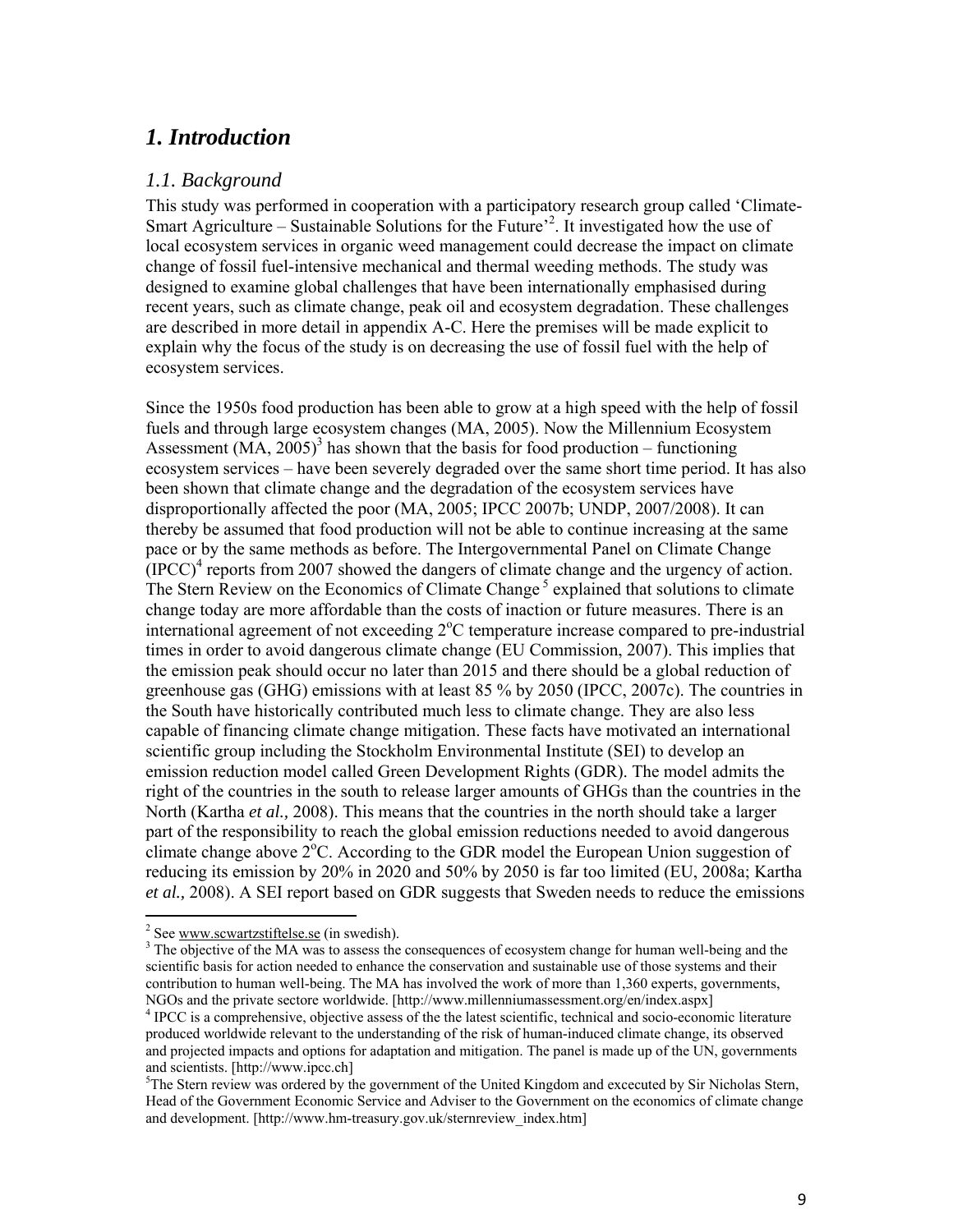# *1. Introduction*

## *1.1. Background*

This study was performed in cooperation with a participatory research group called 'Climate-Smart Agriculture – Sustainable Solutions for the Future'[2]. It investigated how the use of local ecosystem services in organic weed management could decrease the impact on climate change of fossil fuel-intensive mechanical and thermal weeding methods. The study was designed to examine global challenges that have been internationally emphasised during recent years, such as climate change, peak oil and ecosystem degradation. These challenges are described in more detail in appendix A-C. Here the premises will be made explicit to explain why the focus of the study is on decreasing the use of fossil fuel with the help of ecosystem services.

Since the 1950s food production has been able to grow at a high speed with the help of fossil fuels and through large ecosystem changes (MA, 2005). Now the Millennium Ecosystem Assessment (MA, 2005)[3] has shown that the basis for food production – functioning ecosystem services – have been severely degraded over the same short time period. It has also been shown that climate change and the degradation of the ecosystem services have disproportionally affected the poor (MA, 2005; IPCC 2007b; UNDP, 2007/2008). It can thereby be assumed that food production will not be able to continue increasing at the same pace or by the same methods as before. The Intergovernmental Panel on Climate Change (IPCC)[4] reports from 2007 showed the dangers of climate change and the urgency of action. The Stern Review on the Economics of Climate Change[5] explained that solutions to climate change today are more affordable than the costs of inaction or future measures. There is an international agreement of not exceeding $2^{o}C$ temperature increase compared to pre-industrial times in order to avoid dangerous climate change (EU Commission, 2007). This implies that the emission peak should occur no later than 2015 and there should be a global reduction of greenhouse gas (GHG) emissions with at least 85 % by 2050 (IPCC, 2007c). The countries in the South have historically contributed much less to climate change. They are also less capable of financing climate change mitigation. These facts have motivated an international scientific group including the Stockholm Environmental Institute (SEI) to develop an emission reduction model called Green Development Rights (GDR). The model admits the right of the countries in the south to release larger amounts of GHGs than the countries in the North (Kartha *et al.,* 2008). This means that the countries in the north should take a larger part of the responsibility to reach the global emission reductions needed to avoid dangerous climate change above $2^{o}C$. According to the GDR model the European Union suggestion of reducing its emission by 20% in 2020 and 50% by 2050 is far too limited (EU, 2008a; Kartha *et al.,* 2008). A SEI report based on GDR suggests that Sweden needs to reduce the emissions

---

[2] See www.scwartzstiftelse.se (in swedish).

[3] The objective of the MA was to assess the consequences of ecosystem change for human well-being and the scientific basis for action needed to enhance the conservation and sustainable use of those systems and their contribution to human well-being. The MA has involved the work of more than 1,360 experts, governments, NGOs and the private sectore worldwide. [http://www.millenniumassessment.org/en/index.aspx]

[4] IPCC is a comprehensive, objective assess of the the latest scientific, technical and socio-economic literature produced worldwide relevant to the understanding of the risk of human-induced climate change, its observed and projected impacts and options for adaptation and mitigation. The panel is made up of the UN, governments and scientists. [http://www.ipcc.ch]

[5] The Stern review was ordered by the government of the United Kingdom and excecuted by Sir Nicholas Stern, Head of the Government Economic Service and Adviser to the Government on the economics of climate change and development. [http://www.hm-treasury.gov.uk/sternreview_index.htm]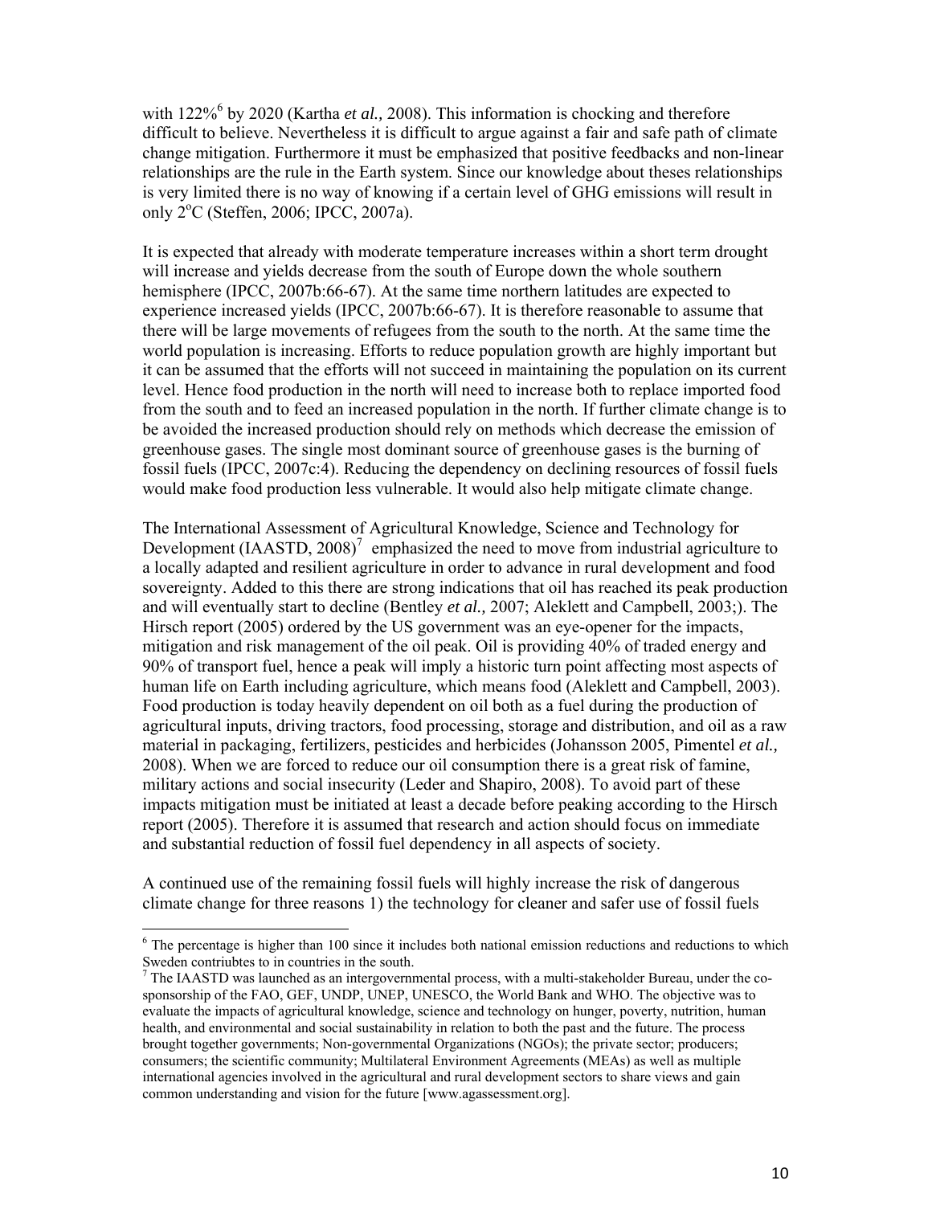with 122%[6] by 2020 (Kartha *et al.,* 2008). This information is chocking and therefore difficult to believe. Nevertheless it is difficult to argue against a fair and safe path of climate change mitigation. Furthermore it must be emphasized that positive feedbacks and non-linear relationships are the rule in the Earth system. Since our knowledge about theses relationships is very limited there is no way of knowing if a certain level of GHG emissions will result in only 2$^{o}$C (Steffen, 2006; IPCC, 2007a).

It is expected that already with moderate temperature increases within a short term drought will increase and yields decrease from the south of Europe down the whole southern hemisphere (IPCC, 2007b:66-67). At the same time northern latitudes are expected to experience increased yields (IPCC, 2007b:66-67). It is therefore reasonable to assume that there will be large movements of refugees from the south to the north. At the same time the world population is increasing. Efforts to reduce population growth are highly important but it can be assumed that the efforts will not succeed in maintaining the population on its current level. Hence food production in the north will need to increase both to replace imported food from the south and to feed an increased population in the north. If further climate change is to be avoided the increased production should rely on methods which decrease the emission of greenhouse gases. The single most dominant source of greenhouse gases is the burning of fossil fuels (IPCC, 2007c:4). Reducing the dependency on declining resources of fossil fuels would make food production less vulnerable. It would also help mitigate climate change.

The International Assessment of Agricultural Knowledge, Science and Technology for Development (IAASTD, 2008)[7] emphasized the need to move from industrial agriculture to a locally adapted and resilient agriculture in order to advance in rural development and food sovereignty. Added to this there are strong indications that oil has reached its peak production and will eventually start to decline (Bentley *et al.,* 2007; Aleklett and Campbell, 2003;). The Hirsch report (2005) ordered by the US government was an eye-opener for the impacts, mitigation and risk management of the oil peak. Oil is providing 40% of traded energy and 90% of transport fuel, hence a peak will imply a historic turn point affecting most aspects of human life on Earth including agriculture, which means food (Aleklett and Campbell, 2003). Food production is today heavily dependent on oil both as a fuel during the production of agricultural inputs, driving tractors, food processing, storage and distribution, and oil as a raw material in packaging, fertilizers, pesticides and herbicides (Johansson 2005, Pimentel *et al.,* 2008). When we are forced to reduce our oil consumption there is a great risk of famine, military actions and social insecurity (Leder and Shapiro, 2008). To avoid part of these impacts mitigation must be initiated at least a decade before peaking according to the Hirsch report (2005). Therefore it is assumed that research and action should focus on immediate and substantial reduction of fossil fuel dependency in all aspects of society.

A continued use of the remaining fossil fuels will highly increase the risk of dangerous climate change for three reasons 1) the technology for cleaner and safer use of fossil fuels

---

[6] The percentage is higher than 100 since it includes both national emission reductions and reductions to which Sweden contriubtes to in countries in the south.

[7] The IAASTD was launched as an intergovernmental process, with a multi-stakeholder Bureau, under the co-sponsorship of the FAO, GEF, UNDP, UNEP, UNESCO, the World Bank and WHO. The objective was to evaluate the impacts of agricultural knowledge, science and technology on hunger, poverty, nutrition, human health, and environmental and social sustainability in relation to both the past and the future. The process brought together governments; Non-governmental Organizations (NGOs); the private sector; producers; consumers; the scientific community; Multilateral Environment Agreements (MEAs) as well as multiple international agencies involved in the agricultural and rural development sectors to share views and gain common understanding and vision for the future [www.agassessment.org].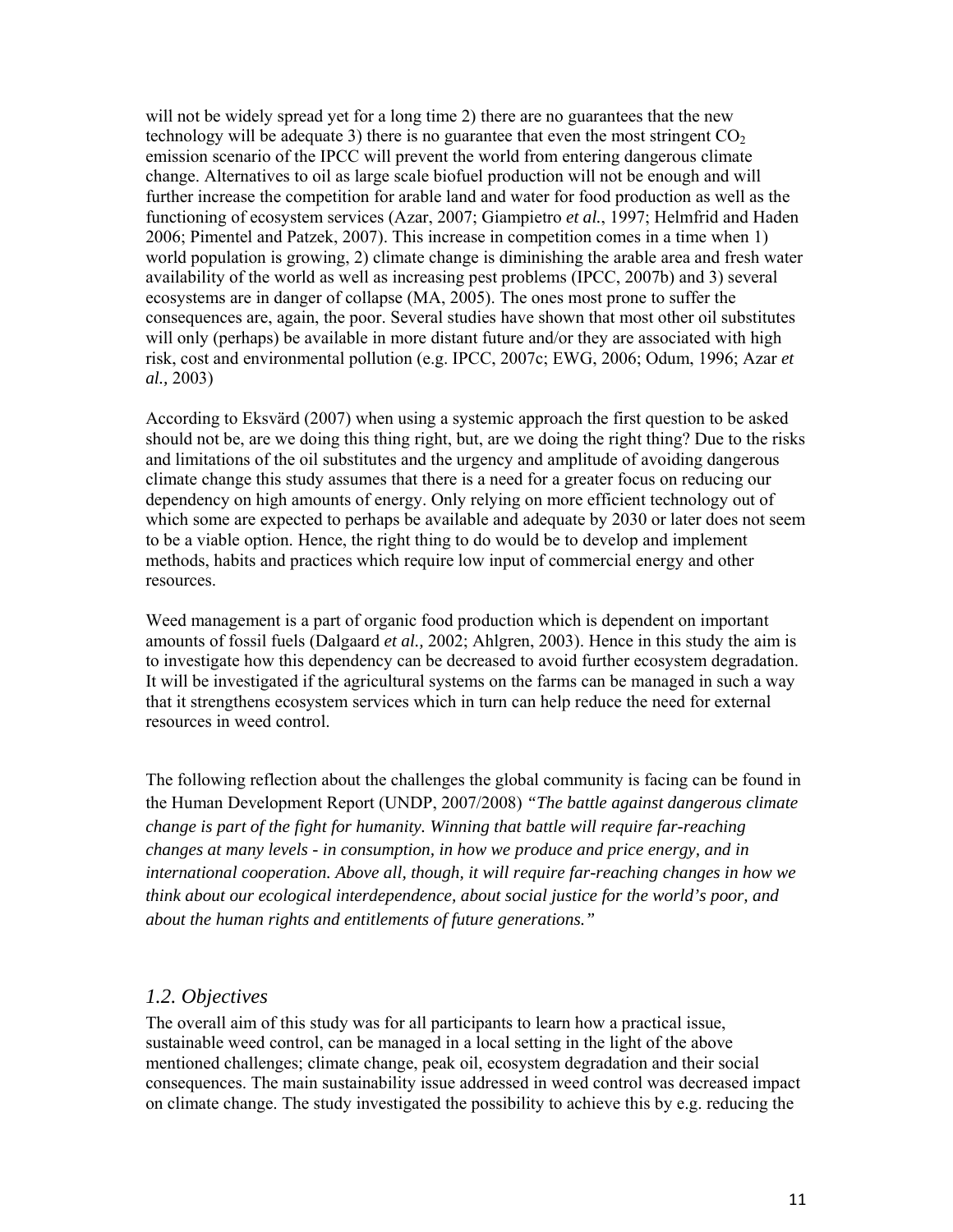will not be widely spread yet for a long time 2) there are no guarantees that the new technology will be adequate 3) there is no guarantee that even the most stringent $CO_2$ emission scenario of the IPCC will prevent the world from entering dangerous climate change. Alternatives to oil as large scale biofuel production will not be enough and will further increase the competition for arable land and water for food production as well as the functioning of ecosystem services (Azar, 2007; Giampietro *et al.*, 1997; Helmfrid and Haden 2006; Pimentel and Patzek, 2007). This increase in competition comes in a time when 1) world population is growing, 2) climate change is diminishing the arable area and fresh water availability of the world as well as increasing pest problems (IPCC, 2007b) and 3) several ecosystems are in danger of collapse (MA, 2005). The ones most prone to suffer the consequences are, again, the poor. Several studies have shown that most other oil substitutes will only (perhaps) be available in more distant future and/or they are associated with high risk, cost and environmental pollution (e.g. IPCC, 2007c; EWG, 2006; Odum, 1996; Azar *et al.,* 2003)

According to Eksvärd (2007) when using a systemic approach the first question to be asked should not be, are we doing this thing right, but, are we doing the right thing? Due to the risks and limitations of the oil substitutes and the urgency and amplitude of avoiding dangerous climate change this study assumes that there is a need for a greater focus on reducing our dependency on high amounts of energy. Only relying on more efficient technology out of which some are expected to perhaps be available and adequate by 2030 or later does not seem to be a viable option. Hence, the right thing to do would be to develop and implement methods, habits and practices which require low input of commercial energy and other resources.

Weed management is a part of organic food production which is dependent on important amounts of fossil fuels (Dalgaard *et al.,* 2002; Ahlgren, 2003). Hence in this study the aim is to investigate how this dependency can be decreased to avoid further ecosystem degradation. It will be investigated if the agricultural systems on the farms can be managed in such a way that it strengthens ecosystem services which in turn can help reduce the need for external resources in weed control.

The following reflection about the challenges the global community is facing can be found in the Human Development Report (UNDP, 2007/2008) *"The battle against dangerous climate change is part of the fight for humanity. Winning that battle will require far-reaching changes at many levels - in consumption, in how we produce and price energy, and in international cooperation. Above all, though, it will require far-reaching changes in how we think about our ecological interdependence, about social justice for the world's poor, and about the human rights and entitlements of future generations."*

## *1.2. Objectives*

The overall aim of this study was for all participants to learn how a practical issue, sustainable weed control, can be managed in a local setting in the light of the above mentioned challenges; climate change, peak oil, ecosystem degradation and their social consequences. The main sustainability issue addressed in weed control was decreased impact on climate change. The study investigated the possibility to achieve this by e.g. reducing the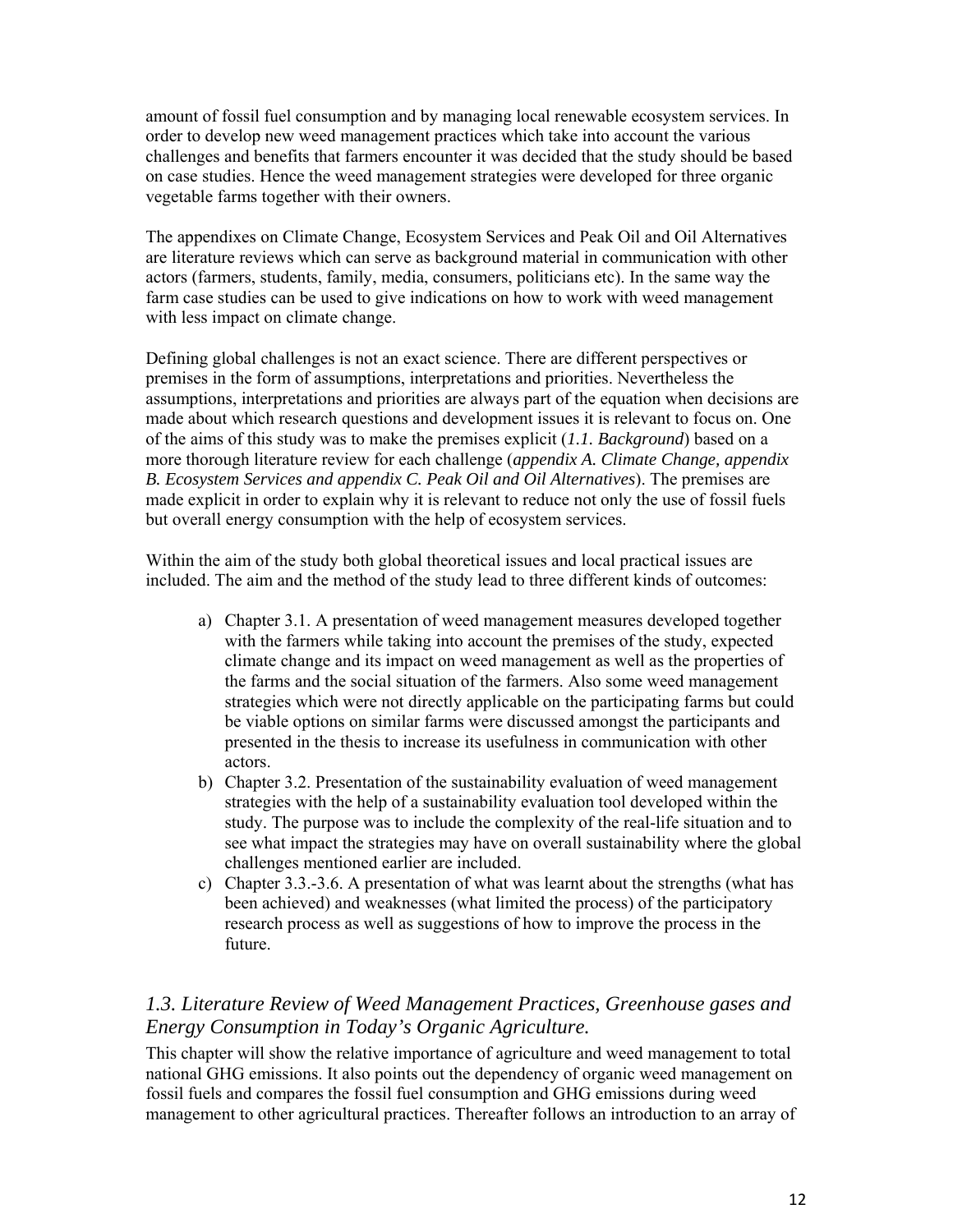amount of fossil fuel consumption and by managing local renewable ecosystem services. In order to develop new weed management practices which take into account the various challenges and benefits that farmers encounter it was decided that the study should be based on case studies. Hence the weed management strategies were developed for three organic vegetable farms together with their owners.

The appendixes on Climate Change, Ecosystem Services and Peak Oil and Oil Alternatives are literature reviews which can serve as background material in communication with other actors (farmers, students, family, media, consumers, politicians etc). In the same way the farm case studies can be used to give indications on how to work with weed management with less impact on climate change.

Defining global challenges is not an exact science. There are different perspectives or premises in the form of assumptions, interpretations and priorities. Nevertheless the assumptions, interpretations and priorities are always part of the equation when decisions are made about which research questions and development issues it is relevant to focus on. One of the aims of this study was to make the premises explicit (*1.1. Background*) based on a more thorough literature review for each challenge (*appendix A. Climate Change, appendix B. Ecosystem Services and appendix C. Peak Oil and Oil Alternatives*). The premises are made explicit in order to explain why it is relevant to reduce not only the use of fossil fuels but overall energy consumption with the help of ecosystem services.

Within the aim of the study both global theoretical issues and local practical issues are included. The aim and the method of the study lead to three different kinds of outcomes:

a) Chapter 3.1. A presentation of weed management measures developed together with the farmers while taking into account the premises of the study, expected climate change and its impact on weed management as well as the properties of the farms and the social situation of the farmers. Also some weed management strategies which were not directly applicable on the participating farms but could be viable options on similar farms were discussed amongst the participants and presented in the thesis to increase its usefulness in communication with other actors.
b) Chapter 3.2. Presentation of the sustainability evaluation of weed management strategies with the help of a sustainability evaluation tool developed within the study. The purpose was to include the complexity of the real-life situation and to see what impact the strategies may have on overall sustainability where the global challenges mentioned earlier are included.
c) Chapter 3.3.-3.6. A presentation of what was learnt about the strengths (what has been achieved) and weaknesses (what limited the process) of the participatory research process as well as suggestions of how to improve the process in the future.

## *1.3. Literature Review of Weed Management Practices, Greenhouse gases and Energy Consumption in Today's Organic Agriculture.*

This chapter will show the relative importance of agriculture and weed management to total national GHG emissions. It also points out the dependency of organic weed management on fossil fuels and compares the fossil fuel consumption and GHG emissions during weed management to other agricultural practices. Thereafter follows an introduction to an array of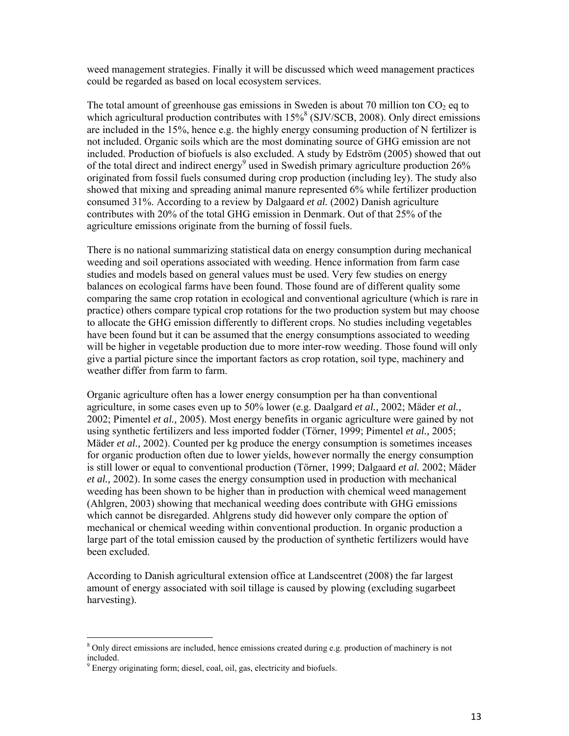weed management strategies. Finally it will be discussed which weed management practices could be regarded as based on local ecosystem services.

The total amount of greenhouse gas emissions in Sweden is about 70 million ton $CO_2$ eq to which agricultural production contributes with 15%[8] (SJV/SCB, 2008). Only direct emissions are included in the 15%, hence e.g. the highly energy consuming production of N fertilizer is not included. Organic soils which are the most dominating source of GHG emission are not included. Production of biofuels is also excluded. A study by Edström (2005) showed that out of the total direct and indirect energy[9] used in Swedish primary agriculture production 26% originated from fossil fuels consumed during crop production (including ley). The study also showed that mixing and spreading animal manure represented 6% while fertilizer production consumed 31%. According to a review by Dalgaard *et al.* (2002) Danish agriculture contributes with 20% of the total GHG emission in Denmark. Out of that 25% of the agriculture emissions originate from the burning of fossil fuels.

There is no national summarizing statistical data on energy consumption during mechanical weeding and soil operations associated with weeding. Hence information from farm case studies and models based on general values must be used. Very few studies on energy balances on ecological farms have been found. Those found are of different quality some comparing the same crop rotation in ecological and conventional agriculture (which is rare in practice) others compare typical crop rotations for the two production system but may choose to allocate the GHG emission differently to different crops. No studies including vegetables have been found but it can be assumed that the energy consumptions associated to weeding will be higher in vegetable production due to more inter-row weeding. Those found will only give a partial picture since the important factors as crop rotation, soil type, machinery and weather differ from farm to farm.

Organic agriculture often has a lower energy consumption per ha than conventional agriculture, in some cases even up to 50% lower (e.g. Daalgard *et al.,* 2002; Mäder *et al.,* 2002; Pimentel *et al.,* 2005). Most energy benefits in organic agriculture were gained by not using synthetic fertilizers and less imported fodder (Törner, 1999; Pimentel *et al.,* 2005; Mäder *et al.,* 2002). Counted per kg produce the energy consumption is sometimes inceases for organic production often due to lower yields, however normally the energy consumption is still lower or equal to conventional production (Törner, 1999; Dalgaard *et al.* 2002; Mäder *et al.,* 2002). In some cases the energy consumption used in production with mechanical weeding has been shown to be higher than in production with chemical weed management (Ahlgren, 2003) showing that mechanical weeding does contribute with GHG emissions which cannot be disregarded. Ahlgrens study did however only compare the option of mechanical or chemical weeding within conventional production. In organic production a large part of the total emission caused by the production of synthetic fertilizers would have been excluded.

According to Danish agricultural extension office at Landscentret (2008) the far largest amount of energy associated with soil tillage is caused by plowing (excluding sugarbeet harvesting).

---

[8] Only direct emissions are included, hence emissions created during e.g. production of machinery is not included.

[9] Energy originating form; diesel, coal, oil, gas, electricity and biofuels.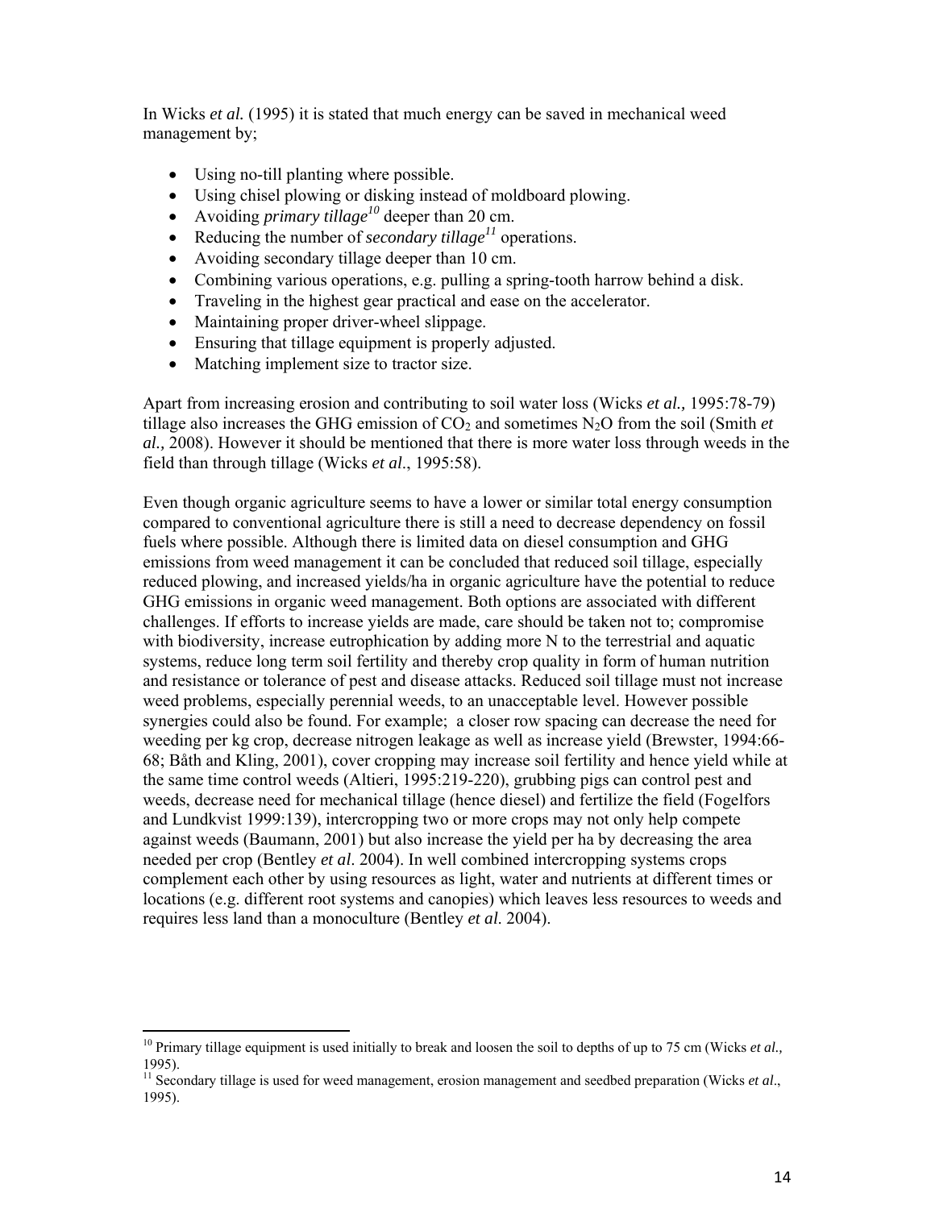In Wicks *et al.* (1995) it is stated that much energy can be saved in mechanical weed management by;

- Using no-till planting where possible.
- Using chisel plowing or disking instead of moldboard plowing.
- Avoiding *primary tillage*[10] deeper than 20 cm.
- Reducing the number of *secondary tillage*[11] operations.
- Avoiding secondary tillage deeper than 10 cm.
- Combining various operations, e.g. pulling a spring-tooth harrow behind a disk.
- Traveling in the highest gear practical and ease on the accelerator.
- Maintaining proper driver-wheel slippage.
- Ensuring that tillage equipment is properly adjusted.
- Matching implement size to tractor size.

Apart from increasing erosion and contributing to soil water loss (Wicks *et al.,* 1995:78-79) tillage also increases the GHG emission of $CO_2$ and sometimes $N_2O$ from the soil (Smith *et al.,* 2008). However it should be mentioned that there is more water loss through weeds in the field than through tillage (Wicks *et al*., 1995:58).

Even though organic agriculture seems to have a lower or similar total energy consumption compared to conventional agriculture there is still a need to decrease dependency on fossil fuels where possible. Although there is limited data on diesel consumption and GHG emissions from weed management it can be concluded that reduced soil tillage, especially reduced plowing, and increased yields/ha in organic agriculture have the potential to reduce GHG emissions in organic weed management. Both options are associated with different challenges. If efforts to increase yields are made, care should be taken not to; compromise with biodiversity, increase eutrophication by adding more N to the terrestrial and aquatic systems, reduce long term soil fertility and thereby crop quality in form of human nutrition and resistance or tolerance of pest and disease attacks. Reduced soil tillage must not increase weed problems, especially perennial weeds, to an unacceptable level. However possible synergies could also be found. For example; a closer row spacing can decrease the need for weeding per kg crop, decrease nitrogen leakage as well as increase yield (Brewster, 1994:66-68; Båth and Kling, 2001), cover cropping may increase soil fertility and hence yield while at the same time control weeds (Altieri, 1995:219-220), grubbing pigs can control pest and weeds, decrease need for mechanical tillage (hence diesel) and fertilize the field (Fogelfors and Lundkvist 1999:139), intercropping two or more crops may not only help compete against weeds (Baumann, 2001) but also increase the yield per ha by decreasing the area needed per crop (Bentley *et al*. 2004). In well combined intercropping systems crops complement each other by using resources as light, water and nutrients at different times or locations (e.g. different root systems and canopies) which leaves less resources to weeds and requires less land than a monoculture (Bentley *et al.* 2004).

---

[10] Primary tillage equipment is used initially to break and loosen the soil to depths of up to 75 cm (Wicks *et al.,* 1995).

[11] Secondary tillage is used for weed management, erosion management and seedbed preparation (Wicks *et al*., 1995).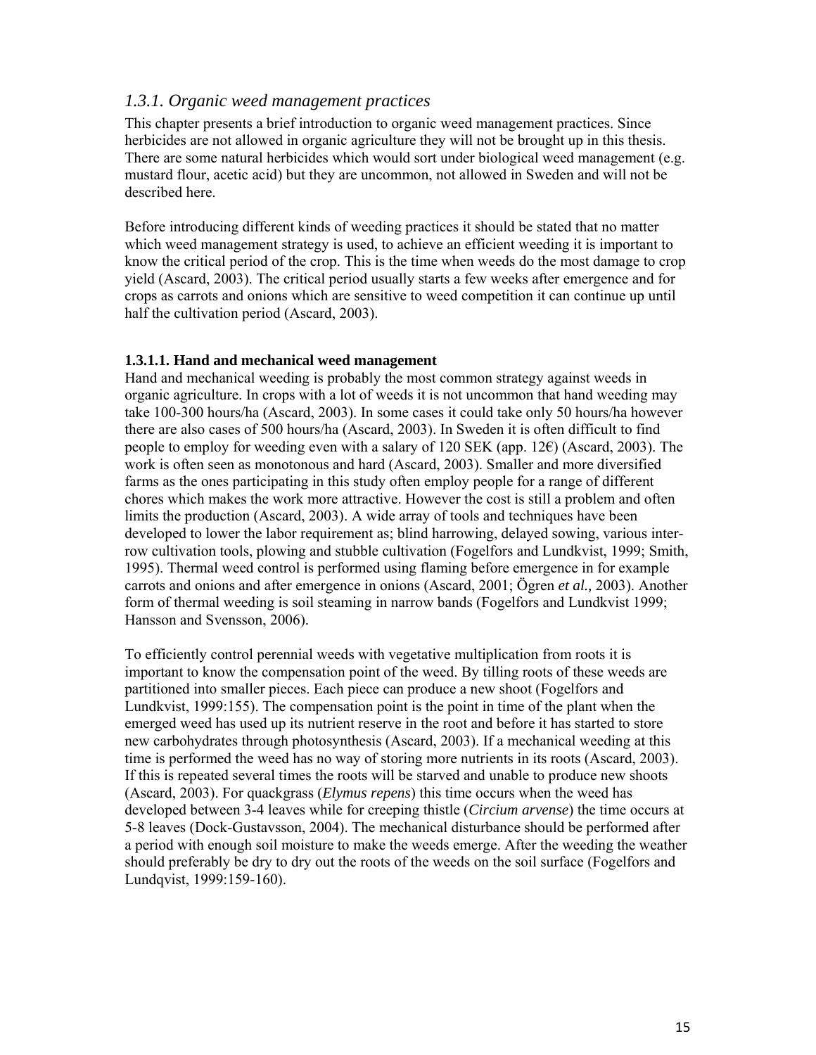### *1.3.1. Organic weed management practices*

This chapter presents a brief introduction to organic weed management practices. Since herbicides are not allowed in organic agriculture they will not be brought up in this thesis. There are some natural herbicides which would sort under biological weed management (e.g. mustard flour, acetic acid) but they are uncommon, not allowed in Sweden and will not be described here.

Before introducing different kinds of weeding practices it should be stated that no matter which weed management strategy is used, to achieve an efficient weeding it is important to know the critical period of the crop. This is the time when weeds do the most damage to crop yield (Ascard, 2003). The critical period usually starts a few weeks after emergence and for crops as carrots and onions which are sensitive to weed competition it can continue up until half the cultivation period (Ascard, 2003).

#### 1.3.1.1. Hand and mechanical weed management

Hand and mechanical weeding is probably the most common strategy against weeds in organic agriculture. In crops with a lot of weeds it is not uncommon that hand weeding may take 100-300 hours/ha (Ascard, 2003). In some cases it could take only 50 hours/ha however there are also cases of 500 hours/ha (Ascard, 2003). In Sweden it is often difficult to find people to employ for weeding even with a salary of 120 SEK (app. 12€) (Ascard, 2003). The work is often seen as monotonous and hard (Ascard, 2003). Smaller and more diversified farms as the ones participating in this study often employ people for a range of different chores which makes the work more attractive. However the cost is still a problem and often limits the production (Ascard, 2003). A wide array of tools and techniques have been developed to lower the labor requirement as; blind harrowing, delayed sowing, various inter-row cultivation tools, plowing and stubble cultivation (Fogelfors and Lundkvist, 1999; Smith, 1995). Thermal weed control is performed using flaming before emergence in for example carrots and onions and after emergence in onions (Ascard, 2001; Ögren *et al.,* 2003). Another form of thermal weeding is soil steaming in narrow bands (Fogelfors and Lundkvist 1999; Hansson and Svensson, 2006).

To efficiently control perennial weeds with vegetative multiplication from roots it is important to know the compensation point of the weed. By tilling roots of these weeds are partitioned into smaller pieces. Each piece can produce a new shoot (Fogelfors and Lundkvist, 1999:155). The compensation point is the point in time of the plant when the emerged weed has used up its nutrient reserve in the root and before it has started to store new carbohydrates through photosynthesis (Ascard, 2003). If a mechanical weeding at this time is performed the weed has no way of storing more nutrients in its roots (Ascard, 2003). If this is repeated several times the roots will be starved and unable to produce new shoots (Ascard, 2003). For quackgrass (*Elymus repens*) this time occurs when the weed has developed between 3-4 leaves while for creeping thistle (*Circium arvense*) the time occurs at 5-8 leaves (Dock-Gustavsson, 2004). The mechanical disturbance should be performed after a period with enough soil moisture to make the weeds emerge. After the weeding the weather should preferably be dry to dry out the roots of the weeds on the soil surface (Fogelfors and Lundqvist, 1999:159-160).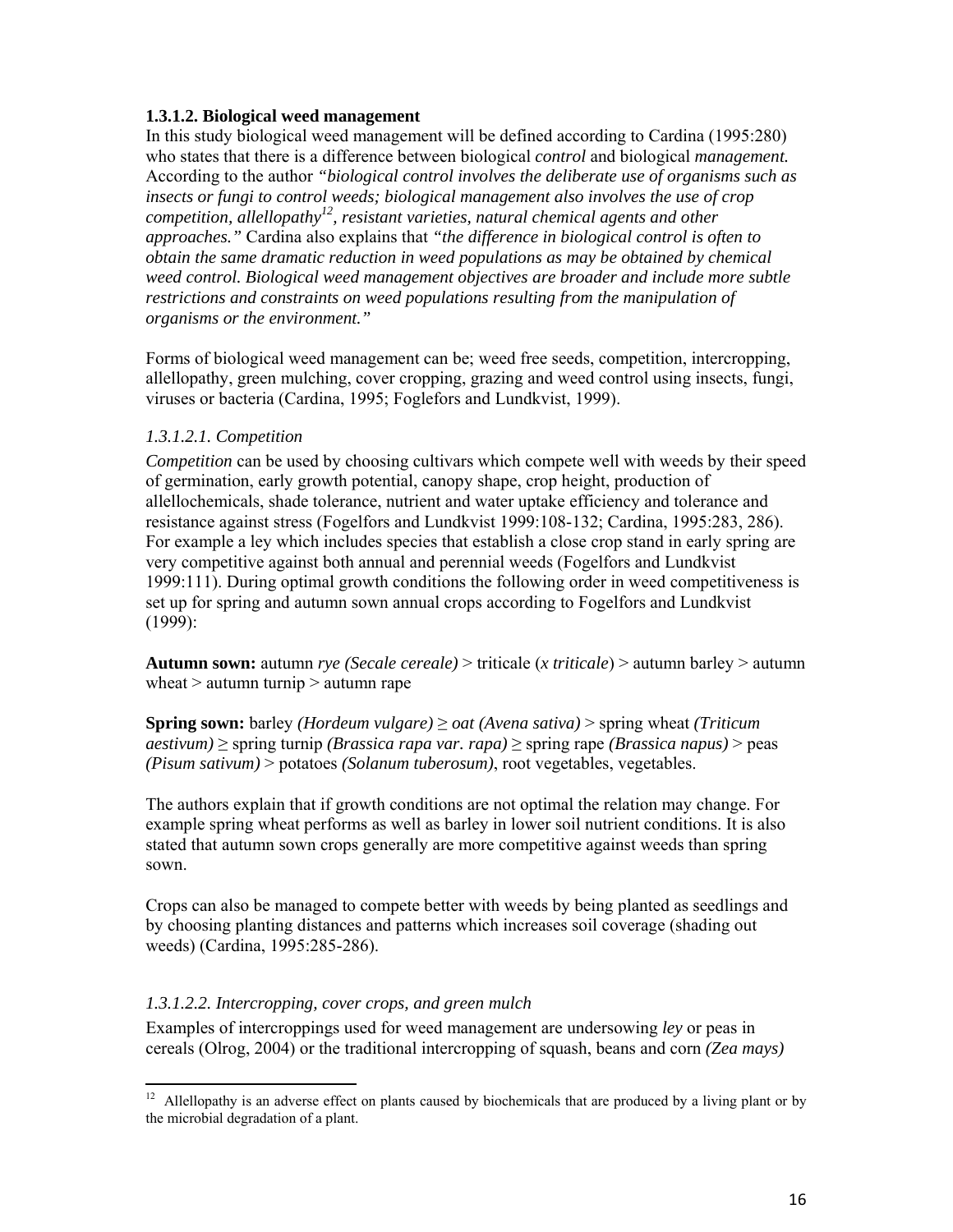### 1.3.1.2. Biological weed management

In this study biological weed management will be defined according to Cardina (1995:280) who states that there is a difference between biological *control* and biological *management.* According to the author *"biological control involves the deliberate use of organisms such as insects or fungi to control weeds; biological management also involves the use of crop competition, allellopathy*[12]*, resistant varieties, natural chemical agents and other approaches."* Cardina also explains that *"the difference in biological control is often to obtain the same dramatic reduction in weed populations as may be obtained by chemical weed control. Biological weed management objectives are broader and include more subtle restrictions and constraints on weed populations resulting from the manipulation of organisms or the environment."*

Forms of biological weed management can be; weed free seeds, competition, intercropping, allellopathy, green mulching, cover cropping, grazing and weed control using insects, fungi, viruses or bacteria (Cardina, 1995; Foglefors and Lundkvist, 1999).

#### *1.3.1.2.1. Competition*

*Competition* can be used by choosing cultivars which compete well with weeds by their speed of germination, early growth potential, canopy shape, crop height, production of allellochemicals, shade tolerance, nutrient and water uptake efficiency and tolerance and resistance against stress (Fogelfors and Lundkvist 1999:108-132; Cardina, 1995:283, 286). For example a ley which includes species that establish a close crop stand in early spring are very competitive against both annual and perennial weeds (Fogelfors and Lundkvist 1999:111). During optimal growth conditions the following order in weed competitiveness is set up for spring and autumn sown annual crops according to Fogelfors and Lundkvist (1999):

**Autumn sown:** autumn *rye (Secale cereale)* > triticale (*x triticale*) > autumn barley > autumn wheat > autumn turnip > autumn rape

**Spring sown:** barley *(Hordeum vulgare)* ≥ *oat (Avena sativa)* > spring wheat *(Triticum aestivum)* ≥ spring turnip *(Brassica rapa var. rapa)* ≥ spring rape *(Brassica napus)* > peas *(Pisum sativum)* > potatoes *(Solanum tuberosum)*, root vegetables, vegetables.

The authors explain that if growth conditions are not optimal the relation may change. For example spring wheat performs as well as barley in lower soil nutrient conditions. It is also stated that autumn sown crops generally are more competitive against weeds than spring sown.

Crops can also be managed to compete better with weeds by being planted as seedlings and by choosing planting distances and patterns which increases soil coverage (shading out weeds) (Cardina, 1995:285-286).

#### *1.3.1.2.2. Intercropping, cover crops, and green mulch*

Examples of intercroppings used for weed management are undersowing *ley* or peas in cereals (Olrog, 2004) or the traditional intercropping of squash, beans and corn *(Zea mays)*

---

[12] Allellopathy is an adverse effect on plants caused by biochemicals that are produced by a living plant or by the microbial degradation of a plant.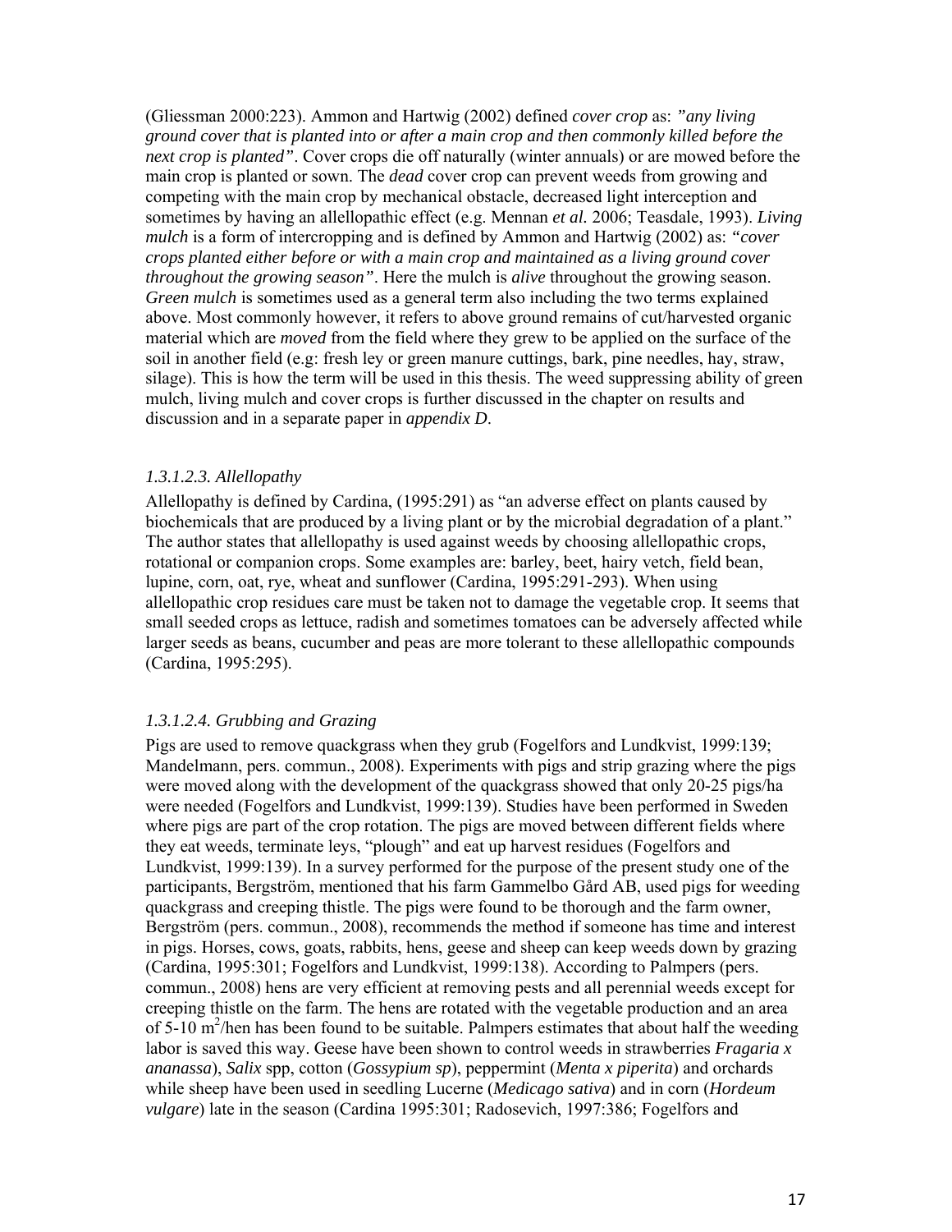(Gliessman 2000:223). Ammon and Hartwig (2002) defined *cover crop* as: *"any living ground cover that is planted into or after a main crop and then commonly killed before the next crop is planted"*. Cover crops die off naturally (winter annuals) or are mowed before the main crop is planted or sown. The *dead* cover crop can prevent weeds from growing and competing with the main crop by mechanical obstacle, decreased light interception and sometimes by having an allellopathic effect (e.g. Mennan *et al.* 2006; Teasdale, 1993). *Living mulch* is a form of intercropping and is defined by Ammon and Hartwig (2002) as: *"cover crops planted either before or with a main crop and maintained as a living ground cover throughout the growing season"*. Here the mulch is *alive* throughout the growing season. *Green mulch* is sometimes used as a general term also including the two terms explained above. Most commonly however, it refers to above ground remains of cut/harvested organic material which are *moved* from the field where they grew to be applied on the surface of the soil in another field (e.g: fresh ley or green manure cuttings, bark, pine needles, hay, straw, silage). This is how the term will be used in this thesis. The weed suppressing ability of green mulch, living mulch and cover crops is further discussed in the chapter on results and discussion and in a separate paper in *appendix D*.

#### *1.3.1.2.3. Allellopathy*

Allellopathy is defined by Cardina, (1995:291) as "an adverse effect on plants caused by biochemicals that are produced by a living plant or by the microbial degradation of a plant." The author states that allellopathy is used against weeds by choosing allellopathic crops, rotational or companion crops. Some examples are: barley, beet, hairy vetch, field bean, lupine, corn, oat, rye, wheat and sunflower (Cardina, 1995:291-293). When using allellopathic crop residues care must be taken not to damage the vegetable crop. It seems that small seeded crops as lettuce, radish and sometimes tomatoes can be adversely affected while larger seeds as beans, cucumber and peas are more tolerant to these allellopathic compounds (Cardina, 1995:295).

#### *1.3.1.2.4. Grubbing and Grazing*

Pigs are used to remove quackgrass when they grub (Fogelfors and Lundkvist, 1999:139; Mandelmann, pers. commun., 2008). Experiments with pigs and strip grazing where the pigs were moved along with the development of the quackgrass showed that only 20-25 pigs/ha were needed (Fogelfors and Lundkvist, 1999:139). Studies have been performed in Sweden where pigs are part of the crop rotation. The pigs are moved between different fields where they eat weeds, terminate leys, "plough" and eat up harvest residues (Fogelfors and Lundkvist, 1999:139). In a survey performed for the purpose of the present study one of the participants, Bergström, mentioned that his farm Gammelbo Gård AB, used pigs for weeding quackgrass and creeping thistle. The pigs were found to be thorough and the farm owner, Bergström (pers. commun., 2008), recommends the method if someone has time and interest in pigs. Horses, cows, goats, rabbits, hens, geese and sheep can keep weeds down by grazing (Cardina, 1995:301; Fogelfors and Lundkvist, 1999:138). According to Palmpers (pers. commun., 2008) hens are very efficient at removing pests and all perennial weeds except for creeping thistle on the farm. The hens are rotated with the vegetable production and an area of 5-10 $m^2$/hen has been found to be suitable. Palmpers estimates that about half the weeding labor is saved this way. Geese have been shown to control weeds in strawberries *Fragaria x ananassa*), *Salix* spp, cotton (*Gossypium sp*), peppermint (*Menta x piperita*) and orchards while sheep have been used in seedling Lucerne (*Medicago sativa*) and in corn (*Hordeum vulgare*) late in the season (Cardina 1995:301; Radosevich, 1997:386; Fogelfors and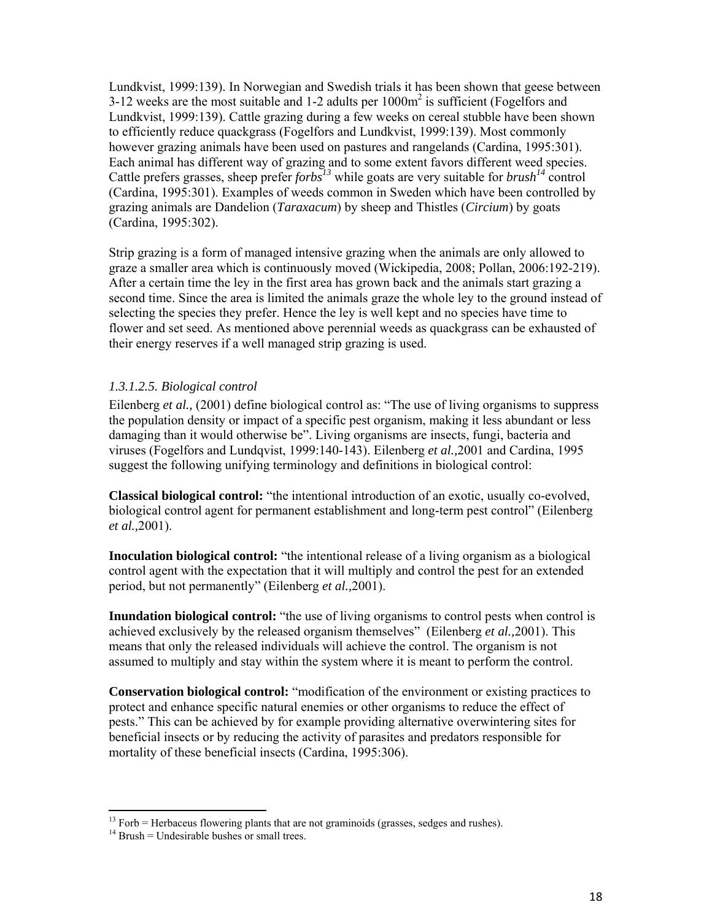Lundkvist, 1999:139). In Norwegian and Swedish trials it has been shown that geese between 3-12 weeks are the most suitable and 1-2 adults per $1000m^2$ is sufficient (Fogelfors and Lundkvist, 1999:139). Cattle grazing during a few weeks on cereal stubble have been shown to efficiently reduce quackgrass (Fogelfors and Lundkvist, 1999:139). Most commonly however grazing animals have been used on pastures and rangelands (Cardina, 1995:301). Each animal has different way of grazing and to some extent favors different weed species. Cattle prefers grasses, sheep prefer ***forbs***[13] while goats are very suitable for ***brush***[14] control (Cardina, 1995:301). Examples of weeds common in Sweden which have been controlled by grazing animals are Dandelion (***Taraxacum***) by sheep and Thistles (***Circium***) by goats (Cardina, 1995:302).

Strip grazing is a form of managed intensive grazing when the animals are only allowed to graze a smaller area which is continuously moved (Wickipedia, 2008; Pollan, 2006:192-219). After a certain time the ley in the first area has grown back and the animals start grazing a second time. Since the area is limited the animals graze the whole ley to the ground instead of selecting the species they prefer. Hence the ley is well kept and no species have time to flower and set seed. As mentioned above perennial weeds as quackgrass can be exhausted of their energy reserves if a well managed strip grazing is used.

#### *1.3.1.2.5. Biological control*

Eilenberg *et al.,* (2001) define biological control as: "The use of living organisms to suppress the population density or impact of a specific pest organism, making it less abundant or less damaging than it would otherwise be". Living organisms are insects, fungi, bacteria and viruses (Fogelfors and Lundqvist, 1999:140-143). Eilenberg *et al.,*2001 and Cardina, 1995 suggest the following unifying terminology and definitions in biological control:

**Classical biological control:** "the intentional introduction of an exotic, usually co-evolved, biological control agent for permanent establishment and long-term pest control" (Eilenberg *et al.,*2001).

**Inoculation biological control:** "the intentional release of a living organism as a biological control agent with the expectation that it will multiply and control the pest for an extended period, but not permanently" (Eilenberg *et al.,*2001).

**Inundation biological control:** "the use of living organisms to control pests when control is achieved exclusively by the released organism themselves" (Eilenberg *et al.,*2001). This means that only the released individuals will achieve the control. The organism is not assumed to multiply and stay within the system where it is meant to perform the control.

**Conservation biological control:** "modification of the environment or existing practices to protect and enhance specific natural enemies or other organisms to reduce the effect of pests." This can be achieved by for example providing alternative overwintering sites for beneficial insects or by reducing the activity of parasites and predators responsible for mortality of these beneficial insects (Cardina, 1995:306).

---

[13] Forb = Herbaceus flowering plants that are not graminoids (grasses, sedges and rushes).

[14] Brush = Undesirable bushes or small trees.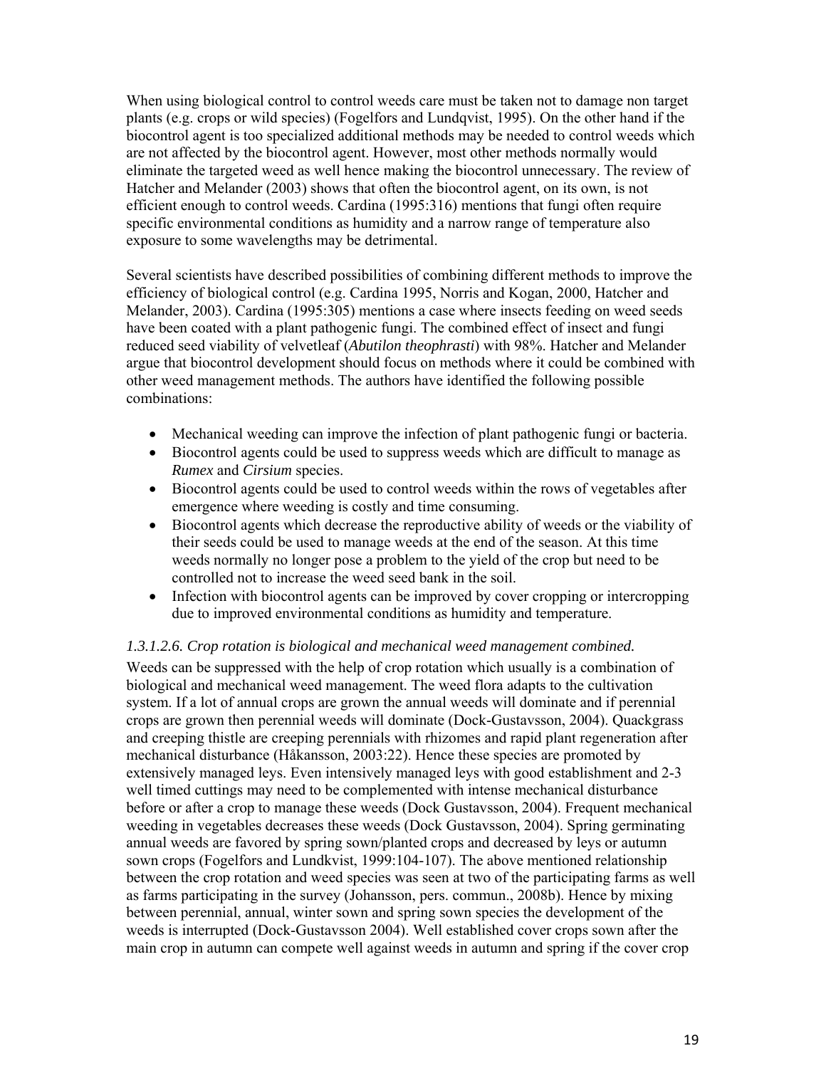When using biological control to control weeds care must be taken not to damage non target plants (e.g. crops or wild species) (Fogelfors and Lundqvist, 1995). On the other hand if the biocontrol agent is too specialized additional methods may be needed to control weeds which are not affected by the biocontrol agent. However, most other methods normally would eliminate the targeted weed as well hence making the biocontrol unnecessary. The review of Hatcher and Melander (2003) shows that often the biocontrol agent, on its own, is not efficient enough to control weeds. Cardina (1995:316) mentions that fungi often require specific environmental conditions as humidity and a narrow range of temperature also exposure to some wavelengths may be detrimental.

Several scientists have described possibilities of combining different methods to improve the efficiency of biological control (e.g. Cardina 1995, Norris and Kogan, 2000, Hatcher and Melander, 2003). Cardina (1995:305) mentions a case where insects feeding on weed seeds have been coated with a plant pathogenic fungi. The combined effect of insect and fungi reduced seed viability of velvetleaf (*Abutilon theophrasti*) with 98%. Hatcher and Melander argue that biocontrol development should focus on methods where it could be combined with other weed management methods. The authors have identified the following possible combinations:

- Mechanical weeding can improve the infection of plant pathogenic fungi or bacteria.
- Biocontrol agents could be used to suppress weeds which are difficult to manage as *Rumex* and *Cirsium* species.
- Biocontrol agents could be used to control weeds within the rows of vegetables after emergence where weeding is costly and time consuming.
- Biocontrol agents which decrease the reproductive ability of weeds or the viability of their seeds could be used to manage weeds at the end of the season. At this time weeds normally no longer pose a problem to the yield of the crop but need to be controlled not to increase the weed seed bank in the soil.
- Infection with biocontrol agents can be improved by cover cropping or intercropping due to improved environmental conditions as humidity and temperature.

#### *1.3.1.2.6. Crop rotation is biological and mechanical weed management combined.*

Weeds can be suppressed with the help of crop rotation which usually is a combination of biological and mechanical weed management. The weed flora adapts to the cultivation system. If a lot of annual crops are grown the annual weeds will dominate and if perennial crops are grown then perennial weeds will dominate (Dock-Gustavsson, 2004). Quackgrass and creeping thistle are creeping perennials with rhizomes and rapid plant regeneration after mechanical disturbance (Håkansson, 2003:22). Hence these species are promoted by extensively managed leys. Even intensively managed leys with good establishment and 2-3 well timed cuttings may need to be complemented with intense mechanical disturbance before or after a crop to manage these weeds (Dock Gustavsson, 2004). Frequent mechanical weeding in vegetables decreases these weeds (Dock Gustavsson, 2004). Spring germinating annual weeds are favored by spring sown/planted crops and decreased by leys or autumn sown crops (Fogelfors and Lundkvist, 1999:104-107). The above mentioned relationship between the crop rotation and weed species was seen at two of the participating farms as well as farms participating in the survey (Johansson, pers. commun., 2008b). Hence by mixing between perennial, annual, winter sown and spring sown species the development of the weeds is interrupted (Dock-Gustavsson 2004). Well established cover crops sown after the main crop in autumn can compete well against weeds in autumn and spring if the cover crop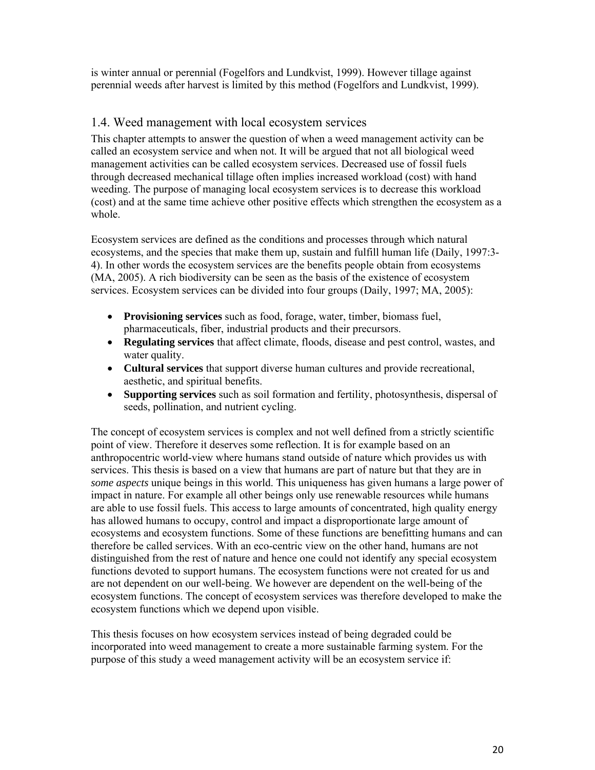is winter annual or perennial (Fogelfors and Lundkvist, 1999). However tillage against perennial weeds after harvest is limited by this method (Fogelfors and Lundkvist, 1999).

## 1.4. Weed management with local ecosystem services

This chapter attempts to answer the question of when a weed management activity can be called an ecosystem service and when not. It will be argued that not all biological weed management activities can be called ecosystem services. Decreased use of fossil fuels through decreased mechanical tillage often implies increased workload (cost) with hand weeding. The purpose of managing local ecosystem services is to decrease this workload (cost) and at the same time achieve other positive effects which strengthen the ecosystem as a whole.

Ecosystem services are defined as the conditions and processes through which natural ecosystems, and the species that make them up, sustain and fulfill human life (Daily, 1997:3-4). In other words the ecosystem services are the benefits people obtain from ecosystems (MA, 2005). A rich biodiversity can be seen as the basis of the existence of ecosystem services. Ecosystem services can be divided into four groups (Daily, 1997; MA, 2005):

- **Provisioning services** such as food, forage, water, timber, biomass fuel, pharmaceuticals, fiber, industrial products and their precursors.
- **Regulating services** that affect climate, floods, disease and pest control, wastes, and water quality.
- **Cultural services** that support diverse human cultures and provide recreational, aesthetic, and spiritual benefits.
- **Supporting services** such as soil formation and fertility, photosynthesis, dispersal of seeds, pollination, and nutrient cycling.

The concept of ecosystem services is complex and not well defined from a strictly scientific point of view. Therefore it deserves some reflection. It is for example based on an anthropocentric world-view where humans stand outside of nature which provides us with services. This thesis is based on a view that humans are part of nature but that they are in *some aspects* unique beings in this world. This uniqueness has given humans a large power of impact in nature. For example all other beings only use renewable resources while humans are able to use fossil fuels. This access to large amounts of concentrated, high quality energy has allowed humans to occupy, control and impact a disproportionate large amount of ecosystems and ecosystem functions. Some of these functions are benefitting humans and can therefore be called services. With an eco-centric view on the other hand, humans are not distinguished from the rest of nature and hence one could not identify any special ecosystem functions devoted to support humans. The ecosystem functions were not created for us and are not dependent on our well-being. We however are dependent on the well-being of the ecosystem functions. The concept of ecosystem services was therefore developed to make the ecosystem functions which we depend upon visible.

This thesis focuses on how ecosystem services instead of being degraded could be incorporated into weed management to create a more sustainable farming system. For the purpose of this study a weed management activity will be an ecosystem service if: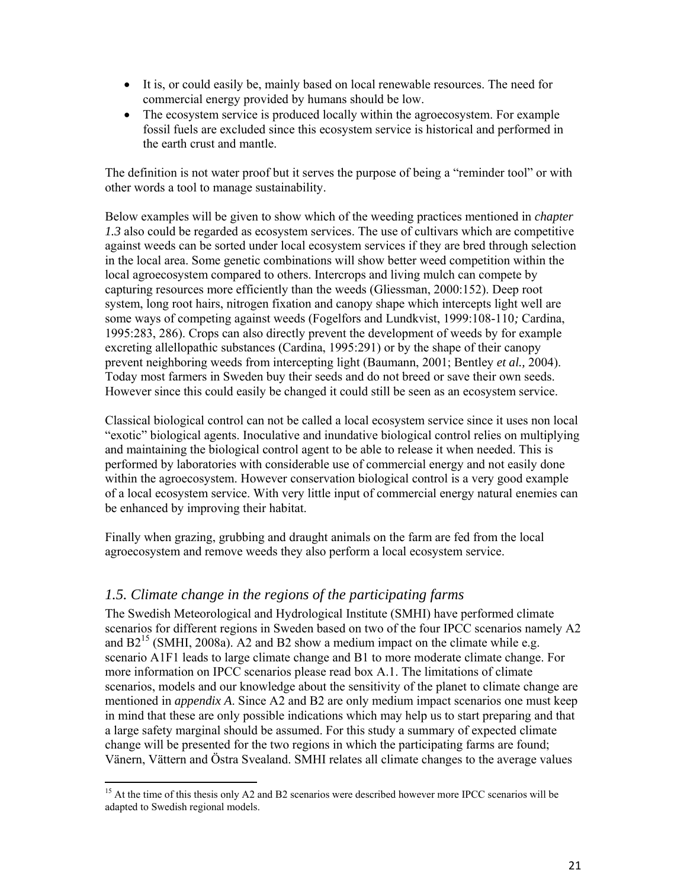- It is, or could easily be, mainly based on local renewable resources. The need for commercial energy provided by humans should be low.
- The ecosystem service is produced locally within the agroecosystem. For example fossil fuels are excluded since this ecosystem service is historical and performed in the earth crust and mantle.

The definition is not water proof but it serves the purpose of being a "reminder tool" or with other words a tool to manage sustainability.

Below examples will be given to show which of the weeding practices mentioned in *chapter 1.3* also could be regarded as ecosystem services. The use of cultivars which are competitive against weeds can be sorted under local ecosystem services if they are bred through selection in the local area. Some genetic combinations will show better weed competition within the local agroecosystem compared to others. Intercrops and living mulch can compete by capturing resources more efficiently than the weeds (Gliessman, 2000:152). Deep root system, long root hairs, nitrogen fixation and canopy shape which intercepts light well are some ways of competing against weeds (Fogelfors and Lundkvist, 1999:108-110*;* Cardina, 1995:283, 286). Crops can also directly prevent the development of weeds by for example excreting allellopathic substances (Cardina, 1995:291) or by the shape of their canopy prevent neighboring weeds from intercepting light (Baumann, 2001; Bentley *et al.,* 2004). Today most farmers in Sweden buy their seeds and do not breed or save their own seeds. However since this could easily be changed it could still be seen as an ecosystem service.

Classical biological control can not be called a local ecosystem service since it uses non local "exotic" biological agents. Inoculative and inundative biological control relies on multiplying and maintaining the biological control agent to be able to release it when needed. This is performed by laboratories with considerable use of commercial energy and not easily done within the agroecosystem. However conservation biological control is a very good example of a local ecosystem service. With very little input of commercial energy natural enemies can be enhanced by improving their habitat.

Finally when grazing, grubbing and draught animals on the farm are fed from the local agroecosystem and remove weeds they also perform a local ecosystem service.

## *1.5. Climate change in the regions of the participating farms*

The Swedish Meteorological and Hydrological Institute (SMHI) have performed climate scenarios for different regions in Sweden based on two of the four IPCC scenarios namely A2 and B2[15] (SMHI, 2008a). A2 and B2 show a medium impact on the climate while e.g. scenario A1F1 leads to large climate change and B1 to more moderate climate change. For more information on IPCC scenarios please read box A.1. The limitations of climate scenarios, models and our knowledge about the sensitivity of the planet to climate change are mentioned in *appendix A*. Since A2 and B2 are only medium impact scenarios one must keep in mind that these are only possible indications which may help us to start preparing and that a large safety marginal should be assumed. For this study a summary of expected climate change will be presented for the two regions in which the participating farms are found; Vänern, Vättern and Östra Svealand. SMHI relates all climate changes to the average values

[15] At the time of this thesis only A2 and B2 scenarios were described however more IPCC scenarios will be adapted to Swedish regional models.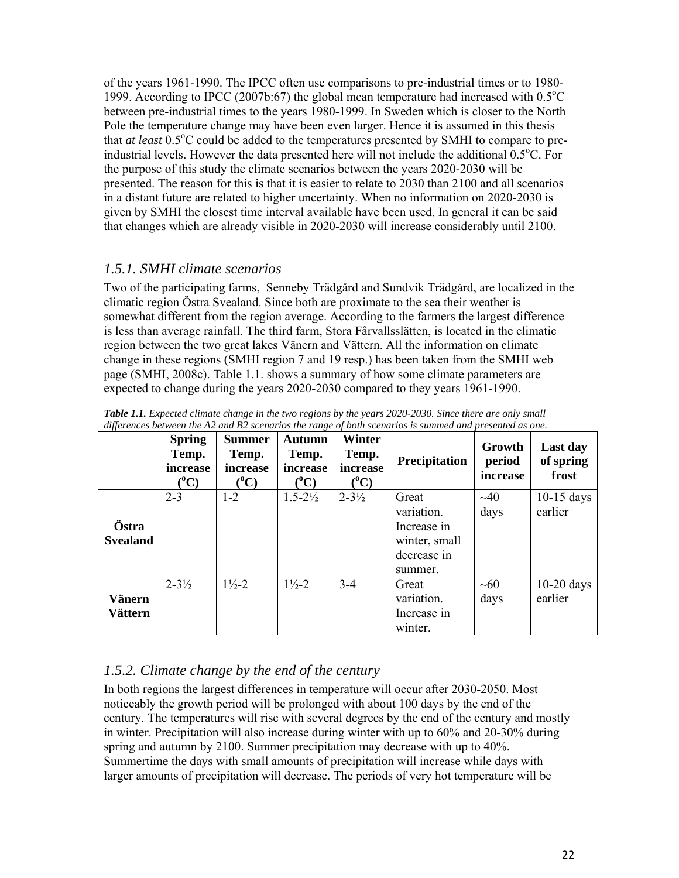of the years 1961-1990. The IPCC often use comparisons to pre-industrial times or to 1980-1999. According to IPCC (2007b:67) the global mean temperature had increased with 0.5°C between pre-industrial times to the years 1980-1999. In Sweden which is closer to the North Pole the temperature change may have been even larger. Hence it is assumed in this thesis that *at least* 0.5°C could be added to the temperatures presented by SMHI to compare to pre-industrial levels. However the data presented here will not include the additional 0.5°C. For the purpose of this study the climate scenarios between the years 2020-2030 will be presented. The reason for this is that it is easier to relate to 2030 than 2100 and all scenarios in a distant future are related to higher uncertainty. When no information on 2020-2030 is given by SMHI the closest time interval available have been used. In general it can be said that changes which are already visible in 2020-2030 will increase considerably until 2100.

### *1.5.1. SMHI climate scenarios*

Two of the participating farms, Senneby Trädgård and Sundvik Trädgård, are localized in the climatic region Östra Svealand. Since both are proximate to the sea their weather is somewhat different from the region average. According to the farmers the largest difference is less than average rainfall. The third farm, Stora Fårvallsslätten, is located in the climatic region between the two great lakes Vänern and Vättern. All the information on climate change in these regions (SMHI region 7 and 19 resp.) has been taken from the SMHI web page (SMHI, 2008c). Table 1.1. shows a summary of how some climate parameters are expected to change during the years 2020-2030 compared to they years 1961-1990.

***Table 1.1.*** *Expected climate change in the two regions by the years 2020-2030. Since there are only small differences between the A2 and B2 scenarios the range of both scenarios is summed and presented as one.*

| | Spring Temp. increase (°C) | Summer Temp. increase (°C) | Autumn Temp. increase (°C) | Winter Temp. increase (°C) | Precipitation | Growth period increase | Last day of spring frost |
|---|---|---|---|---|---|---|---|
| **Östra Svealand** | 2-3 | 1-2 | 1.5-2½ | 2-3½ | Great variation. Increase in winter, small decrease in summer. | ~40 days | 10-15 days earlier |
| **Vänern Vättern** | 2-3½ | 1½-2 | 1½-2 | 3-4 | Great variation. Increase in winter. | ~60 days | 10-20 days earlier |

### *1.5.2. Climate change by the end of the century*

In both regions the largest differences in temperature will occur after 2030-2050. Most noticeably the growth period will be prolonged with about 100 days by the end of the century. The temperatures will rise with several degrees by the end of the century and mostly in winter. Precipitation will also increase during winter with up to 60% and 20-30% during spring and autumn by 2100. Summer precipitation may decrease with up to 40%. Summertime the days with small amounts of precipitation will increase while days with larger amounts of precipitation will decrease. The periods of very hot temperature will be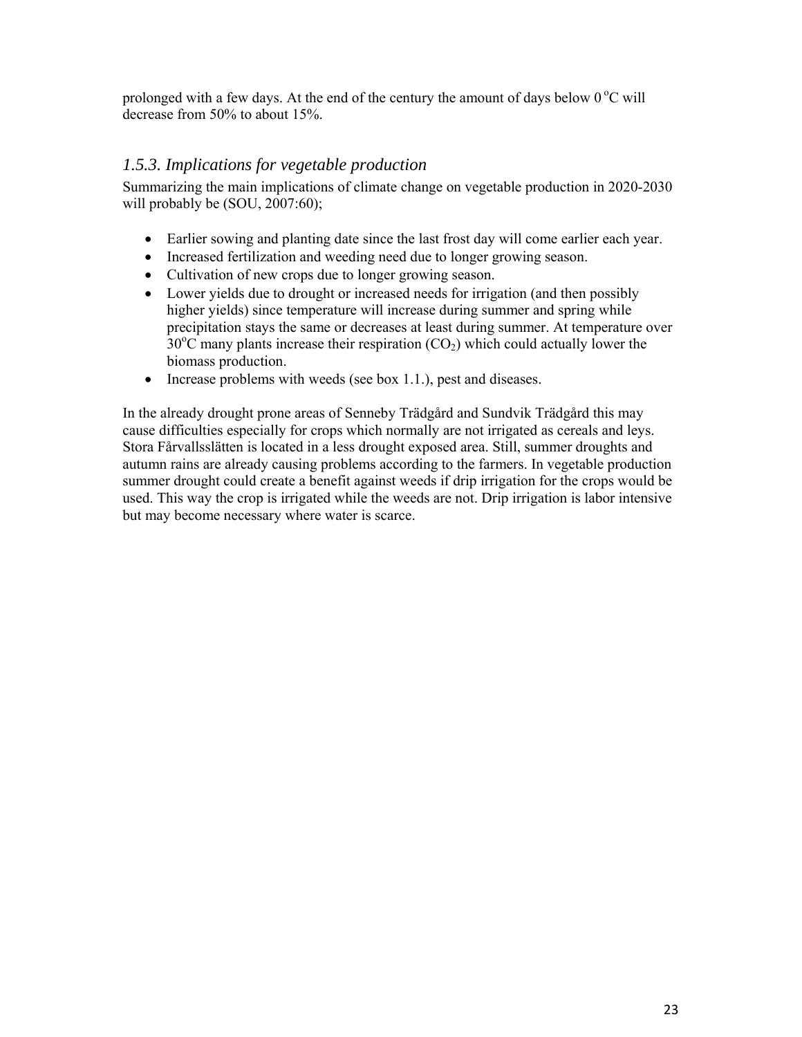prolonged with a few days. At the end of the century the amount of days below 0 °C will decrease from 50% to about 15%.

### *1.5.3. Implications for vegetable production*

Summarizing the main implications of climate change on vegetable production in 2020-2030 will probably be (SOU, 2007:60);

- Earlier sowing and planting date since the last frost day will come earlier each year.
- Increased fertilization and weeding need due to longer growing season.
- Cultivation of new crops due to longer growing season.
- Lower yields due to drought or increased needs for irrigation (and then possibly higher yields) since temperature will increase during summer and spring while precipitation stays the same or decreases at least during summer. At temperature over 30°C many plants increase their respiration ($CO_2$) which could actually lower the biomass production.
- Increase problems with weeds (see box 1.1.), pest and diseases.

In the already drought prone areas of Senneby Trädgård and Sundvik Trädgård this may cause difficulties especially for crops which normally are not irrigated as cereals and leys. Stora Fårvallsslätten is located in a less drought exposed area. Still, summer droughts and autumn rains are already causing problems according to the farmers. In vegetable production summer drought could create a benefit against weeds if drip irrigation for the crops would be used. This way the crop is irrigated while the weeds are not. Drip irrigation is labor intensive but may become necessary where water is scarce.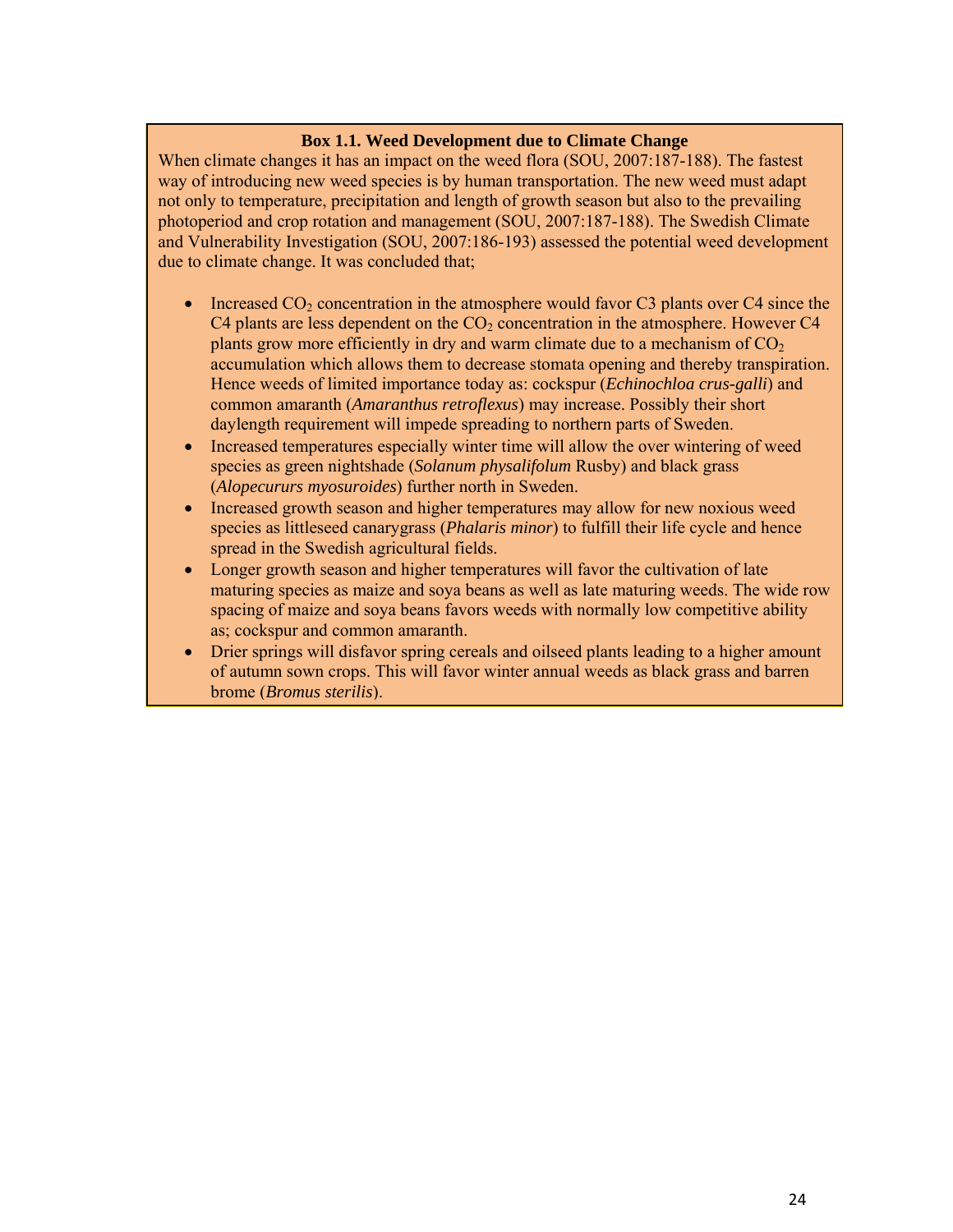**Box 1.1. Weed Development due to Climate Change**

When climate changes it has an impact on the weed flora (SOU, 2007:187-188). The fastest way of introducing new weed species is by human transportation. The new weed must adapt not only to temperature, precipitation and length of growth season but also to the prevailing photoperiod and crop rotation and management (SOU, 2007:187-188). The Swedish Climate and Vulnerability Investigation (SOU, 2007:186-193) assessed the potential weed development due to climate change. It was concluded that;

- Increased $CO_2$ concentration in the atmosphere would favor C3 plants over C4 since the C4 plants are less dependent on the $CO_2$ concentration in the atmosphere. However C4 plants grow more efficiently in dry and warm climate due to a mechanism of $CO_2$ accumulation which allows them to decrease stomata opening and thereby transpiration. Hence weeds of limited importance today as: cockspur (*Echinochloa crus-galli*) and common amaranth (*Amaranthus retroflexus*) may increase. Possibly their short daylength requirement will impede spreading to northern parts of Sweden.
- Increased temperatures especially winter time will allow the over wintering of weed species as green nightshade (*Solanum physalifolum* Rusby) and black grass (*Alopecururs myosuroides*) further north in Sweden.
- Increased growth season and higher temperatures may allow for new noxious weed species as littleseed canarygrass (*Phalaris minor*) to fulfill their life cycle and hence spread in the Swedish agricultural fields.
- Longer growth season and higher temperatures will favor the cultivation of late maturing species as maize and soya beans as well as late maturing weeds. The wide row spacing of maize and soya beans favors weeds with normally low competitive ability as; cockspur and common amaranth.
- Drier springs will disfavor spring cereals and oilseed plants leading to a higher amount of autumn sown crops. This will favor winter annual weeds as black grass and barren brome (*Bromus sterilis*).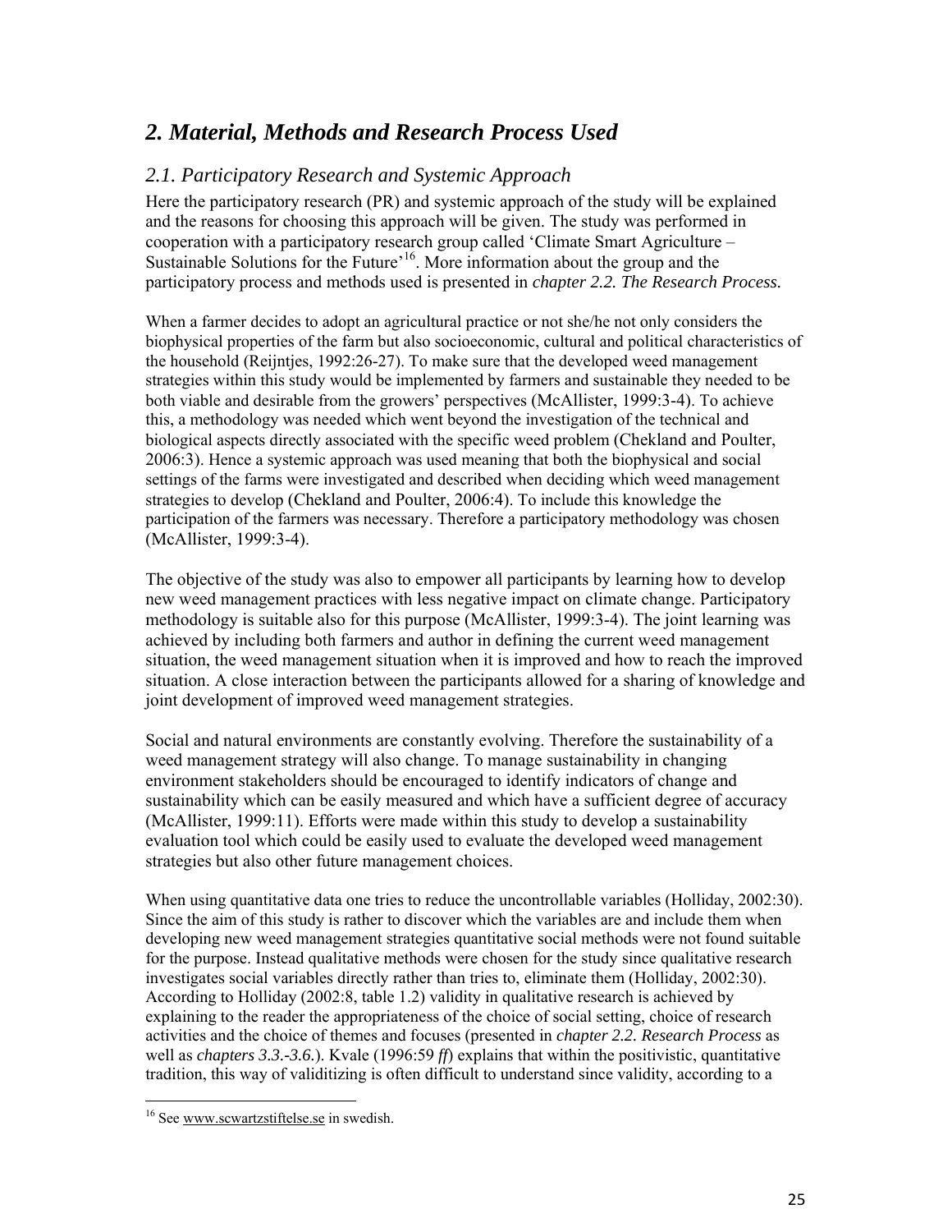## *2. Material, Methods and Research Process Used*

### *2.1. Participatory Research and Systemic Approach*

Here the participatory research (PR) and systemic approach of the study will be explained and the reasons for choosing this approach will be given. The study was performed in cooperation with a participatory research group called 'Climate Smart Agriculture – Sustainable Solutions for the Future'[16]. More information about the group and the participatory process and methods used is presented in *chapter 2.2. The Research Process.*

When a farmer decides to adopt an agricultural practice or not she/he not only considers the biophysical properties of the farm but also socioeconomic, cultural and political characteristics of the household (Reijntjes, 1992:26-27). To make sure that the developed weed management strategies within this study would be implemented by farmers and sustainable they needed to be both viable and desirable from the growers' perspectives (McAllister, 1999:3-4). To achieve this, a methodology was needed which went beyond the investigation of the technical and biological aspects directly associated with the specific weed problem (Chekland and Poulter, 2006:3). Hence a systemic approach was used meaning that both the biophysical and social settings of the farms were investigated and described when deciding which weed management strategies to develop (Chekland and Poulter, 2006:4). To include this knowledge the participation of the farmers was necessary. Therefore a participatory methodology was chosen (McAllister, 1999:3-4).

The objective of the study was also to empower all participants by learning how to develop new weed management practices with less negative impact on climate change. Participatory methodology is suitable also for this purpose (McAllister, 1999:3-4). The joint learning was achieved by including both farmers and author in defining the current weed management situation, the weed management situation when it is improved and how to reach the improved situation. A close interaction between the participants allowed for a sharing of knowledge and joint development of improved weed management strategies.

Social and natural environments are constantly evolving. Therefore the sustainability of a weed management strategy will also change. To manage sustainability in changing environment stakeholders should be encouraged to identify indicators of change and sustainability which can be easily measured and which have a sufficient degree of accuracy (McAllister, 1999:11). Efforts were made within this study to develop a sustainability evaluation tool which could be easily used to evaluate the developed weed management strategies but also other future management choices.

When using quantitative data one tries to reduce the uncontrollable variables (Holliday, 2002:30). Since the aim of this study is rather to discover which the variables are and include them when developing new weed management strategies quantitative social methods were not found suitable for the purpose. Instead qualitative methods were chosen for the study since qualitative research investigates social variables directly rather than tries to, eliminate them (Holliday, 2002:30). According to Holliday (2002:8, table 1.2) validity in qualitative research is achieved by explaining to the reader the appropriateness of the choice of social setting, choice of research activities and the choice of themes and focuses (presented in *chapter 2.2. Research Process* as well as *chapters 3.3.-3.6.*). Kvale (1996:59 *ff*) explains that within the positivistic, quantitative tradition, this way of validitizing is often difficult to understand since validity, according to a

[16] See www.scwartzstiftelse.se in swedish.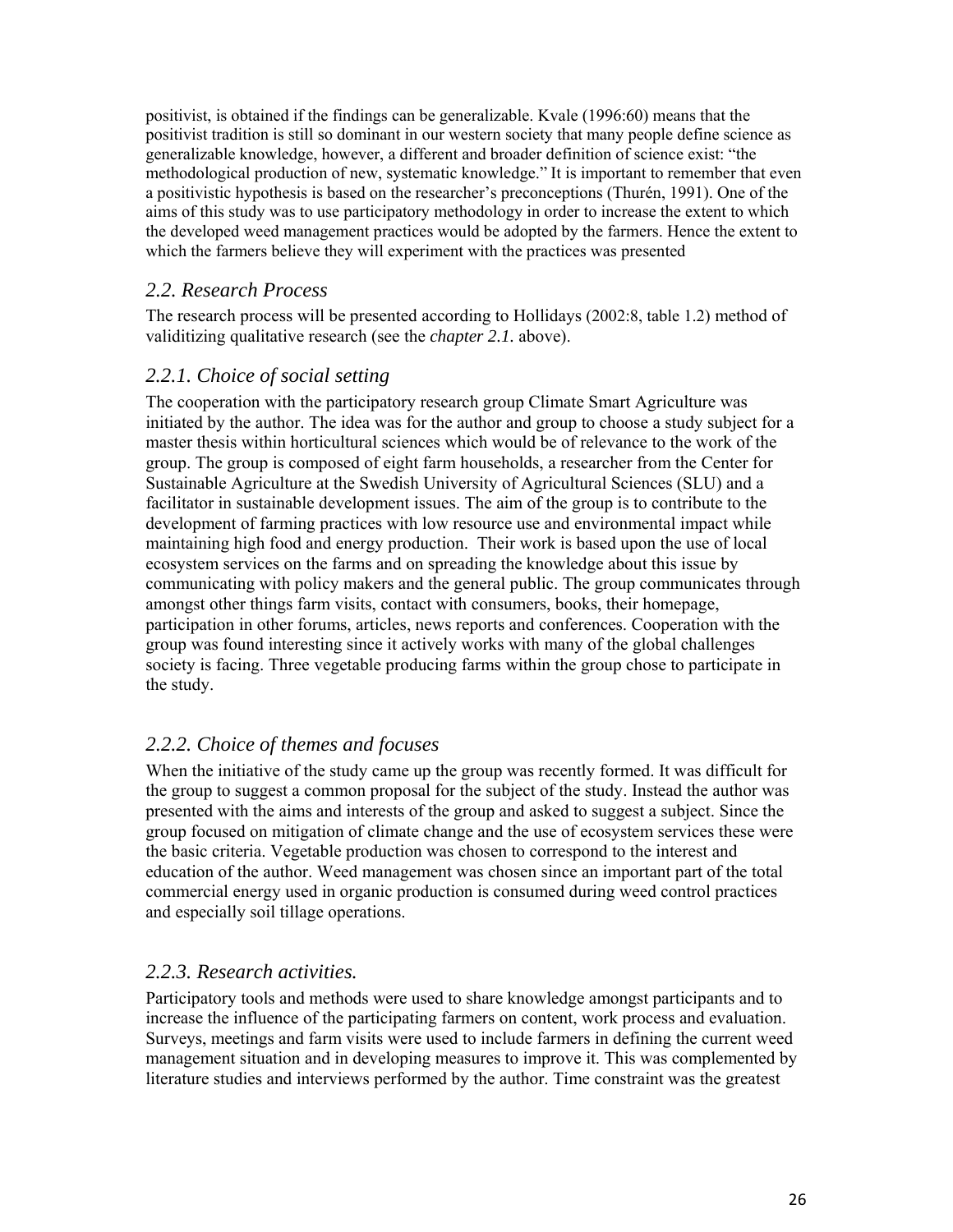positivist, is obtained if the findings can be generalizable. Kvale (1996:60) means that the positivist tradition is still so dominant in our western society that many people define science as generalizable knowledge, however, a different and broader definition of science exist: "the methodological production of new, systematic knowledge." It is important to remember that even a positivistic hypothesis is based on the researcher's preconceptions (Thurén, 1991). One of the aims of this study was to use participatory methodology in order to increase the extent to which the developed weed management practices would be adopted by the farmers. Hence the extent to which the farmers believe they will experiment with the practices was presented

## *2.2. Research Process*

The research process will be presented according to Hollidays (2002:8, table 1.2) method of validitizing qualitative research (see the *chapter 2.1.* above).

### *2.2.1. Choice of social setting*

The cooperation with the participatory research group Climate Smart Agriculture was initiated by the author. The idea was for the author and group to choose a study subject for a master thesis within horticultural sciences which would be of relevance to the work of the group. The group is composed of eight farm households, a researcher from the Center for Sustainable Agriculture at the Swedish University of Agricultural Sciences (SLU) and a facilitator in sustainable development issues. The aim of the group is to contribute to the development of farming practices with low resource use and environmental impact while maintaining high food and energy production. Their work is based upon the use of local ecosystem services on the farms and on spreading the knowledge about this issue by communicating with policy makers and the general public. The group communicates through amongst other things farm visits, contact with consumers, books, their homepage, participation in other forums, articles, news reports and conferences. Cooperation with the group was found interesting since it actively works with many of the global challenges society is facing. Three vegetable producing farms within the group chose to participate in the study.

### *2.2.2. Choice of themes and focuses*

When the initiative of the study came up the group was recently formed. It was difficult for the group to suggest a common proposal for the subject of the study. Instead the author was presented with the aims and interests of the group and asked to suggest a subject. Since the group focused on mitigation of climate change and the use of ecosystem services these were the basic criteria. Vegetable production was chosen to correspond to the interest and education of the author. Weed management was chosen since an important part of the total commercial energy used in organic production is consumed during weed control practices and especially soil tillage operations.

### *2.2.3. Research activities.*

Participatory tools and methods were used to share knowledge amongst participants and to increase the influence of the participating farmers on content, work process and evaluation. Surveys, meetings and farm visits were used to include farmers in defining the current weed management situation and in developing measures to improve it. This was complemented by literature studies and interviews performed by the author. Time constraint was the greatest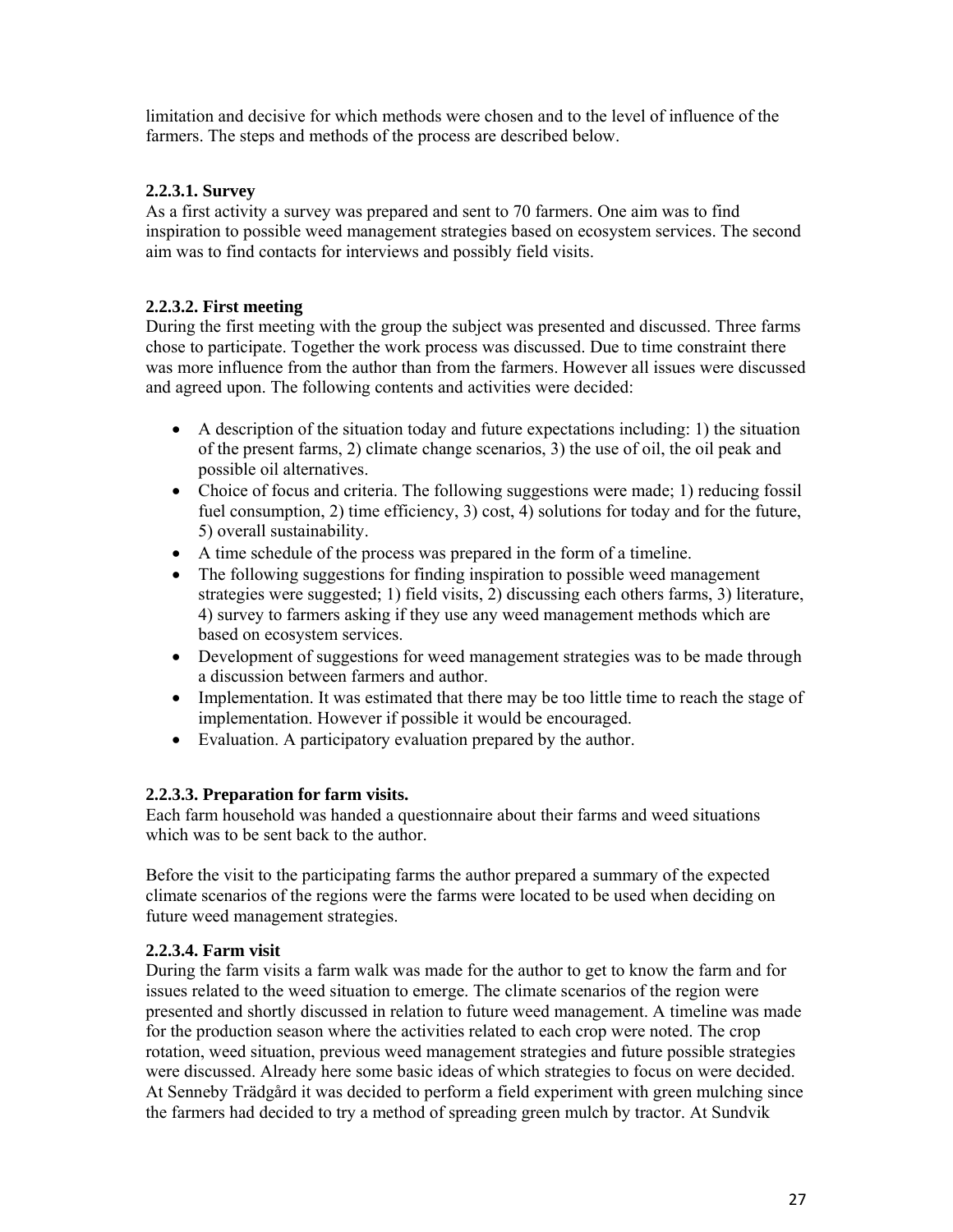limitation and decisive for which methods were chosen and to the level of influence of the farmers. The steps and methods of the process are described below.

#### 2.2.3.1. Survey

As a first activity a survey was prepared and sent to 70 farmers. One aim was to find inspiration to possible weed management strategies based on ecosystem services. The second aim was to find contacts for interviews and possibly field visits.

#### 2.2.3.2. First meeting

During the first meeting with the group the subject was presented and discussed. Three farms chose to participate. Together the work process was discussed. Due to time constraint there was more influence from the author than from the farmers. However all issues were discussed and agreed upon. The following contents and activities were decided:

- A description of the situation today and future expectations including: 1) the situation of the present farms, 2) climate change scenarios, 3) the use of oil, the oil peak and possible oil alternatives.
- Choice of focus and criteria. The following suggestions were made; 1) reducing fossil fuel consumption, 2) time efficiency, 3) cost, 4) solutions for today and for the future, 5) overall sustainability.
- A time schedule of the process was prepared in the form of a timeline.
- The following suggestions for finding inspiration to possible weed management strategies were suggested; 1) field visits, 2) discussing each others farms, 3) literature, 4) survey to farmers asking if they use any weed management methods which are based on ecosystem services.
- Development of suggestions for weed management strategies was to be made through a discussion between farmers and author.
- Implementation. It was estimated that there may be too little time to reach the stage of implementation. However if possible it would be encouraged.
- Evaluation. A participatory evaluation prepared by the author.

#### 2.2.3.3. Preparation for farm visits.

Each farm household was handed a questionnaire about their farms and weed situations which was to be sent back to the author.

Before the visit to the participating farms the author prepared a summary of the expected climate scenarios of the regions were the farms were located to be used when deciding on future weed management strategies.

#### 2.2.3.4. Farm visit

During the farm visits a farm walk was made for the author to get to know the farm and for issues related to the weed situation to emerge. The climate scenarios of the region were presented and shortly discussed in relation to future weed management. A timeline was made for the production season where the activities related to each crop were noted. The crop rotation, weed situation, previous weed management strategies and future possible strategies were discussed. Already here some basic ideas of which strategies to focus on were decided. At Senneby Trädgård it was decided to perform a field experiment with green mulching since the farmers had decided to try a method of spreading green mulch by tractor. At Sundvik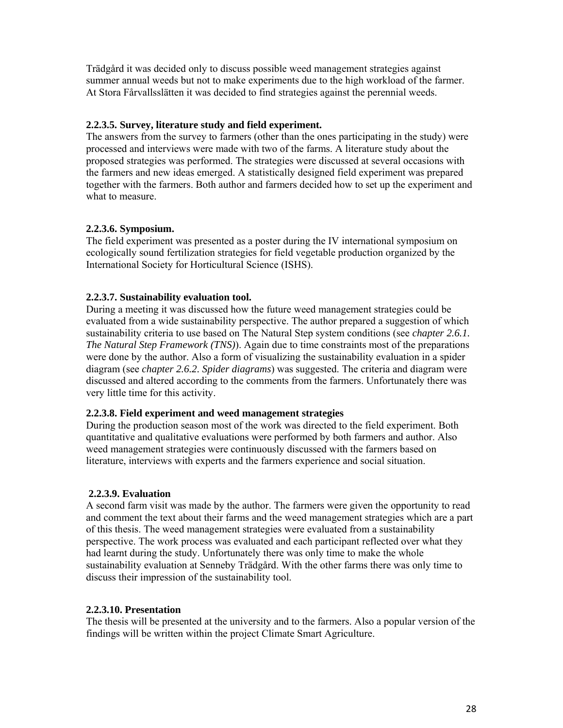Trädgård it was decided only to discuss possible weed management strategies against summer annual weeds but not to make experiments due to the high workload of the farmer. At Stora Fårvallsslätten it was decided to find strategies against the perennial weeds.

#### 2.2.3.5. Survey, literature study and field experiment.

The answers from the survey to farmers (other than the ones participating in the study) were processed and interviews were made with two of the farms. A literature study about the proposed strategies was performed. The strategies were discussed at several occasions with the farmers and new ideas emerged. A statistically designed field experiment was prepared together with the farmers. Both author and farmers decided how to set up the experiment and what to measure.

#### 2.2.3.6. Symposium.

The field experiment was presented as a poster during the IV international symposium on ecologically sound fertilization strategies for field vegetable production organized by the International Society for Horticultural Science (ISHS).

#### 2.2.3.7. Sustainability evaluation tool.

During a meeting it was discussed how the future weed management strategies could be evaluated from a wide sustainability perspective. The author prepared a suggestion of which sustainability criteria to use based on The Natural Step system conditions (see *chapter 2.6.1. The Natural Step Framework (TNS)*). Again due to time constraints most of the preparations were done by the author. Also a form of visualizing the sustainability evaluation in a spider diagram (see *chapter 2.6.2. Spider diagrams*) was suggested. The criteria and diagram were discussed and altered according to the comments from the farmers. Unfortunately there was very little time for this activity.

#### 2.2.3.8. Field experiment and weed management strategies

During the production season most of the work was directed to the field experiment. Both quantitative and qualitative evaluations were performed by both farmers and author. Also weed management strategies were continuously discussed with the farmers based on literature, interviews with experts and the farmers experience and social situation.

#### 2.2.3.9. Evaluation

A second farm visit was made by the author. The farmers were given the opportunity to read and comment the text about their farms and the weed management strategies which are a part of this thesis. The weed management strategies were evaluated from a sustainability perspective. The work process was evaluated and each participant reflected over what they had learnt during the study. Unfortunately there was only time to make the whole sustainability evaluation at Senneby Trädgård. With the other farms there was only time to discuss their impression of the sustainability tool.

#### 2.2.3.10. Presentation

The thesis will be presented at the university and to the farmers. Also a popular version of the findings will be written within the project Climate Smart Agriculture.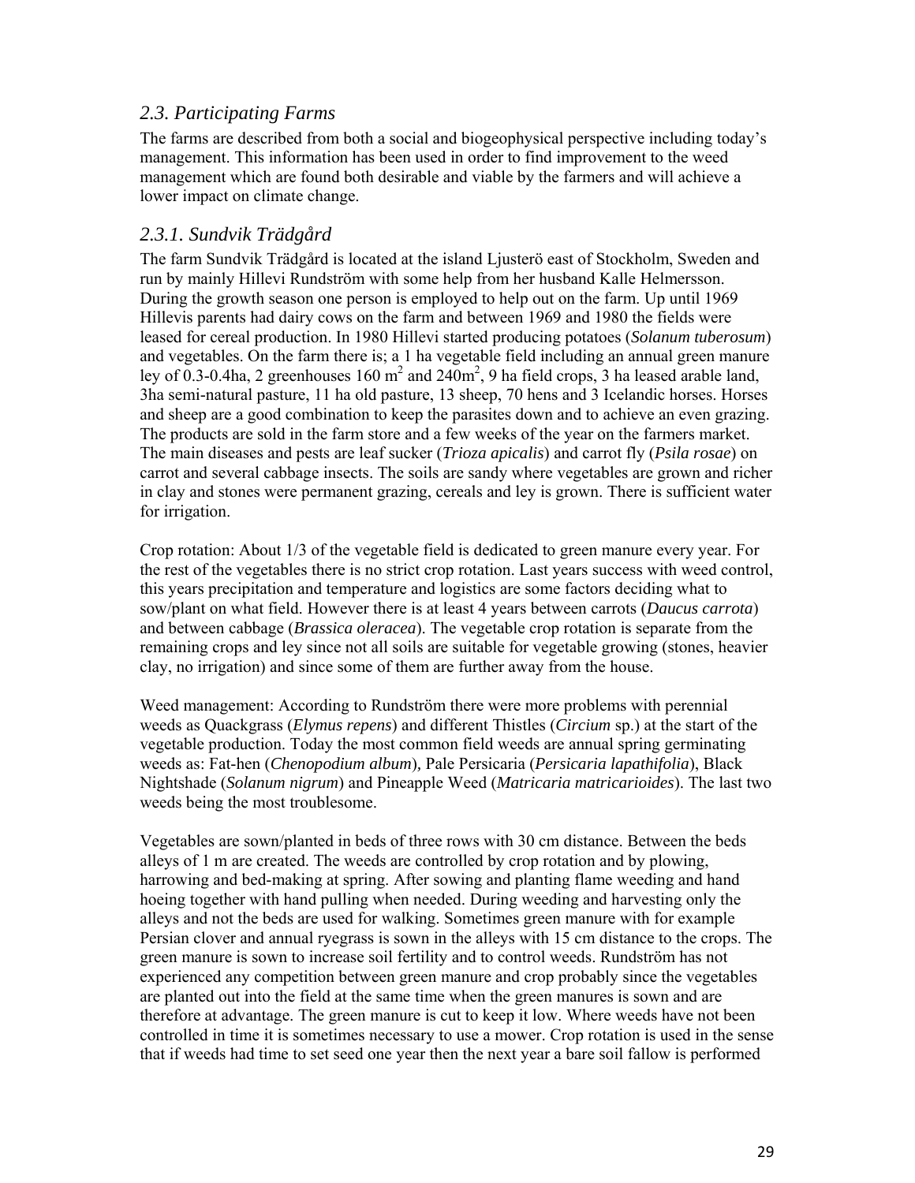## *2.3. Participating Farms*

The farms are described from both a social and biogeophysical perspective including today's management. This information has been used in order to find improvement to the weed management which are found both desirable and viable by the farmers and will achieve a lower impact on climate change.

### *2.3.1. Sundvik Trädgård*

The farm Sundvik Trädgård is located at the island Ljusterö east of Stockholm, Sweden and run by mainly Hillevi Rundström with some help from her husband Kalle Helmersson. During the growth season one person is employed to help out on the farm. Up until 1969 Hillevis parents had dairy cows on the farm and between 1969 and 1980 the fields were leased for cereal production. In 1980 Hillevi started producing potatoes (*Solanum tuberosum*) and vegetables. On the farm there is; a 1 ha vegetable field including an annual green manure ley of 0.3-0.4ha, 2 greenhouses 160 $m^2$ and 240$m^2$, 9 ha field crops, 3 ha leased arable land, 3ha semi-natural pasture, 11 ha old pasture, 13 sheep, 70 hens and 3 Icelandic horses. Horses and sheep are a good combination to keep the parasites down and to achieve an even grazing. The products are sold in the farm store and a few weeks of the year on the farmers market. The main diseases and pests are leaf sucker (*Trioza apicalis*) and carrot fly (*Psila rosae*) on carrot and several cabbage insects. The soils are sandy where vegetables are grown and richer in clay and stones were permanent grazing, cereals and ley is grown. There is sufficient water for irrigation.

Crop rotation: About 1/3 of the vegetable field is dedicated to green manure every year. For the rest of the vegetables there is no strict crop rotation. Last years success with weed control, this years precipitation and temperature and logistics are some factors deciding what to sow/plant on what field. However there is at least 4 years between carrots (*Daucus carrota*) and between cabbage (*Brassica oleracea*). The vegetable crop rotation is separate from the remaining crops and ley since not all soils are suitable for vegetable growing (stones, heavier clay, no irrigation) and since some of them are further away from the house.

Weed management: According to Rundström there were more problems with perennial weeds as Quackgrass (*Elymus repens*) and different Thistles (*Circium* sp.) at the start of the vegetable production. Today the most common field weeds are annual spring germinating weeds as: Fat-hen (*Chenopodium album*), Pale Persicaria (*Persicaria lapathifolia*), Black Nightshade (*Solanum nigrum*) and Pineapple Weed (*Matricaria matricarioides*). The last two weeds being the most troublesome.

Vegetables are sown/planted in beds of three rows with 30 cm distance. Between the beds alleys of 1 m are created. The weeds are controlled by crop rotation and by plowing, harrowing and bed-making at spring. After sowing and planting flame weeding and hand hoeing together with hand pulling when needed. During weeding and harvesting only the alleys and not the beds are used for walking. Sometimes green manure with for example Persian clover and annual ryegrass is sown in the alleys with 15 cm distance to the crops. The green manure is sown to increase soil fertility and to control weeds. Rundström has not experienced any competition between green manure and crop probably since the vegetables are planted out into the field at the same time when the green manures is sown and are therefore at advantage. The green manure is cut to keep it low. Where weeds have not been controlled in time it is sometimes necessary to use a mower. Crop rotation is used in the sense that if weeds had time to set seed one year then the next year a bare soil fallow is performed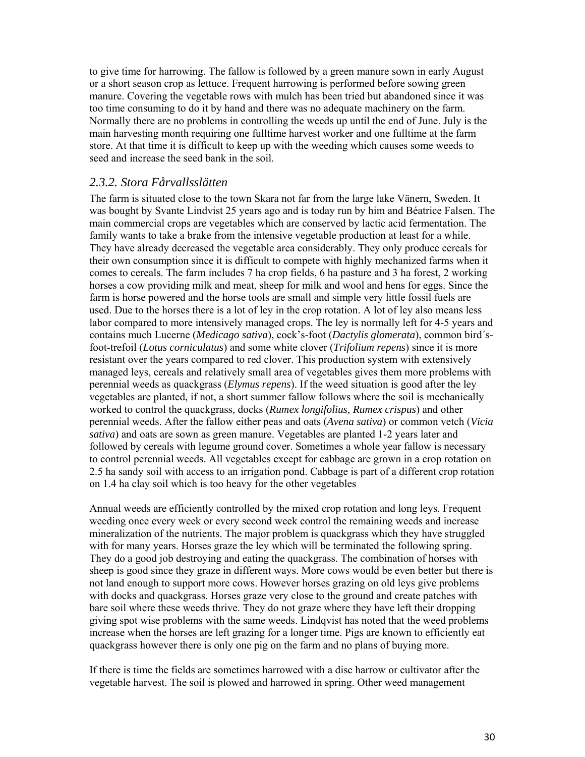to give time for harrowing. The fallow is followed by a green manure sown in early August or a short season crop as lettuce. Frequent harrowing is performed before sowing green manure. Covering the vegetable rows with mulch has been tried but abandoned since it was too time consuming to do it by hand and there was no adequate machinery on the farm. Normally there are no problems in controlling the weeds up until the end of June. July is the main harvesting month requiring one fulltime harvest worker and one fulltime at the farm store. At that time it is difficult to keep up with the weeding which causes some weeds to seed and increase the seed bank in the soil.

### *2.3.2. Stora Fårvallsslätten*

The farm is situated close to the town Skara not far from the large lake Vänern, Sweden. It was bought by Svante Lindvist 25 years ago and is today run by him and Béatrice Falsen. The main commercial crops are vegetables which are conserved by lactic acid fermentation. The family wants to take a brake from the intensive vegetable production at least for a while. They have already decreased the vegetable area considerably. They only produce cereals for their own consumption since it is difficult to compete with highly mechanized farms when it comes to cereals. The farm includes 7 ha crop fields, 6 ha pasture and 3 ha forest, 2 working horses a cow providing milk and meat, sheep for milk and wool and hens for eggs. Since the farm is horse powered and the horse tools are small and simple very little fossil fuels are used. Due to the horses there is a lot of ley in the crop rotation. A lot of ley also means less labor compared to more intensively managed crops. The ley is normally left for 4-5 years and contains much Lucerne (*Medicago sativa*), cock's-foot (*Dactylis glomerata*), common bird´s-foot-trefoil (*Lotus corniculatus*) and some white clover (*Trifolium repens*) since it is more resistant over the years compared to red clover. This production system with extensively managed leys, cereals and relatively small area of vegetables gives them more problems with perennial weeds as quackgrass (*Elymus repens*). If the weed situation is good after the ley vegetables are planted, if not, a short summer fallow follows where the soil is mechanically worked to control the quackgrass, docks (*Rumex longifolius, Rumex crispus*) and other perennial weeds. After the fallow either peas and oats (*Avena sativa*) or common vetch (*Vicia sativa*) and oats are sown as green manure. Vegetables are planted 1-2 years later and followed by cereals with legume ground cover. Sometimes a whole year fallow is necessary to control perennial weeds. All vegetables except for cabbage are grown in a crop rotation on 2.5 ha sandy soil with access to an irrigation pond. Cabbage is part of a different crop rotation on 1.4 ha clay soil which is too heavy for the other vegetables

Annual weeds are efficiently controlled by the mixed crop rotation and long leys. Frequent weeding once every week or every second week control the remaining weeds and increase mineralization of the nutrients. The major problem is quackgrass which they have struggled with for many years. Horses graze the ley which will be terminated the following spring. They do a good job destroying and eating the quackgrass. The combination of horses with sheep is good since they graze in different ways. More cows would be even better but there is not land enough to support more cows. However horses grazing on old leys give problems with docks and quackgrass. Horses graze very close to the ground and create patches with bare soil where these weeds thrive. They do not graze where they have left their dropping giving spot wise problems with the same weeds. Lindqvist has noted that the weed problems increase when the horses are left grazing for a longer time. Pigs are known to efficiently eat quackgrass however there is only one pig on the farm and no plans of buying more.

If there is time the fields are sometimes harrowed with a disc harrow or cultivator after the vegetable harvest. The soil is plowed and harrowed in spring. Other weed management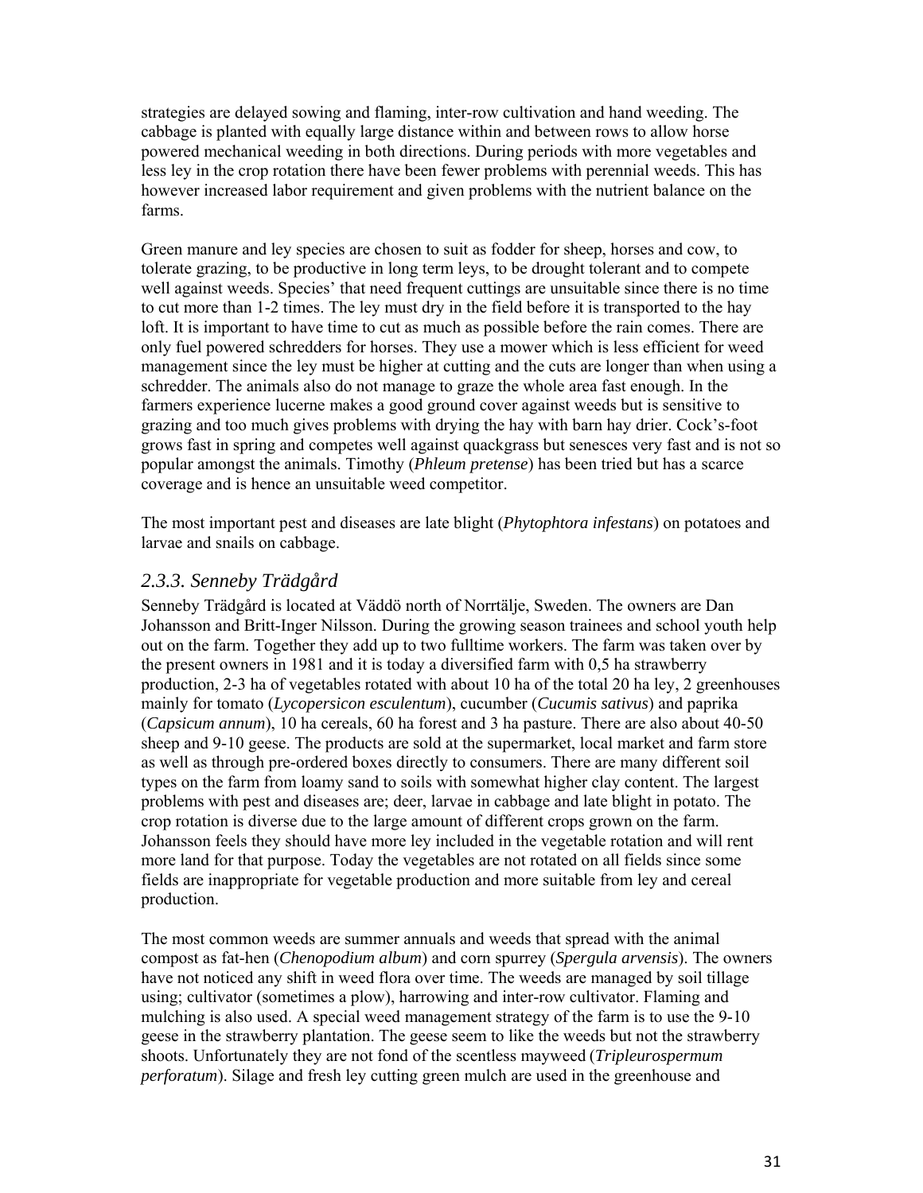strategies are delayed sowing and flaming, inter-row cultivation and hand weeding. The cabbage is planted with equally large distance within and between rows to allow horse powered mechanical weeding in both directions. During periods with more vegetables and less ley in the crop rotation there have been fewer problems with perennial weeds. This has however increased labor requirement and given problems with the nutrient balance on the farms.

Green manure and ley species are chosen to suit as fodder for sheep, horses and cow, to tolerate grazing, to be productive in long term leys, to be drought tolerant and to compete well against weeds. Species' that need frequent cuttings are unsuitable since there is no time to cut more than 1-2 times. The ley must dry in the field before it is transported to the hay loft. It is important to have time to cut as much as possible before the rain comes. There are only fuel powered schredders for horses. They use a mower which is less efficient for weed management since the ley must be higher at cutting and the cuts are longer than when using a schredder. The animals also do not manage to graze the whole area fast enough. In the farmers experience lucerne makes a good ground cover against weeds but is sensitive to grazing and too much gives problems with drying the hay with barn hay drier. Cock's-foot grows fast in spring and competes well against quackgrass but senesces very fast and is not so popular amongst the animals. Timothy (***Phleum pretense***) has been tried but has a scarce coverage and is hence an unsuitable weed competitor.

The most important pest and diseases are late blight (***Phytophtora infestans***) on potatoes and larvae and snails on cabbage.

### *2.3.3. Senneby Trädgård*

Senneby Trädgård is located at Väddö north of Norrtälje, Sweden. The owners are Dan Johansson and Britt-Inger Nilsson. During the growing season trainees and school youth help out on the farm. Together they add up to two fulltime workers. The farm was taken over by the present owners in 1981 and it is today a diversified farm with 0,5 ha strawberry production, 2-3 ha of vegetables rotated with about 10 ha of the total 20 ha ley, 2 greenhouses mainly for tomato (***Lycopersicon esculentum***), cucumber (***Cucumis sativus***) and paprika (***Capsicum annum***), 10 ha cereals, 60 ha forest and 3 ha pasture. There are also about 40-50 sheep and 9-10 geese. The products are sold at the supermarket, local market and farm store as well as through pre-ordered boxes directly to consumers. There are many different soil types on the farm from loamy sand to soils with somewhat higher clay content. The largest problems with pest and diseases are; deer, larvae in cabbage and late blight in potato. The crop rotation is diverse due to the large amount of different crops grown on the farm. Johansson feels they should have more ley included in the vegetable rotation and will rent more land for that purpose. Today the vegetables are not rotated on all fields since some fields are inappropriate for vegetable production and more suitable from ley and cereal production.

The most common weeds are summer annuals and weeds that spread with the animal compost as fat-hen (***Chenopodium album***) and corn spurrey (***Spergula arvensis***). The owners have not noticed any shift in weed flora over time. The weeds are managed by soil tillage using; cultivator (sometimes a plow), harrowing and inter-row cultivator. Flaming and mulching is also used. A special weed management strategy of the farm is to use the 9-10 geese in the strawberry plantation. The geese seem to like the weeds but not the strawberry shoots. Unfortunately they are not fond of the scentless mayweed (***Tripleurospermum perforatum***). Silage and fresh ley cutting green mulch are used in the greenhouse and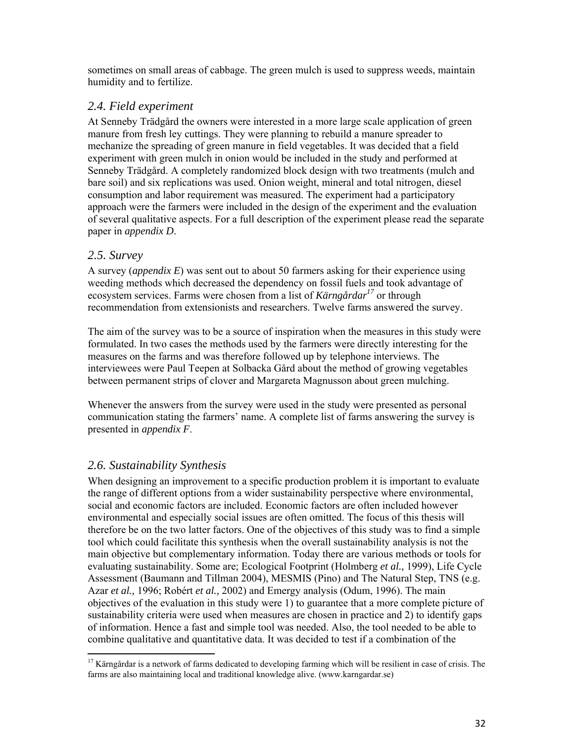sometimes on small areas of cabbage. The green mulch is used to suppress weeds, maintain humidity and to fertilize.

## *2.4. Field experiment*

At Senneby Trädgård the owners were interested in a more large scale application of green manure from fresh ley cuttings. They were planning to rebuild a manure spreader to mechanize the spreading of green manure in field vegetables. It was decided that a field experiment with green mulch in onion would be included in the study and performed at Senneby Trädgård. A completely randomized block design with two treatments (mulch and bare soil) and six replications was used. Onion weight, mineral and total nitrogen, diesel consumption and labor requirement was measured. The experiment had a participatory approach were the farmers were included in the design of the experiment and the evaluation of several qualitative aspects. For a full description of the experiment please read the separate paper in *appendix D*.

## *2.5. Survey*

A survey (*appendix E*) was sent out to about 50 farmers asking for their experience using weeding methods which decreased the dependency on fossil fuels and took advantage of ecosystem services. Farms were chosen from a list of *Kärngårdar*[17] or through recommendation from extensionists and researchers. Twelve farms answered the survey.

The aim of the survey was to be a source of inspiration when the measures in this study were formulated. In two cases the methods used by the farmers were directly interesting for the measures on the farms and was therefore followed up by telephone interviews. The interviewees were Paul Teepen at Solbacka Gård about the method of growing vegetables between permanent strips of clover and Margareta Magnusson about green mulching.

Whenever the answers from the survey were used in the study were presented as personal communication stating the farmers' name. A complete list of farms answering the survey is presented in *appendix F*.

## *2.6. Sustainability Synthesis*

When designing an improvement to a specific production problem it is important to evaluate the range of different options from a wider sustainability perspective where environmental, social and economic factors are included. Economic factors are often included however environmental and especially social issues are often omitted. The focus of this thesis will therefore be on the two latter factors. One of the objectives of this study was to find a simple tool which could facilitate this synthesis when the overall sustainability analysis is not the main objective but complementary information. Today there are various methods or tools for evaluating sustainability. Some are; Ecological Footprint (Holmberg *et al.,* 1999), Life Cycle Assessment (Baumann and Tillman 2004), MESMIS (Pino) and The Natural Step, TNS (e.g. Azar *et al.,* 1996; Robért *et al.,* 2002) and Emergy analysis (Odum, 1996). The main objectives of the evaluation in this study were 1) to guarantee that a more complete picture of sustainability criteria were used when measures are chosen in practice and 2) to identify gaps of information. Hence a fast and simple tool was needed. Also, the tool needed to be able to combine qualitative and quantitative data. It was decided to test if a combination of the

[17] Kärngårdar is a network of farms dedicated to developing farming which will be resilient in case of crisis. The farms are also maintaining local and traditional knowledge alive. (www.karngardar.se)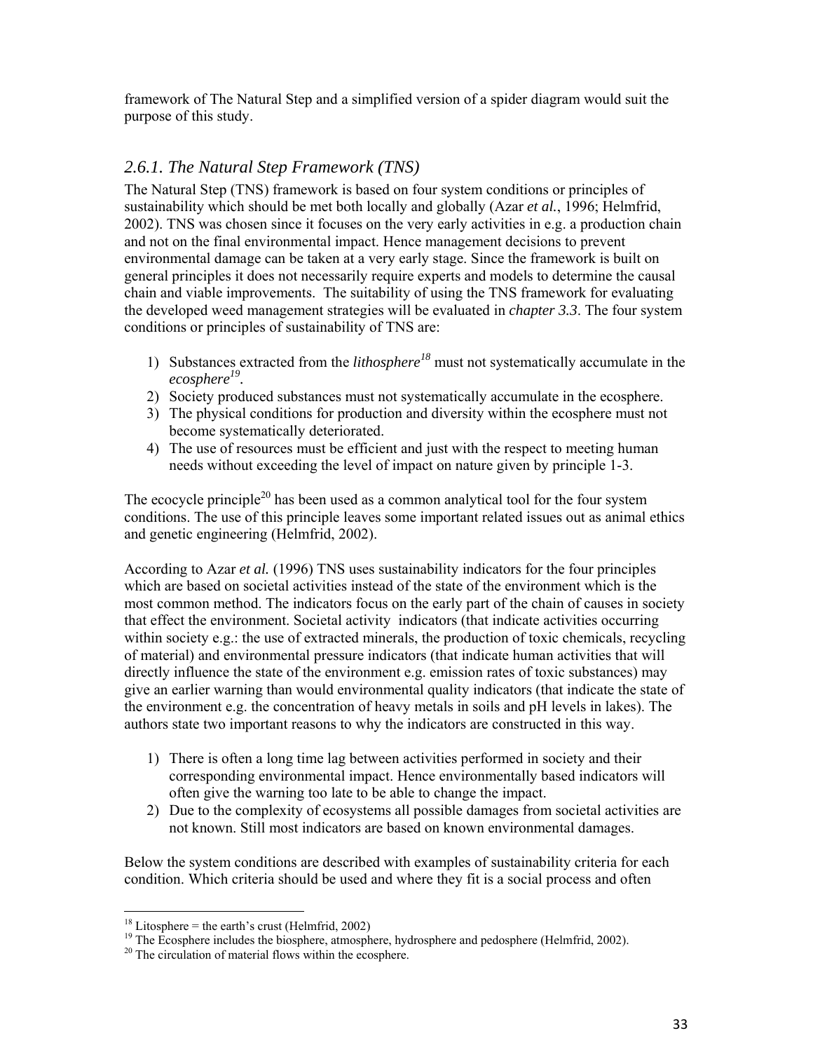framework of The Natural Step and a simplified version of a spider diagram would suit the purpose of this study.

### *2.6.1. The Natural Step Framework (TNS)*

The Natural Step (TNS) framework is based on four system conditions or principles of sustainability which should be met both locally and globally (Azar *et al.*, 1996; Helmfrid, 2002). TNS was chosen since it focuses on the very early activities in e.g. a production chain and not on the final environmental impact. Hence management decisions to prevent environmental damage can be taken at a very early stage. Since the framework is built on general principles it does not necessarily require experts and models to determine the causal chain and viable improvements. The suitability of using the TNS framework for evaluating the developed weed management strategies will be evaluated in *chapter 3.3*. The four system conditions or principles of sustainability of TNS are:

1) Substances extracted from the *lithosphere*[18] must not systematically accumulate in the *ecosphere*[19].
2) Society produced substances must not systematically accumulate in the ecosphere.
3) The physical conditions for production and diversity within the ecosphere must not become systematically deteriorated.
4) The use of resources must be efficient and just with the respect to meeting human needs without exceeding the level of impact on nature given by principle 1-3.

The ecocycle principle[20] has been used as a common analytical tool for the four system conditions. The use of this principle leaves some important related issues out as animal ethics and genetic engineering (Helmfrid, 2002).

According to Azar *et al.* (1996) TNS uses sustainability indicators for the four principles which are based on societal activities instead of the state of the environment which is the most common method. The indicators focus on the early part of the chain of causes in society that effect the environment. Societal activity indicators (that indicate activities occurring within society e.g.: the use of extracted minerals, the production of toxic chemicals, recycling of material) and environmental pressure indicators (that indicate human activities that will directly influence the state of the environment e.g. emission rates of toxic substances) may give an earlier warning than would environmental quality indicators (that indicate the state of the environment e.g. the concentration of heavy metals in soils and pH levels in lakes). The authors state two important reasons to why the indicators are constructed in this way.

1) There is often a long time lag between activities performed in society and their corresponding environmental impact. Hence environmentally based indicators will often give the warning too late to be able to change the impact.
2) Due to the complexity of ecosystems all possible damages from societal activities are not known. Still most indicators are based on known environmental damages.

Below the system conditions are described with examples of sustainability criteria for each condition. Which criteria should be used and where they fit is a social process and often

---

[18] Litosphere = the earth's crust (Helmfrid, 2002)

[19] The Ecosphere includes the biosphere, atmosphere, hydrosphere and pedosphere (Helmfrid, 2002).

[20] The circulation of material flows within the ecosphere.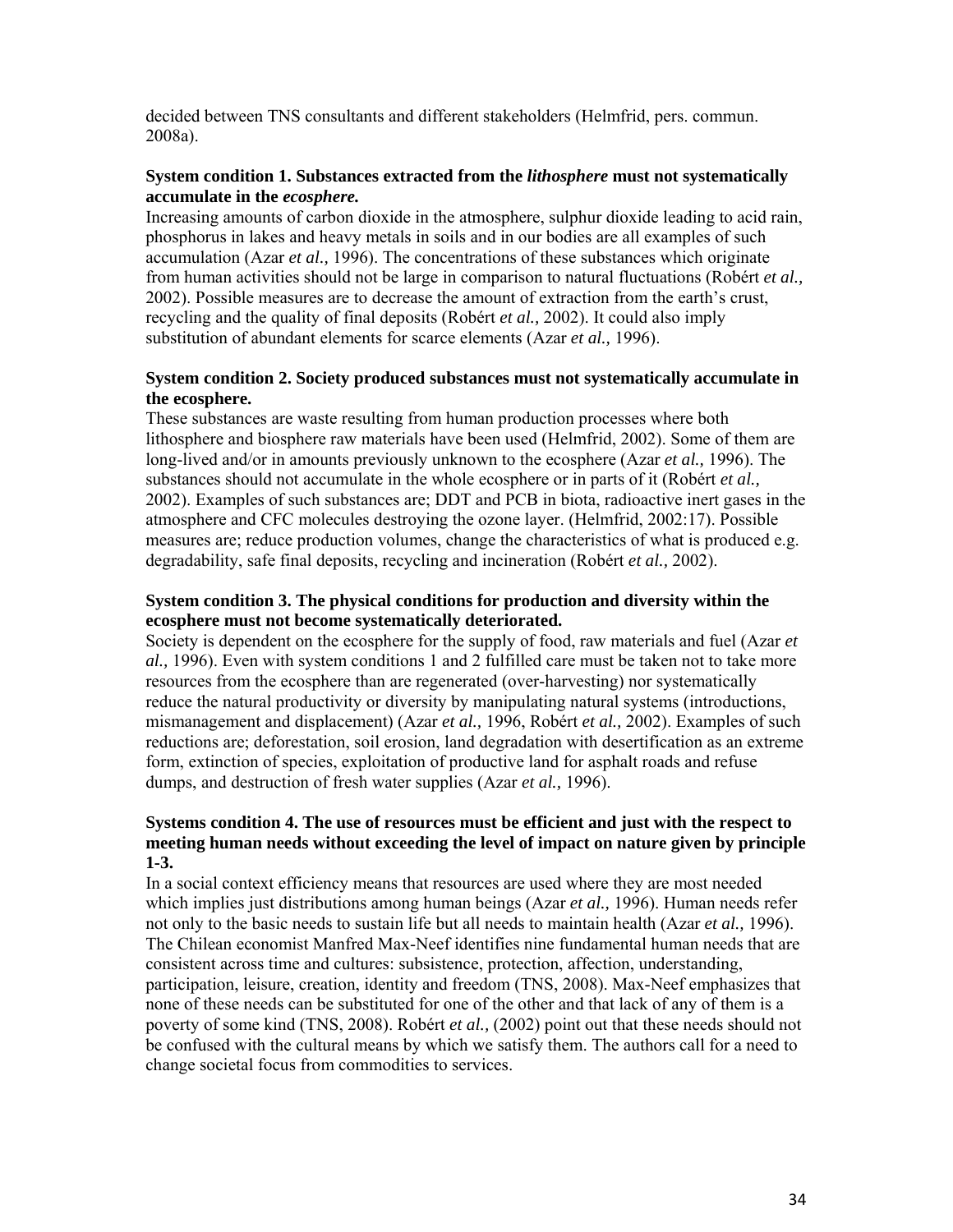decided between TNS consultants and different stakeholders (Helmfrid, pers. commun. 2008a).

**System condition 1. Substances extracted from the *lithosphere* must not systematically accumulate in the *ecosphere.***

Increasing amounts of carbon dioxide in the atmosphere, sulphur dioxide leading to acid rain, phosphorus in lakes and heavy metals in soils and in our bodies are all examples of such accumulation (Azar *et al.,* 1996). The concentrations of these substances which originate from human activities should not be large in comparison to natural fluctuations (Robért *et al.,* 2002). Possible measures are to decrease the amount of extraction from the earth's crust, recycling and the quality of final deposits (Robért *et al.,* 2002). It could also imply substitution of abundant elements for scarce elements (Azar *et al.,* 1996).

**System condition 2. Society produced substances must not systematically accumulate in the ecosphere.**

These substances are waste resulting from human production processes where both lithosphere and biosphere raw materials have been used (Helmfrid, 2002). Some of them are long-lived and/or in amounts previously unknown to the ecosphere (Azar *et al.,* 1996). The substances should not accumulate in the whole ecosphere or in parts of it (Robért *et al.,* 2002). Examples of such substances are; DDT and PCB in biota, radioactive inert gases in the atmosphere and CFC molecules destroying the ozone layer. (Helmfrid, 2002:17). Possible measures are; reduce production volumes, change the characteristics of what is produced e.g. degradability, safe final deposits, recycling and incineration (Robért *et al.,* 2002).

**System condition 3. The physical conditions for production and diversity within the ecosphere must not become systematically deteriorated.**

Society is dependent on the ecosphere for the supply of food, raw materials and fuel (Azar *et al.,* 1996). Even with system conditions 1 and 2 fulfilled care must be taken not to take more resources from the ecosphere than are regenerated (over-harvesting) nor systematically reduce the natural productivity or diversity by manipulating natural systems (introductions, mismanagement and displacement) (Azar *et al.,* 1996, Robért *et al.,* 2002). Examples of such reductions are; deforestation, soil erosion, land degradation with desertification as an extreme form, extinction of species, exploitation of productive land for asphalt roads and refuse dumps, and destruction of fresh water supplies (Azar *et al.,* 1996).

**Systems condition 4. The use of resources must be efficient and just with the respect to meeting human needs without exceeding the level of impact on nature given by principle 1-3.**

In a social context efficiency means that resources are used where they are most needed which implies just distributions among human beings (Azar *et al.,* 1996). Human needs refer not only to the basic needs to sustain life but all needs to maintain health (Azar *et al.,* 1996). The Chilean economist Manfred Max-Neef identifies nine fundamental human needs that are consistent across time and cultures: subsistence, protection, affection, understanding, participation, leisure, creation, identity and freedom (TNS, 2008). Max-Neef emphasizes that none of these needs can be substituted for one of the other and that lack of any of them is a poverty of some kind (TNS, 2008). Robért *et al.,* (2002) point out that these needs should not be confused with the cultural means by which we satisfy them. The authors call for a need to change societal focus from commodities to services.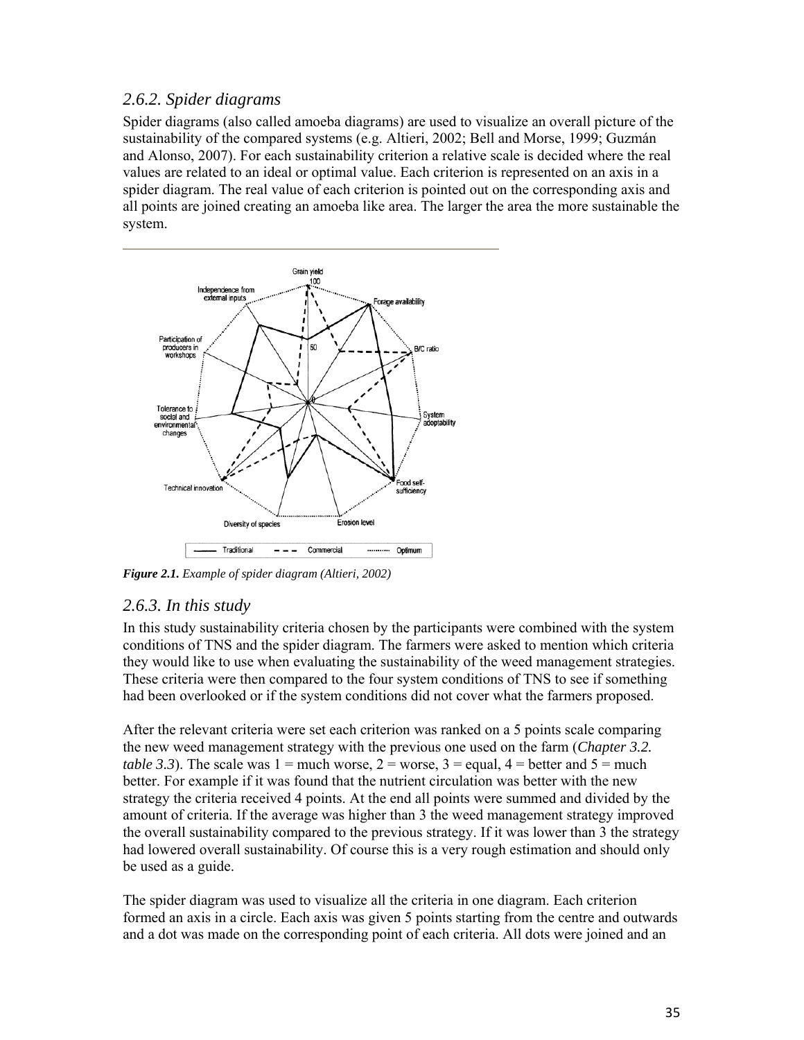### 2.6.2. Spider diagrams

Spider diagrams (also called amoeba diagrams) are used to visualize an overall picture of the sustainability of the compared systems (e.g. Altieri, 2002; Bell and Morse, 1999; Guzmán and Alonso, 2007). For each sustainability criterion a relative scale is decided where the real values are related to an ideal or optimal value. Each criterion is represented on an axis in a spider diagram. The real value of each criterion is pointed out on the corresponding axis and all points are joined creating an amoeba like area. The larger the area the more sustainable the system.

***Figure 2.1.*** *Example of spider diagram (Altieri, 2002)*

### 2.6.3. In this study

In this study sustainability criteria chosen by the participants were combined with the system conditions of TNS and the spider diagram. The farmers were asked to mention which criteria they would like to use when evaluating the sustainability of the weed management strategies. These criteria were then compared to the four system conditions of TNS to see if something had been overlooked or if the system conditions did not cover what the farmers proposed.

After the relevant criteria were set each criterion was ranked on a 5 points scale comparing the new weed management strategy with the previous one used on the farm (*Chapter 3.2. table 3.3*). The scale was 1 = much worse, 2 = worse, 3 = equal, 4 = better and 5 = much better. For example if it was found that the nutrient circulation was better with the new strategy the criteria received 4 points. At the end all points were summed and divided by the amount of criteria. If the average was higher than 3 the weed management strategy improved the overall sustainability compared to the previous strategy. If it was lower than 3 the strategy had lowered overall sustainability. Of course this is a very rough estimation and should only be used as a guide.

The spider diagram was used to visualize all the criteria in one diagram. Each criterion formed an axis in a circle. Each axis was given 5 points starting from the centre and outwards and a dot was made on the corresponding point of each criteria. All dots were joined and an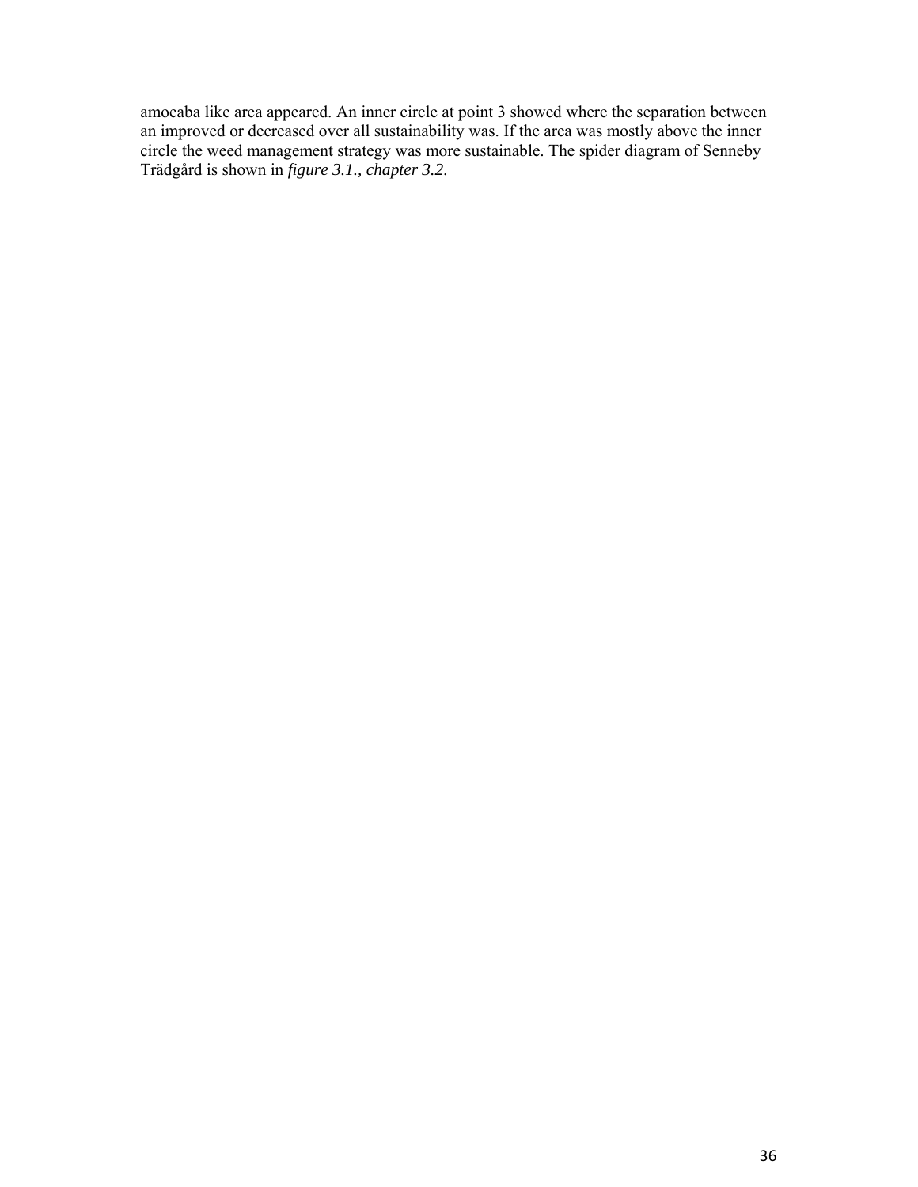amoeaba like area appeared. An inner circle at point 3 showed where the separation between an improved or decreased over all sustainability was. If the area was mostly above the inner circle the weed management strategy was more sustainable. The spider diagram of Senneby Trädgård is shown in *figure 3.1., chapter 3.2*.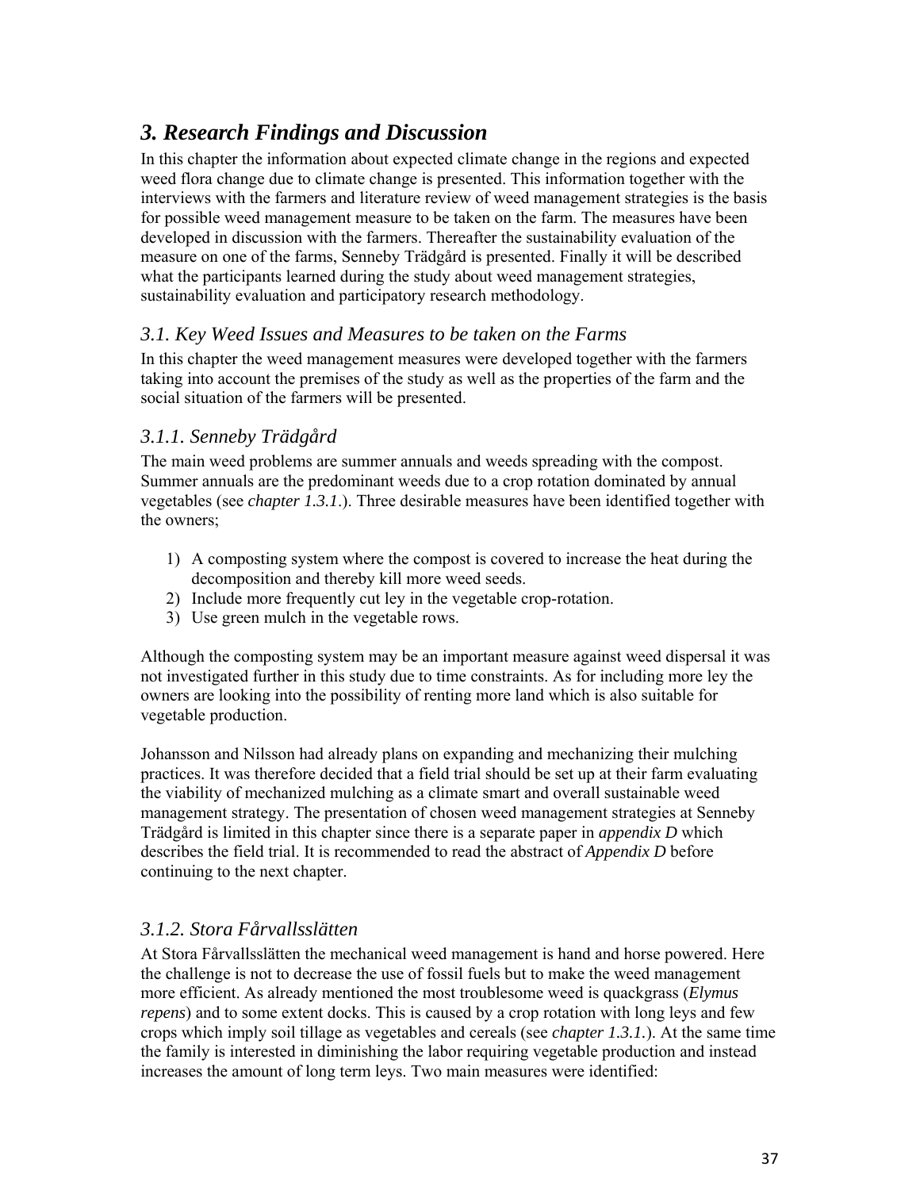# *3. Research Findings and Discussion*

In this chapter the information about expected climate change in the regions and expected weed flora change due to climate change is presented. This information together with the interviews with the farmers and literature review of weed management strategies is the basis for possible weed management measure to be taken on the farm. The measures have been developed in discussion with the farmers. Thereafter the sustainability evaluation of the measure on one of the farms, Senneby Trädgård is presented. Finally it will be described what the participants learned during the study about weed management strategies, sustainability evaluation and participatory research methodology.

## *3.1. Key Weed Issues and Measures to be taken on the Farms*

In this chapter the weed management measures were developed together with the farmers taking into account the premises of the study as well as the properties of the farm and the social situation of the farmers will be presented.

### *3.1.1. Senneby Trädgård*

The main weed problems are summer annuals and weeds spreading with the compost. Summer annuals are the predominant weeds due to a crop rotation dominated by annual vegetables (see *chapter 1.3.1*.). Three desirable measures have been identified together with the owners;

1) A composting system where the compost is covered to increase the heat during the decomposition and thereby kill more weed seeds.
2) Include more frequently cut ley in the vegetable crop-rotation.
3) Use green mulch in the vegetable rows.

Although the composting system may be an important measure against weed dispersal it was not investigated further in this study due to time constraints. As for including more ley the owners are looking into the possibility of renting more land which is also suitable for vegetable production.

Johansson and Nilsson had already plans on expanding and mechanizing their mulching practices. It was therefore decided that a field trial should be set up at their farm evaluating the viability of mechanized mulching as a climate smart and overall sustainable weed management strategy. The presentation of chosen weed management strategies at Senneby Trädgård is limited in this chapter since there is a separate paper in *appendix D* which describes the field trial. It is recommended to read the abstract of *Appendix D* before continuing to the next chapter.

### *3.1.2. Stora Fårvallsslätten*

At Stora Fårvallsslätten the mechanical weed management is hand and horse powered. Here the challenge is not to decrease the use of fossil fuels but to make the weed management more efficient. As already mentioned the most troublesome weed is quackgrass (*Elymus repens*) and to some extent docks. This is caused by a crop rotation with long leys and few crops which imply soil tillage as vegetables and cereals (see *chapter 1.3.1*.). At the same time the family is interested in diminishing the labor requiring vegetable production and instead increases the amount of long term leys. Two main measures were identified: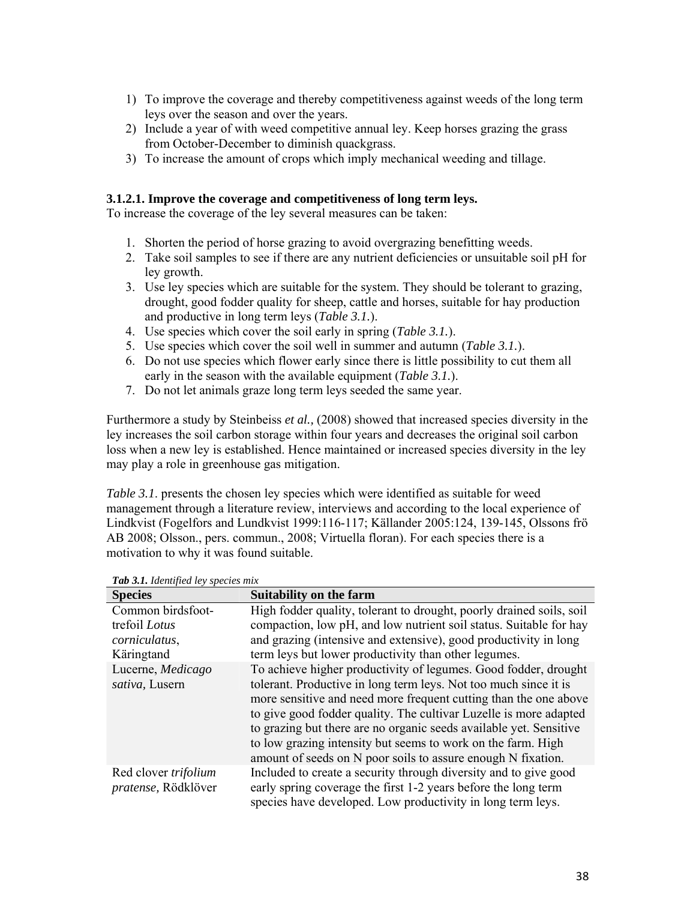1) To improve the coverage and thereby competitiveness against weeds of the long term leys over the season and over the years.
2) Include a year of with weed competitive annual ley. Keep horses grazing the grass from October-December to diminish quackgrass.
3) To increase the amount of crops which imply mechanical weeding and tillage.

### 3.1.2.1. Improve the coverage and competitiveness of long term leys.

To increase the coverage of the ley several measures can be taken:

1. Shorten the period of horse grazing to avoid overgrazing benefitting weeds.
2. Take soil samples to see if there are any nutrient deficiencies or unsuitable soil pH for ley growth.
3. Use ley species which are suitable for the system. They should be tolerant to grazing, drought, good fodder quality for sheep, cattle and horses, suitable for hay production and productive in long term leys (*Table 3.1.*).
4. Use species which cover the soil early in spring (*Table 3.1.*).
5. Use species which cover the soil well in summer and autumn (*Table 3.1.*).
6. Do not use species which flower early since there is little possibility to cut them all early in the season with the available equipment (*Table 3.1.*).
7. Do not let animals graze long term leys seeded the same year.

Furthermore a study by Steinbeiss *et al.,* (2008) showed that increased species diversity in the ley increases the soil carbon storage within four years and decreases the original soil carbon loss when a new ley is established. Hence maintained or increased species diversity in the ley may play a role in greenhouse gas mitigation.

*Table 3.1.* presents the chosen ley species which were identified as suitable for weed management through a literature review, interviews and according to the local experience of Lindkvist (Fogelfors and Lundkvist 1999:116-117; Källander 2005:124, 139-145, Olssons frö AB 2008; Olsson., pers. commun., 2008; Virtuella floran). For each species there is a motivation to why it was found suitable.

***Tab 3.1.*** *Identified ley species mix*

| Species | Suitability on the farm |
|---|---|
| Common birdsfoot-trefoil *Lotus corniculatus*, Käringtand | High fodder quality, tolerant to drought, poorly drained soils, soil compaction, low pH, and low nutrient soil status. Suitable for hay and grazing (intensive and extensive), good productivity in long term leys but lower productivity than other legumes. |
| Lucerne, *Medicago sativa,* Lusern | To achieve higher productivity of legumes. Good fodder, drought tolerant. Productive in long term leys. Not too much since it is more sensitive and need more frequent cutting than the one above to give good fodder quality. The cultivar Luzelle is more adapted to grazing but there are no organic seeds available yet. Sensitive to low grazing intensity but seems to work on the farm. High amount of seeds on N poor soils to assure enough N fixation. |
| Red clover *trifolium pratense,* Rödklöver | Included to create a security through diversity and to give good early spring coverage the first 1-2 years before the long term species have developed. Low productivity in long term leys. |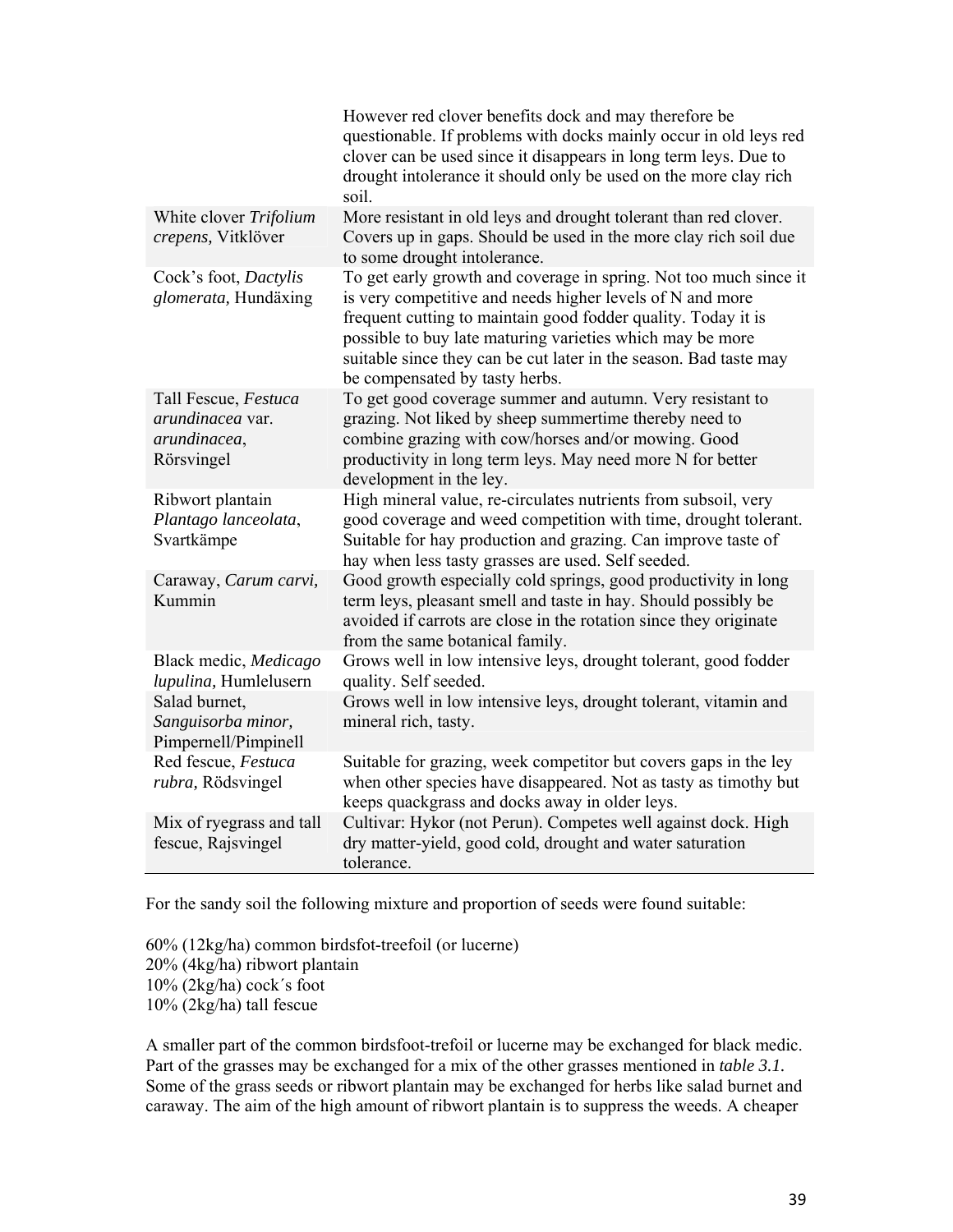| | |
|---|---|
| | However red clover benefits dock and may therefore be questionable. If problems with docks mainly occur in old leys red clover can be used since it disappears in long term leys. Due to drought intolerance it should only be used on the more clay rich soil. |
| White clover *Trifolium crepens,* Vitklöver | More resistant in old leys and drought tolerant than red clover. Covers up in gaps. Should be used in the more clay rich soil due to some drought intolerance. |
| Cock's foot, *Dactylis glomerata,* Hundäxing | To get early growth and coverage in spring. Not too much since it is very competitive and needs higher levels of N and more frequent cutting to maintain good fodder quality. Today it is possible to buy late maturing varieties which may be more suitable since they can be cut later in the season. Bad taste may be compensated by tasty herbs. |
| Tall Fescue, *Festuca arundinacea* var. *arundinacea*, Rörsvingel | To get good coverage summer and autumn. Very resistant to grazing. Not liked by sheep summertime thereby need to combine grazing with cow/horses and/or mowing. Good productivity in long term leys. May need more N for better development in the ley. |
| Ribwort plantain *Plantago lanceolata*, Svartkämpe | High mineral value, re-circulates nutrients from subsoil, very good coverage and weed competition with time, drought tolerant. Suitable for hay production and grazing. Can improve taste of hay when less tasty grasses are used. Self seeded. |
| Caraway, *Carum carvi,* Kummin | Good growth especially cold springs, good productivity in long term leys, pleasant smell and taste in hay. Should possibly be avoided if carrots are close in the rotation since they originate from the same botanical family. |
| Black medic, *Medicago lupulina,* Humlelusern | Grows well in low intensive leys, drought tolerant, good fodder quality. Self seeded. |
| Salad burnet, *Sanguisorba minor,* Pimpernell/Pimpinell | Grows well in low intensive leys, drought tolerant, vitamin and mineral rich, tasty. |
| Red fescue, *Festuca rubra,* Rödsvingel | Suitable for grazing, week competitor but covers gaps in the ley when other species have disappeared. Not as tasty as timothy but keeps quackgrass and docks away in older leys. |
| Mix of ryegrass and tall fescue, Rajsvingel | Cultivar: Hykor (not Perun). Competes well against dock. High dry matter-yield, good cold, drought and water saturation tolerance. |

For the sandy soil the following mixture and proportion of seeds were found suitable:

60% (12kg/ha) common birdsfot-treefoil (or lucerne)  
20% (4kg/ha) ribwort plantain  
10% (2kg/ha) cock´s foot  
10% (2kg/ha) tall fescue

A smaller part of the common birdsfoot-trefoil or lucerne may be exchanged for black medic. Part of the grasses may be exchanged for a mix of the other grasses mentioned in *table 3.1.* Some of the grass seeds or ribwort plantain may be exchanged for herbs like salad burnet and caraway. The aim of the high amount of ribwort plantain is to suppress the weeds. A cheaper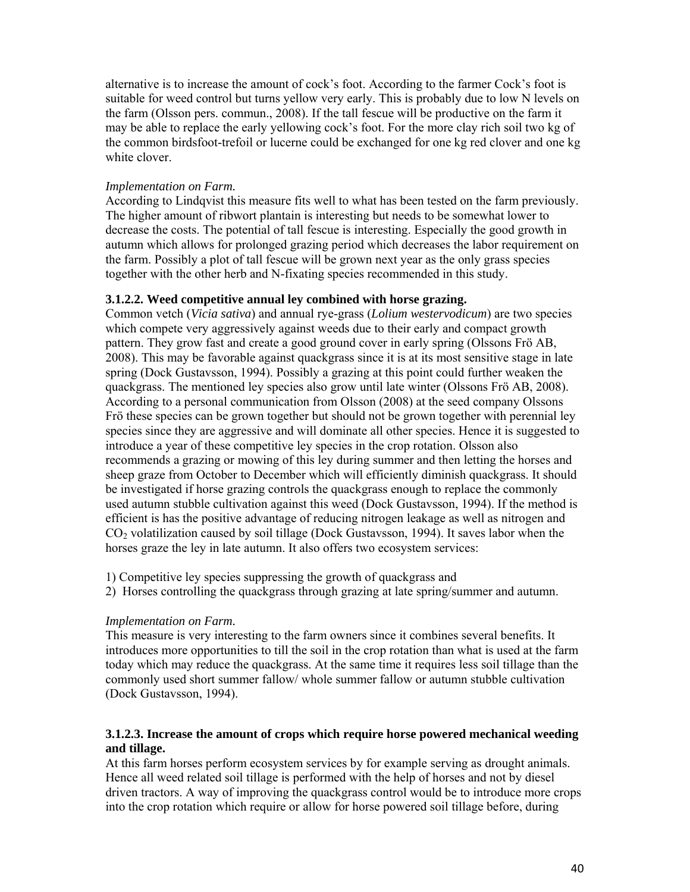alternative is to increase the amount of cock's foot. According to the farmer Cock's foot is suitable for weed control but turns yellow very early. This is probably due to low N levels on the farm (Olsson pers. commun., 2008). If the tall fescue will be productive on the farm it may be able to replace the early yellowing cock's foot. For the more clay rich soil two kg of the common birdsfoot-trefoil or lucerne could be exchanged for one kg red clover and one kg white clover.

*Implementation on Farm.*

According to Lindqvist this measure fits well to what has been tested on the farm previously. The higher amount of ribwort plantain is interesting but needs to be somewhat lower to decrease the costs. The potential of tall fescue is interesting. Especially the good growth in autumn which allows for prolonged grazing period which decreases the labor requirement on the farm. Possibly a plot of tall fescue will be grown next year as the only grass species together with the other herb and N-fixating species recommended in this study.

#### 3.1.2.2. Weed competitive annual ley combined with horse grazing.

Common vetch (*Vicia sativa*) and annual rye-grass (*Lolium westervodicum*) are two species which compete very aggressively against weeds due to their early and compact growth pattern. They grow fast and create a good ground cover in early spring (Olssons Frö AB, 2008). This may be favorable against quackgrass since it is at its most sensitive stage in late spring (Dock Gustavsson, 1994). Possibly a grazing at this point could further weaken the quackgrass. The mentioned ley species also grow until late winter (Olssons Frö AB, 2008). According to a personal communication from Olsson (2008) at the seed company Olssons Frö these species can be grown together but should not be grown together with perennial ley species since they are aggressive and will dominate all other species. Hence it is suggested to introduce a year of these competitive ley species in the crop rotation. Olsson also recommends a grazing or mowing of this ley during summer and then letting the horses and sheep graze from October to December which will efficiently diminish quackgrass. It should be investigated if horse grazing controls the quackgrass enough to replace the commonly used autumn stubble cultivation against this weed (Dock Gustavsson, 1994). If the method is efficient is has the positive advantage of reducing nitrogen leakage as well as nitrogen and $CO_2$ volatilization caused by soil tillage (Dock Gustavsson, 1994). It saves labor when the horses graze the ley in late autumn. It also offers two ecosystem services:

1) Competitive ley species suppressing the growth of quackgrass and
2) Horses controlling the quackgrass through grazing at late spring/summer and autumn.

*Implementation on Farm.*

This measure is very interesting to the farm owners since it combines several benefits. It introduces more opportunities to till the soil in the crop rotation than what is used at the farm today which may reduce the quackgrass. At the same time it requires less soil tillage than the commonly used short summer fallow/ whole summer fallow or autumn stubble cultivation (Dock Gustavsson, 1994).

#### 3.1.2.3. Increase the amount of crops which require horse powered mechanical weeding and tillage.

At this farm horses perform ecosystem services by for example serving as drought animals. Hence all weed related soil tillage is performed with the help of horses and not by diesel driven tractors. A way of improving the quackgrass control would be to introduce more crops into the crop rotation which require or allow for horse powered soil tillage before, during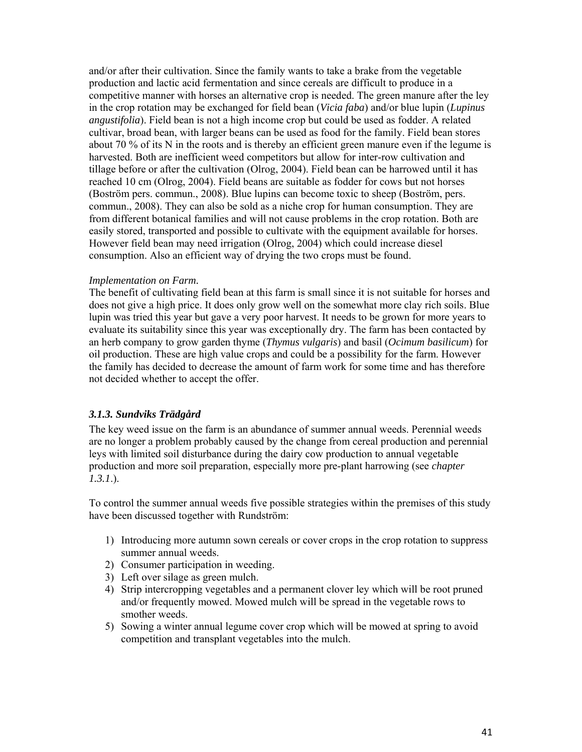and/or after their cultivation. Since the family wants to take a brake from the vegetable production and lactic acid fermentation and since cereals are difficult to produce in a competitive manner with horses an alternative crop is needed. The green manure after the ley in the crop rotation may be exchanged for field bean (*Vicia faba*) and/or blue lupin (*Lupinus angustifolia*). Field bean is not a high income crop but could be used as fodder. A related cultivar, broad bean, with larger beans can be used as food for the family. Field bean stores about 70 % of its N in the roots and is thereby an efficient green manure even if the legume is harvested. Both are inefficient weed competitors but allow for inter-row cultivation and tillage before or after the cultivation (Olrog, 2004). Field bean can be harrowed until it has reached 10 cm (Olrog, 2004). Field beans are suitable as fodder for cows but not horses (Boström pers. commun., 2008). Blue lupins can become toxic to sheep (Boström, pers. commun., 2008). They can also be sold as a niche crop for human consumption. They are from different botanical families and will not cause problems in the crop rotation. Both are easily stored, transported and possible to cultivate with the equipment available for horses. However field bean may need irrigation (Olrog, 2004) which could increase diesel consumption. Also an efficient way of drying the two crops must be found.

*Implementation on Farm.*
The benefit of cultivating field bean at this farm is small since it is not suitable for horses and does not give a high price. It does only grow well on the somewhat more clay rich soils. Blue lupin was tried this year but gave a very poor harvest. It needs to be grown for more years to evaluate its suitability since this year was exceptionally dry. The farm has been contacted by an herb company to grow garden thyme (*Thymus vulgaris*) and basil (*Ocimum basilicum*) for oil production. These are high value crops and could be a possibility for the farm. However the family has decided to decrease the amount of farm work for some time and has therefore not decided whether to accept the offer.

### *3.1.3. Sundviks Trädgård*

The key weed issue on the farm is an abundance of summer annual weeds. Perennial weeds are no longer a problem probably caused by the change from cereal production and perennial leys with limited soil disturbance during the dairy cow production to annual vegetable production and more soil preparation, especially more pre-plant harrowing (see *chapter 1.3.1.*).

To control the summer annual weeds five possible strategies within the premises of this study have been discussed together with Rundström:

1) Introducing more autumn sown cereals or cover crops in the crop rotation to suppress summer annual weeds.
2) Consumer participation in weeding.
3) Left over silage as green mulch.
4) Strip intercropping vegetables and a permanent clover ley which will be root pruned and/or frequently mowed. Mowed mulch will be spread in the vegetable rows to smother weeds.
5) Sowing a winter annual legume cover crop which will be mowed at spring to avoid competition and transplant vegetables into the mulch.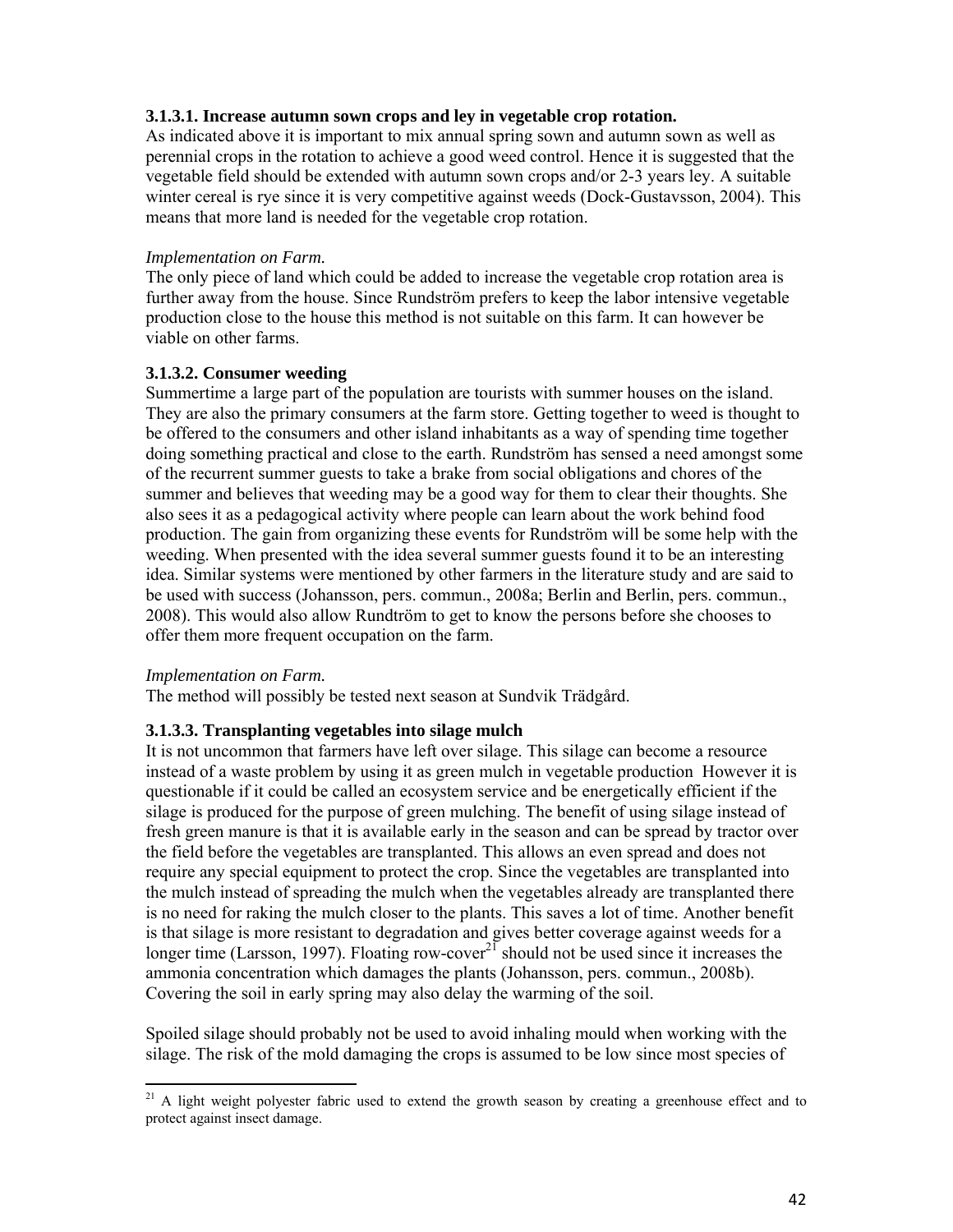### 3.1.3.1. Increase autumn sown crops and ley in vegetable crop rotation.

As indicated above it is important to mix annual spring sown and autumn sown as well as perennial crops in the rotation to achieve a good weed control. Hence it is suggested that the vegetable field should be extended with autumn sown crops and/or 2-3 years ley. A suitable winter cereal is rye since it is very competitive against weeds (Dock-Gustavsson, 2004). This means that more land is needed for the vegetable crop rotation.

*Implementation on Farm.*

The only piece of land which could be added to increase the vegetable crop rotation area is further away from the house. Since Rundström prefers to keep the labor intensive vegetable production close to the house this method is not suitable on this farm. It can however be viable on other farms.

### 3.1.3.2. Consumer weeding

Summertime a large part of the population are tourists with summer houses on the island. They are also the primary consumers at the farm store. Getting together to weed is thought to be offered to the consumers and other island inhabitants as a way of spending time together doing something practical and close to the earth. Rundström has sensed a need amongst some of the recurrent summer guests to take a brake from social obligations and chores of the summer and believes that weeding may be a good way for them to clear their thoughts. She also sees it as a pedagogical activity where people can learn about the work behind food production. The gain from organizing these events for Rundström will be some help with the weeding. When presented with the idea several summer guests found it to be an interesting idea. Similar systems were mentioned by other farmers in the literature study and are said to be used with success (Johansson, pers. commun., 2008a; Berlin and Berlin, pers. commun., 2008). This would also allow Rundtröm to get to know the persons before she chooses to offer them more frequent occupation on the farm.

*Implementation on Farm.*

The method will possibly be tested next season at Sundvik Trädgård.

### 3.1.3.3. Transplanting vegetables into silage mulch

It is not uncommon that farmers have left over silage. This silage can become a resource instead of a waste problem by using it as green mulch in vegetable production However it is questionable if it could be called an ecosystem service and be energetically efficient if the silage is produced for the purpose of green mulching. The benefit of using silage instead of fresh green manure is that it is available early in the season and can be spread by tractor over the field before the vegetables are transplanted. This allows an even spread and does not require any special equipment to protect the crop. Since the vegetables are transplanted into the mulch instead of spreading the mulch when the vegetables already are transplanted there is no need for raking the mulch closer to the plants. This saves a lot of time. Another benefit is that silage is more resistant to degradation and gives better coverage against weeds for a longer time (Larsson, 1997). Floating row-cover[21] should not be used since it increases the ammonia concentration which damages the plants (Johansson, pers. commun., 2008b). Covering the soil in early spring may also delay the warming of the soil.

Spoiled silage should probably not be used to avoid inhaling mould when working with the silage. The risk of the mold damaging the crops is assumed to be low since most species of

---

[21] A light weight polyester fabric used to extend the growth season by creating a greenhouse effect and to protect against insect damage.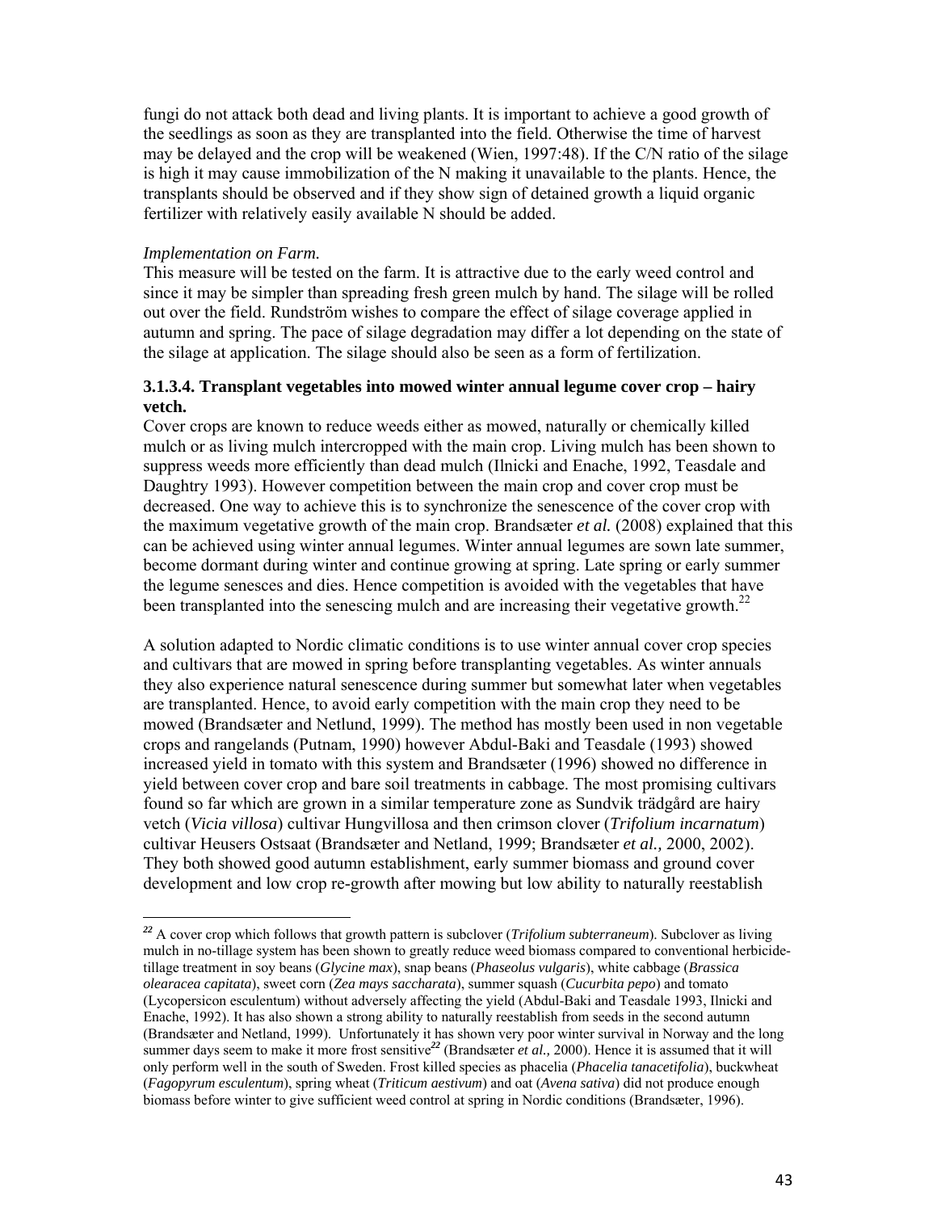fungi do not attack both dead and living plants. It is important to achieve a good growth of the seedlings as soon as they are transplanted into the field. Otherwise the time of harvest may be delayed and the crop will be weakened (Wien, 1997:48). If the C/N ratio of the silage is high it may cause immobilization of the N making it unavailable to the plants. Hence, the transplants should be observed and if they show sign of detained growth a liquid organic fertilizer with relatively easily available N should be added.

*Implementation on Farm.*

This measure will be tested on the farm. It is attractive due to the early weed control and since it may be simpler than spreading fresh green mulch by hand. The silage will be rolled out over the field. Rundström wishes to compare the effect of silage coverage applied in autumn and spring. The pace of silage degradation may differ a lot depending on the state of the silage at application. The silage should also be seen as a form of fertilization.

#### 3.1.3.4. Transplant vegetables into mowed winter annual legume cover crop – hairy vetch.

Cover crops are known to reduce weeds either as mowed, naturally or chemically killed mulch or as living mulch intercropped with the main crop. Living mulch has been shown to suppress weeds more efficiently than dead mulch (Ilnicki and Enache, 1992, Teasdale and Daughtry 1993). However competition between the main crop and cover crop must be decreased. One way to achieve this is to synchronize the senescence of the cover crop with the maximum vegetative growth of the main crop. Brandsæter *et al.* (2008) explained that this can be achieved using winter annual legumes. Winter annual legumes are sown late summer, become dormant during winter and continue growing at spring. Late spring or early summer the legume senesces and dies. Hence competition is avoided with the vegetables that have been transplanted into the senescing mulch and are increasing their vegetative growth.[22]

A solution adapted to Nordic climatic conditions is to use winter annual cover crop species and cultivars that are mowed in spring before transplanting vegetables. As winter annuals they also experience natural senescence during summer but somewhat later when vegetables are transplanted. Hence, to avoid early competition with the main crop they need to be mowed (Brandsæter and Netlund, 1999). The method has mostly been used in non vegetable crops and rangelands (Putnam, 1990) however Abdul-Baki and Teasdale (1993) showed increased yield in tomato with this system and Brandsæter (1996) showed no difference in yield between cover crop and bare soil treatments in cabbage. The most promising cultivars found so far which are grown in a similar temperature zone as Sundvik trädgård are hairy vetch (*Vicia villosa*) cultivar Hungvillosa and then crimson clover (*Trifolium incarnatum*) cultivar Heusers Ostsaat (Brandsæter and Netland, 1999; Brandsæter *et al.,* 2000, 2002). They both showed good autumn establishment, early summer biomass and ground cover development and low crop re-growth after mowing but low ability to naturally reestablish

---

[22] A cover crop which follows that growth pattern is subclover (*Trifolium subterraneum*). Subclover as living mulch in no-tillage system has been shown to greatly reduce weed biomass compared to conventional herbicide-tillage treatment in soy beans (*Glycine max*), snap beans (*Phaseolus vulgaris*), white cabbage (*Brassica olearacea capitata*), sweet corn (*Zea mays saccharata*), summer squash (*Cucurbita pepo*) and tomato (Lycopersicon esculentum) without adversely affecting the yield (Abdul-Baki and Teasdale 1993, Ilnicki and Enache, 1992). It has also shown a strong ability to naturally reestablish from seeds in the second autumn (Brandsæter and Netland, 1999). Unfortunately it has shown very poor winter survival in Norway and the long summer days seem to make it more frost sensitive[22] (Brandsæter *et al.,* 2000). Hence it is assumed that it will only perform well in the south of Sweden. Frost killed species as phacelia (*Phacelia tanacetifolia*), buckwheat (*Fagopyrum esculentum*), spring wheat (*Triticum aestivum*) and oat (*Avena sativa*) did not produce enough biomass before winter to give sufficient weed control at spring in Nordic conditions (Brandsæter, 1996).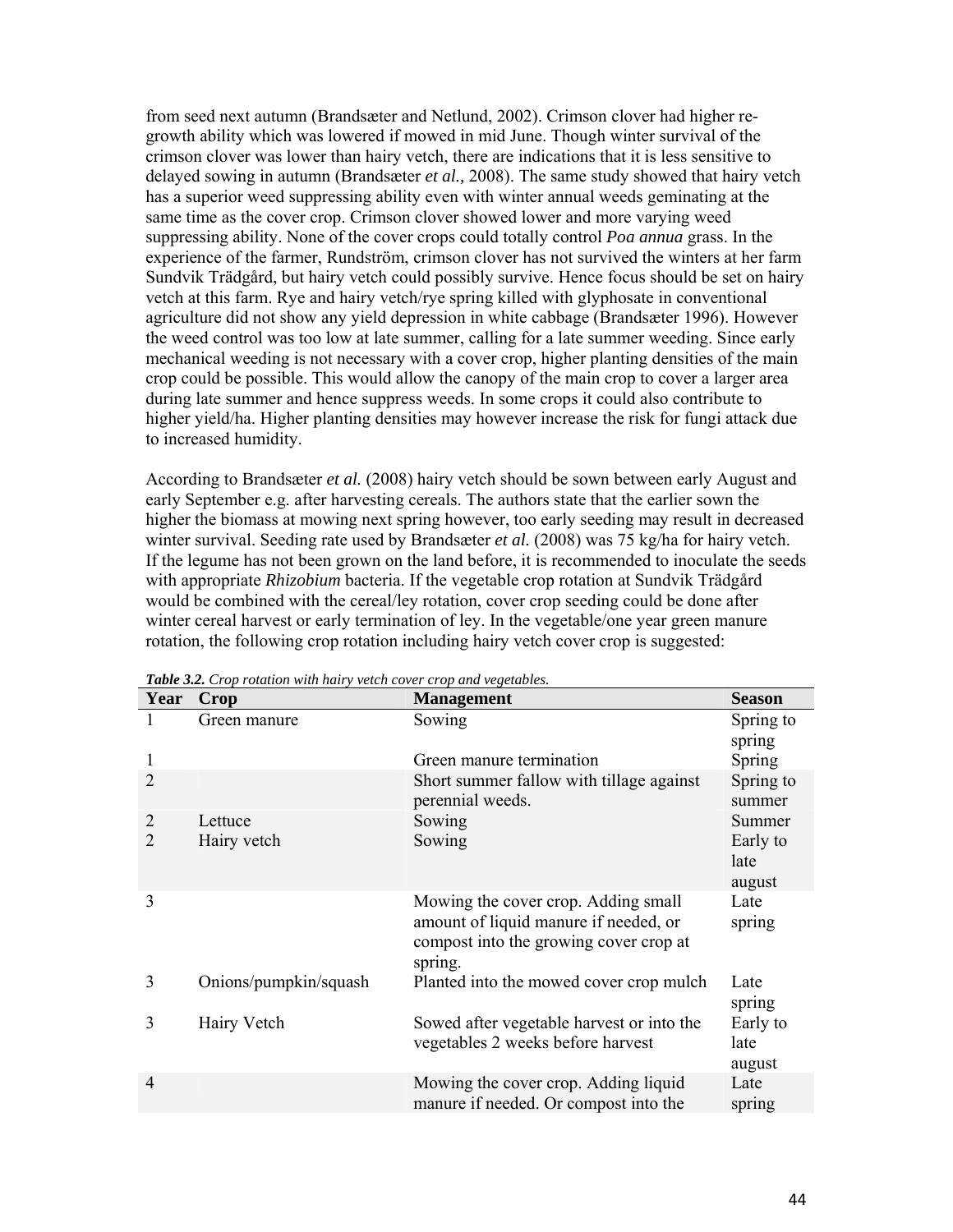from seed next autumn (Brandsæter and Netlund, 2002). Crimson clover had higher re-growth ability which was lowered if mowed in mid June. Though winter survival of the crimson clover was lower than hairy vetch, there are indications that it is less sensitive to delayed sowing in autumn (Brandsæter *et al.,* 2008). The same study showed that hairy vetch has a superior weed suppressing ability even with winter annual weeds geminating at the same time as the cover crop. Crimson clover showed lower and more varying weed suppressing ability. None of the cover crops could totally control *Poa annua* grass. In the experience of the farmer, Rundström, crimson clover has not survived the winters at her farm Sundvik Trädgård, but hairy vetch could possibly survive. Hence focus should be set on hairy vetch at this farm. Rye and hairy vetch/rye spring killed with glyphosate in conventional agriculture did not show any yield depression in white cabbage (Brandsæter 1996). However the weed control was too low at late summer, calling for a late summer weeding. Since early mechanical weeding is not necessary with a cover crop, higher planting densities of the main crop could be possible. This would allow the canopy of the main crop to cover a larger area during late summer and hence suppress weeds. In some crops it could also contribute to higher yield/ha. Higher planting densities may however increase the risk for fungi attack due to increased humidity.

According to Brandsæter *et al.* (2008) hairy vetch should be sown between early August and early September e.g. after harvesting cereals. The authors state that the earlier sown the higher the biomass at mowing next spring however, too early seeding may result in decreased winter survival. Seeding rate used by Brandsæter *et al.* (2008) was 75 kg/ha for hairy vetch. If the legume has not been grown on the land before, it is recommended to inoculate the seeds with appropriate *Rhizobium* bacteria. If the vegetable crop rotation at Sundvik Trädgård would be combined with the cereal/ley rotation, cover crop seeding could be done after winter cereal harvest or early termination of ley. In the vegetable/one year green manure rotation, the following crop rotation including hairy vetch cover crop is suggested:

***Table 3.2.*** *Crop rotation with hairy vetch cover crop and vegetables.*

| Year | Crop | Management | Season |
|---|---|---|---|
| 1 | Green manure | Sowing | Spring to spring |
| 1 | | Green manure termination | Spring |
| 2 | | Short summer fallow with tillage against perennial weeds. | Spring to summer |
| 2 | Lettuce | Sowing | Summer |
| 2 | Hairy vetch | Sowing | Early to late august |
| 3 | | Mowing the cover crop. Adding small amount of liquid manure if needed, or compost into the growing cover crop at spring. | Late spring |
| 3 | Onions/pumpkin/squash | Planted into the mowed cover crop mulch | Late spring |
| 3 | Hairy Vetch | Sowed after vegetable harvest or into the vegetables 2 weeks before harvest | Early to late august |
| 4 | | Mowing the cover crop. Adding liquid manure if needed. Or compost into the | Late spring |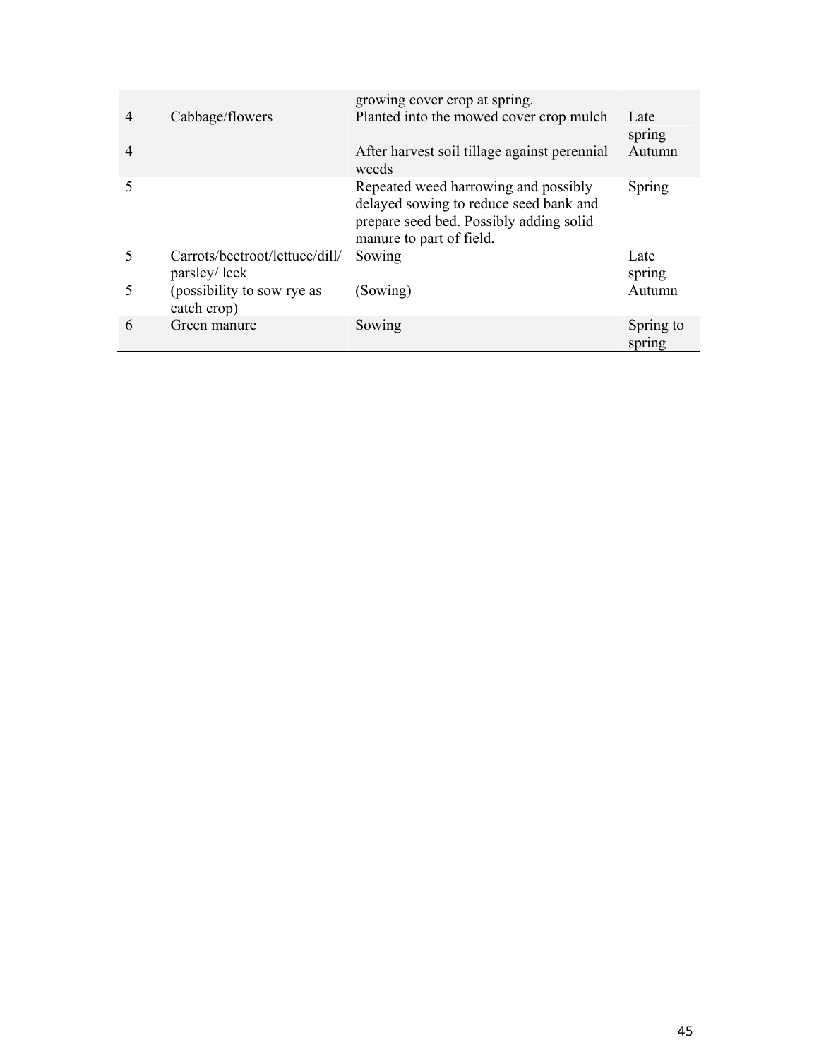| | | growing cover crop at spring. | |
|---|---|---|---|
| 4 | Cabbage/flowers | Planted into the mowed cover crop mulch | Late spring |
| 4 | | After harvest soil tillage against perennial weeds | Autumn |
| 5 | | Repeated weed harrowing and possibly delayed sowing to reduce seed bank and prepare seed bed. Possibly adding solid manure to part of field. | Spring |
| 5 | Carrots/beetroot/lettuce/dill/ parsley/ leek | Sowing | Late spring |
| 5 | (possibility to sow rye as catch crop) | (Sowing) | Autumn |
| 6 | Green manure | Sowing | Spring to spring |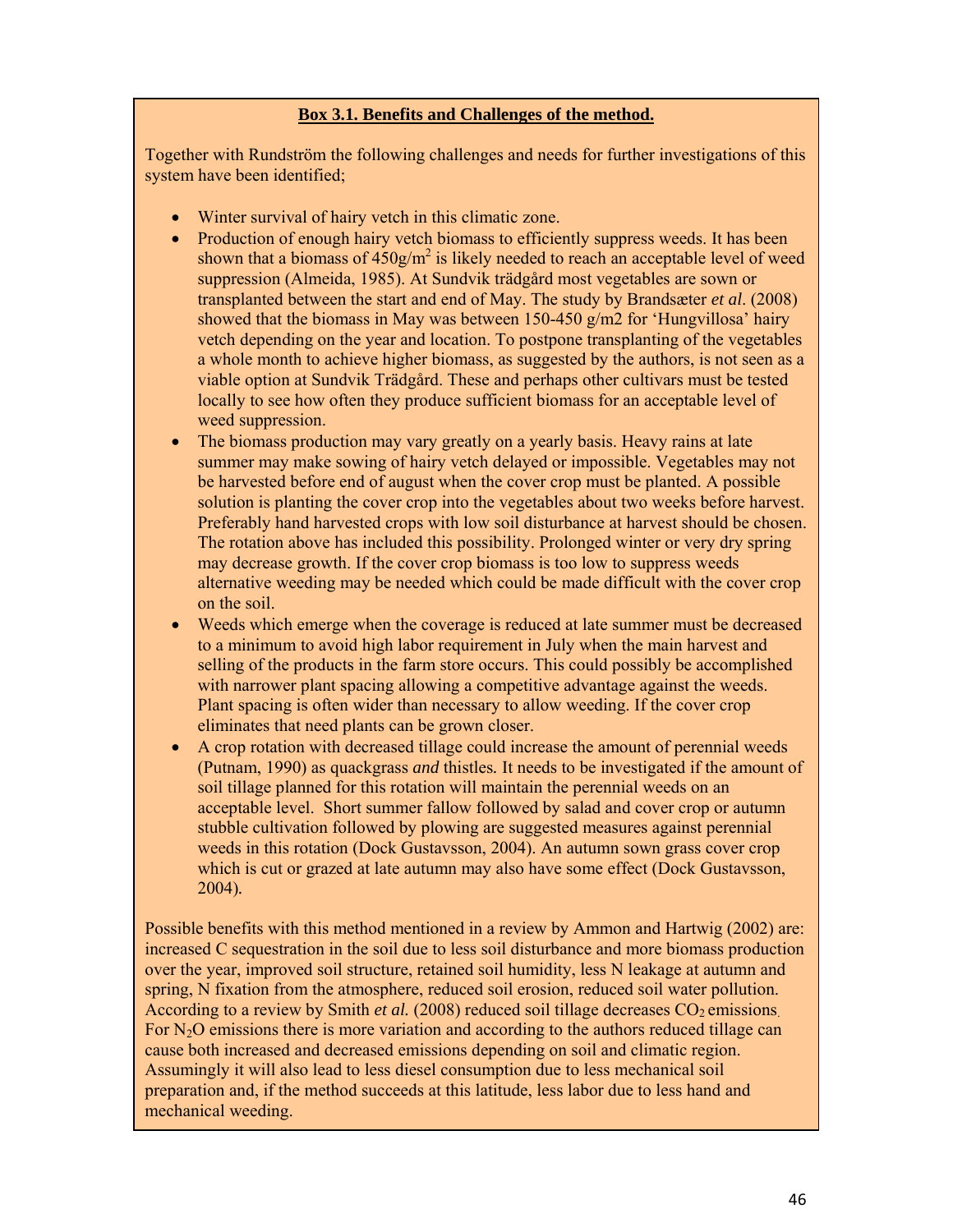**Box 3.1. Benefits and Challenges of the method.**

Together with Rundström the following challenges and needs for further investigations of this system have been identified;

- Winter survival of hairy vetch in this climatic zone.
- Production of enough hairy vetch biomass to efficiently suppress weeds. It has been shown that a biomass of $450g/m^2$ is likely needed to reach an acceptable level of weed suppression (Almeida, 1985). At Sundvik trädgård most vegetables are sown or transplanted between the start and end of May. The study by Brandsæter *et al*. (2008) showed that the biomass in May was between 150-450 g/m2 for 'Hungvillosa' hairy vetch depending on the year and location. To postpone transplanting of the vegetables a whole month to achieve higher biomass, as suggested by the authors, is not seen as a viable option at Sundvik Trädgård. These and perhaps other cultivars must be tested locally to see how often they produce sufficient biomass for an acceptable level of weed suppression.
- The biomass production may vary greatly on a yearly basis. Heavy rains at late summer may make sowing of hairy vetch delayed or impossible. Vegetables may not be harvested before end of august when the cover crop must be planted. A possible solution is planting the cover crop into the vegetables about two weeks before harvest. Preferably hand harvested crops with low soil disturbance at harvest should be chosen. The rotation above has included this possibility. Prolonged winter or very dry spring may decrease growth. If the cover crop biomass is too low to suppress weeds alternative weeding may be needed which could be made difficult with the cover crop on the soil.
- Weeds which emerge when the coverage is reduced at late summer must be decreased to a minimum to avoid high labor requirement in July when the main harvest and selling of the products in the farm store occurs. This could possibly be accomplished with narrower plant spacing allowing a competitive advantage against the weeds. Plant spacing is often wider than necessary to allow weeding. If the cover crop eliminates that need plants can be grown closer.
- A crop rotation with decreased tillage could increase the amount of perennial weeds (Putnam, 1990) as quackgrass *and* thistles. It needs to be investigated if the amount of soil tillage planned for this rotation will maintain the perennial weeds on an acceptable level. Short summer fallow followed by salad and cover crop or autumn stubble cultivation followed by plowing are suggested measures against perennial weeds in this rotation (Dock Gustavsson, 2004). An autumn sown grass cover crop which is cut or grazed at late autumn may also have some effect (Dock Gustavsson, 2004).

Possible benefits with this method mentioned in a review by Ammon and Hartwig (2002) are: increased C sequestration in the soil due to less soil disturbance and more biomass production over the year, improved soil structure, retained soil humidity, less N leakage at autumn and spring, N fixation from the atmosphere, reduced soil erosion, reduced soil water pollution. According to a review by Smith *et al.* (2008) reduced soil tillage decreases $CO_2$ emissions. For $N_2O$ emissions there is more variation and according to the authors reduced tillage can cause both increased and decreased emissions depending on soil and climatic region. Assumingly it will also lead to less diesel consumption due to less mechanical soil preparation and, if the method succeeds at this latitude, less labor due to less hand and mechanical weeding.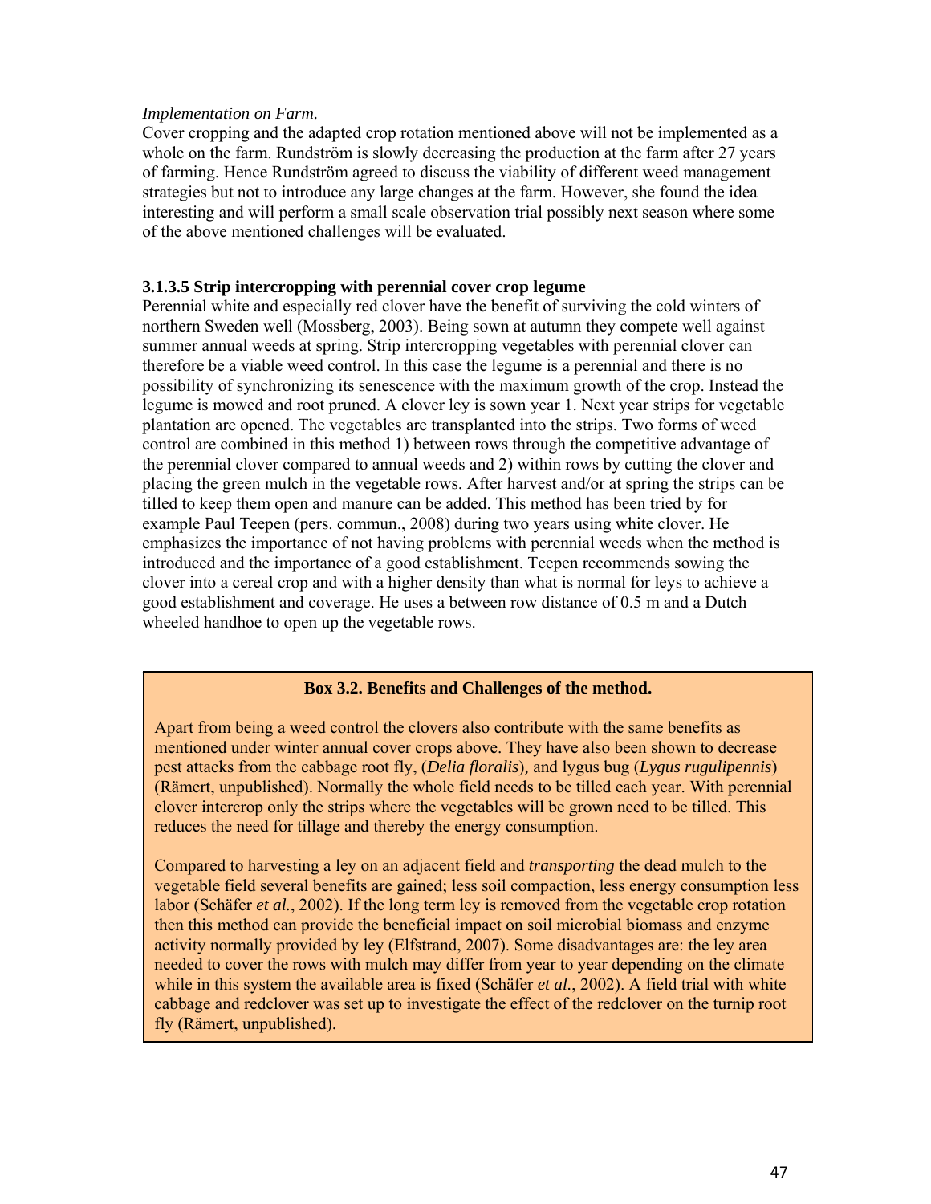*Implementation on Farm.*

Cover cropping and the adapted crop rotation mentioned above will not be implemented as a whole on the farm. Rundström is slowly decreasing the production at the farm after 27 years of farming. Hence Rundström agreed to discuss the viability of different weed management strategies but not to introduce any large changes at the farm. However, she found the idea interesting and will perform a small scale observation trial possibly next season where some of the above mentioned challenges will be evaluated.

### 3.1.3.5 Strip intercropping with perennial cover crop legume

Perennial white and especially red clover have the benefit of surviving the cold winters of northern Sweden well (Mossberg, 2003). Being sown at autumn they compete well against summer annual weeds at spring. Strip intercropping vegetables with perennial clover can therefore be a viable weed control. In this case the legume is a perennial and there is no possibility of synchronizing its senescence with the maximum growth of the crop. Instead the legume is mowed and root pruned. A clover ley is sown year 1. Next year strips for vegetable plantation are opened. The vegetables are transplanted into the strips. Two forms of weed control are combined in this method 1) between rows through the competitive advantage of the perennial clover compared to annual weeds and 2) within rows by cutting the clover and placing the green mulch in the vegetable rows. After harvest and/or at spring the strips can be tilled to keep them open and manure can be added. This method has been tried by for example Paul Teepen (pers. commun., 2008) during two years using white clover. He emphasizes the importance of not having problems with perennial weeds when the method is introduced and the importance of a good establishment. Teepen recommends sowing the clover into a cereal crop and with a higher density than what is normal for leys to achieve a good establishment and coverage. He uses a between row distance of 0.5 m and a Dutch wheeled handhoe to open up the vegetable rows.

**Box 3.2. Benefits and Challenges of the method.**

Apart from being a weed control the clovers also contribute with the same benefits as mentioned under winter annual cover crops above. They have also been shown to decrease pest attacks from the cabbage root fly, (*Delia floralis*), and lygus bug (*Lygus rugulipennis*) (Rämert, unpublished). Normally the whole field needs to be tilled each year. With perennial clover intercrop only the strips where the vegetables will be grown need to be tilled. This reduces the need for tillage and thereby the energy consumption.

Compared to harvesting a ley on an adjacent field and *transporting* the dead mulch to the vegetable field several benefits are gained; less soil compaction, less energy consumption less labor (Schäfer *et al.*, 2002). If the long term ley is removed from the vegetable crop rotation then this method can provide the beneficial impact on soil microbial biomass and enzyme activity normally provided by ley (Elfstrand, 2007). Some disadvantages are: the ley area needed to cover the rows with mulch may differ from year to year depending on the climate while in this system the available area is fixed (Schäfer *et al.*, 2002). A field trial with white cabbage and redclover was set up to investigate the effect of the redclover on the turnip root fly (Rämert, unpublished).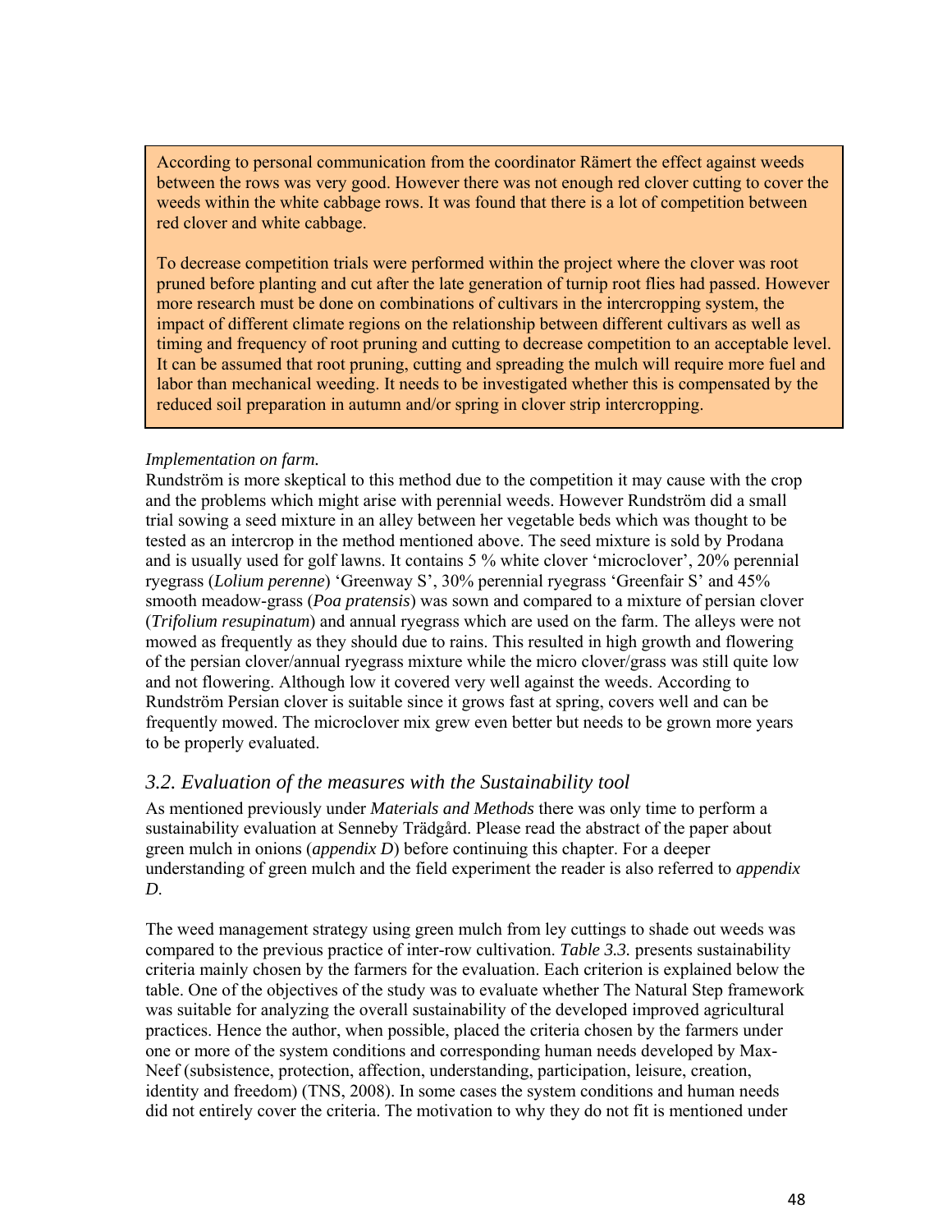According to personal communication from the coordinator Rämert the effect against weeds between the rows was very good. However there was not enough red clover cutting to cover the weeds within the white cabbage rows. It was found that there is a lot of competition between red clover and white cabbage.

To decrease competition trials were performed within the project where the clover was root pruned before planting and cut after the late generation of turnip root flies had passed. However more research must be done on combinations of cultivars in the intercropping system, the impact of different climate regions on the relationship between different cultivars as well as timing and frequency of root pruning and cutting to decrease competition to an acceptable level. It can be assumed that root pruning, cutting and spreading the mulch will require more fuel and labor than mechanical weeding. It needs to be investigated whether this is compensated by the reduced soil preparation in autumn and/or spring in clover strip intercropping.

*Implementation on farm.*

Rundström is more skeptical to this method due to the competition it may cause with the crop and the problems which might arise with perennial weeds. However Rundström did a small trial sowing a seed mixture in an alley between her vegetable beds which was thought to be tested as an intercrop in the method mentioned above. The seed mixture is sold by Prodana and is usually used for golf lawns. It contains 5 % white clover 'microclover', 20% perennial ryegrass (*Lolium perenne*) 'Greenway S', 30% perennial ryegrass 'Greenfair S' and 45% smooth meadow-grass (*Poa pratensis*) was sown and compared to a mixture of persian clover (*Trifolium resupinatum*) and annual ryegrass which are used on the farm. The alleys were not mowed as frequently as they should due to rains. This resulted in high growth and flowering of the persian clover/annual ryegrass mixture while the micro clover/grass was still quite low and not flowering. Although low it covered very well against the weeds. According to Rundström Persian clover is suitable since it grows fast at spring, covers well and can be frequently mowed. The microclover mix grew even better but needs to be grown more years to be properly evaluated.

## *3.2. Evaluation of the measures with the Sustainability tool*

As mentioned previously under *Materials and Methods* there was only time to perform a sustainability evaluation at Senneby Trädgård. Please read the abstract of the paper about green mulch in onions (*appendix D*) before continuing this chapter. For a deeper understanding of green mulch and the field experiment the reader is also referred to *appendix D*.

The weed management strategy using green mulch from ley cuttings to shade out weeds was compared to the previous practice of inter-row cultivation. *Table 3.3.* presents sustainability criteria mainly chosen by the farmers for the evaluation. Each criterion is explained below the table. One of the objectives of the study was to evaluate whether The Natural Step framework was suitable for analyzing the overall sustainability of the developed improved agricultural practices. Hence the author, when possible, placed the criteria chosen by the farmers under one or more of the system conditions and corresponding human needs developed by Max-Neef (subsistence, protection, affection, understanding, participation, leisure, creation, identity and freedom) (TNS, 2008). In some cases the system conditions and human needs did not entirely cover the criteria. The motivation to why they do not fit is mentioned under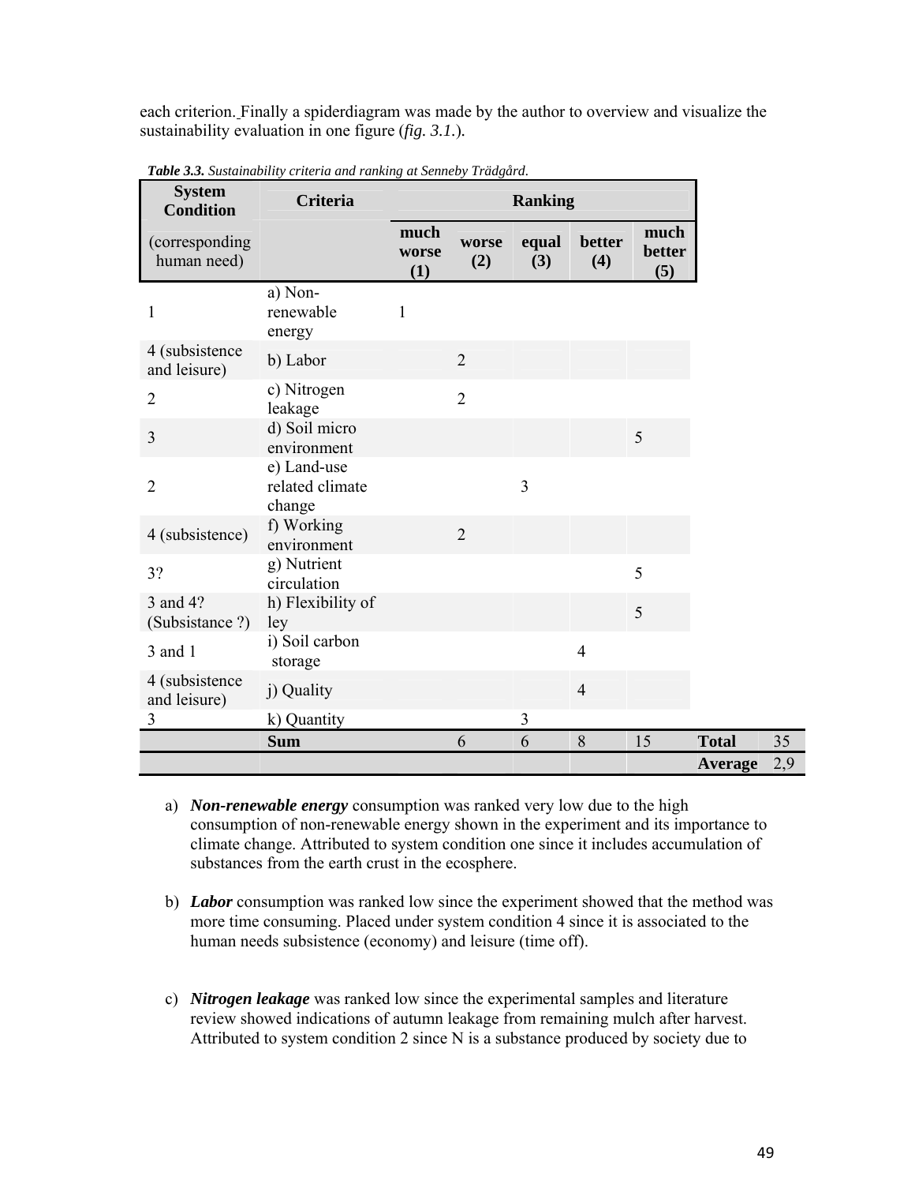each criterion. Finally a spiderdiagram was made by the author to overview and visualize the sustainability evaluation in one figure (*fig. 3.1.*).

***Table 3.3.*** *Sustainability criteria and ranking at Senneby Trädgård.*

| System Condition (corresponding human need) | Criteria | much worse (1) | worse (2) | equal (3) | better (4) | much better (5) | | |
|---|---|---|---|---|---|---|---|---|
| 1 | a) Non-renewable energy | 1 | | | | | | |
| 4 (subsistence and leisure) | b) Labor | | 2 | | | | | |
| 2 | c) Nitrogen leakage | | 2 | | | | | |
| 3 | d) Soil micro environment | | | | | 5 | | |
| 2 | e) Land-use related climate change | | | 3 | | | | |
| 4 (subsistence) | f) Working environment | | 2 | | | | | |
| 3? | g) Nutrient circulation | | | | | 5 | | |
| 3 and 4? (Subsistance ?) | h) Flexibility of ley | | | | | 5 | | |
| 3 and 1 | i) Soil carbon storage | | | | 4 | | | |
| 4 (subsistence and leisure) | j) Quality | | | | 4 | | | |
| 3 | k) Quantity | | | 3 | | | | |
| | **Sum** | | 6 | 6 | 8 | 15 | **Total** | 35 |
| | | | | | | | **Average** | 2,9 |

a) ***Non-renewable energy*** consumption was ranked very low due to the high consumption of non-renewable energy shown in the experiment and its importance to climate change. Attributed to system condition one since it includes accumulation of substances from the earth crust in the ecosphere.

b) ***Labor*** consumption was ranked low since the experiment showed that the method was more time consuming. Placed under system condition 4 since it is associated to the human needs subsistence (economy) and leisure (time off).

c) ***Nitrogen leakage*** was ranked low since the experimental samples and literature review showed indications of autumn leakage from remaining mulch after harvest. Attributed to system condition 2 since N is a substance produced by society due to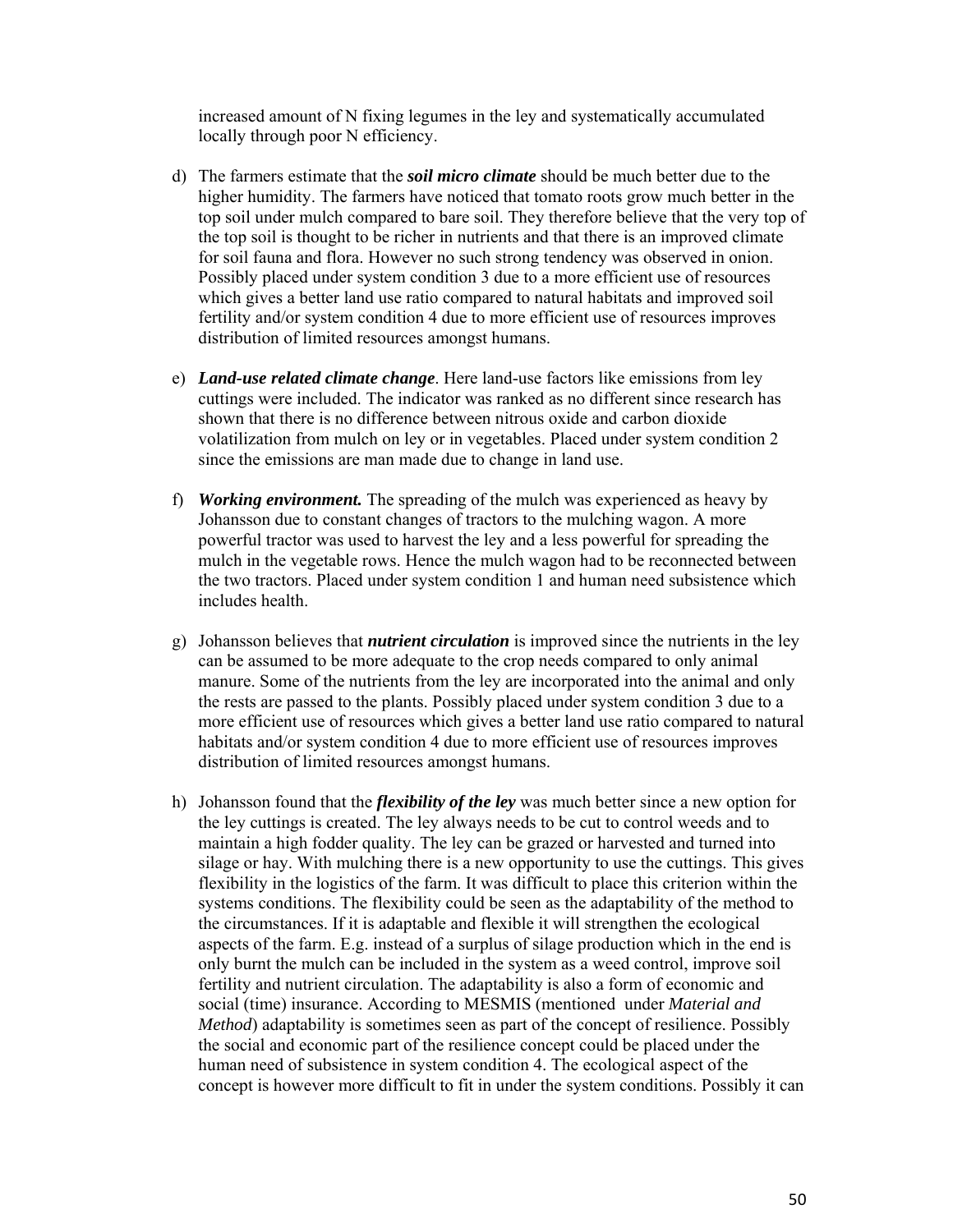increased amount of N fixing legumes in the ley and systematically accumulated locally through poor N efficiency.

d) The farmers estimate that the ***soil micro climate*** should be much better due to the higher humidity. The farmers have noticed that tomato roots grow much better in the top soil under mulch compared to bare soil. They therefore believe that the very top of the top soil is thought to be richer in nutrients and that there is an improved climate for soil fauna and flora. However no such strong tendency was observed in onion. Possibly placed under system condition 3 due to a more efficient use of resources which gives a better land use ratio compared to natural habitats and improved soil fertility and/or system condition 4 due to more efficient use of resources improves distribution of limited resources amongst humans.

e) ***Land-use related climate change***. Here land-use factors like emissions from ley cuttings were included. The indicator was ranked as no different since research has shown that there is no difference between nitrous oxide and carbon dioxide volatilization from mulch on ley or in vegetables. Placed under system condition 2 since the emissions are man made due to change in land use.

f) ***Working environment.*** The spreading of the mulch was experienced as heavy by Johansson due to constant changes of tractors to the mulching wagon. A more powerful tractor was used to harvest the ley and a less powerful for spreading the mulch in the vegetable rows. Hence the mulch wagon had to be reconnected between the two tractors. Placed under system condition 1 and human need subsistence which includes health.

g) Johansson believes that ***nutrient circulation*** is improved since the nutrients in the ley can be assumed to be more adequate to the crop needs compared to only animal manure. Some of the nutrients from the ley are incorporated into the animal and only the rests are passed to the plants. Possibly placed under system condition 3 due to a more efficient use of resources which gives a better land use ratio compared to natural habitats and/or system condition 4 due to more efficient use of resources improves distribution of limited resources amongst humans.

h) Johansson found that the ***flexibility of the ley*** was much better since a new option for the ley cuttings is created. The ley always needs to be cut to control weeds and to maintain a high fodder quality. The ley can be grazed or harvested and turned into silage or hay. With mulching there is a new opportunity to use the cuttings. This gives flexibility in the logistics of the farm. It was difficult to place this criterion within the systems conditions. The flexibility could be seen as the adaptability of the method to the circumstances. If it is adaptable and flexible it will strengthen the ecological aspects of the farm. E.g. instead of a surplus of silage production which in the end is only burnt the mulch can be included in the system as a weed control, improve soil fertility and nutrient circulation. The adaptability is also a form of economic and social (time) insurance. According to MESMIS (mentioned under *Material and Method*) adaptability is sometimes seen as part of the concept of resilience. Possibly the social and economic part of the resilience concept could be placed under the human need of subsistence in system condition 4. The ecological aspect of the concept is however more difficult to fit in under the system conditions. Possibly it can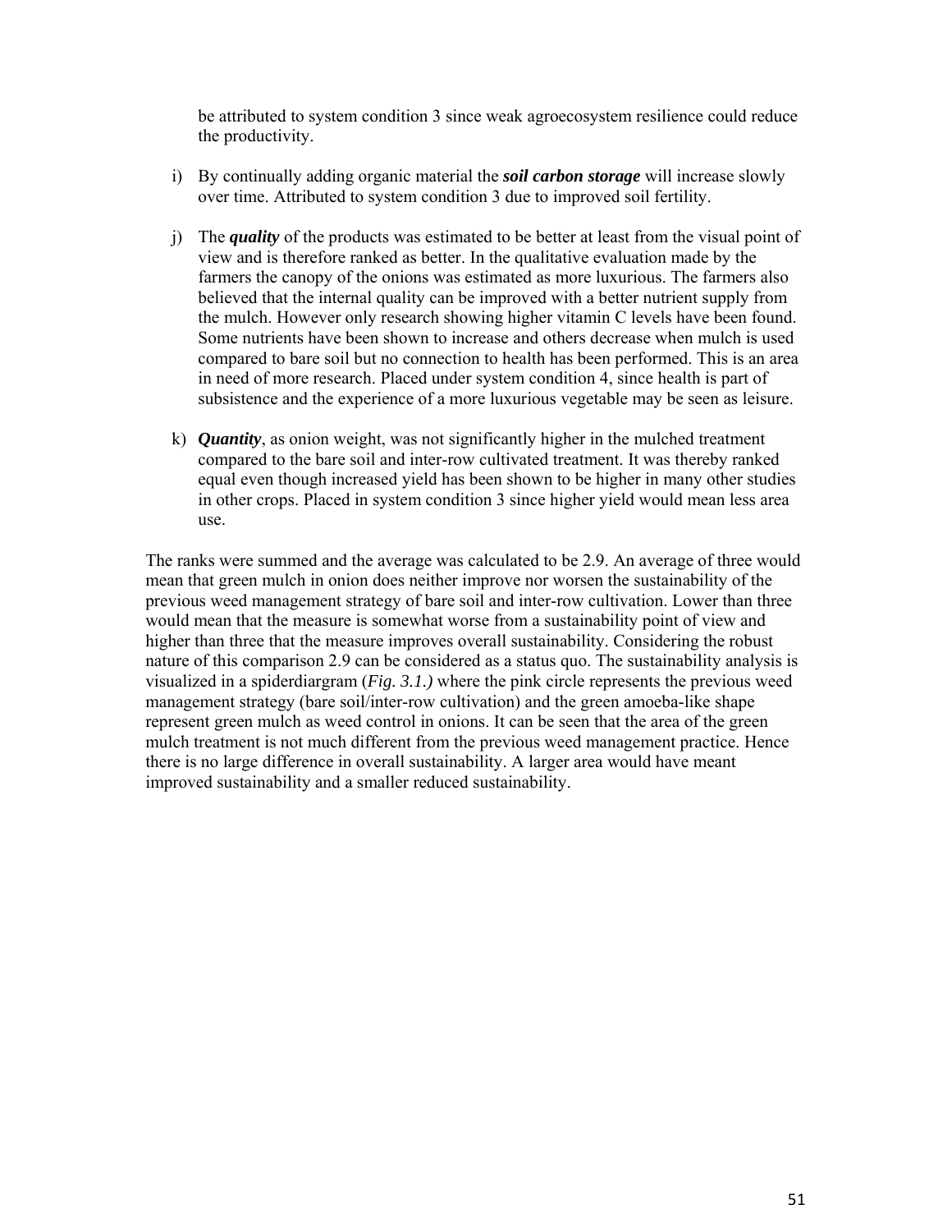be attributed to system condition 3 since weak agroecosystem resilience could reduce the productivity.

i) By continually adding organic material the ***soil carbon storage*** will increase slowly over time. Attributed to system condition 3 due to improved soil fertility.

j) The ***quality*** of the products was estimated to be better at least from the visual point of view and is therefore ranked as better. In the qualitative evaluation made by the farmers the canopy of the onions was estimated as more luxurious. The farmers also believed that the internal quality can be improved with a better nutrient supply from the mulch. However only research showing higher vitamin C levels have been found. Some nutrients have been shown to increase and others decrease when mulch is used compared to bare soil but no connection to health has been performed. This is an area in need of more research. Placed under system condition 4, since health is part of subsistence and the experience of a more luxurious vegetable may be seen as leisure.

k) ***Quantity***, as onion weight, was not significantly higher in the mulched treatment compared to the bare soil and inter-row cultivated treatment. It was thereby ranked equal even though increased yield has been shown to be higher in many other studies in other crops. Placed in system condition 3 since higher yield would mean less area use.

The ranks were summed and the average was calculated to be 2.9. An average of three would mean that green mulch in onion does neither improve nor worsen the sustainability of the previous weed management strategy of bare soil and inter-row cultivation. Lower than three would mean that the measure is somewhat worse from a sustainability point of view and higher than three that the measure improves overall sustainability. Considering the robust nature of this comparison 2.9 can be considered as a status quo. The sustainability analysis is visualized in a spiderdiargram (*Fig. 3.1.)* where the pink circle represents the previous weed management strategy (bare soil/inter-row cultivation) and the green amoeba-like shape represent green mulch as weed control in onions. It can be seen that the area of the green mulch treatment is not much different from the previous weed management practice. Hence there is no large difference in overall sustainability. A larger area would have meant improved sustainability and a smaller reduced sustainability.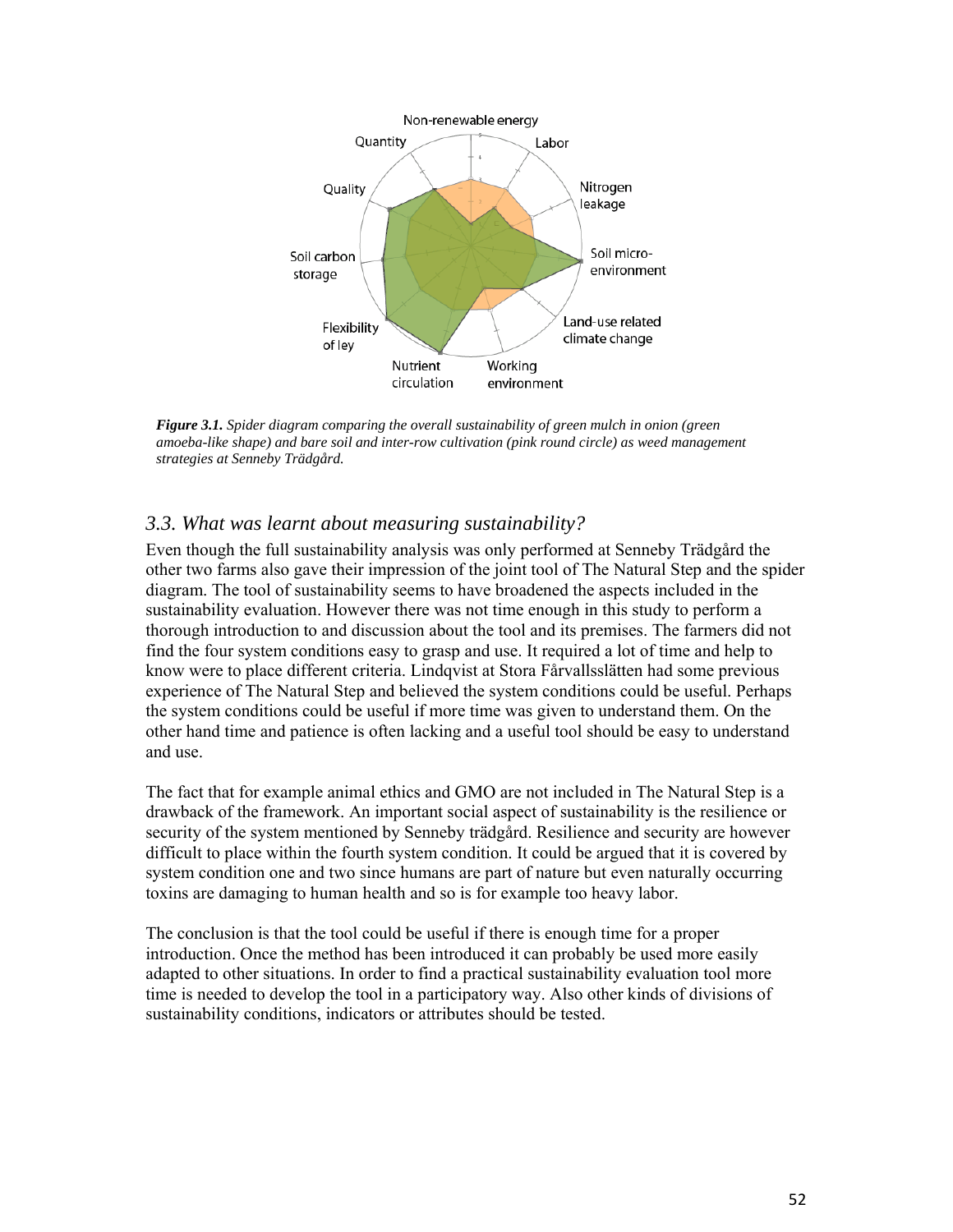Non-renewable energy

Quantity

Labor

Quality

Nitrogen leakage

Soil carbon storage

Soil micro-environment

Flexibility of ley

Land-use related climate change

Nutrient circulation

Working environment

***Figure 3.1.*** *Spider diagram comparing the overall sustainability of green mulch in onion (green amoeba-like shape) and bare soil and inter-row cultivation (pink round circle) as weed management strategies at Senneby Trädgård.*

### *3.3. What was learnt about measuring sustainability?*

Even though the full sustainability analysis was only performed at Senneby Trädgård the other two farms also gave their impression of the joint tool of The Natural Step and the spider diagram. The tool of sustainability seems to have broadened the aspects included in the sustainability evaluation. However there was not time enough in this study to perform a thorough introduction to and discussion about the tool and its premises. The farmers did not find the four system conditions easy to grasp and use. It required a lot of time and help to know were to place different criteria. Lindqvist at Stora Fårvallsslätten had some previous experience of The Natural Step and believed the system conditions could be useful. Perhaps the system conditions could be useful if more time was given to understand them. On the other hand time and patience is often lacking and a useful tool should be easy to understand and use.

The fact that for example animal ethics and GMO are not included in The Natural Step is a drawback of the framework. An important social aspect of sustainability is the resilience or security of the system mentioned by Senneby trädgård. Resilience and security are however difficult to place within the fourth system condition. It could be argued that it is covered by system condition one and two since humans are part of nature but even naturally occurring toxins are damaging to human health and so is for example too heavy labor.

The conclusion is that the tool could be useful if there is enough time for a proper introduction. Once the method has been introduced it can probably be used more easily adapted to other situations. In order to find a practical sustainability evaluation tool more time is needed to develop the tool in a participatory way. Also other kinds of divisions of sustainability conditions, indicators or attributes should be tested.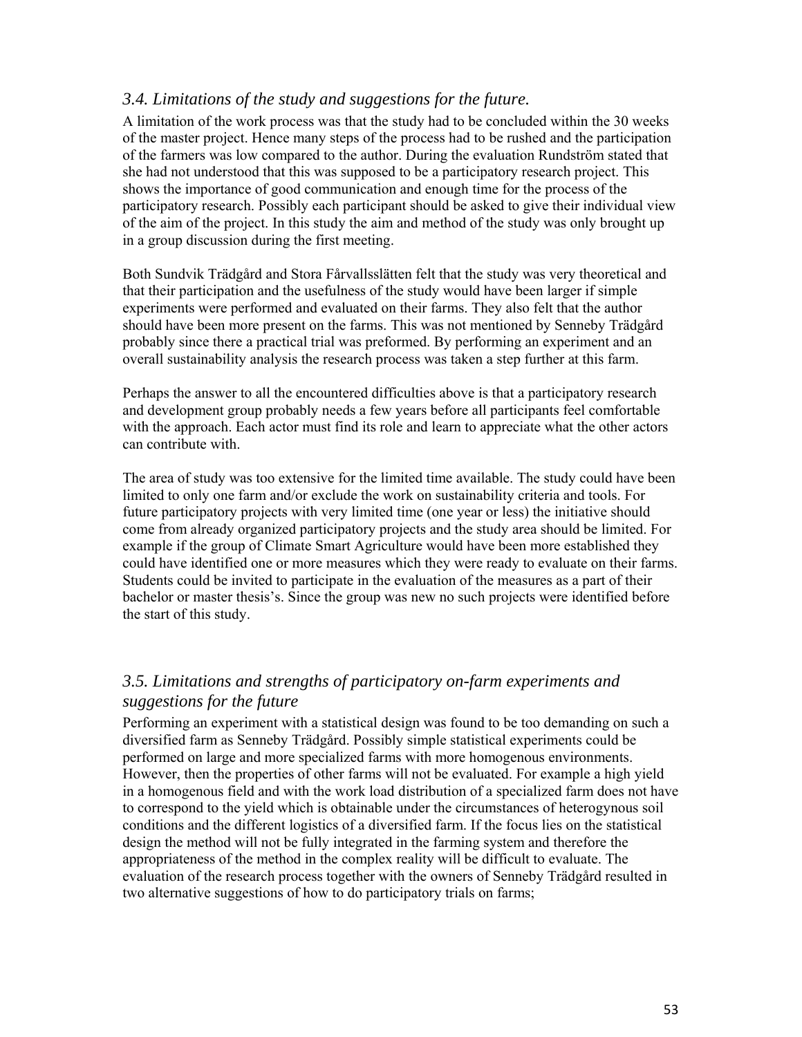### *3.4. Limitations of the study and suggestions for the future.*

A limitation of the work process was that the study had to be concluded within the 30 weeks of the master project. Hence many steps of the process had to be rushed and the participation of the farmers was low compared to the author. During the evaluation Rundström stated that she had not understood that this was supposed to be a participatory research project. This shows the importance of good communication and enough time for the process of the participatory research. Possibly each participant should be asked to give their individual view of the aim of the project. In this study the aim and method of the study was only brought up in a group discussion during the first meeting.

Both Sundvik Trädgård and Stora Fårvallsslätten felt that the study was very theoretical and that their participation and the usefulness of the study would have been larger if simple experiments were performed and evaluated on their farms. They also felt that the author should have been more present on the farms. This was not mentioned by Senneby Trädgård probably since there a practical trial was preformed. By performing an experiment and an overall sustainability analysis the research process was taken a step further at this farm.

Perhaps the answer to all the encountered difficulties above is that a participatory research and development group probably needs a few years before all participants feel comfortable with the approach. Each actor must find its role and learn to appreciate what the other actors can contribute with.

The area of study was too extensive for the limited time available. The study could have been limited to only one farm and/or exclude the work on sustainability criteria and tools. For future participatory projects with very limited time (one year or less) the initiative should come from already organized participatory projects and the study area should be limited. For example if the group of Climate Smart Agriculture would have been more established they could have identified one or more measures which they were ready to evaluate on their farms. Students could be invited to participate in the evaluation of the measures as a part of their bachelor or master thesis's. Since the group was new no such projects were identified before the start of this study.

### *3.5. Limitations and strengths of participatory on-farm experiments and suggestions for the future*

Performing an experiment with a statistical design was found to be too demanding on such a diversified farm as Senneby Trädgård. Possibly simple statistical experiments could be performed on large and more specialized farms with more homogenous environments. However, then the properties of other farms will not be evaluated. For example a high yield in a homogenous field and with the work load distribution of a specialized farm does not have to correspond to the yield which is obtainable under the circumstances of heterogynous soil conditions and the different logistics of a diversified farm. If the focus lies on the statistical design the method will not be fully integrated in the farming system and therefore the appropriateness of the method in the complex reality will be difficult to evaluate. The evaluation of the research process together with the owners of Senneby Trädgård resulted in two alternative suggestions of how to do participatory trials on farms;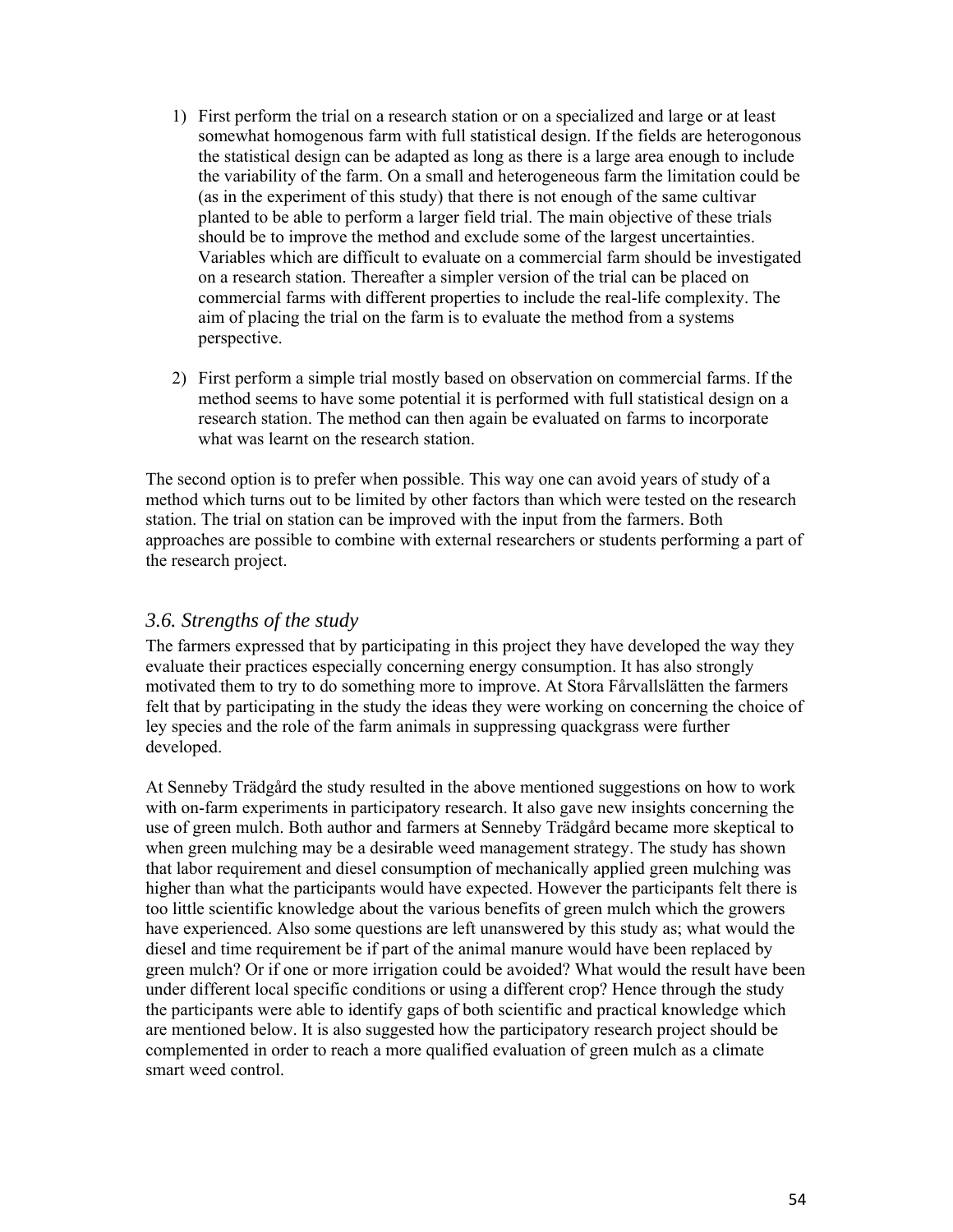1) First perform the trial on a research station or on a specialized and large or at least somewhat homogenous farm with full statistical design. If the fields are heterogonous the statistical design can be adapted as long as there is a large area enough to include the variability of the farm. On a small and heterogeneous farm the limitation could be (as in the experiment of this study) that there is not enough of the same cultivar planted to be able to perform a larger field trial. The main objective of these trials should be to improve the method and exclude some of the largest uncertainties. Variables which are difficult to evaluate on a commercial farm should be investigated on a research station. Thereafter a simpler version of the trial can be placed on commercial farms with different properties to include the real-life complexity. The aim of placing the trial on the farm is to evaluate the method from a systems perspective.

2) First perform a simple trial mostly based on observation on commercial farms. If the method seems to have some potential it is performed with full statistical design on a research station. The method can then again be evaluated on farms to incorporate what was learnt on the research station.

The second option is to prefer when possible. This way one can avoid years of study of a method which turns out to be limited by other factors than which were tested on the research station. The trial on station can be improved with the input from the farmers. Both approaches are possible to combine with external researchers or students performing a part of the research project.

### *3.6. Strengths of the study*

The farmers expressed that by participating in this project they have developed the way they evaluate their practices especially concerning energy consumption. It has also strongly motivated them to try to do something more to improve. At Stora Fårvallslätten the farmers felt that by participating in the study the ideas they were working on concerning the choice of ley species and the role of the farm animals in suppressing quackgrass were further developed.

At Senneby Trädgård the study resulted in the above mentioned suggestions on how to work with on-farm experiments in participatory research. It also gave new insights concerning the use of green mulch. Both author and farmers at Senneby Trädgård became more skeptical to when green mulching may be a desirable weed management strategy. The study has shown that labor requirement and diesel consumption of mechanically applied green mulching was higher than what the participants would have expected. However the participants felt there is too little scientific knowledge about the various benefits of green mulch which the growers have experienced. Also some questions are left unanswered by this study as; what would the diesel and time requirement be if part of the animal manure would have been replaced by green mulch? Or if one or more irrigation could be avoided? What would the result have been under different local specific conditions or using a different crop? Hence through the study the participants were able to identify gaps of both scientific and practical knowledge which are mentioned below. It is also suggested how the participatory research project should be complemented in order to reach a more qualified evaluation of green mulch as a climate smart weed control.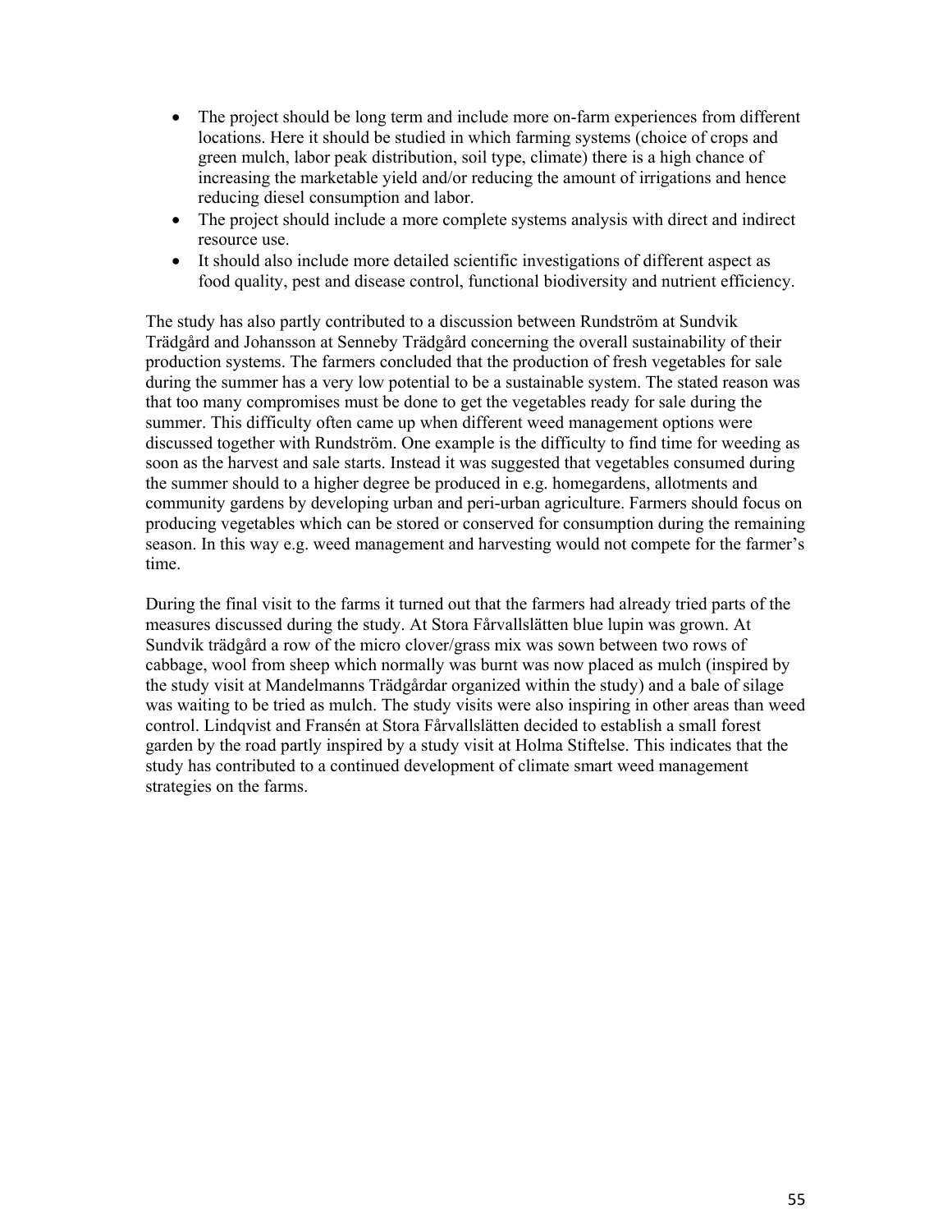- The project should be long term and include more on-farm experiences from different locations. Here it should be studied in which farming systems (choice of crops and green mulch, labor peak distribution, soil type, climate) there is a high chance of increasing the marketable yield and/or reducing the amount of irrigations and hence reducing diesel consumption and labor.
- The project should include a more complete systems analysis with direct and indirect resource use.
- It should also include more detailed scientific investigations of different aspect as food quality, pest and disease control, functional biodiversity and nutrient efficiency.

The study has also partly contributed to a discussion between Rundström at Sundvik Trädgård and Johansson at Senneby Trädgård concerning the overall sustainability of their production systems. The farmers concluded that the production of fresh vegetables for sale during the summer has a very low potential to be a sustainable system. The stated reason was that too many compromises must be done to get the vegetables ready for sale during the summer. This difficulty often came up when different weed management options were discussed together with Rundström. One example is the difficulty to find time for weeding as soon as the harvest and sale starts. Instead it was suggested that vegetables consumed during the summer should to a higher degree be produced in e.g. homegardens, allotments and community gardens by developing urban and peri-urban agriculture. Farmers should focus on producing vegetables which can be stored or conserved for consumption during the remaining season. In this way e.g. weed management and harvesting would not compete for the farmer's time.

During the final visit to the farms it turned out that the farmers had already tried parts of the measures discussed during the study. At Stora Fårvallslätten blue lupin was grown. At Sundvik trädgård a row of the micro clover/grass mix was sown between two rows of cabbage, wool from sheep which normally was burnt was now placed as mulch (inspired by the study visit at Mandelmanns Trädgårdar organized within the study) and a bale of silage was waiting to be tried as mulch. The study visits were also inspiring in other areas than weed control. Lindqvist and Fransén at Stora Fårvallslätten decided to establish a small forest garden by the road partly inspired by a study visit at Holma Stiftelse. This indicates that the study has contributed to a continued development of climate smart weed management strategies on the farms.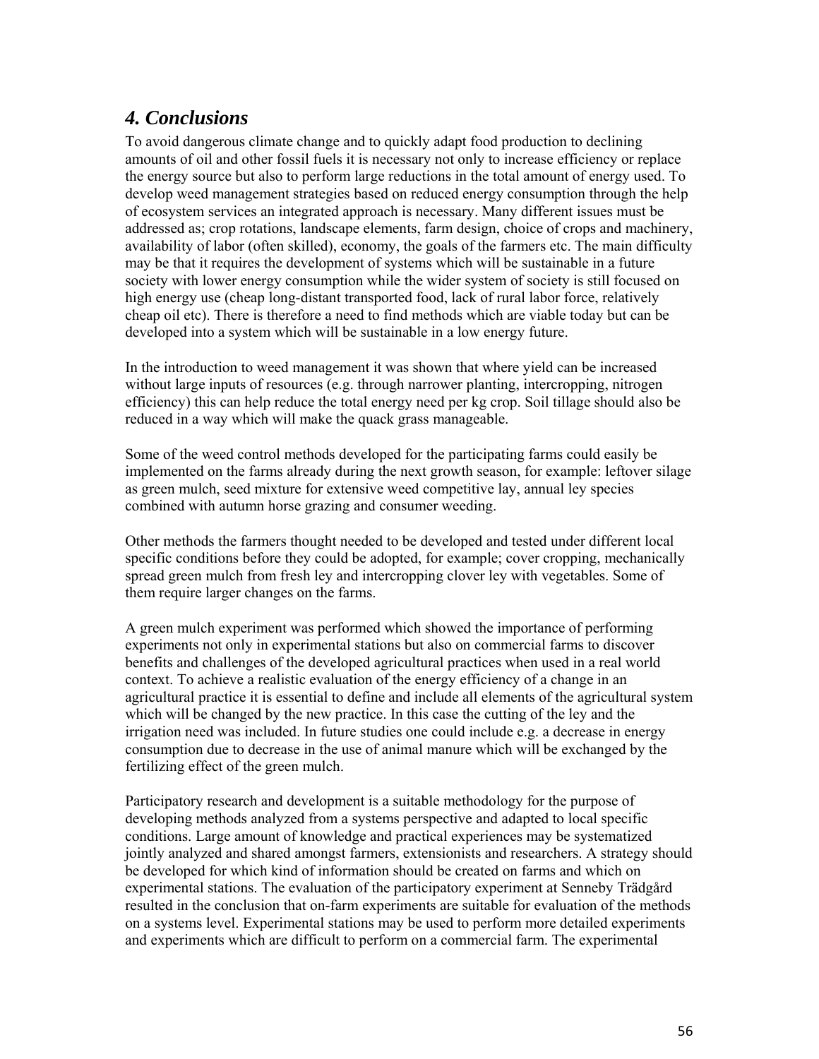## *4. Conclusions*

To avoid dangerous climate change and to quickly adapt food production to declining amounts of oil and other fossil fuels it is necessary not only to increase efficiency or replace the energy source but also to perform large reductions in the total amount of energy used. To develop weed management strategies based on reduced energy consumption through the help of ecosystem services an integrated approach is necessary. Many different issues must be addressed as; crop rotations, landscape elements, farm design, choice of crops and machinery, availability of labor (often skilled), economy, the goals of the farmers etc. The main difficulty may be that it requires the development of systems which will be sustainable in a future society with lower energy consumption while the wider system of society is still focused on high energy use (cheap long-distant transported food, lack of rural labor force, relatively cheap oil etc). There is therefore a need to find methods which are viable today but can be developed into a system which will be sustainable in a low energy future.

In the introduction to weed management it was shown that where yield can be increased without large inputs of resources (e.g. through narrower planting, intercropping, nitrogen efficiency) this can help reduce the total energy need per kg crop. Soil tillage should also be reduced in a way which will make the quack grass manageable.

Some of the weed control methods developed for the participating farms could easily be implemented on the farms already during the next growth season, for example: leftover silage as green mulch, seed mixture for extensive weed competitive lay, annual ley species combined with autumn horse grazing and consumer weeding.

Other methods the farmers thought needed to be developed and tested under different local specific conditions before they could be adopted, for example; cover cropping, mechanically spread green mulch from fresh ley and intercropping clover ley with vegetables. Some of them require larger changes on the farms.

A green mulch experiment was performed which showed the importance of performing experiments not only in experimental stations but also on commercial farms to discover benefits and challenges of the developed agricultural practices when used in a real world context. To achieve a realistic evaluation of the energy efficiency of a change in an agricultural practice it is essential to define and include all elements of the agricultural system which will be changed by the new practice. In this case the cutting of the ley and the irrigation need was included. In future studies one could include e.g. a decrease in energy consumption due to decrease in the use of animal manure which will be exchanged by the fertilizing effect of the green mulch.

Participatory research and development is a suitable methodology for the purpose of developing methods analyzed from a systems perspective and adapted to local specific conditions. Large amount of knowledge and practical experiences may be systematized jointly analyzed and shared amongst farmers, extensionists and researchers. A strategy should be developed for which kind of information should be created on farms and which on experimental stations. The evaluation of the participatory experiment at Senneby Trädgård resulted in the conclusion that on-farm experiments are suitable for evaluation of the methods on a systems level. Experimental stations may be used to perform more detailed experiments and experiments which are difficult to perform on a commercial farm. The experimental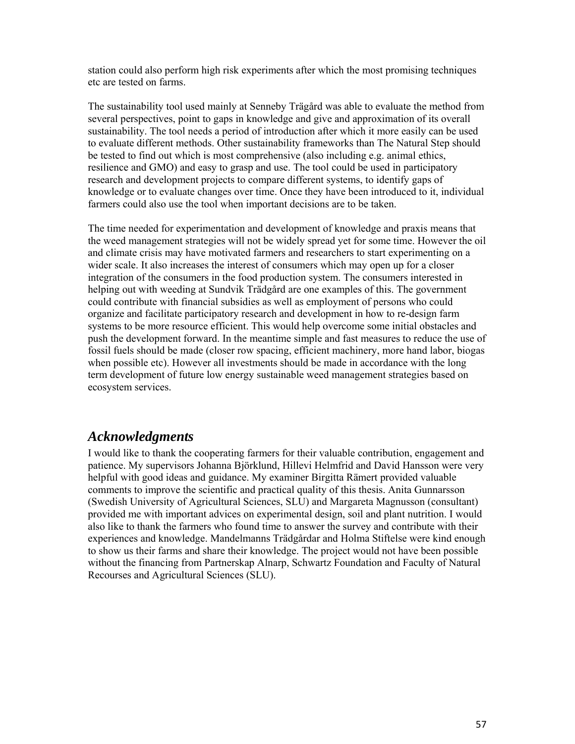station could also perform high risk experiments after which the most promising techniques etc are tested on farms.

The sustainability tool used mainly at Senneby Trägård was able to evaluate the method from several perspectives, point to gaps in knowledge and give and approximation of its overall sustainability. The tool needs a period of introduction after which it more easily can be used to evaluate different methods. Other sustainability frameworks than The Natural Step should be tested to find out which is most comprehensive (also including e.g. animal ethics, resilience and GMO) and easy to grasp and use. The tool could be used in participatory research and development projects to compare different systems, to identify gaps of knowledge or to evaluate changes over time. Once they have been introduced to it, individual farmers could also use the tool when important decisions are to be taken.

The time needed for experimentation and development of knowledge and praxis means that the weed management strategies will not be widely spread yet for some time. However the oil and climate crisis may have motivated farmers and researchers to start experimenting on a wider scale. It also increases the interest of consumers which may open up for a closer integration of the consumers in the food production system. The consumers interested in helping out with weeding at Sundvik Trädgård are one examples of this. The government could contribute with financial subsidies as well as employment of persons who could organize and facilitate participatory research and development in how to re-design farm systems to be more resource efficient. This would help overcome some initial obstacles and push the development forward. In the meantime simple and fast measures to reduce the use of fossil fuels should be made (closer row spacing, efficient machinery, more hand labor, biogas when possible etc). However all investments should be made in accordance with the long term development of future low energy sustainable weed management strategies based on ecosystem services.

## *Acknowledgments*

I would like to thank the cooperating farmers for their valuable contribution, engagement and patience. My supervisors Johanna Björklund, Hillevi Helmfrid and David Hansson were very helpful with good ideas and guidance. My examiner Birgitta Rämert provided valuable comments to improve the scientific and practical quality of this thesis. Anita Gunnarsson (Swedish University of Agricultural Sciences, SLU) and Margareta Magnusson (consultant) provided me with important advices on experimental design, soil and plant nutrition. I would also like to thank the farmers who found time to answer the survey and contribute with their experiences and knowledge. Mandelmanns Trädgårdar and Holma Stiftelse were kind enough to show us their farms and share their knowledge. The project would not have been possible without the financing from Partnerskap Alnarp, Schwartz Foundation and Faculty of Natural Recourses and Agricultural Sciences (SLU).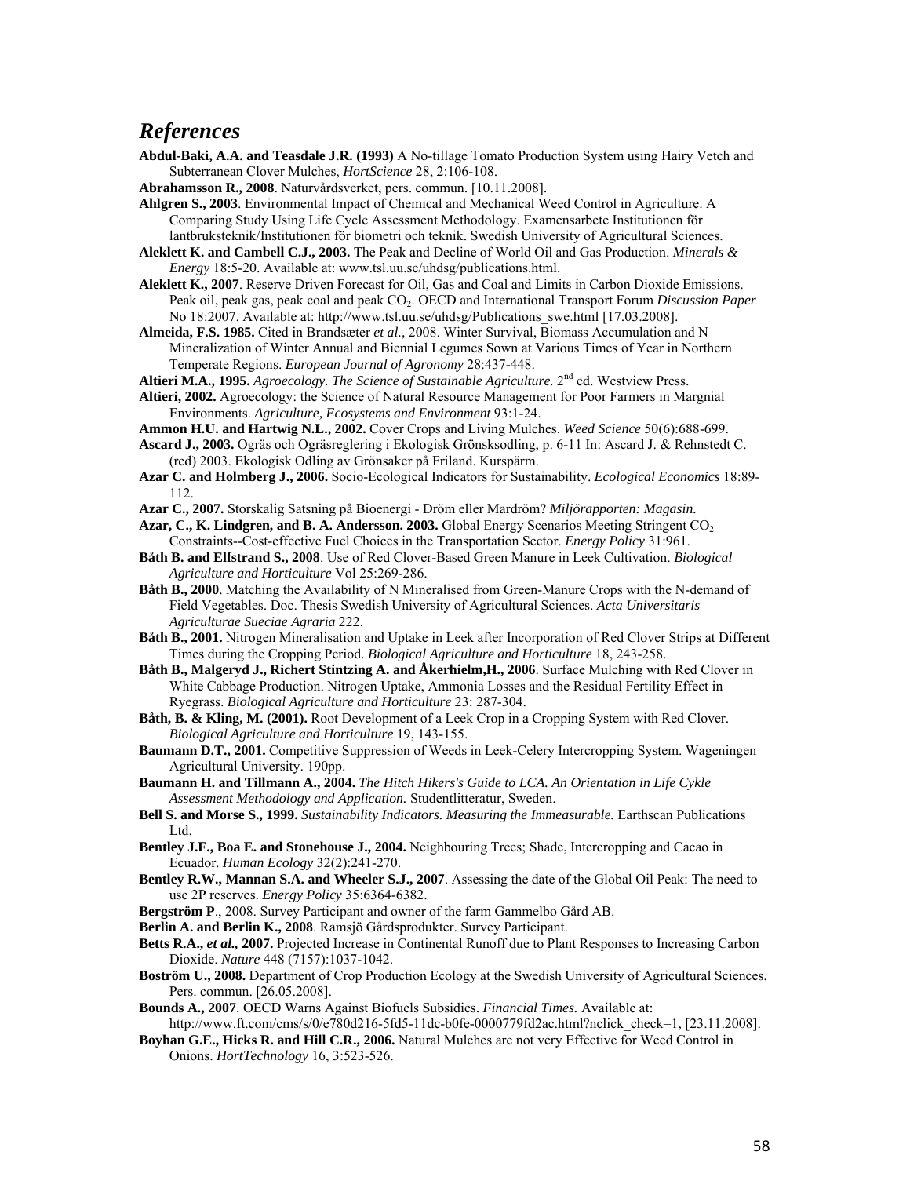## *References*

**Abdul-Baki, A.A. and Teasdale J.R. (1993)** A No-tillage Tomato Production System using Hairy Vetch and Subterranean Clover Mulches, *HortScience* 28, 2:106-108.

**Abrahamsson R., 2008**. Naturvårdsverket, pers. commun. [10.11.2008].

**Ahlgren S., 2003**. Environmental Impact of Chemical and Mechanical Weed Control in Agriculture. A Comparing Study Using Life Cycle Assessment Methodology. Examensarbete Institutionen för lantbruksteknik/Institutionen för biometri och teknik. Swedish University of Agricultural Sciences.

**Aleklett K. and Cambell C.J., 2003.** The Peak and Decline of World Oil and Gas Production. *Minerals & Energy* 18:5-20. Available at: www.tsl.uu.se/uhdsg/publications.html.

**Aleklett K., 2007**. Reserve Driven Forecast for Oil, Gas and Coal and Limits in Carbon Dioxide Emissions. Peak oil, peak gas, peak coal and peak $CO_2$. OECD and International Transport Forum *Discussion Paper* No 18:2007. Available at: http://www.tsl.uu.se/uhdsg/Publications_swe.html [17.03.2008].

**Almeida, F.S. 1985.** Cited in Brandsæter *et al.*, 2008. Winter Survival, Biomass Accumulation and N Mineralization of Winter Annual and Biennial Legumes Sown at Various Times of Year in Northern Temperate Regions. *European Journal of Agronomy* 28:437-448.

**Altieri M.A., 1995.** *Agroecology. The Science of Sustainable Agriculture.* 2nd ed. Westview Press.

**Altieri, 2002.** Agroecology: the Science of Natural Resource Management for Poor Farmers in Margnial Environments. *Agriculture, Ecosystems and Environment* 93:1-24.

**Ammon H.U. and Hartwig N.L., 2002.** Cover Crops and Living Mulches. *Weed Science* 50(6):688-699.

**Ascard J., 2003.** Ogräs och Ogräsreglering i Ekologisk Grönsksodling, p. 6-11 In: Ascard J. & Rehnstedt C. (red) 2003. Ekologisk Odling av Grönsaker på Friland. Kurspärm.

**Azar C. and Holmberg J., 2006.** Socio-Ecological Indicators for Sustainability. *Ecological Economics* 18:89-112.

**Azar C., 2007.** Storskalig Satsning på Bioenergi - Dröm eller Mardröm? *Miljörapporten: Magasin.*

**Azar, C., K. Lindgren, and B. A. Andersson. 2003.** Global Energy Scenarios Meeting Stringent $CO_2$ Constraints--Cost-effective Fuel Choices in the Transportation Sector. *Energy Policy* 31:961.

**Båth B. and Elfstrand S., 2008**. Use of Red Clover-Based Green Manure in Leek Cultivation. *Biological Agriculture and Horticulture* Vol 25:269-286.

**Båth B., 2000**. Matching the Availability of N Mineralised from Green-Manure Crops with the N-demand of Field Vegetables. Doc. Thesis Swedish University of Agricultural Sciences. *Acta Universitaris Agriculturae Sueciae Agraria* 222.

**Båth B., 2001.** Nitrogen Mineralisation and Uptake in Leek after Incorporation of Red Clover Strips at Different Times during the Cropping Period. *Biological Agriculture and Horticulture* 18, 243-258.

**Båth B., Malgeryd J., Richert Stintzing A. and Åkerhielm,H., 2006**. Surface Mulching with Red Clover in White Cabbage Production. Nitrogen Uptake, Ammonia Losses and the Residual Fertility Effect in Ryegrass. *Biological Agriculture and Horticulture* 23: 287-304.

**Båth, B. & Kling, M. (2001).** Root Development of a Leek Crop in a Cropping System with Red Clover. *Biological Agriculture and Horticulture* 19, 143-155.

**Baumann D.T., 2001.** Competitive Suppression of Weeds in Leek-Celery Intercropping System. Wageningen Agricultural University. 190pp.

**Baumann H. and Tillmann A., 2004.** *The Hitch Hikers's Guide to LCA. An Orientation in Life Cykle Assessment Methodology and Application.* Studentlitteratur, Sweden.

**Bell S. and Morse S., 1999.** *Sustainability Indicators. Measuring the Immeasurable.* Earthscan Publications Ltd.

**Bentley J.F., Boa E. and Stonehouse J., 2004.** Neighbouring Trees; Shade, Intercropping and Cacao in Ecuador. *Human Ecology* 32(2):241-270.

**Bentley R.W., Mannan S.A. and Wheeler S.J., 2007**. Assessing the date of the Global Oil Peak: The need to use 2P reserves. *Energy Policy* 35:6364-6382.

**Bergström P**., 2008. Survey Participant and owner of the farm Gammelbo Gård AB.

**Berlin A. and Berlin K., 2008**. Ramsjö Gårdsprodukter. Survey Participant.

**Betts R.A.,** ***et al.*,** **2007.** Projected Increase in Continental Runoff due to Plant Responses to Increasing Carbon Dioxide. *Nature* 448 (7157):1037-1042.

**Boström U., 2008.** Department of Crop Production Ecology at the Swedish University of Agricultural Sciences. Pers. commun. [26.05.2008].

**Bounds A., 2007**. OECD Warns Against Biofuels Subsidies. *Financial Times.* Available at: http://www.ft.com/cms/s/0/e780d216-5fd5-11dc-b0fe-0000779fd2ac.html?nclick_check=1, [23.11.2008].

**Boyhan G.E., Hicks R. and Hill C.R., 2006.** Natural Mulches are not very Effective for Weed Control in Onions. *HortTechnology* 16, 3:523-526.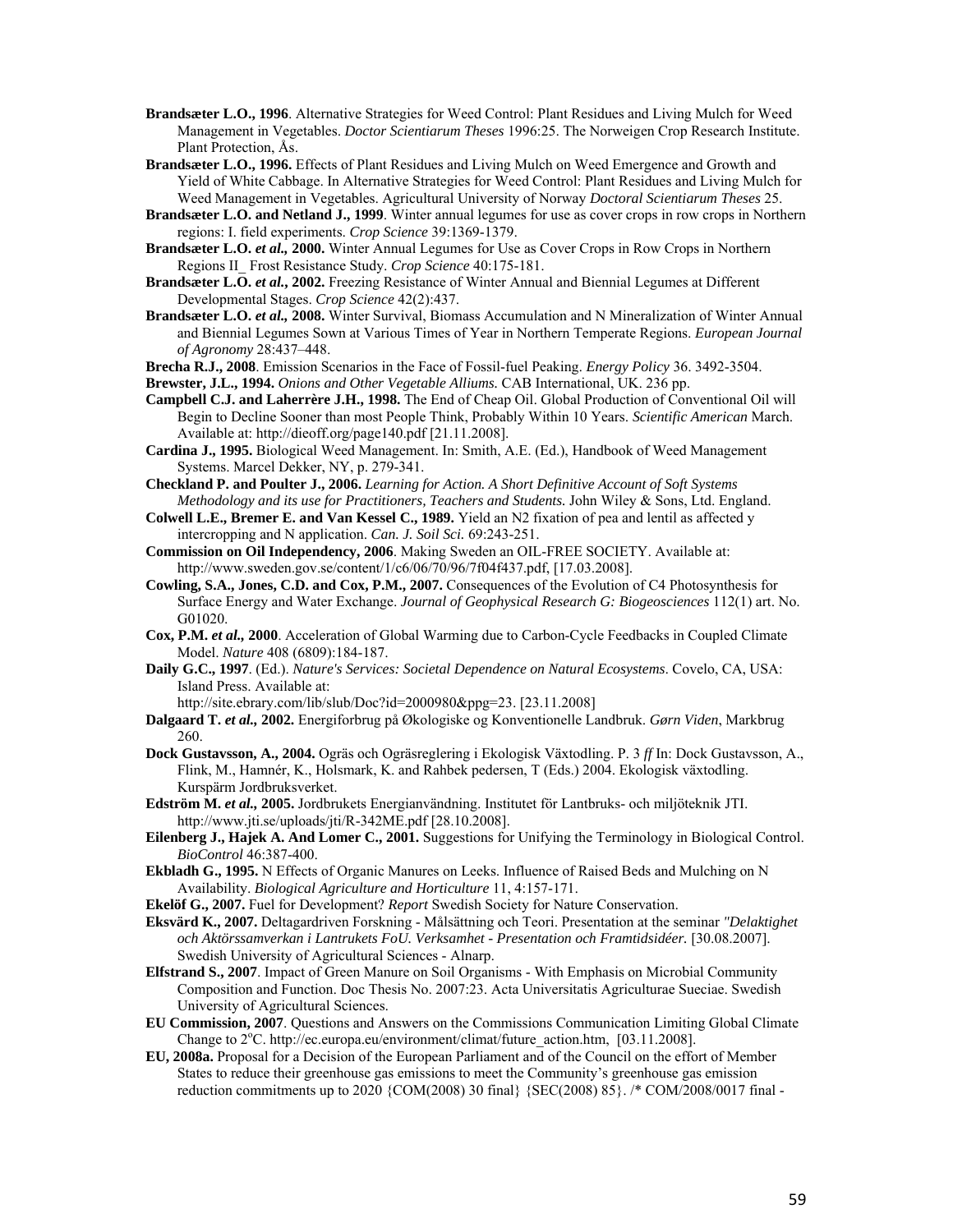**Brandsæter L.O., 1996**. Alternative Strategies for Weed Control: Plant Residues and Living Mulch for Weed Management in Vegetables. *Doctor Scientiarum Theses* 1996:25. The Norweigen Crop Research Institute. Plant Protection, Ås.

**Brandsæter L.O., 1996.** Effects of Plant Residues and Living Mulch on Weed Emergence and Growth and Yield of White Cabbage. In Alternative Strategies for Weed Control: Plant Residues and Living Mulch for Weed Management in Vegetables. Agricultural University of Norway *Doctoral Scientiarum Theses* 25.

**Brandsæter L.O. and Netland J., 1999**. Winter annual legumes for use as cover crops in row crops in Northern regions: I. field experiments. *Crop Science* 39:1369-1379.

**Brandsæter L.O. *et al.,* 2000.** Winter Annual Legumes for Use as Cover Crops in Row Crops in Northern Regions II_ Frost Resistance Study. *Crop Science* 40:175-181.

**Brandsæter L.O. *et al.*, 2002.** Freezing Resistance of Winter Annual and Biennial Legumes at Different Developmental Stages. *Crop Science* 42(2):437.

**Brandsæter L.O. *et al.,* 2008.** Winter Survival, Biomass Accumulation and N Mineralization of Winter Annual and Biennial Legumes Sown at Various Times of Year in Northern Temperate Regions. *European Journal of Agronomy* 28:437–448.

**Brecha R.J., 2008**. Emission Scenarios in the Face of Fossil-fuel Peaking. *Energy Policy* 36. 3492-3504.

**Brewster, J.L., 1994.** *Onions and Other Vegetable Alliums.* CAB International, UK. 236 pp.

**Campbell C.J. and Laherrère J.H., 1998.** The End of Cheap Oil. Global Production of Conventional Oil will Begin to Decline Sooner than most People Think, Probably Within 10 Years. *Scientific American* March. Available at: http://dieoff.org/page140.pdf [21.11.2008].

**Cardina J., 1995.** Biological Weed Management. In: Smith, A.E. (Ed.), Handbook of Weed Management Systems. Marcel Dekker, NY, p. 279-341.

**Checkland P. and Poulter J., 2006.** *Learning for Action. A Short Definitive Account of Soft Systems Methodology and its use for Practitioners, Teachers and Students.* John Wiley & Sons, Ltd. England.

**Colwell L.E., Bremer E. and Van Kessel C., 1989.** Yield an N2 fixation of pea and lentil as affected y intercropping and N application. *Can. J. Soil Sci.* 69:243-251.

**Commission on Oil Independency, 2006**. Making Sweden an OIL-FREE SOCIETY. Available at: http://www.sweden.gov.se/content/1/c6/06/70/96/7f04f437.pdf, [17.03.2008].

**Cowling, S.A., Jones, C.D. and Cox, P.M., 2007.** Consequences of the Evolution of C4 Photosynthesis for Surface Energy and Water Exchange. *Journal of Geophysical Research G: Biogeosciences* 112(1) art. No. G01020.

**Cox, P.M. *et al.,* 2000**. Acceleration of Global Warming due to Carbon-Cycle Feedbacks in Coupled Climate Model. *Nature* 408 (6809):184-187.

**Daily G.C., 1997**. (Ed.). *Nature's Services: Societal Dependence on Natural Ecosystems*. Covelo, CA, USA: Island Press. Available at: http://site.ebrary.com/lib/slub/Doc?id=2000980&ppg=23. [23.11.2008]

**Dalgaard T. *et al.,* 2002.** Energiforbrug på Økologiske og Konventionelle Landbruk. *Gørn Viden*, Markbrug 260.

**Dock Gustavsson, A., 2004.** Ogräs och Ogräsreglering i Ekologisk Växtodling. P. 3 *ff* In: Dock Gustavsson, A., Flink, M., Hamnér, K., Holsmark, K. and Rahbek pedersen, T (Eds.) 2004. Ekologisk växtodling. Kurspärm Jordbruksverket.

**Edström M. *et al.,* 2005.** Jordbrukets Energianvändning. Institutet för Lantbruks- och miljöteknik JTI. http://www.jti.se/uploads/jti/R-342ME.pdf [28.10.2008].

**Eilenberg J., Hajek A. And Lomer C., 2001.** Suggestions for Unifying the Terminology in Biological Control. *BioControl* 46:387-400.

**Ekbladh G., 1995.** N Effects of Organic Manures on Leeks. Influence of Raised Beds and Mulching on N Availability. *Biological Agriculture and Horticulture* 11, 4:157-171.

**Ekelöf G., 2007.** Fuel for Development? *Report* Swedish Society for Nature Conservation.

**Eksvärd K., 2007.** Deltagardriven Forskning - Målsättning och Teori. Presentation at the seminar *"Delaktighet och Aktörssamverkan i Lantrukets FoU. Verksamhet - Presentation och Framtidsidéer.* [30.08.2007]. Swedish University of Agricultural Sciences - Alnarp.

**Elfstrand S., 2007**. Impact of Green Manure on Soil Organisms - With Emphasis on Microbial Community Composition and Function. Doc Thesis No. 2007:23. Acta Universitatis Agriculturae Sueciae. Swedish University of Agricultural Sciences.

**EU Commission, 2007**. Questions and Answers on the Commissions Communication Limiting Global Climate Change to 2°C. http://ec.europa.eu/environment/climat/future_action.htm, [03.11.2008].

**EU, 2008a.** Proposal for a Decision of the European Parliament and of the Council on the effort of Member States to reduce their greenhouse gas emissions to meet the Community's greenhouse gas emission reduction commitments up to 2020 {COM(2008) 30 final} {SEC(2008) 85}. /* COM/2008/0017 final -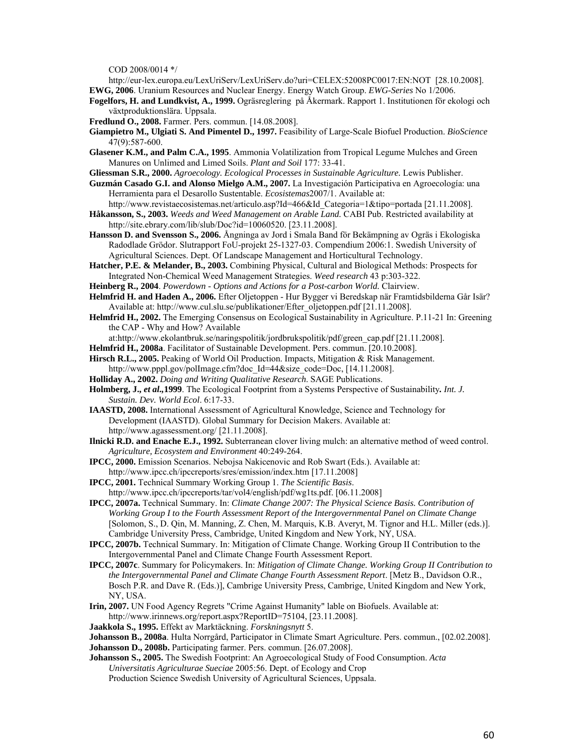COD 2008/0014 */

http://eur-lex.europa.eu/LexUriServ/LexUriServ.do?uri=CELEX:52008PC0017:EN:NOT [28.10.2008].

**EWG, 2006**. Uranium Resources and Nuclear Energy. Energy Watch Group. *EWG-Series* No 1/2006.

**Fogelfors, H. and Lundkvist, A., 1999.** Ogräsreglering på Åkermark. Rapport 1. Institutionen för ekologi och växtproduktionslära. Uppsala.

**Fredlund O., 2008.** Farmer. Pers. commun. [14.08.2008].

**Giampietro M., Ulgiati S. And Pimentel D., 1997.** Feasibility of Large-Scale Biofuel Production. *BioScience* 47(9):587-600.

**Glasener K.M., and Palm C.A., 1995**. Ammonia Volatilization from Tropical Legume Mulches and Green Manures on Unlimed and Limed Soils. *Plant and Soil* 177: 33-41.

**Gliessman S.R., 2000.** *Agroecology. Ecological Processes in Sustainable Agriculture.* Lewis Publisher.

**Guzmán Casado G.I. and Alonso Mielgo A.M., 2007.** La Investigación Participativa en Agroecología: una Herramienta para el Desarollo Sustentable. *Ecosistemas*2007/1. Available at: http://www.revistaecosistemas.net/articulo.asp?Id=466&Id_Categoria=1&tipo=portada [21.11.2008].

**Håkansson, S., 2003.** *Weeds and Weed Management on Arable Land.* CABI Pub. Restricted availability at http://site.ebrary.com/lib/slub/Doc?id=10060520. [23.11.2008].

**Hansson D. and Svensson S., 2006.** Ångninga av Jord i Smala Band för Bekämpning av Ogräs i Ekologiska Radodlade Grödor. Slutrapport FoU-projekt 25-1327-03. Compendium 2006:1. Swedish University of Agricultural Sciences. Dept. Of Landscape Management and Horticultural Technology.

**Hatcher, P.E. & Melander, B., 2003.** Combining Physical, Cultural and Biological Methods: Prospects for Integrated Non-Chemical Weed Management Strategies. *Weed research* 43 p:303-322.

**Heinberg R., 2004**. *Powerdown - Options and Actions for a Post-carbon World.* Clairview.

**Helmfrid H. and Haden A., 2006.** Efter Oljetoppen - Hur Bygger vi Beredskap när Framtidsbilderna Går Isär? Available at: http://www.cul.slu.se/publikationer/Efter_oljetoppen.pdf [21.11.2008].

**Helmfrid H., 2002.** The Emerging Consensus on Ecological Sustainability in Agriculture. P.11-21 In: Greening the CAP - Why and How? Available at:http://www.ekolantbruk.se/naringspolitik/jordbrukspolitik/pdf/green_cap.pdf [21.11.2008].

**Helmfrid H., 2008a**. Facilitator of Sustainable Development. Pers. commun. [20.10.2008].

**Hirsch R.L., 2005.** Peaking of World Oil Production. Impacts, Mitigation & Risk Management. http://www.pppl.gov/polImage.cfm?doc_Id=44&size_code=Doc, [14.11.2008].

**Holliday A., 2002.** *Doing and Writing Qualitative Research*. SAGE Publications.

**Holmberg, J.,** ***et al.*****,1999**. The Ecological Footprint from a Systems Perspective of Sustainability**.** *Int. J. Sustain. Dev. World Ecol*. 6:17-33.

**IAASTD, 2008.** International Assessment of Agricultural Knowledge, Science and Technology for Development (IAASTD). Global Summary for Decision Makers. Available at: http://www.agassessment.org/ [21.11.2008].

**Ilnicki R.D. and Enache E.J., 1992.** Subterranean clover living mulch: an alternative method of weed control. *Agriculture, Ecosystem and Environment* 40:249-264.

**IPCC, 2000.** Emission Scenarios. Nebojsa Nakicenovic and Rob Swart (Eds.). Available at: http://www.ipcc.ch/ipccreports/sres/emission/index.htm [17.11.2008]

**IPCC, 2001.** Technical Summary Working Group 1. *The Scientific Basis*. http://www.ipcc.ch/ipccreports/tar/vol4/english/pdf/wg1ts.pdf. [06.11.2008]

**IPCC, 2007a.** Technical Summary. In: *Climate Change 2007: The Physical Science Basis. Contribution of Working Group I to the Fourth Assessment Report of the Intergovernmental Panel on Climate Change* [Solomon, S., D. Qin, M. Manning, Z. Chen, M. Marquis, K.B. Averyt, M. Tignor and H.L. Miller (eds.)]. Cambridge University Press, Cambridge, United Kingdom and New York, NY, USA.

**IPCC, 2007b.** Technical Summary. In: Mitigation of Climate Change. Working Group II Contribution to the Intergovernmental Panel and Climate Change Fourth Assessment Report.

**IPCC, 2007c**. Summary for Policymakers. In: *Mitigation of Climate Change. Working Group II Contribution to the Intergovernmental Panel and Climate Change Fourth Assessment Report*. [Metz B., Davidson O.R., Bosch P.R. and Dave R. (Eds.)], Cambrige University Press, Cambrige, United Kingdom and New York, NY, USA.

**Irin, 2007.** UN Food Agency Regrets "Crime Against Humanity" lable on Biofuels. Available at: http://www.irinnews.org/report.aspx?ReportID=75104, [23.11.2008].

**Jaakkola S., 1995.** Effekt av Marktäckning. *Forskningsnytt* 5.

**Johansson B., 2008a**. Hulta Norrgård, Participator in Climate Smart Agriculture. Pers. commun., [02.02.2008].

**Johansson D., 2008b.** Participating farmer. Pers. commun. [26.07.2008].

**Johansson S., 2005.** The Swedish Footprint: An Agroecological Study of Food Consumption. *Acta Universitatis Agriculturae Sueciae* 2005:56. Dept. of Ecology and Crop Production Science Swedish University of Agricultural Sciences, Uppsala.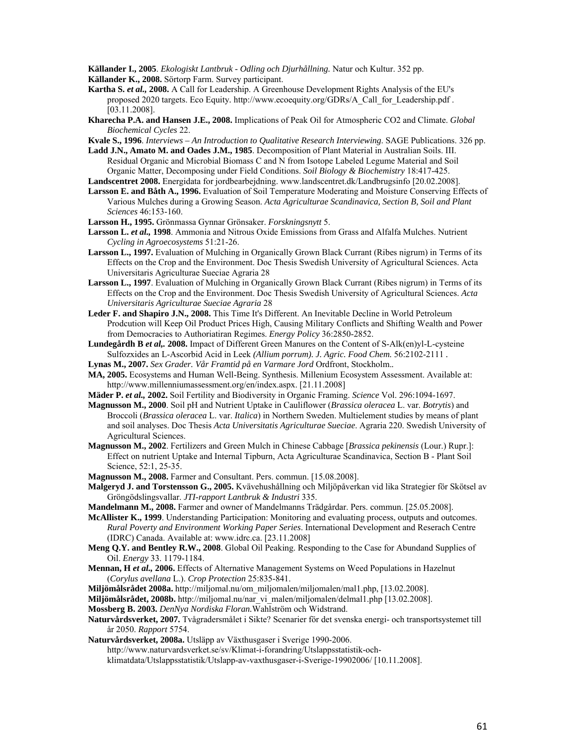**Källander I., 2005**. *Ekologiskt Lantbruk - Odling och Djurhållning.* Natur och Kultur. 352 pp.

**Källander K., 2008.** Sörtorp Farm. Survey participant.

**Kartha S. *et al.*, 2008.** A Call for Leadership. A Greenhouse Development Rights Analysis of the EU's proposed 2020 targets. Eco Equity. http://www.ecoequity.org/GDRs/A_Call_for_Leadership.pdf . [03.11.2008].

**Kharecha P.A. and Hansen J.E., 2008.** Implications of Peak Oil for Atmospheric CO2 and Climate. *Global Biochemical Cycles* 22.

**Kvale S., 1996**. *Interviews – An Introduction to Qualitative Research Interviewing*. SAGE Publications. 326 pp.

**Ladd J.N., Amato M. and Oades J.M., 1985**. Decomposition of Plant Material in Australian Soils. III. Residual Organic and Microbial Biomass C and N from Isotope Labeled Legume Material and Soil Organic Matter, Decomposing under Field Conditions. *Soil Biology & Biochemistry* 18:417-425.

**Landscentret 2008.** Energidata for jordbearbejdning. www.landscentret.dk/Landbrugsinfo [20.02.2008].

**Larsson E. and Båth A., 1996.** Evaluation of Soil Temperature Moderating and Moisture Conserving Effects of Various Mulches during a Growing Season. *Acta Agriculturae Scandinavica, Section B, Soil and Plant Sciences* 46:153-160.

**Larsson H., 1995.** Grönmassa Gynnar Grönsaker. *Forskningsnytt* 5.

**Larsson L. *et al.*, 1998**. Ammonia and Nitrous Oxide Emissions from Grass and Alfalfa Mulches. Nutrient *Cycling in Agroecosystems* 51:21-26.

**Larsson L., 1997.** Evaluation of Mulching in Organically Grown Black Currant (Ribes nigrum) in Terms of its Effects on the Crop and the Environment. Doc Thesis Swedish University of Agricultural Sciences. Acta Universitaris Agriculturae Sueciae Agraria 28

**Larsson L., 1997**. Evaluation of Mulching in Organically Grown Black Currant (Ribes nigrum) in Terms of its Effects on the Crop and the Environment. Doc Thesis Swedish University of Agricultural Sciences. *Acta Universitaris Agriculturae Sueciae Agraria* 28

**Leder F. and Shapiro J.N., 2008.** This Time It's Different. An Inevitable Decline in World Petroleum Prodcution will Keep Oil Product Prices High, Causing Military Conflicts and Shifting Wealth and Power from Democracies to Authoriatiran Regimes. *Energy Policy* 36:2850-2852.

**Lundegårdh B *et al*,. 2008.** Impact of Different Green Manures on the Content of S-Alk(en)yl-L-cysteine Sulfozxides an L-Ascorbid Acid in Leek *(Allium porrum). J. Agric. Food Chem.* 56:2102-2111 .

**Lynas M., 2007.** *Sex Grader. Vår Framtid på en Varmare Jord* Ordfront, Stockholm..

**MA, 2005.** Ecosystems and Human Well-Being. Synthesis. Millenium Ecosystem Assessment. Available at: http://www.millenniumassessment.org/en/index.aspx. [21.11.2008]

**Mäder P. *et al.*, 2002.** Soil Fertility and Biodiversity in Organic Framing. *Science* Vol. 296:1094-1697.

**Magnusson M., 2000**. Soil pH and Nutrient Uptake in Cauliflower (*Brassica oleracea* L. var. *Botrytis*) and Broccoli (*Brassica oleracea* L. var. *Italica*) in Northern Sweden. Multielement studies by means of plant and soil analyses. Doc Thesis *Acta Universitatis Agriculturae Sueciae*. Agraria 220. Swedish University of Agricultural Sciences.

**Magnusson M., 2002**. Fertilizers and Green Mulch in Chinese Cabbage [*Brassica pekinensis* (Lour.) Rupr.]: Effect on nutrient Uptake and Internal Tipburn, Acta Agriculturae Scandinavica, Section B - Plant Soil Science, 52:1, 25-35.

**Magnusson M., 2008.** Farmer and Consultant. Pers. commun. [15.08.2008].

**Malgeryd J. and Torstensson G., 2005.** Kvävehushållning och Miljöpåverkan vid lika Strategier för Skötsel av Gröngödslingsvallar. *JTI-rapport Lantbruk & Industri* 335.

**Mandelmann M., 2008.** Farmer and owner of Mandelmanns Trädgårdar. Pers. commun. [25.05.2008].

**McAllister K., 1999**. Understanding Participation: Monitoring and evaluating process, outputs and outcomes. *Rural Poverty and Environment Working Paper Series*. International Development and Reserach Centre (IDRC) Canada. Available at: www.idrc.ca. [23.11.2008]

**Meng Q.Y. and Bentley R.W., 2008**. Global Oil Peaking. Responding to the Case for Abundand Supplies of Oil. *Energy* 33. 1179-1184.

**Mennan, H *et al.*, 2006.** Effects of Alternative Management Systems on Weed Populations in Hazelnut (*Corylus avellana* L.). *Crop Protection* 25:835-841.

**Miljömålsrådet 2008a.** http://miljomal.nu/om_miljomalen/miljomalen/mal1.php, [13.02.2008].

**Miljömålsrådet, 2008b.** http://miljomal.nu/nar_vi_malen/miljomalen/delmal1.php [13.02.2008].

**Mossberg B. 2003.** *DenNya Nordiska Floran.*Wahlström och Widstrand.

**Naturvårdsverket, 2007.** Tvågradersmålet i Sikte? Scenarier för det svenska energi- och transportsystemet till år 2050. *Rapport* 5754.

**Naturvårdsverket, 2008a.** Utsläpp av Växthusgaser i Sverige 1990-2006. http://www.naturvardsverket.se/sv/Klimat-i-forandring/Utslappsstatistik-och-klimatdata/Utslappsstatistik/Utslapp-av-vaxthusgaser-i-Sverige-19902006/ [10.11.2008].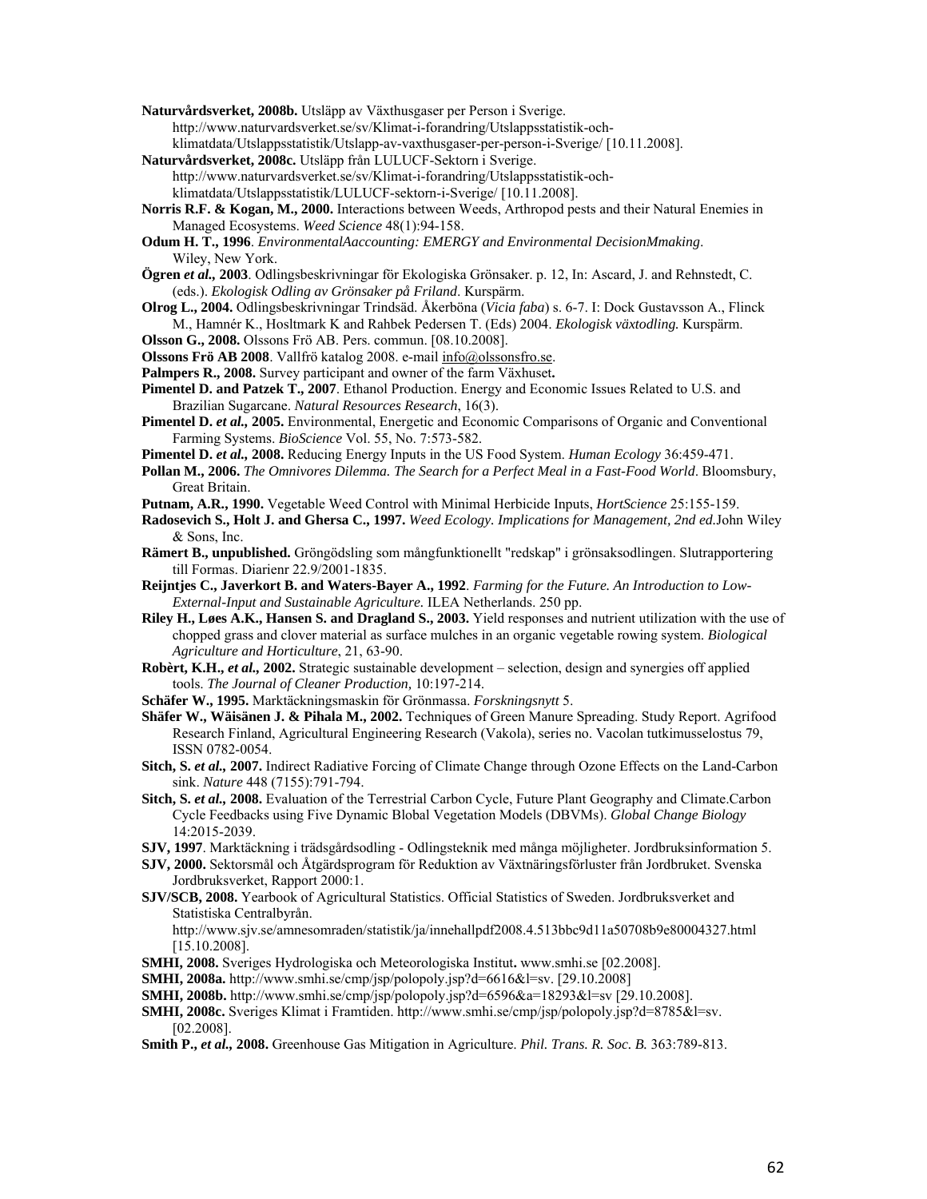**Naturvårdsverket, 2008b.** Utsläpp av Växthusgaser per Person i Sverige. http://www.naturvardsverket.se/sv/Klimat-i-forandring/Utslappsstatistik-och-klimatdata/Utslappsstatistik/Utslapp-av-vaxthusgaser-per-person-i-Sverige/ [10.11.2008].

**Naturvårdsverket, 2008c.** Utsläpp från LULUCF-Sektorn i Sverige. http://www.naturvardsverket.se/sv/Klimat-i-forandring/Utslappsstatistik-och-klimatdata/Utslappsstatistik/LULUCF-sektorn-i-Sverige/ [10.11.2008].

**Norris R.F. & Kogan, M., 2000.** Interactions between Weeds, Arthropod pests and their Natural Enemies in Managed Ecosystems. *Weed Science* 48(1):94-158.

**Odum H. T., 1996**. *EnvironmentalAaccounting: EMERGY and Environmental DecisionMmaking*. Wiley, New York.

**Ögren *et al.,* 2003**. Odlingsbeskrivningar för Ekologiska Grönsaker. p. 12, In: Ascard, J. and Rehnstedt, C. (eds.). *Ekologisk Odling av Grönsaker på Friland*. Kurspärm.

**Olrog L., 2004.** Odlingsbeskrivningar Trindsäd. Åkerböna (*Vicia faba*) s. 6-7. I: Dock Gustavsson A., Flinck M., Hamnér K., Hosltmark K and Rahbek Pedersen T. (Eds) 2004. *Ekologisk växtodling.* Kurspärm.

**Olsson G., 2008.** Olssons Frö AB. Pers. commun. [08.10.2008].

**Olssons Frö AB 2008**. Vallfrö katalog 2008. e-mail info@olssonsfro.se.

**Palmpers R., 2008.** Survey participant and owner of the farm Växhuset**.**

**Pimentel D. and Patzek T., 2007**. Ethanol Production. Energy and Economic Issues Related to U.S. and Brazilian Sugarcane. *Natural Resources Research*, 16(3).

**Pimentel D. *et al.,* 2005.** Environmental, Energetic and Economic Comparisons of Organic and Conventional Farming Systems. *BioScience* Vol. 55, No. 7:573-582.

**Pimentel D. *et al.,* 2008.** Reducing Energy Inputs in the US Food System. *Human Ecology* 36:459-471.

**Pollan M., 2006.** *The Omnivores Dilemma. The Search for a Perfect Meal in a Fast-Food World*. Bloomsbury, Great Britain.

**Putnam, A.R., 1990.** Vegetable Weed Control with Minimal Herbicide Inputs, *HortScience* 25:155-159.

**Radosevich S., Holt J. and Ghersa C., 1997.** *Weed Ecology. Implications for Management, 2nd ed.*John Wiley & Sons, Inc.

**Rämert B., unpublished.** Gröngödsling som mångfunktionellt "redskap" i grönsaksodlingen. Slutrapportering till Formas. Diarienr 22.9/2001-1835.

**Reijntjes C., Javerkort B. and Waters-Bayer A., 1992**. *Farming for the Future. An Introduction to Low-External-Input and Sustainable Agriculture.* ILEA Netherlands. 250 pp.

**Riley H., Løes A.K., Hansen S. and Dragland S., 2003.** Yield responses and nutrient utilization with the use of chopped grass and clover material as surface mulches in an organic vegetable rowing system. *Biological Agriculture and Horticulture*, 21, 63-90.

**Robèrt, K.H., *et al.,* 2002.** Strategic sustainable development – selection, design and synergies off applied tools. *The Journal of Cleaner Production,* 10:197-214.

**Schäfer W., 1995.** Marktäckningsmaskin för Grönmassa. *Forskningsnytt* 5.

**Shäfer W., Wäisänen J. & Pihala M., 2002.** Techniques of Green Manure Spreading. Study Report. Agrifood Research Finland, Agricultural Engineering Research (Vakola), series no. Vacolan tutkimusselostus 79, ISSN 0782-0054.

**Sitch, S. *et al.,* 2007.** Indirect Radiative Forcing of Climate Change through Ozone Effects on the Land-Carbon sink. *Nature* 448 (7155):791-794.

**Sitch, S. *et al.,* 2008.** Evaluation of the Terrestrial Carbon Cycle, Future Plant Geography and Climate.Carbon Cycle Feedbacks using Five Dynamic Blobal Vegetation Models (DBVMs). *Global Change Biology* 14:2015-2039.

**SJV, 1997**. Marktäckning i trädsgårdsodling - Odlingsteknik med många möjligheter. Jordbruksinformation 5.

**SJV, 2000.** Sektorsmål och Åtgärdsprogram för Reduktion av Växtnäringsförluster från Jordbruket. Svenska Jordbruksverket, Rapport 2000:1.

**SJV/SCB, 2008.** Yearbook of Agricultural Statistics. Official Statistics of Sweden. Jordbruksverket and Statistiska Centralbyrån. http://www.sjv.se/amnesomraden/statistik/ja/innehallpdf2008.4.513bbc9d11a50708b9e80004327.html [15.10.2008].

**SMHI, 2008.** Sveriges Hydrologiska och Meteorologiska Institut**.** www.smhi.se [02.2008].

**SMHI, 2008a.** http://www.smhi.se/cmp/jsp/polopoly.jsp?d=6616&l=sv. [29.10.2008]

**SMHI, 2008b.** http://www.smhi.se/cmp/jsp/polopoly.jsp?d=6596&a=18293&l=sv [29.10.2008].

**SMHI, 2008c.** Sveriges Klimat i Framtiden. http://www.smhi.se/cmp/jsp/polopoly.jsp?d=8785&l=sv. [02.2008].

**Smith P., *et al.,* 2008.** Greenhouse Gas Mitigation in Agriculture. *Phil. Trans. R. Soc. B.* 363:789-813.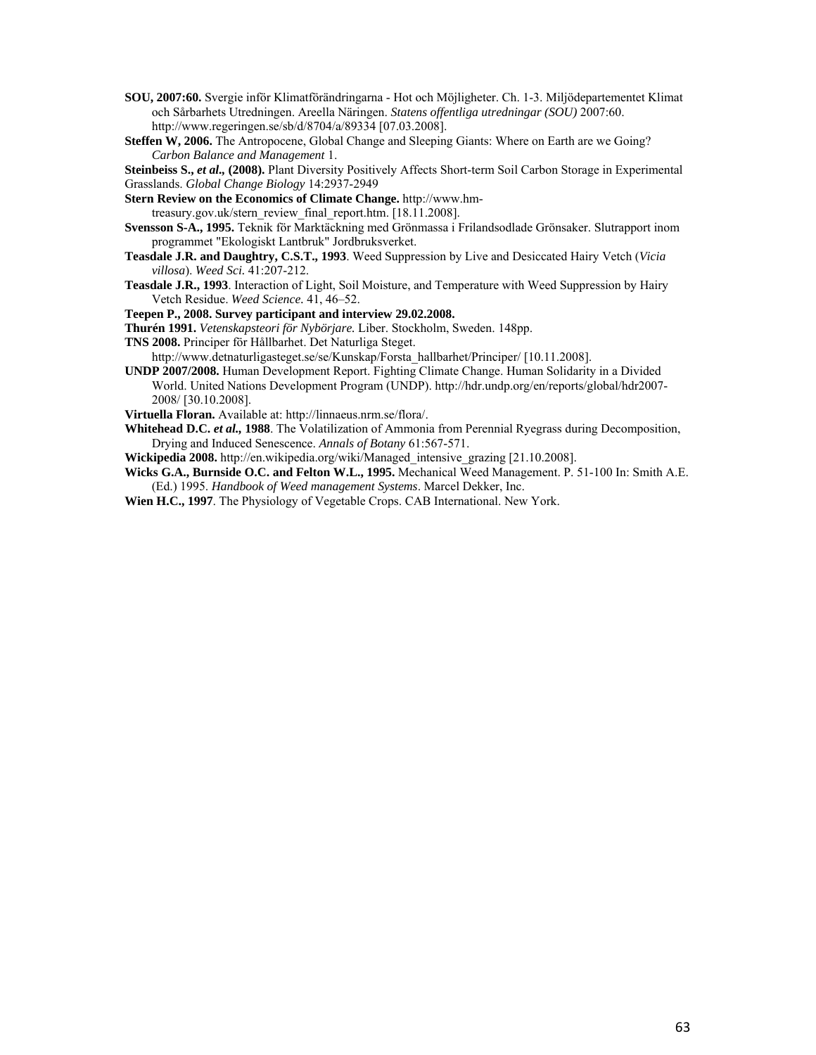**SOU, 2007:60.** Svergie inför Klimatförändringarna - Hot och Möjligheter. Ch. 1-3. Miljödepartementet Klimat och Sårbarhets Utredningen. Areella Näringen. *Statens offentliga utredningar (SOU)* 2007:60. http://www.regeringen.se/sb/d/8704/a/89334 [07.03.2008].

**Steffen W, 2006.** The Antropocene, Global Change and Sleeping Giants: Where on Earth are we Going? *Carbon Balance and Management* 1.

**Steinbeiss S.,** ***et al.,*** **(2008).** Plant Diversity Positively Affects Short-term Soil Carbon Storage in Experimental Grasslands. *Global Change Biology* 14:2937-2949

**Stern Review on the Economics of Climate Change.** http://www.hm-treasury.gov.uk/stern_review_final_report.htm. [18.11.2008].

**Svensson S-A., 1995.** Teknik för Marktäckning med Grönmassa i Frilandsodlade Grönsaker. Slutrapport inom programmet "Ekologiskt Lantbruk" Jordbruksverket.

**Teasdale J.R. and Daughtry, C.S.T., 1993**. Weed Suppression by Live and Desiccated Hairy Vetch (*Vicia villosa*). *Weed Sci.* 41:207-212.

**Teasdale J.R., 1993**. Interaction of Light, Soil Moisture, and Temperature with Weed Suppression by Hairy Vetch Residue. *Weed Science.* 41, 46–52.

**Teepen P., 2008. Survey participant and interview 29.02.2008.**

**Thurén 1991.** *Vetenskapsteori för Nybörjare.* Liber. Stockholm, Sweden. 148pp.

**TNS 2008.** Principer för Hållbarhet. Det Naturliga Steget. http://www.detnaturligasteget.se/se/Kunskap/Forsta_hallbarhet/Principer/ [10.11.2008].

**UNDP 2007/2008.** Human Development Report. Fighting Climate Change. Human Solidarity in a Divided World. United Nations Development Program (UNDP). http://hdr.undp.org/en/reports/global/hdr2007-2008/ [30.10.2008].

**Virtuella Floran.** Available at: http://linnaeus.nrm.se/flora/.

**Whitehead D.C.** ***et al.,*** **1988**. The Volatilization of Ammonia from Perennial Ryegrass during Decomposition, Drying and Induced Senescence. *Annals of Botany* 61:567-571.

**Wickipedia 2008.** http://en.wikipedia.org/wiki/Managed_intensive_grazing [21.10.2008].

**Wicks G.A., Burnside O.C. and Felton W.L., 1995.** Mechanical Weed Management. P. 51-100 In: Smith A.E. (Ed.) 1995. *Handbook of Weed management Systems*. Marcel Dekker, Inc.

**Wien H.C., 1997**. The Physiology of Vegetable Crops. CAB International. New York.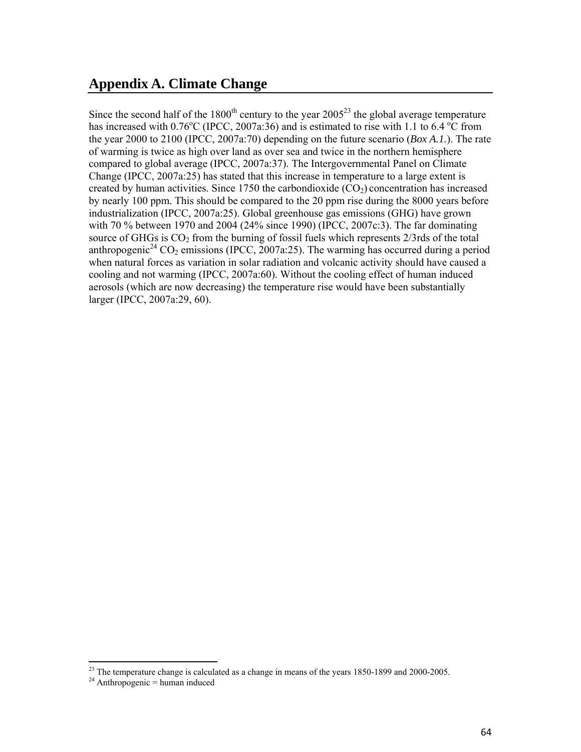# Appendix A. Climate Change

Since the second half of the 1800th century to the year 2005[23] the global average temperature has increased with 0.76°C (IPCC, 2007a:36) and is estimated to rise with 1.1 to 6.4 °C from the year 2000 to 2100 (IPCC, 2007a:70) depending on the future scenario (*Box A.1.*). The rate of warming is twice as high over land as over sea and twice in the northern hemisphere compared to global average (IPCC, 2007a:37). The Intergovernmental Panel on Climate Change (IPCC, 2007a:25) has stated that this increase in temperature to a large extent is created by human activities. Since 1750 the carbondioxide ($CO_2$) concentration has increased by nearly 100 ppm. This should be compared to the 20 ppm rise during the 8000 years before industrialization (IPCC, 2007a:25). Global greenhouse gas emissions (GHG) have grown with 70 % between 1970 and 2004 (24% since 1990) (IPCC, 2007c:3). The far dominating source of GHGs is $CO_2$ from the burning of fossil fuels which represents 2/3rds of the total anthropogenic[24] $CO_2$ emissions (IPCC, 2007a:25). The warming has occurred during a period when natural forces as variation in solar radiation and volcanic activity should have caused a cooling and not warming (IPCC, 2007a:60). Without the cooling effect of human induced aerosols (which are now decreasing) the temperature rise would have been substantially larger (IPCC, 2007a:29, 60).

[23] The temperature change is calculated as a change in means of the years 1850-1899 and 2000-2005.

[24] Anthropogenic = human induced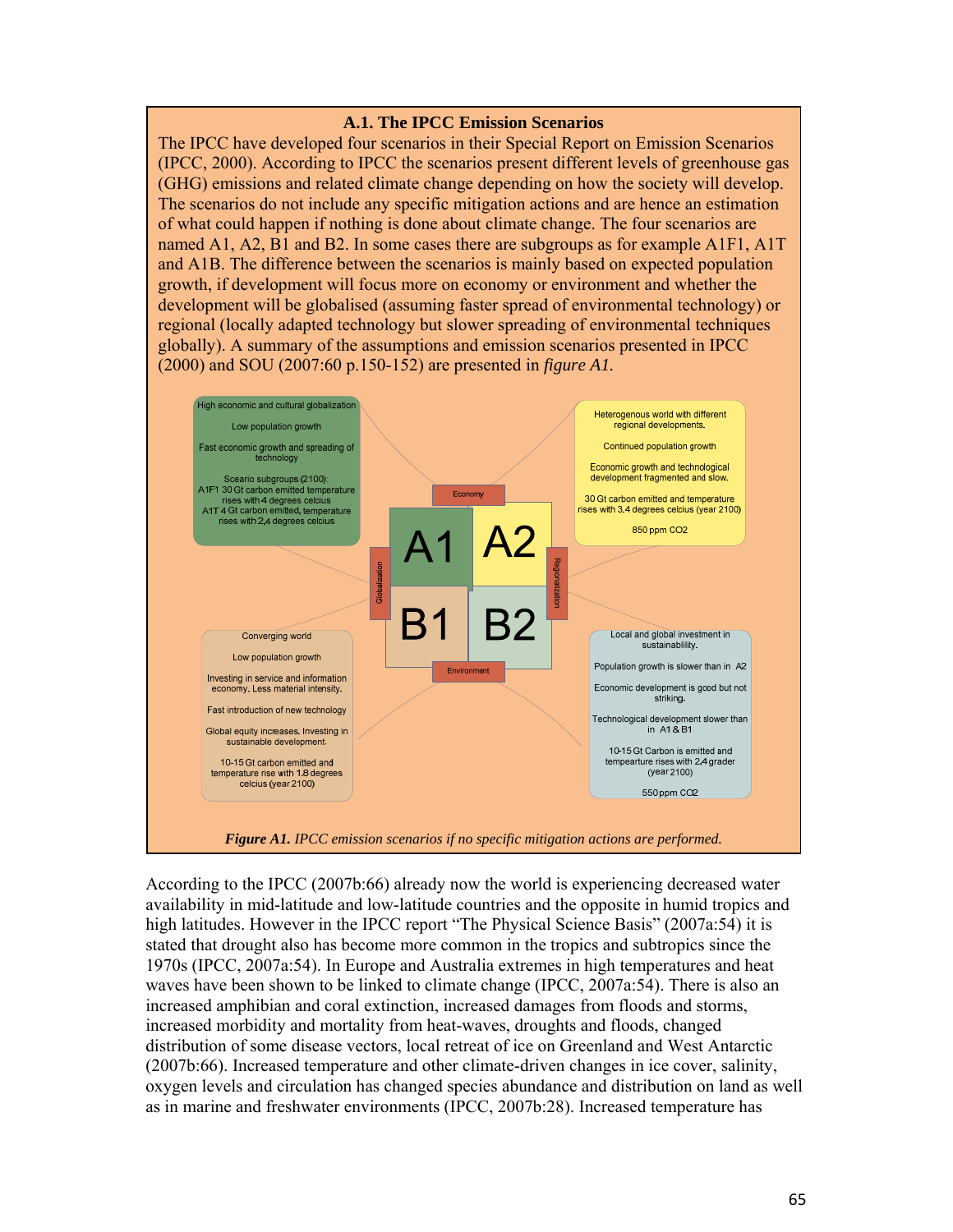### A.1. The IPCC Emission Scenarios

The IPCC have developed four scenarios in their Special Report on Emission Scenarios (IPCC, 2000). According to IPCC the scenarios present different levels of greenhouse gas (GHG) emissions and related climate change depending on how the society will develop. The scenarios do not include any specific mitigation actions and are hence an estimation of what could happen if nothing is done about climate change. The four scenarios are named A1, A2, B1 and B2. In some cases there are subgroups as for example A1F1, A1T and A1B. The difference between the scenarios is mainly based on expected population growth, if development will focus more on economy or environment and whether the development will be globalised (assuming faster spread of environmental technology) or regional (locally adapted technology but slower spreading of environmental techniques globally). A summary of the assumptions and emission scenarios presented in IPCC (2000) and SOU (2007:60 p.150-152) are presented in *figure A1.*

**A1** (Economy / Globalization)
- High economic and cultural globalization
- Low population growth
- Fast economic growth and spreading of technology
- Seario subgroups (2100): A1F1 30 Gt carbon emitted temperature rises with 4 degrees celcius; A1T 4 Gt carbon emitted, temperature rises with 2,4 degrees celcius

**A2** (Economy / Regionalization)
- Heterogenous world with different regional developments.
- Continued population growth
- Economic growth and technological development fragmented and slow.
- 30 Gt carbon emitted and temperature rises with 3.4 degrees celcius (year 2100)
- 850 ppm $CO_2$

**B1** (Environment / Globalization)
- Converging world
- Low population growth
- Investing in service and information economy. Less material intensity.
- Fast introduction of new technology
- Global equity increases. Investing in sustainable development.
- 10-15 Gt carbon emitted and temperature rise with 1.8 degrees celcius (year 2100)

**B2** (Environment / Regionalization)
- Local and global investment in sustainablility.
- Population growth is slower than in A2
- Economic development is good but not striking.
- Technological development slower than in A1 & B1
- 10-15 Gt Carbon is emitted and tempearture rises with 2,4 grader (year 2100)
- 550 ppm $CO_2$

***Figure A1.*** *IPCC emission scenarios if no specific mitigation actions are performed.*

According to the IPCC (2007b:66) already now the world is experiencing decreased water availability in mid-latitude and low-latitude countries and the opposite in humid tropics and high latitudes. However in the IPCC report "The Physical Science Basis" (2007a:54) it is stated that drought also has become more common in the tropics and subtropics since the 1970s (IPCC, 2007a:54). In Europe and Australia extremes in high temperatures and heat waves have been shown to be linked to climate change (IPCC, 2007a:54). There is also an increased amphibian and coral extinction, increased damages from floods and storms, increased morbidity and mortality from heat-waves, droughts and floods, changed distribution of some disease vectors, local retreat of ice on Greenland and West Antarctic (2007b:66). Increased temperature and other climate-driven changes in ice cover, salinity, oxygen levels and circulation has changed species abundance and distribution on land as well as in marine and freshwater environments (IPCC, 2007b:28). Increased temperature has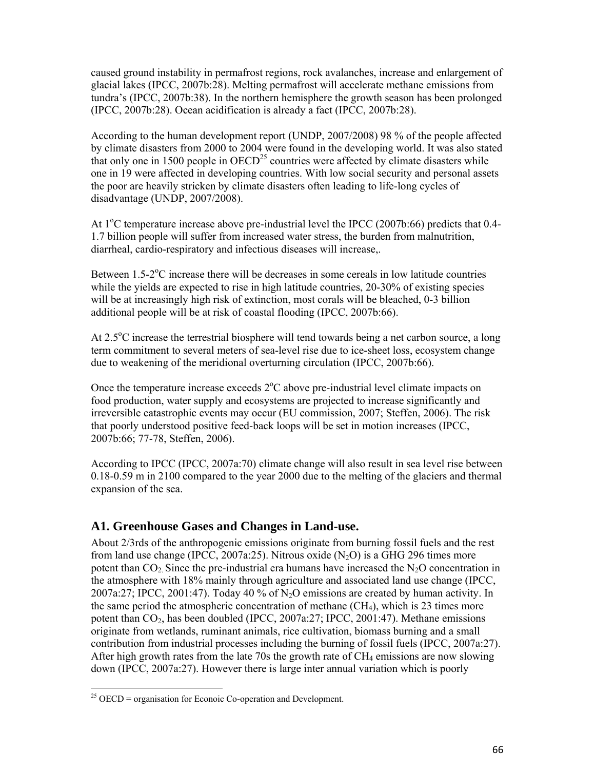caused ground instability in permafrost regions, rock avalanches, increase and enlargement of glacial lakes (IPCC, 2007b:28). Melting permafrost will accelerate methane emissions from tundra's (IPCC, 2007b:38). In the northern hemisphere the growth season has been prolonged (IPCC, 2007b:28). Ocean acidification is already a fact (IPCC, 2007b:28).

According to the human development report (UNDP, 2007/2008) 98 % of the people affected by climate disasters from 2000 to 2004 were found in the developing world. It was also stated that only one in 1500 people in OECD[25] countries were affected by climate disasters while one in 19 were affected in developing countries. With low social security and personal assets the poor are heavily stricken by climate disasters often leading to life-long cycles of disadvantage (UNDP, 2007/2008).

At 1$^{o}$C temperature increase above pre-industrial level the IPCC (2007b:66) predicts that 0.4-1.7 billion people will suffer from increased water stress, the burden from malnutrition, diarrheal, cardio-respiratory and infectious diseases will increase,.

Between 1.5-2$^{o}$C increase there will be decreases in some cereals in low latitude countries while the yields are expected to rise in high latitude countries, 20-30% of existing species will be at increasingly high risk of extinction, most corals will be bleached, 0-3 billion additional people will be at risk of coastal flooding (IPCC, 2007b:66).

At 2.5$^{o}$C increase the terrestrial biosphere will tend towards being a net carbon source, a long term commitment to several meters of sea-level rise due to ice-sheet loss, ecosystem change due to weakening of the meridional overturning circulation (IPCC, 2007b:66).

Once the temperature increase exceeds 2$^{o}$C above pre-industrial level climate impacts on food production, water supply and ecosystems are projected to increase significantly and irreversible catastrophic events may occur (EU commission, 2007; Steffen, 2006). The risk that poorly understood positive feed-back loops will be set in motion increases (IPCC, 2007b:66; 77-78, Steffen, 2006).

According to IPCC (IPCC, 2007a:70) climate change will also result in sea level rise between 0.18-0.59 m in 2100 compared to the year 2000 due to the melting of the glaciers and thermal expansion of the sea.

## A1. Greenhouse Gases and Changes in Land-use.

About 2/3rds of the anthropogenic emissions originate from burning fossil fuels and the rest from land use change (IPCC, 2007a:25). Nitrous oxide ($N_2O$) is a GHG 296 times more potent than $CO_2$. Since the pre-industrial era humans have increased the $N_2O$ concentration in the atmosphere with 18% mainly through agriculture and associated land use change (IPCC, 2007a:27; IPCC, 2001:47). Today 40 % of $N_2O$ emissions are created by human activity. In the same period the atmospheric concentration of methane ($CH_4$), which is 23 times more potent than $CO_2$, has been doubled (IPCC, 2007a:27; IPCC, 2001:47). Methane emissions originate from wetlands, ruminant animals, rice cultivation, biomass burning and a small contribution from industrial processes including the burning of fossil fuels (IPCC, 2007a:27). After high growth rates from the late 70s the growth rate of $CH_4$ emissions are now slowing down (IPCC, 2007a:27). However there is large inter annual variation which is poorly

[25] OECD = organisation for Econoic Co-operation and Development.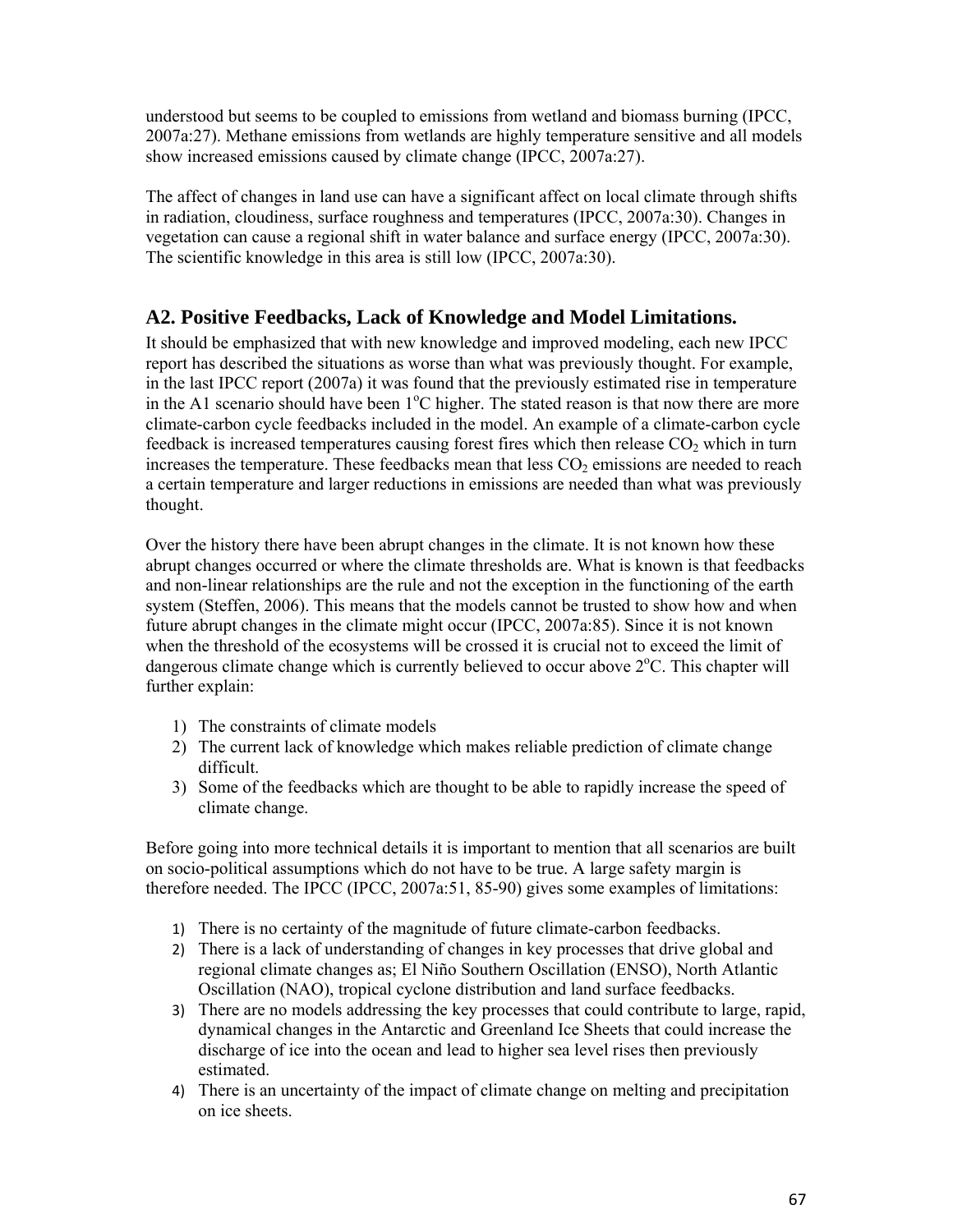understood but seems to be coupled to emissions from wetland and biomass burning (IPCC, 2007a:27). Methane emissions from wetlands are highly temperature sensitive and all models show increased emissions caused by climate change (IPCC, 2007a:27).

The affect of changes in land use can have a significant affect on local climate through shifts in radiation, cloudiness, surface roughness and temperatures (IPCC, 2007a:30). Changes in vegetation can cause a regional shift in water balance and surface energy (IPCC, 2007a:30). The scientific knowledge in this area is still low (IPCC, 2007a:30).

## A2. Positive Feedbacks, Lack of Knowledge and Model Limitations.

It should be emphasized that with new knowledge and improved modeling, each new IPCC report has described the situations as worse than what was previously thought. For example, in the last IPCC report (2007a) it was found that the previously estimated rise in temperature in the A1 scenario should have been 1°C higher. The stated reason is that now there are more climate-carbon cycle feedbacks included in the model. An example of a climate-carbon cycle feedback is increased temperatures causing forest fires which then release $CO_2$ which in turn increases the temperature. These feedbacks mean that less $CO_2$ emissions are needed to reach a certain temperature and larger reductions in emissions are needed than what was previously thought.

Over the history there have been abrupt changes in the climate. It is not known how these abrupt changes occurred or where the climate thresholds are. What is known is that feedbacks and non-linear relationships are the rule and not the exception in the functioning of the earth system (Steffen, 2006). This means that the models cannot be trusted to show how and when future abrupt changes in the climate might occur (IPCC, 2007a:85). Since it is not known when the threshold of the ecosystems will be crossed it is crucial not to exceed the limit of dangerous climate change which is currently believed to occur above 2°C. This chapter will further explain:

1) The constraints of climate models
2) The current lack of knowledge which makes reliable prediction of climate change difficult.
3) Some of the feedbacks which are thought to be able to rapidly increase the speed of climate change.

Before going into more technical details it is important to mention that all scenarios are built on socio-political assumptions which do not have to be true. A large safety margin is therefore needed. The IPCC (IPCC, 2007a:51, 85-90) gives some examples of limitations:

1) There is no certainty of the magnitude of future climate-carbon feedbacks.
2) There is a lack of understanding of changes in key processes that drive global and regional climate changes as; El Niño Southern Oscillation (ENSO), North Atlantic Oscillation (NAO), tropical cyclone distribution and land surface feedbacks.
3) There are no models addressing the key processes that could contribute to large, rapid, dynamical changes in the Antarctic and Greenland Ice Sheets that could increase the discharge of ice into the ocean and lead to higher sea level rises then previously estimated.
4) There is an uncertainty of the impact of climate change on melting and precipitation on ice sheets.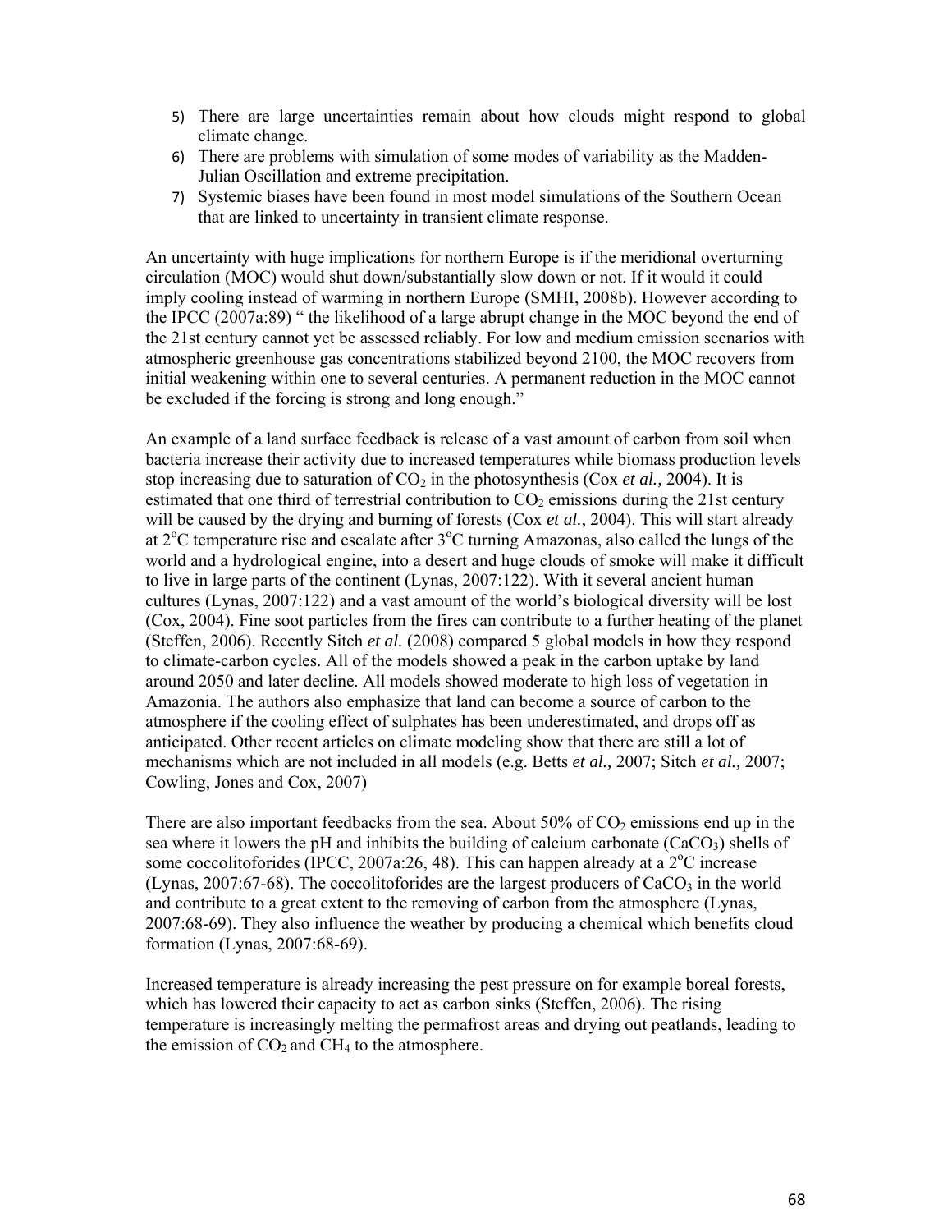5) There are large uncertainties remain about how clouds might respond to global climate change.
6) There are problems with simulation of some modes of variability as the Madden-Julian Oscillation and extreme precipitation.
7) Systemic biases have been found in most model simulations of the Southern Ocean that are linked to uncertainty in transient climate response.

An uncertainty with huge implications for northern Europe is if the meridional overturning circulation (MOC) would shut down/substantially slow down or not. If it would it could imply cooling instead of warming in northern Europe (SMHI, 2008b). However according to the IPCC (2007a:89) " the likelihood of a large abrupt change in the MOC beyond the end of the 21st century cannot yet be assessed reliably. For low and medium emission scenarios with atmospheric greenhouse gas concentrations stabilized beyond 2100, the MOC recovers from initial weakening within one to several centuries. A permanent reduction in the MOC cannot be excluded if the forcing is strong and long enough."

An example of a land surface feedback is release of a vast amount of carbon from soil when bacteria increase their activity due to increased temperatures while biomass production levels stop increasing due to saturation of $CO_2$ in the photosynthesis (Cox *et al.,* 2004). It is estimated that one third of terrestrial contribution to $CO_2$ emissions during the 21st century will be caused by the drying and burning of forests (Cox *et al.*, 2004). This will start already at $2^oC$ temperature rise and escalate after $3^oC$ turning Amazonas, also called the lungs of the world and a hydrological engine, into a desert and huge clouds of smoke will make it difficult to live in large parts of the continent (Lynas, 2007:122). With it several ancient human cultures (Lynas, 2007:122) and a vast amount of the world's biological diversity will be lost (Cox, 2004). Fine soot particles from the fires can contribute to a further heating of the planet (Steffen, 2006). Recently Sitch *et al.* (2008) compared 5 global models in how they respond to climate-carbon cycles. All of the models showed a peak in the carbon uptake by land around 2050 and later decline. All models showed moderate to high loss of vegetation in Amazonia. The authors also emphasize that land can become a source of carbon to the atmosphere if the cooling effect of sulphates has been underestimated, and drops off as anticipated. Other recent articles on climate modeling show that there are still a lot of mechanisms which are not included in all models (e.g. Betts *et al.,* 2007; Sitch *et al.,* 2007; Cowling, Jones and Cox, 2007)

There are also important feedbacks from the sea. About 50% of $CO_2$ emissions end up in the sea where it lowers the pH and inhibits the building of calcium carbonate ($CaCO_3$) shells of some coccolitoforides (IPCC, 2007a:26, 48). This can happen already at a $2^oC$ increase (Lynas, 2007:67-68). The coccolitoforides are the largest producers of $CaCO_3$ in the world and contribute to a great extent to the removing of carbon from the atmosphere (Lynas, 2007:68-69). They also influence the weather by producing a chemical which benefits cloud formation (Lynas, 2007:68-69).

Increased temperature is already increasing the pest pressure on for example boreal forests, which has lowered their capacity to act as carbon sinks (Steffen, 2006). The rising temperature is increasingly melting the permafrost areas and drying out peatlands, leading to the emission of $CO_2$ and $CH_4$ to the atmosphere.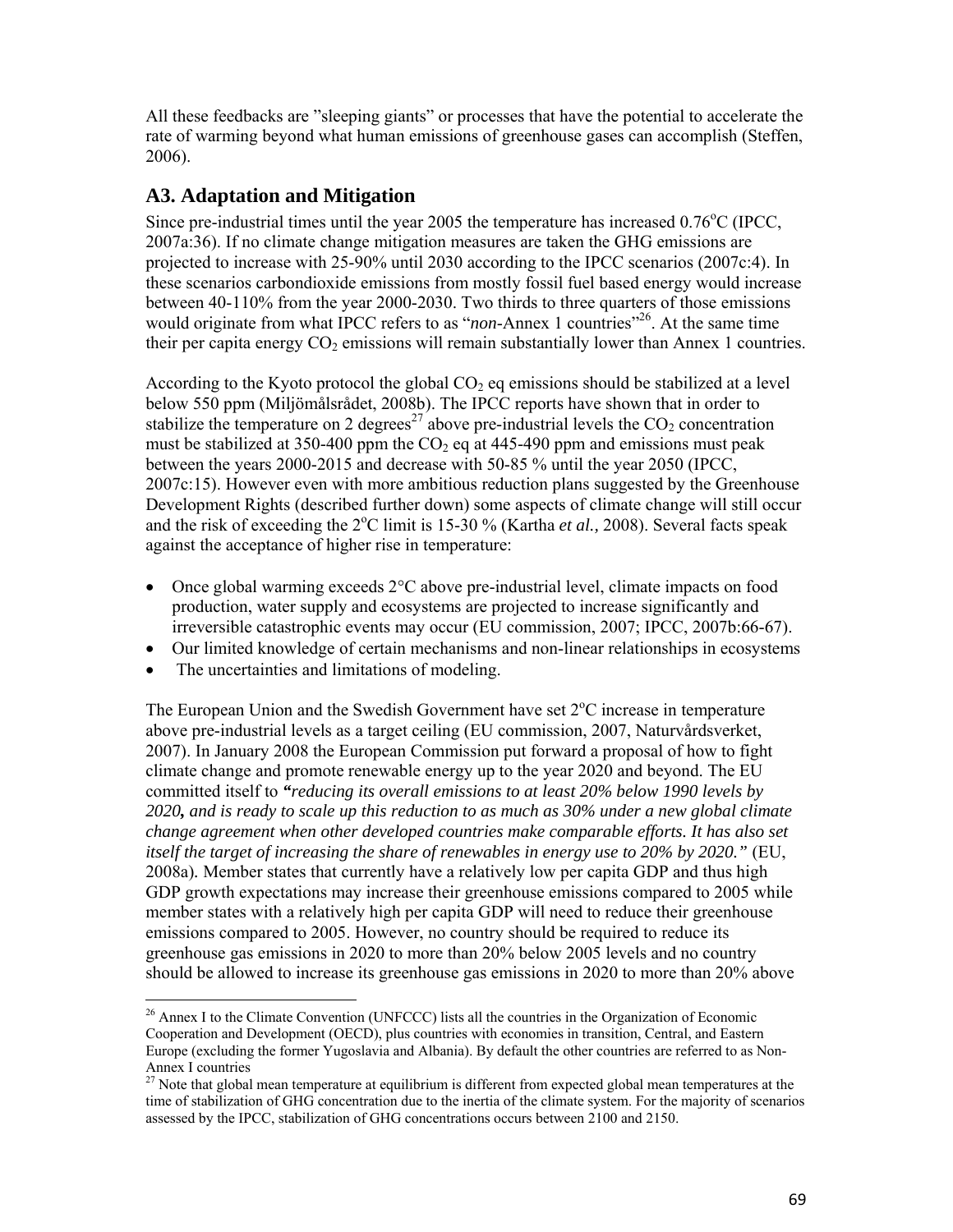All these feedbacks are "sleeping giants" or processes that have the potential to accelerate the rate of warming beyond what human emissions of greenhouse gases can accomplish (Steffen, 2006).

## A3. Adaptation and Mitigation

Since pre-industrial times until the year 2005 the temperature has increased 0.76°C (IPCC, 2007a:36). If no climate change mitigation measures are taken the GHG emissions are projected to increase with 25-90% until 2030 according to the IPCC scenarios (2007c:4). In these scenarios carbondioxide emissions from mostly fossil fuel based energy would increase between 40-110% from the year 2000-2030. Two thirds to three quarters of those emissions would originate from what IPCC refers to as "*non*-Annex 1 countries"[26]. At the same time their per capita energy $CO_2$ emissions will remain substantially lower than Annex 1 countries.

According to the Kyoto protocol the global $CO_2$ eq emissions should be stabilized at a level below 550 ppm (Miljömålsrådet, 2008b). The IPCC reports have shown that in order to stabilize the temperature on 2 degrees[27] above pre-industrial levels the $CO_2$ concentration must be stabilized at 350-400 ppm the $CO_2$ eq at 445-490 ppm and emissions must peak between the years 2000-2015 and decrease with 50-85 % until the year 2050 (IPCC, 2007c:15). However even with more ambitious reduction plans suggested by the Greenhouse Development Rights (described further down) some aspects of climate change will still occur and the risk of exceeding the 2°C limit is 15-30 % (Kartha *et al.,* 2008). Several facts speak against the acceptance of higher rise in temperature:

- Once global warming exceeds 2°C above pre-industrial level, climate impacts on food production, water supply and ecosystems are projected to increase significantly and irreversible catastrophic events may occur (EU commission, 2007; IPCC, 2007b:66-67).
- Our limited knowledge of certain mechanisms and non-linear relationships in ecosystems
- The uncertainties and limitations of modeling.

The European Union and the Swedish Government have set 2°C increase in temperature above pre-industrial levels as a target ceiling (EU commission, 2007, Naturvårdsverket, 2007). In January 2008 the European Commission put forward a proposal of how to fight climate change and promote renewable energy up to the year 2020 and beyond. The EU committed itself to ***"****reducing its overall emissions to at least 20% below 1990 levels by 2020****,*** *and is ready to scale up this reduction to as much as 30% under a new global climate change agreement when other developed countries make comparable efforts. It has also set itself the target of increasing the share of renewables in energy use to 20% by 2020."* (EU, 2008a). Member states that currently have a relatively low per capita GDP and thus high GDP growth expectations may increase their greenhouse emissions compared to 2005 while member states with a relatively high per capita GDP will need to reduce their greenhouse emissions compared to 2005. However, no country should be required to reduce its greenhouse gas emissions in 2020 to more than 20% below 2005 levels and no country should be allowed to increase its greenhouse gas emissions in 2020 to more than 20% above

---

[26] Annex I to the Climate Convention (UNFCCC) lists all the countries in the Organization of Economic Cooperation and Development (OECD), plus countries with economies in transition, Central, and Eastern Europe (excluding the former Yugoslavia and Albania). By default the other countries are referred to as Non-Annex I countries

[27] Note that global mean temperature at equilibrium is different from expected global mean temperatures at the time of stabilization of GHG concentration due to the inertia of the climate system. For the majority of scenarios assessed by the IPCC, stabilization of GHG concentrations occurs between 2100 and 2150.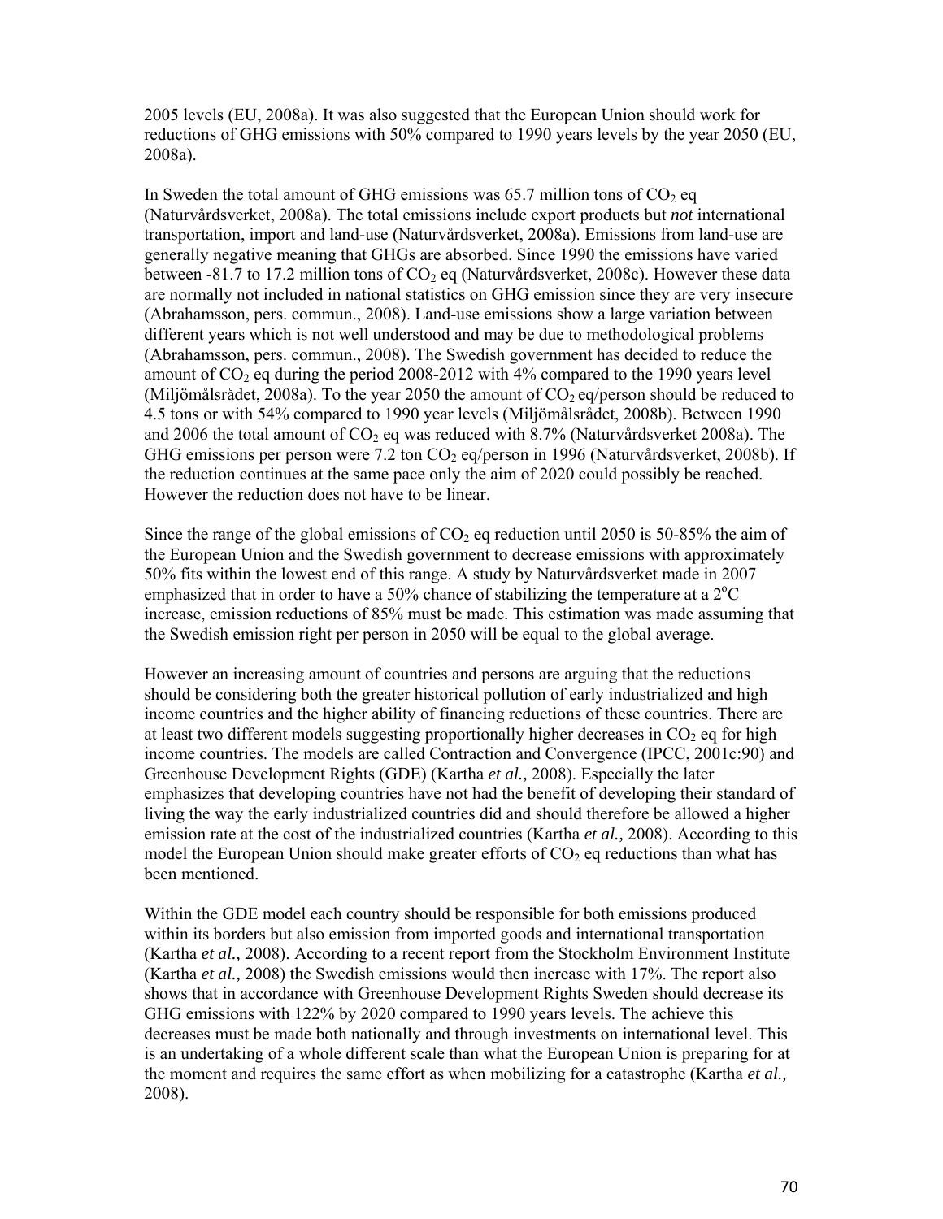2005 levels (EU, 2008a). It was also suggested that the European Union should work for reductions of GHG emissions with 50% compared to 1990 years levels by the year 2050 (EU, 2008a).

In Sweden the total amount of GHG emissions was 65.7 million tons of $CO_2$ eq (Naturvårdsverket, 2008a). The total emissions include export products but *not* international transportation, import and land-use (Naturvårdsverket, 2008a). Emissions from land-use are generally negative meaning that GHGs are absorbed. Since 1990 the emissions have varied between -81.7 to 17.2 million tons of $CO_2$ eq (Naturvårdsverket, 2008c). However these data are normally not included in national statistics on GHG emission since they are very insecure (Abrahamsson, pers. commun., 2008). Land-use emissions show a large variation between different years which is not well understood and may be due to methodological problems (Abrahamsson, pers. commun., 2008). The Swedish government has decided to reduce the amount of $CO_2$ eq during the period 2008-2012 with 4% compared to the 1990 years level (Miljömålsrådet, 2008a). To the year 2050 the amount of $CO_2$ eq/person should be reduced to 4.5 tons or with 54% compared to 1990 year levels (Miljömålsrådet, 2008b). Between 1990 and 2006 the total amount of $CO_2$ eq was reduced with 8.7% (Naturvårdsverket 2008a). The GHG emissions per person were 7.2 ton $CO_2$ eq/person in 1996 (Naturvårdsverket, 2008b). If the reduction continues at the same pace only the aim of 2020 could possibly be reached. However the reduction does not have to be linear.

Since the range of the global emissions of $CO_2$ eq reduction until 2050 is 50-85% the aim of the European Union and the Swedish government to decrease emissions with approximately 50% fits within the lowest end of this range. A study by Naturvårdsverket made in 2007 emphasized that in order to have a 50% chance of stabilizing the temperature at a $2^oC$ increase, emission reductions of 85% must be made. This estimation was made assuming that the Swedish emission right per person in 2050 will be equal to the global average.

However an increasing amount of countries and persons are arguing that the reductions should be considering both the greater historical pollution of early industrialized and high income countries and the higher ability of financing reductions of these countries. There are at least two different models suggesting proportionally higher decreases in $CO_2$ eq for high income countries. The models are called Contraction and Convergence (IPCC, 2001c:90) and Greenhouse Development Rights (GDE) (Kartha *et al.,* 2008). Especially the later emphasizes that developing countries have not had the benefit of developing their standard of living the way the early industrialized countries did and should therefore be allowed a higher emission rate at the cost of the industrialized countries (Kartha *et al.,* 2008). According to this model the European Union should make greater efforts of $CO_2$ eq reductions than what has been mentioned.

Within the GDE model each country should be responsible for both emissions produced within its borders but also emission from imported goods and international transportation (Kartha *et al.,* 2008). According to a recent report from the Stockholm Environment Institute (Kartha *et al.,* 2008) the Swedish emissions would then increase with 17%. The report also shows that in accordance with Greenhouse Development Rights Sweden should decrease its GHG emissions with 122% by 2020 compared to 1990 years levels. The achieve this decreases must be made both nationally and through investments on international level. This is an undertaking of a whole different scale than what the European Union is preparing for at the moment and requires the same effort as when mobilizing for a catastrophe (Kartha *et al.,* 2008).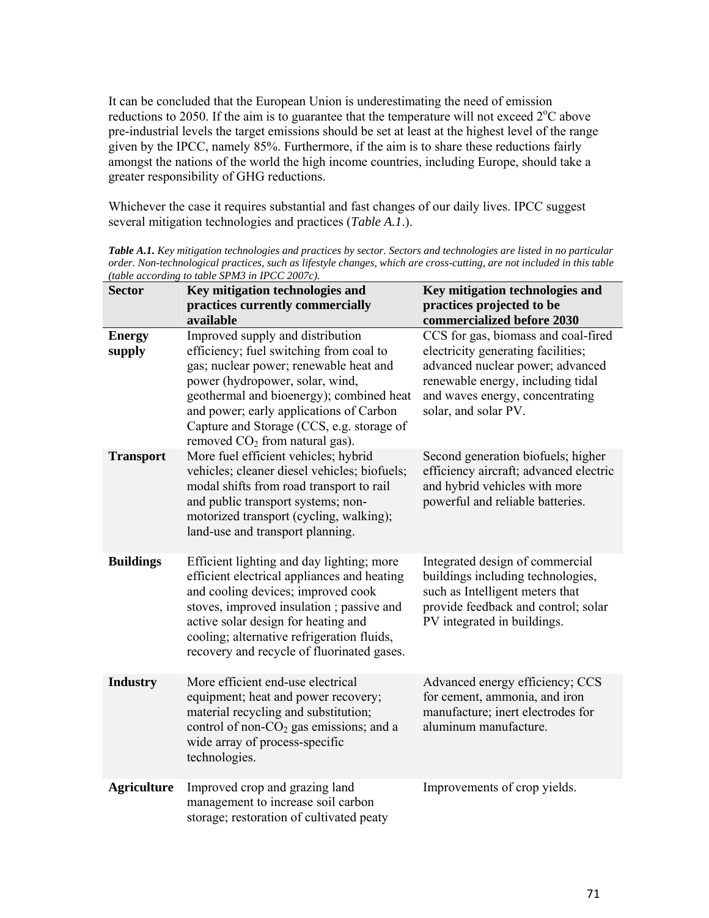It can be concluded that the European Union is underestimating the need of emission reductions to 2050. If the aim is to guarantee that the temperature will not exceed 2°C above pre-industrial levels the target emissions should be set at least at the highest level of the range given by the IPCC, namely 85%. Furthermore, if the aim is to share these reductions fairly amongst the nations of the world the high income countries, including Europe, should take a greater responsibility of GHG reductions.

Whichever the case it requires substantial and fast changes of our daily lives. IPCC suggest several mitigation technologies and practices (*Table A.1.*).

***Table A.1.*** *Key mitigation technologies and practices by sector. Sectors and technologies are listed in no particular order. Non-technological practices, such as lifestyle changes, which are cross-cutting, are not included in this table (table according to table SPM3 in IPCC 2007c).*

| Sector | Key mitigation technologies and practices currently commercially available | Key mitigation technologies and practices projected to be commercialized before 2030 |
|---|---|---|
| **Energy supply** | Improved supply and distribution efficiency; fuel switching from coal to gas; nuclear power; renewable heat and power (hydropower, solar, wind, geothermal and bioenergy); combined heat and power; early applications of Carbon Capture and Storage (CCS, e.g. storage of removed $CO_2$ from natural gas). | CCS for gas, biomass and coal-fired electricity generating facilities; advanced nuclear power; advanced renewable energy, including tidal and waves energy, concentrating solar, and solar PV. |
| **Transport** | More fuel efficient vehicles; hybrid vehicles; cleaner diesel vehicles; biofuels; modal shifts from road transport to rail and public transport systems; non-motorized transport (cycling, walking); land-use and transport planning. | Second generation biofuels; higher efficiency aircraft; advanced electric and hybrid vehicles with more powerful and reliable batteries. |
| **Buildings** | Efficient lighting and day lighting; more efficient electrical appliances and heating and cooling devices; improved cook stoves, improved insulation ; passive and active solar design for heating and cooling; alternative refrigeration fluids, recovery and recycle of fluorinated gases. | Integrated design of commercial buildings including technologies, such as Intelligent meters that provide feedback and control; solar PV integrated in buildings. |
| **Industry** | More efficient end-use electrical equipment; heat and power recovery; material recycling and substitution; control of non-$CO_2$ gas emissions; and a wide array of process-specific technologies. | Advanced energy efficiency; CCS for cement, ammonia, and iron manufacture; inert electrodes for aluminum manufacture. |
| **Agriculture** | Improved crop and grazing land management to increase soil carbon storage; restoration of cultivated peaty | Improvements of crop yields. |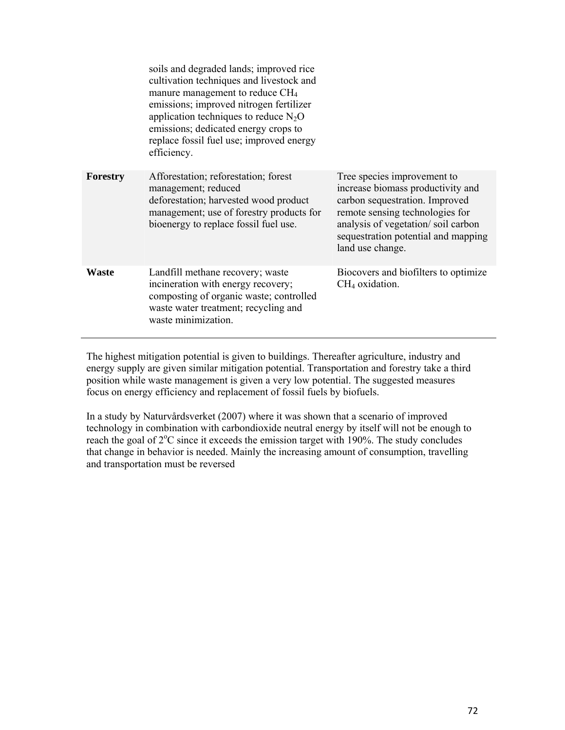| | | |
|---|---|---|
| | soils and degraded lands; improved rice cultivation techniques and livestock and manure management to reduce $CH_4$ emissions; improved nitrogen fertilizer application techniques to reduce $N_2O$ emissions; dedicated energy crops to replace fossil fuel use; improved energy efficiency. | |
| **Forestry** | Afforestation; reforestation; forest management; reduced deforestation; harvested wood product management; use of forestry products for bioenergy to replace fossil fuel use. | Tree species improvement to increase biomass productivity and carbon sequestration. Improved remote sensing technologies for analysis of vegetation/ soil carbon sequestration potential and mapping land use change. |
| **Waste** | Landfill methane recovery; waste incineration with energy recovery; composting of organic waste; controlled waste water treatment; recycling and waste minimization. | Biocovers and biofilters to optimize $CH_4$ oxidation. |

The highest mitigation potential is given to buildings. Thereafter agriculture, industry and energy supply are given similar mitigation potential. Transportation and forestry take a third position while waste management is given a very low potential. The suggested measures focus on energy efficiency and replacement of fossil fuels by biofuels.

In a study by Naturvårdsverket (2007) where it was shown that a scenario of improved technology in combination with carbondioxide neutral energy by itself will not be enough to reach the goal of $2^{o}C$ since it exceeds the emission target with 190%. The study concludes that change in behavior is needed. Mainly the increasing amount of consumption, travelling and transportation must be reversed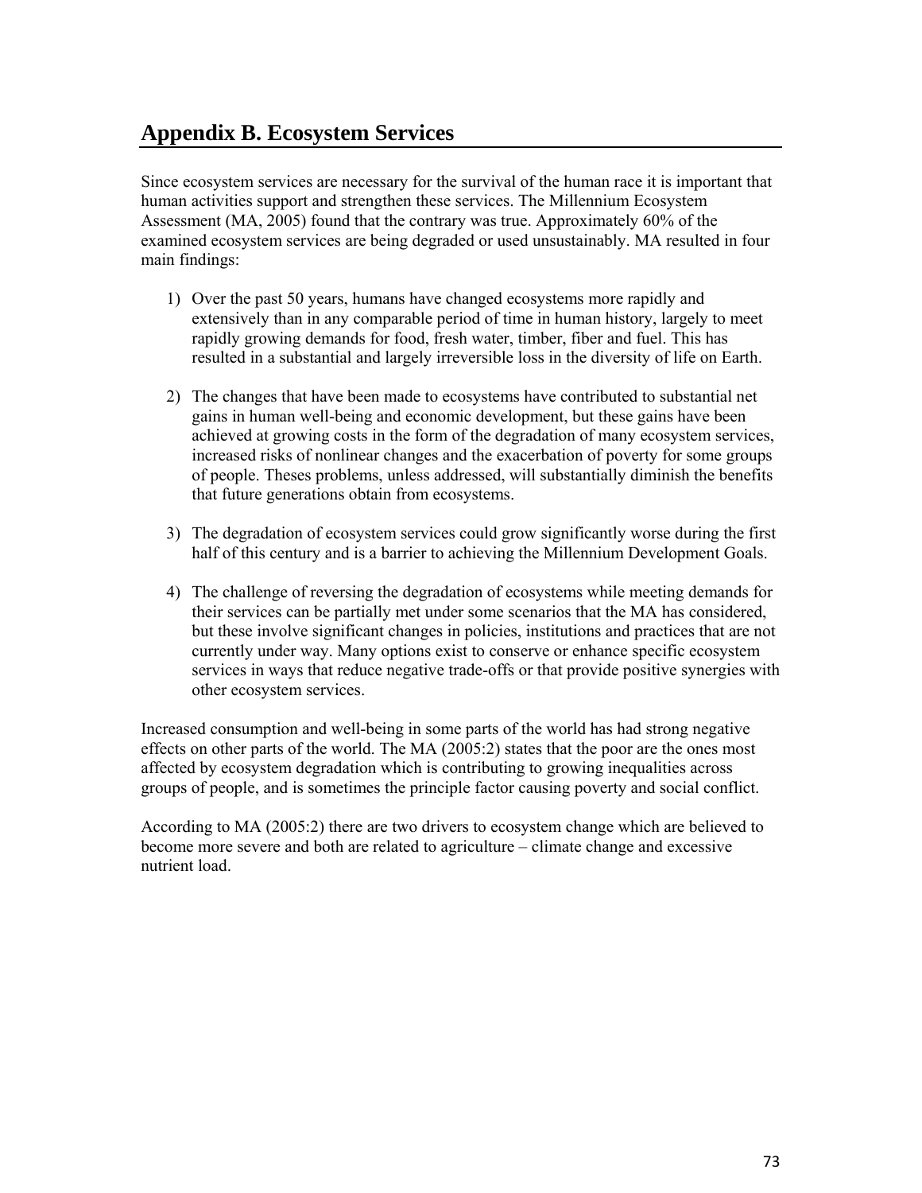# Appendix B. Ecosystem Services

Since ecosystem services are necessary for the survival of the human race it is important that human activities support and strengthen these services. The Millennium Ecosystem Assessment (MA, 2005) found that the contrary was true. Approximately 60% of the examined ecosystem services are being degraded or used unsustainably. MA resulted in four main findings:

1) Over the past 50 years, humans have changed ecosystems more rapidly and extensively than in any comparable period of time in human history, largely to meet rapidly growing demands for food, fresh water, timber, fiber and fuel. This has resulted in a substantial and largely irreversible loss in the diversity of life on Earth.

2) The changes that have been made to ecosystems have contributed to substantial net gains in human well-being and economic development, but these gains have been achieved at growing costs in the form of the degradation of many ecosystem services, increased risks of nonlinear changes and the exacerbation of poverty for some groups of people. Theses problems, unless addressed, will substantially diminish the benefits that future generations obtain from ecosystems.

3) The degradation of ecosystem services could grow significantly worse during the first half of this century and is a barrier to achieving the Millennium Development Goals.

4) The challenge of reversing the degradation of ecosystems while meeting demands for their services can be partially met under some scenarios that the MA has considered, but these involve significant changes in policies, institutions and practices that are not currently under way. Many options exist to conserve or enhance specific ecosystem services in ways that reduce negative trade-offs or that provide positive synergies with other ecosystem services.

Increased consumption and well-being in some parts of the world has had strong negative effects on other parts of the world. The MA (2005:2) states that the poor are the ones most affected by ecosystem degradation which is contributing to growing inequalities across groups of people, and is sometimes the principle factor causing poverty and social conflict.

According to MA (2005:2) there are two drivers to ecosystem change which are believed to become more severe and both are related to agriculture – climate change and excessive nutrient load.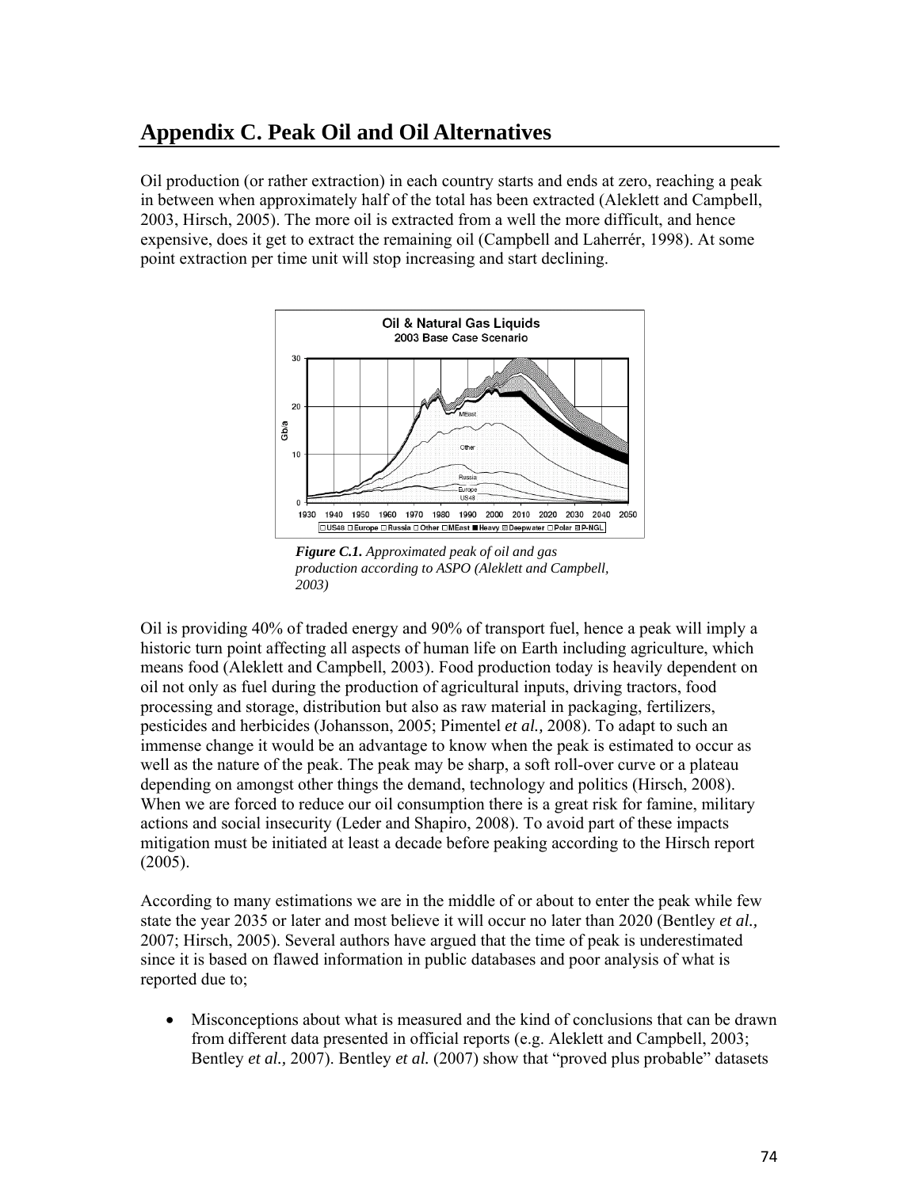## Appendix C. Peak Oil and Oil Alternatives

Oil production (or rather extraction) in each country starts and ends at zero, reaching a peak in between when approximately half of the total has been extracted (Aleklett and Campbell, 2003, Hirsch, 2005). The more oil is extracted from a well the more difficult, and hence expensive, does it get to extract the remaining oil (Campbell and Laherrér, 1998). At some point extraction per time unit will stop increasing and start declining.

***Figure C.1.*** *Approximated peak of oil and gas production according to ASPO (Aleklett and Campbell, 2003)*

Oil is providing 40% of traded energy and 90% of transport fuel, hence a peak will imply a historic turn point affecting all aspects of human life on Earth including agriculture, which means food (Aleklett and Campbell, 2003). Food production today is heavily dependent on oil not only as fuel during the production of agricultural inputs, driving tractors, food processing and storage, distribution but also as raw material in packaging, fertilizers, pesticides and herbicides (Johansson, 2005; Pimentel *et al.,* 2008). To adapt to such an immense change it would be an advantage to know when the peak is estimated to occur as well as the nature of the peak. The peak may be sharp, a soft roll-over curve or a plateau depending on amongst other things the demand, technology and politics (Hirsch, 2008). When we are forced to reduce our oil consumption there is a great risk for famine, military actions and social insecurity (Leder and Shapiro, 2008). To avoid part of these impacts mitigation must be initiated at least a decade before peaking according to the Hirsch report (2005).

According to many estimations we are in the middle of or about to enter the peak while few state the year 2035 or later and most believe it will occur no later than 2020 (Bentley *et al.,* 2007; Hirsch, 2005). Several authors have argued that the time of peak is underestimated since it is based on flawed information in public databases and poor analysis of what is reported due to;

- Misconceptions about what is measured and the kind of conclusions that can be drawn from different data presented in official reports (e.g. Aleklett and Campbell, 2003; Bentley *et al.,* 2007). Bentley *et al.* (2007) show that "proved plus probable" datasets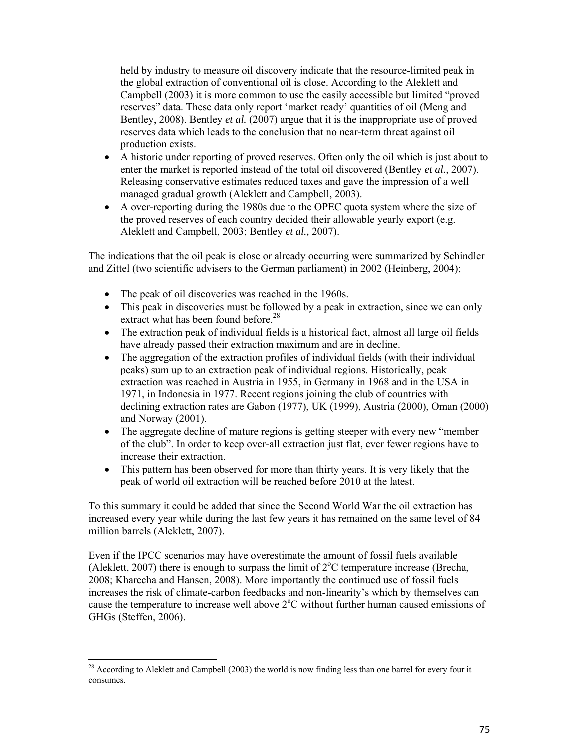held by industry to measure oil discovery indicate that the resource-limited peak in the global extraction of conventional oil is close. According to the Aleklett and Campbell (2003) it is more common to use the easily accessible but limited "proved reserves" data. These data only report 'market ready' quantities of oil (Meng and Bentley, 2008). Bentley *et al.* (2007) argue that it is the inappropriate use of proved reserves data which leads to the conclusion that no near-term threat against oil production exists.

- A historic under reporting of proved reserves. Often only the oil which is just about to enter the market is reported instead of the total oil discovered (Bentley *et al.,* 2007). Releasing conservative estimates reduced taxes and gave the impression of a well managed gradual growth (Aleklett and Campbell, 2003).
- A over-reporting during the 1980s due to the OPEC quota system where the size of the proved reserves of each country decided their allowable yearly export (e.g. Aleklett and Campbell, 2003; Bentley *et al.,* 2007).

The indications that the oil peak is close or already occurring were summarized by Schindler and Zittel (two scientific advisers to the German parliament) in 2002 (Heinberg, 2004);

- The peak of oil discoveries was reached in the 1960s.
- This peak in discoveries must be followed by a peak in extraction, since we can only extract what has been found before.[28]
- The extraction peak of individual fields is a historical fact, almost all large oil fields have already passed their extraction maximum and are in decline.
- The aggregation of the extraction profiles of individual fields (with their individual peaks) sum up to an extraction peak of individual regions. Historically, peak extraction was reached in Austria in 1955, in Germany in 1968 and in the USA in 1971, in Indonesia in 1977. Recent regions joining the club of countries with declining extraction rates are Gabon (1977), UK (1999), Austria (2000), Oman (2000) and Norway (2001).
- The aggregate decline of mature regions is getting steeper with every new "member of the club". In order to keep over-all extraction just flat, ever fewer regions have to increase their extraction.
- This pattern has been observed for more than thirty years. It is very likely that the peak of world oil extraction will be reached before 2010 at the latest.

To this summary it could be added that since the Second World War the oil extraction has increased every year while during the last few years it has remained on the same level of 84 million barrels (Aleklett, 2007).

Even if the IPCC scenarios may have overestimate the amount of fossil fuels available (Aleklett, 2007) there is enough to surpass the limit of $2^oC$ temperature increase (Brecha, 2008; Kharecha and Hansen, 2008). More importantly the continued use of fossil fuels increases the risk of climate-carbon feedbacks and non-linearity's which by themselves can cause the temperature to increase well above $2^oC$ without further human caused emissions of GHGs (Steffen, 2006).

---

[28] According to Aleklett and Campbell (2003) the world is now finding less than one barrel for every four it consumes.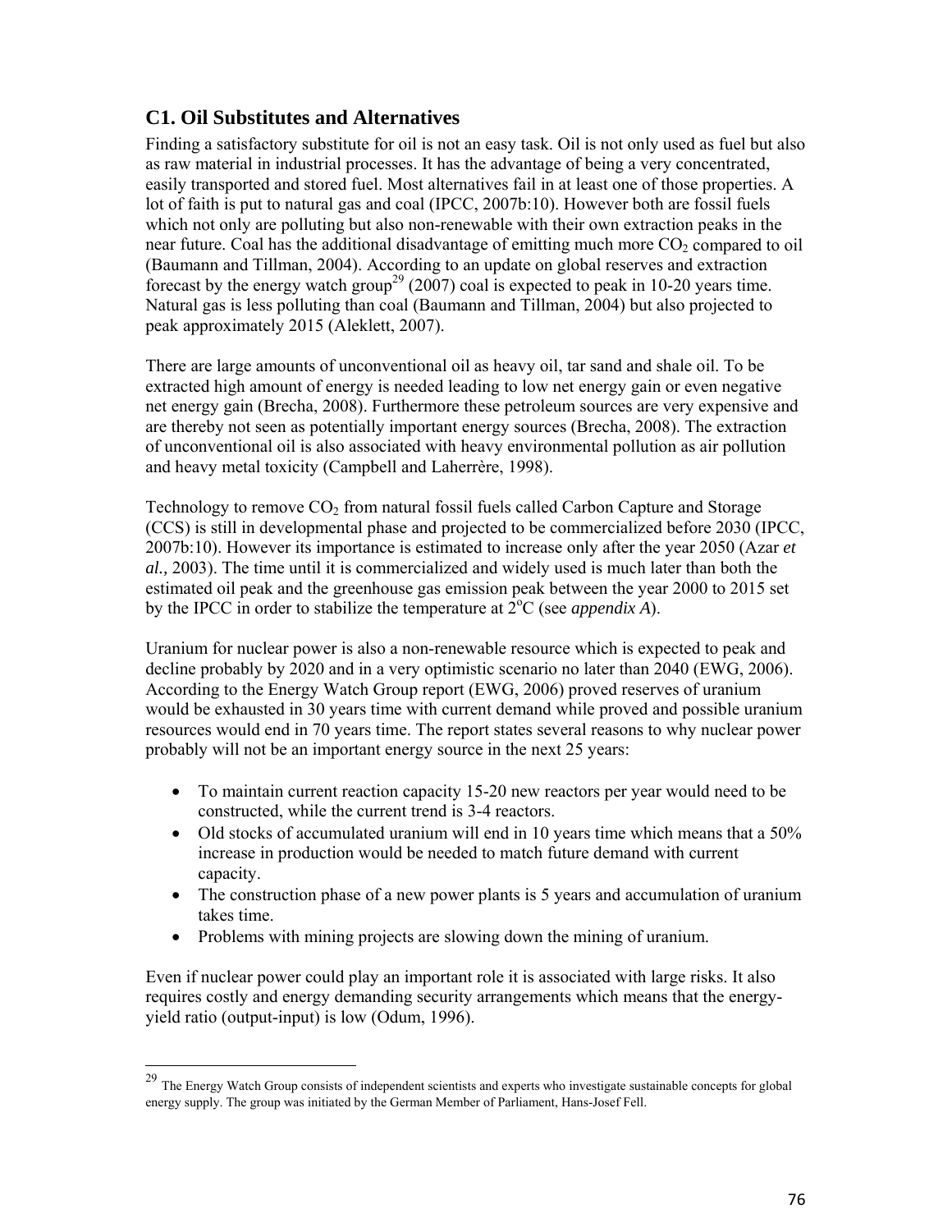## C1. Oil Substitutes and Alternatives

Finding a satisfactory substitute for oil is not an easy task. Oil is not only used as fuel but also as raw material in industrial processes. It has the advantage of being a very concentrated, easily transported and stored fuel. Most alternatives fail in at least one of those properties. A lot of faith is put to natural gas and coal (IPCC, 2007b:10). However both are fossil fuels which not only are polluting but also non-renewable with their own extraction peaks in the near future. Coal has the additional disadvantage of emitting much more $CO_2$ compared to oil (Baumann and Tillman, 2004). According to an update on global reserves and extraction forecast by the energy watch group[29] (2007) coal is expected to peak in 10-20 years time. Natural gas is less polluting than coal (Baumann and Tillman, 2004) but also projected to peak approximately 2015 (Aleklett, 2007).

There are large amounts of unconventional oil as heavy oil, tar sand and shale oil. To be extracted high amount of energy is needed leading to low net energy gain or even negative net energy gain (Brecha, 2008). Furthermore these petroleum sources are very expensive and are thereby not seen as potentially important energy sources (Brecha, 2008). The extraction of unconventional oil is also associated with heavy environmental pollution as air pollution and heavy metal toxicity (Campbell and Laherrère, 1998).

Technology to remove $CO_2$ from natural fossil fuels called Carbon Capture and Storage (CCS) is still in developmental phase and projected to be commercialized before 2030 (IPCC, 2007b:10). However its importance is estimated to increase only after the year 2050 (Azar *et al.,* 2003). The time until it is commercialized and widely used is much later than both the estimated oil peak and the greenhouse gas emission peak between the year 2000 to 2015 set by the IPCC in order to stabilize the temperature at $2^{o}C$ (see *appendix A*).

Uranium for nuclear power is also a non-renewable resource which is expected to peak and decline probably by 2020 and in a very optimistic scenario no later than 2040 (EWG, 2006). According to the Energy Watch Group report (EWG, 2006) proved reserves of uranium would be exhausted in 30 years time with current demand while proved and possible uranium resources would end in 70 years time. The report states several reasons to why nuclear power probably will not be an important energy source in the next 25 years:

- To maintain current reaction capacity 15-20 new reactors per year would need to be constructed, while the current trend is 3-4 reactors.
- Old stocks of accumulated uranium will end in 10 years time which means that a 50% increase in production would be needed to match future demand with current capacity.
- The construction phase of a new power plants is 5 years and accumulation of uranium takes time.
- Problems with mining projects are slowing down the mining of uranium.

Even if nuclear power could play an important role it is associated with large risks. It also requires costly and energy demanding security arrangements which means that the energy-yield ratio (output-input) is low (Odum, 1996).

[29] The Energy Watch Group consists of independent scientists and experts who investigate sustainable concepts for global energy supply. The group was initiated by the German Member of Parliament, Hans-Josef Fell.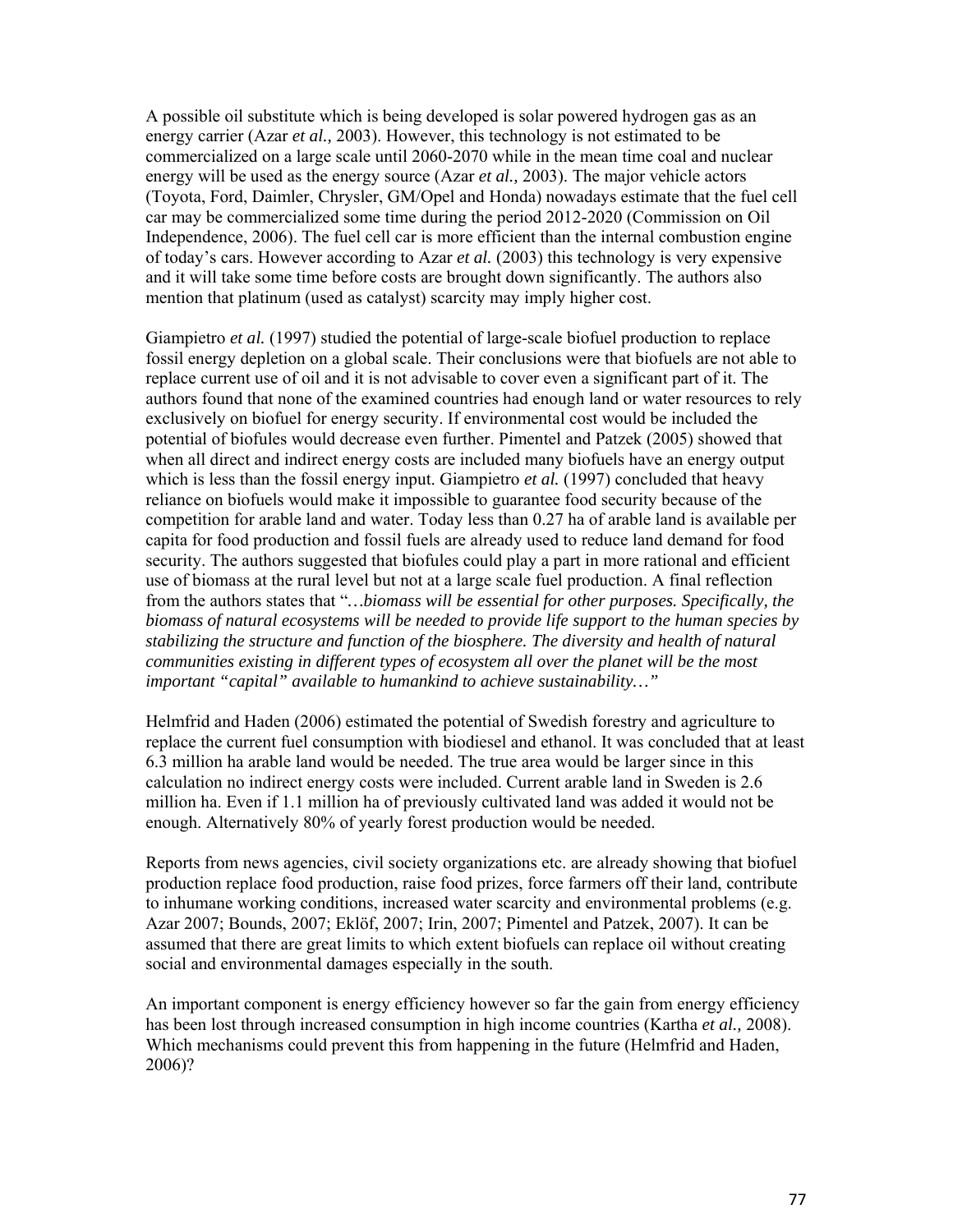A possible oil substitute which is being developed is solar powered hydrogen gas as an energy carrier (Azar *et al.,* 2003). However, this technology is not estimated to be commercialized on a large scale until 2060-2070 while in the mean time coal and nuclear energy will be used as the energy source (Azar *et al.,* 2003). The major vehicle actors (Toyota, Ford, Daimler, Chrysler, GM/Opel and Honda) nowadays estimate that the fuel cell car may be commercialized some time during the period 2012-2020 (Commission on Oil Independence, 2006). The fuel cell car is more efficient than the internal combustion engine of today's cars. However according to Azar *et al.* (2003) this technology is very expensive and it will take some time before costs are brought down significantly. The authors also mention that platinum (used as catalyst) scarcity may imply higher cost.

Giampietro *et al.* (1997) studied the potential of large-scale biofuel production to replace fossil energy depletion on a global scale. Their conclusions were that biofuels are not able to replace current use of oil and it is not advisable to cover even a significant part of it. The authors found that none of the examined countries had enough land or water resources to rely exclusively on biofuel for energy security. If environmental cost would be included the potential of biofules would decrease even further. Pimentel and Patzek (2005) showed that when all direct and indirect energy costs are included many biofuels have an energy output which is less than the fossil energy input. Giampietro *et al.* (1997) concluded that heavy reliance on biofuels would make it impossible to guarantee food security because of the competition for arable land and water. Today less than 0.27 ha of arable land is available per capita for food production and fossil fuels are already used to reduce land demand for food security. The authors suggested that biofules could play a part in more rational and efficient use of biomass at the rural level but not at a large scale fuel production. A final reflection from the authors states that "*…biomass will be essential for other purposes. Specifically, the biomass of natural ecosystems will be needed to provide life support to the human species by stabilizing the structure and function of the biosphere. The diversity and health of natural communities existing in different types of ecosystem all over the planet will be the most important "capital" available to humankind to achieve sustainability…"*

Helmfrid and Haden (2006) estimated the potential of Swedish forestry and agriculture to replace the current fuel consumption with biodiesel and ethanol. It was concluded that at least 6.3 million ha arable land would be needed. The true area would be larger since in this calculation no indirect energy costs were included. Current arable land in Sweden is 2.6 million ha. Even if 1.1 million ha of previously cultivated land was added it would not be enough. Alternatively 80% of yearly forest production would be needed.

Reports from news agencies, civil society organizations etc. are already showing that biofuel production replace food production, raise food prizes, force farmers off their land, contribute to inhumane working conditions, increased water scarcity and environmental problems (e.g. Azar 2007; Bounds, 2007; Eklöf, 2007; Irin, 2007; Pimentel and Patzek, 2007). It can be assumed that there are great limits to which extent biofuels can replace oil without creating social and environmental damages especially in the south.

An important component is energy efficiency however so far the gain from energy efficiency has been lost through increased consumption in high income countries (Kartha *et al.,* 2008). Which mechanisms could prevent this from happening in the future (Helmfrid and Haden, 2006)?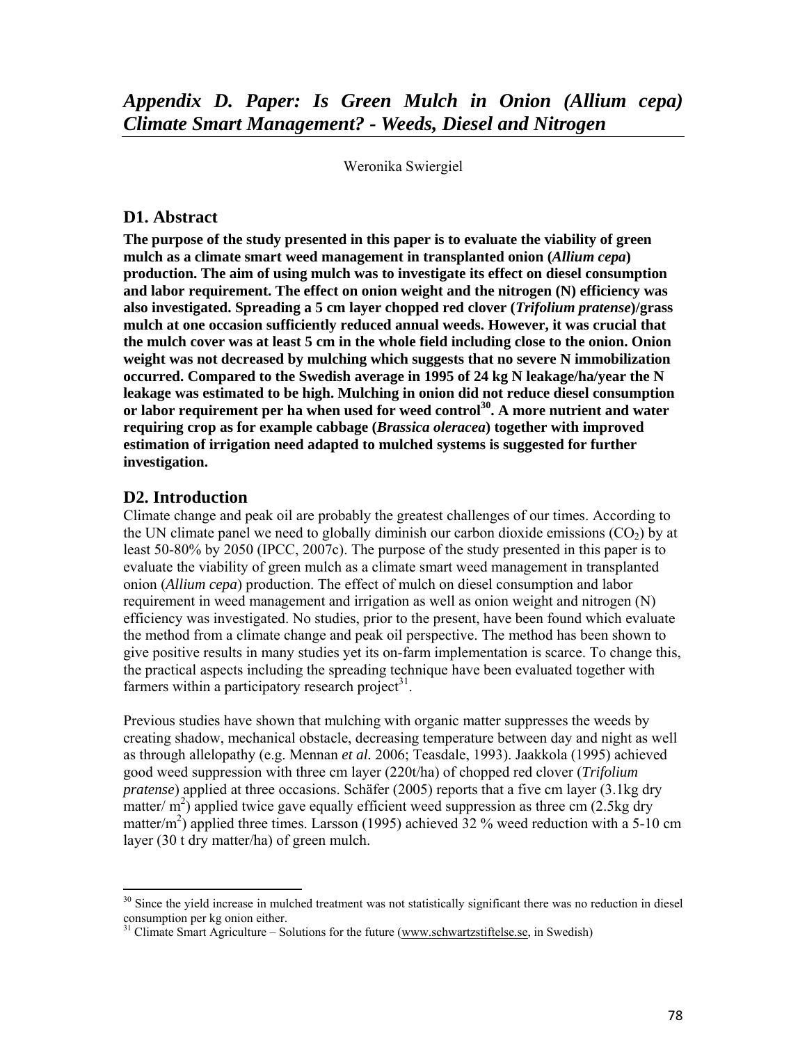# *Appendix D. Paper: Is Green Mulch in Onion (Allium cepa) Climate Smart Management? - Weeds, Diesel and Nitrogen*

Weronika Swiergiel

## D1. Abstract

**The purpose of the study presented in this paper is to evaluate the viability of green mulch as a climate smart weed management in transplanted onion (*Allium cepa*) production. The aim of using mulch was to investigate its effect on diesel consumption and labor requirement. The effect on onion weight and the nitrogen (N) efficiency was also investigated. Spreading a 5 cm layer chopped red clover (*Trifolium pratense*)/grass mulch at one occasion sufficiently reduced annual weeds. However, it was crucial that the mulch cover was at least 5 cm in the whole field including close to the onion. Onion weight was not decreased by mulching which suggests that no severe N immobilization occurred. Compared to the Swedish average in 1995 of 24 kg N leakage/ha/year the N leakage was estimated to be high. Mulching in onion did not reduce diesel consumption or labor requirement per ha when used for weed control[30]. A more nutrient and water requiring crop as for example cabbage (*Brassica oleracea*) together with improved estimation of irrigation need adapted to mulched systems is suggested for further investigation.**

## D2. Introduction

Climate change and peak oil are probably the greatest challenges of our times. According to the UN climate panel we need to globally diminish our carbon dioxide emissions ($CO_2$) by at least 50-80% by 2050 (IPCC, 2007c). The purpose of the study presented in this paper is to evaluate the viability of green mulch as a climate smart weed management in transplanted onion (*Allium cepa*) production. The effect of mulch on diesel consumption and labor requirement in weed management and irrigation as well as onion weight and nitrogen (N) efficiency was investigated. No studies, prior to the present, have been found which evaluate the method from a climate change and peak oil perspective. The method has been shown to give positive results in many studies yet its on-farm implementation is scarce. To change this, the practical aspects including the spreading technique have been evaluated together with farmers within a participatory research project[31].

Previous studies have shown that mulching with organic matter suppresses the weeds by creating shadow, mechanical obstacle, decreasing temperature between day and night as well as through allelopathy (e.g. Mennan *et al.* 2006; Teasdale, 1993). Jaakkola (1995) achieved good weed suppression with three cm layer (220t/ha) of chopped red clover (*Trifolium pratense*) applied at three occasions. Schäfer (2005) reports that a five cm layer (3.1kg dry matter/ $m^2$) applied twice gave equally efficient weed suppression as three cm (2.5kg dry matter/$m^2$) applied three times. Larsson (1995) achieved 32 % weed reduction with a 5-10 cm layer (30 t dry matter/ha) of green mulch.

---

[30] Since the yield increase in mulched treatment was not statistically significant there was no reduction in diesel consumption per kg onion either.

[31] Climate Smart Agriculture – Solutions for the future (www.schwartzstiftelse.se, in Swedish)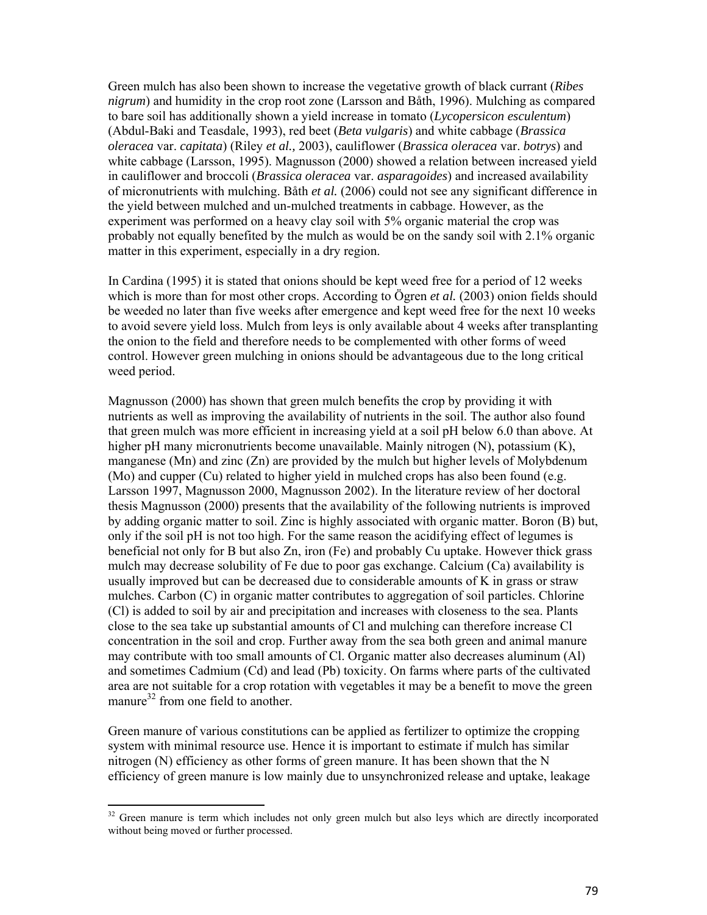Green mulch has also been shown to increase the vegetative growth of black currant (*Ribes nigrum*) and humidity in the crop root zone (Larsson and Båth, 1996). Mulching as compared to bare soil has additionally shown a yield increase in tomato (*Lycopersicon esculentum*) (Abdul-Baki and Teasdale, 1993), red beet (*Beta vulgaris*) and white cabbage (*Brassica oleracea* var. *capitata*) (Riley *et al.,* 2003), cauliflower (*Brassica oleracea* var. *botrys*) and white cabbage (Larsson, 1995). Magnusson (2000) showed a relation between increased yield in cauliflower and broccoli (*Brassica oleracea* var. *asparagoides*) and increased availability of micronutrients with mulching. Båth *et al.* (2006) could not see any significant difference in the yield between mulched and un-mulched treatments in cabbage. However, as the experiment was performed on a heavy clay soil with 5% organic material the crop was probably not equally benefited by the mulch as would be on the sandy soil with 2.1% organic matter in this experiment, especially in a dry region.

In Cardina (1995) it is stated that onions should be kept weed free for a period of 12 weeks which is more than for most other crops. According to Ögren *et al.* (2003) onion fields should be weeded no later than five weeks after emergence and kept weed free for the next 10 weeks to avoid severe yield loss. Mulch from leys is only available about 4 weeks after transplanting the onion to the field and therefore needs to be complemented with other forms of weed control. However green mulching in onions should be advantageous due to the long critical weed period.

Magnusson (2000) has shown that green mulch benefits the crop by providing it with nutrients as well as improving the availability of nutrients in the soil. The author also found that green mulch was more efficient in increasing yield at a soil pH below 6.0 than above. At higher pH many micronutrients become unavailable. Mainly nitrogen (N), potassium (K), manganese (Mn) and zinc (Zn) are provided by the mulch but higher levels of Molybdenum (Mo) and cupper (Cu) related to higher yield in mulched crops has also been found (e.g. Larsson 1997, Magnusson 2000, Magnusson 2002). In the literature review of her doctoral thesis Magnusson (2000) presents that the availability of the following nutrients is improved by adding organic matter to soil. Zinc is highly associated with organic matter. Boron (B) but, only if the soil pH is not too high. For the same reason the acidifying effect of legumes is beneficial not only for B but also Zn, iron (Fe) and probably Cu uptake. However thick grass mulch may decrease solubility of Fe due to poor gas exchange. Calcium (Ca) availability is usually improved but can be decreased due to considerable amounts of K in grass or straw mulches. Carbon (C) in organic matter contributes to aggregation of soil particles. Chlorine (Cl) is added to soil by air and precipitation and increases with closeness to the sea. Plants close to the sea take up substantial amounts of Cl and mulching can therefore increase Cl concentration in the soil and crop. Further away from the sea both green and animal manure may contribute with too small amounts of Cl. Organic matter also decreases aluminum (Al) and sometimes Cadmium (Cd) and lead (Pb) toxicity. On farms where parts of the cultivated area are not suitable for a crop rotation with vegetables it may be a benefit to move the green manure[32] from one field to another.

Green manure of various constitutions can be applied as fertilizer to optimize the cropping system with minimal resource use. Hence it is important to estimate if mulch has similar nitrogen (N) efficiency as other forms of green manure. It has been shown that the N efficiency of green manure is low mainly due to unsynchronized release and uptake, leakage

[32] Green manure is term which includes not only green mulch but also leys which are directly incorporated without being moved or further processed.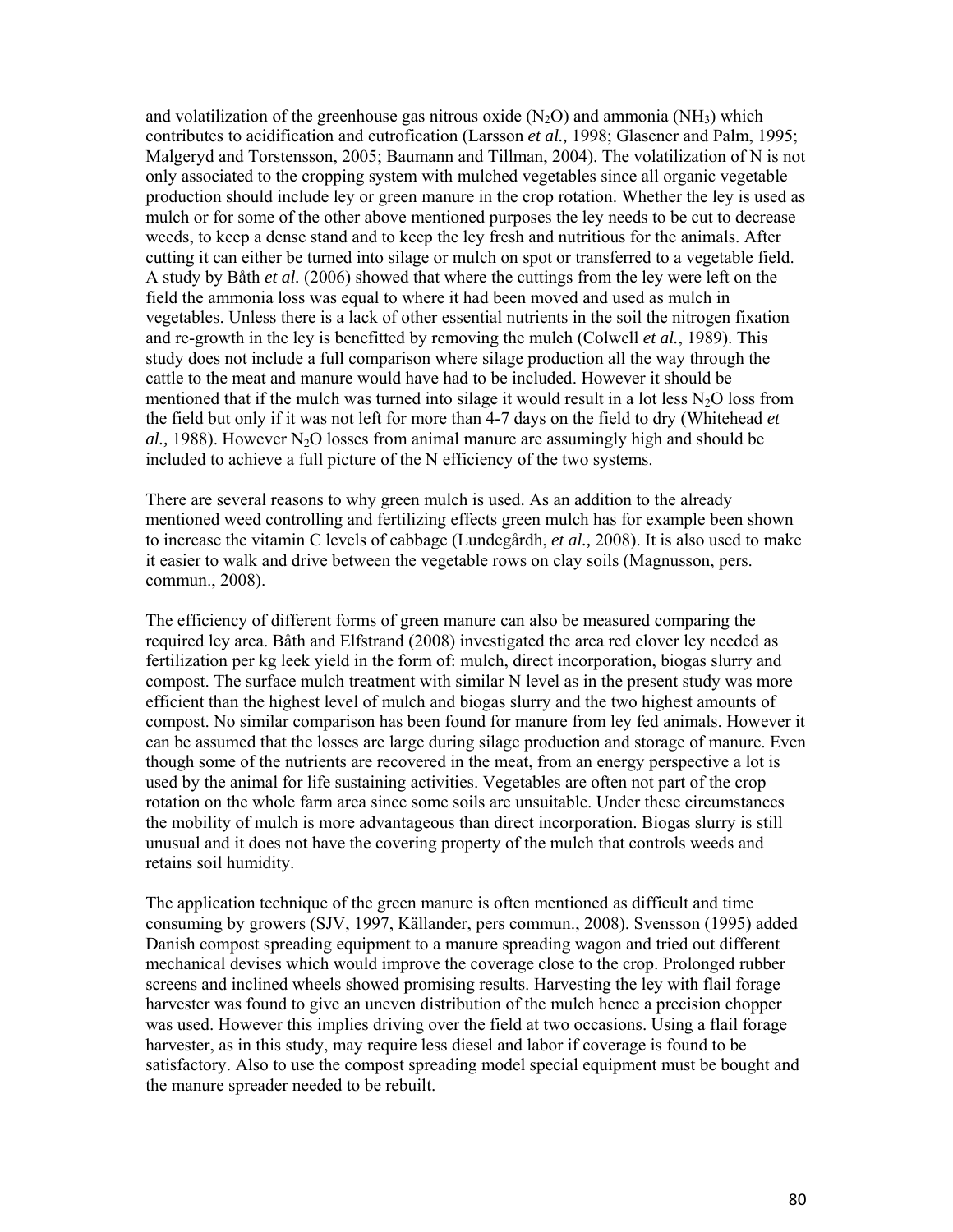and volatilization of the greenhouse gas nitrous oxide ($N_2O$) and ammonia ($NH_3$) which contributes to acidification and eutrofication (Larsson *et al.,* 1998; Glasener and Palm, 1995; Malgeryd and Torstensson, 2005; Baumann and Tillman, 2004). The volatilization of N is not only associated to the cropping system with mulched vegetables since all organic vegetable production should include ley or green manure in the crop rotation. Whether the ley is used as mulch or for some of the other above mentioned purposes the ley needs to be cut to decrease weeds, to keep a dense stand and to keep the ley fresh and nutritious for the animals. After cutting it can either be turned into silage or mulch on spot or transferred to a vegetable field. A study by Båth *et al.* (2006) showed that where the cuttings from the ley were left on the field the ammonia loss was equal to where it had been moved and used as mulch in vegetables. Unless there is a lack of other essential nutrients in the soil the nitrogen fixation and re-growth in the ley is benefitted by removing the mulch (Colwell *et al.*, 1989). This study does not include a full comparison where silage production all the way through the cattle to the meat and manure would have had to be included. However it should be mentioned that if the mulch was turned into silage it would result in a lot less $N_2O$ loss from the field but only if it was not left for more than 4-7 days on the field to dry (Whitehead *et al.,* 1988). However $N_2O$ losses from animal manure are assumingly high and should be included to achieve a full picture of the N efficiency of the two systems.

There are several reasons to why green mulch is used. As an addition to the already mentioned weed controlling and fertilizing effects green mulch has for example been shown to increase the vitamin C levels of cabbage (Lundegårdh, *et al.,* 2008). It is also used to make it easier to walk and drive between the vegetable rows on clay soils (Magnusson, pers. commun., 2008).

The efficiency of different forms of green manure can also be measured comparing the required ley area. Båth and Elfstrand (2008) investigated the area red clover ley needed as fertilization per kg leek yield in the form of: mulch, direct incorporation, biogas slurry and compost. The surface mulch treatment with similar N level as in the present study was more efficient than the highest level of mulch and biogas slurry and the two highest amounts of compost. No similar comparison has been found for manure from ley fed animals. However it can be assumed that the losses are large during silage production and storage of manure. Even though some of the nutrients are recovered in the meat, from an energy perspective a lot is used by the animal for life sustaining activities. Vegetables are often not part of the crop rotation on the whole farm area since some soils are unsuitable. Under these circumstances the mobility of mulch is more advantageous than direct incorporation. Biogas slurry is still unusual and it does not have the covering property of the mulch that controls weeds and retains soil humidity.

The application technique of the green manure is often mentioned as difficult and time consuming by growers (SJV, 1997, Källander, pers commun., 2008). Svensson (1995) added Danish compost spreading equipment to a manure spreading wagon and tried out different mechanical devises which would improve the coverage close to the crop. Prolonged rubber screens and inclined wheels showed promising results. Harvesting the ley with flail forage harvester was found to give an uneven distribution of the mulch hence a precision chopper was used. However this implies driving over the field at two occasions. Using a flail forage harvester, as in this study, may require less diesel and labor if coverage is found to be satisfactory. Also to use the compost spreading model special equipment must be bought and the manure spreader needed to be rebuilt.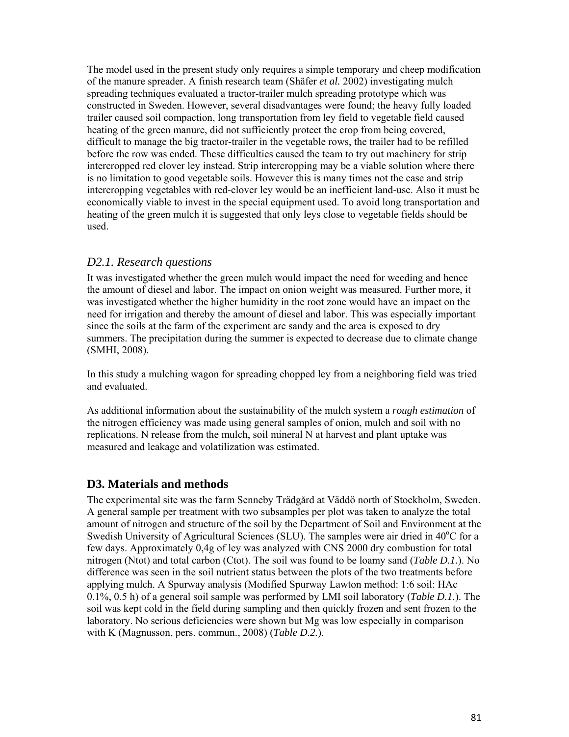The model used in the present study only requires a simple temporary and cheep modification of the manure spreader. A finish research team (Shäfer *et al.* 2002) investigating mulch spreading techniques evaluated a tractor-trailer mulch spreading prototype which was constructed in Sweden. However, several disadvantages were found; the heavy fully loaded trailer caused soil compaction, long transportation from ley field to vegetable field caused heating of the green manure, did not sufficiently protect the crop from being covered, difficult to manage the big tractor-trailer in the vegetable rows, the trailer had to be refilled before the row was ended. These difficulties caused the team to try out machinery for strip intercropped red clover ley instead. Strip intercropping may be a viable solution where there is no limitation to good vegetable soils. However this is many times not the case and strip intercropping vegetables with red-clover ley would be an inefficient land-use. Also it must be economically viable to invest in the special equipment used. To avoid long transportation and heating of the green mulch it is suggested that only leys close to vegetable fields should be used.

### *D2.1. Research questions*

It was investigated whether the green mulch would impact the need for weeding and hence the amount of diesel and labor. The impact on onion weight was measured. Further more, it was investigated whether the higher humidity in the root zone would have an impact on the need for irrigation and thereby the amount of diesel and labor. This was especially important since the soils at the farm of the experiment are sandy and the area is exposed to dry summers. The precipitation during the summer is expected to decrease due to climate change (SMHI, 2008).

In this study a mulching wagon for spreading chopped ley from a neighboring field was tried and evaluated.

As additional information about the sustainability of the mulch system a *rough estimation* of the nitrogen efficiency was made using general samples of onion, mulch and soil with no replications. N release from the mulch, soil mineral N at harvest and plant uptake was measured and leakage and volatilization was estimated.

## D3. Materials and methods

The experimental site was the farm Senneby Trädgård at Väddö north of Stockholm, Sweden. A general sample per treatment with two subsamples per plot was taken to analyze the total amount of nitrogen and structure of the soil by the Department of Soil and Environment at the Swedish University of Agricultural Sciences (SLU). The samples were air dried in 40$^{o}$C for a few days. Approximately 0,4g of ley was analyzed with CNS 2000 dry combustion for total nitrogen (Ntot) and total carbon (Ctot). The soil was found to be loamy sand (***Table D.1.***). No difference was seen in the soil nutrient status between the plots of the two treatments before applying mulch. A Spurway analysis (Modified Spurway Lawton method: 1:6 soil: HAc 0.1%, 0.5 h) of a general soil sample was performed by LMI soil laboratory (***Table D.1.***). The soil was kept cold in the field during sampling and then quickly frozen and sent frozen to the laboratory. No serious deficiencies were shown but Mg was low especially in comparison with K (Magnusson, pers. commun., 2008) (***Table D.2.***).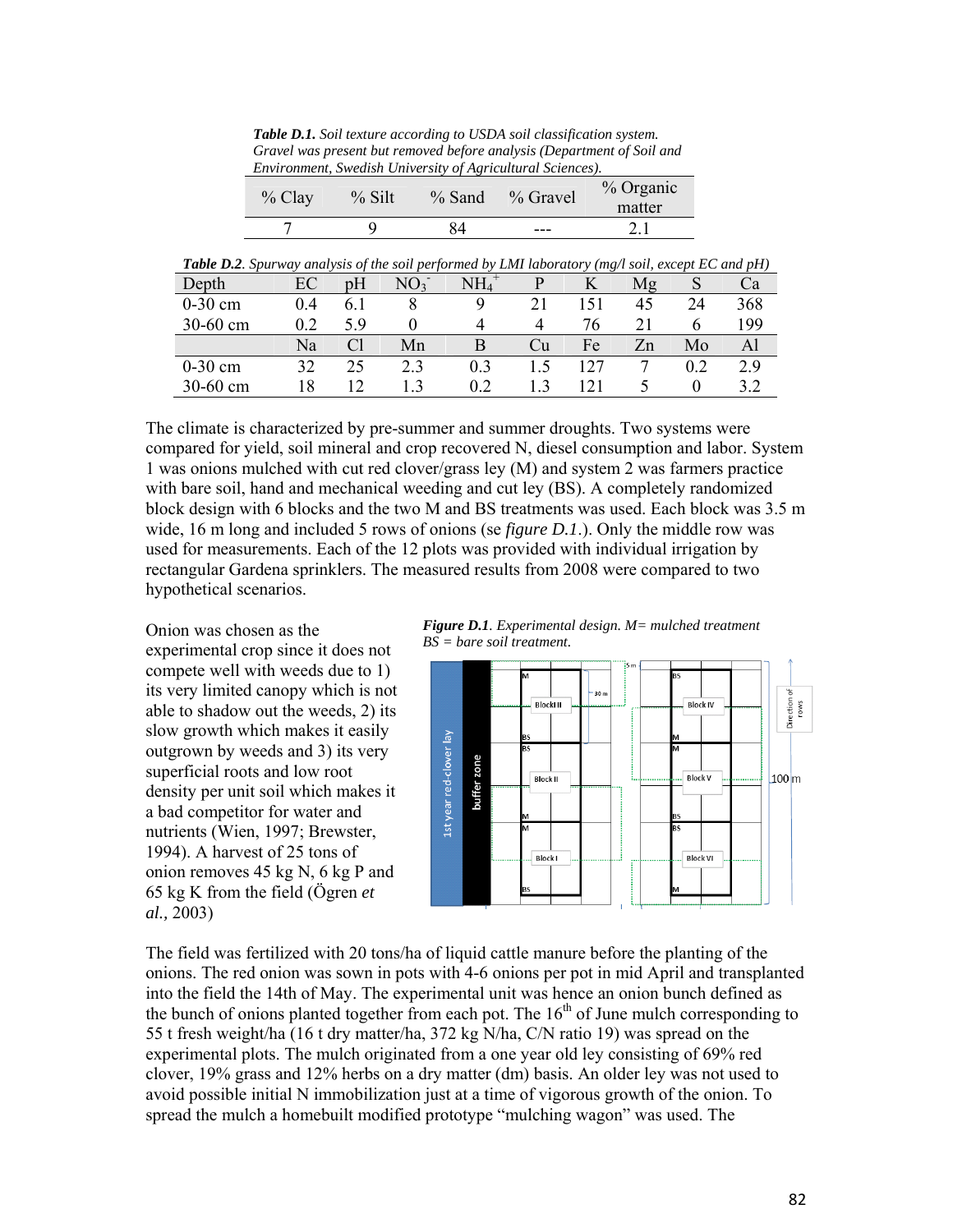***Table D.1.*** *Soil texture according to USDA soil classification system. Gravel was present but removed before analysis (Department of Soil and Environment, Swedish University of Agricultural Sciences).*

| % Clay | % Silt | % Sand | % Gravel | % Organic matter |
|---|---|---|---|---|
| 7 | 9 | 84 | --- | 2.1 |

***Table D.2****. Spurway analysis of the soil performed by LMI laboratory (mg/l soil, except EC and pH)*

| Depth | EC | pH | $NO_3^-$ | $NH_4^+$ | P | K | Mg | S | Ca |
|---|---|---|---|---|---|---|---|---|---|
| 0-30 cm | 0.4 | 6.1 | 8 | 9 | 21 | 151 | 45 | 24 | 368 |
| 30-60 cm | 0.2 | 5.9 | 0 | 4 | 4 | 76 | 21 | 6 | 199 |
| | Na | Cl | Mn | B | Cu | Fe | Zn | Mo | Al |
| 0-30 cm | 32 | 25 | 2.3 | 0.3 | 1.5 | 127 | 7 | 0.2 | 2.9 |
| 30-60 cm | 18 | 12 | 1.3 | 0.2 | 1.3 | 121 | 5 | 0 | 3.2 |

The climate is characterized by pre-summer and summer droughts. Two systems were compared for yield, soil mineral and crop recovered N, diesel consumption and labor. System 1 was onions mulched with cut red clover/grass ley (M) and system 2 was farmers practice with bare soil, hand and mechanical weeding and cut ley (BS). A completely randomized block design with 6 blocks and the two M and BS treatments was used. Each block was 3.5 m wide, 16 m long and included 5 rows of onions (se *figure D.1*.). Only the middle row was used for measurements. Each of the 12 plots was provided with individual irrigation by rectangular Gardena sprinklers. The measured results from 2008 were compared to two hypothetical scenarios.

***Figure D.1****. Experimental design. M= mulched treatment BS = bare soil treatment.*

Onion was chosen as the experimental crop since it does not compete well with weeds due to 1) its very limited canopy which is not able to shadow out the weeds, 2) its slow growth which makes it easily outgrown by weeds and 3) its very superficial roots and low root density per unit soil which makes it a bad competitor for water and nutrients (Wien, 1997; Brewster, 1994). A harvest of 25 tons of onion removes 45 kg N, 6 kg P and 65 kg K from the field (Ögren *et al.,* 2003)

The field was fertilized with 20 tons/ha of liquid cattle manure before the planting of the onions. The red onion was sown in pots with 4-6 onions per pot in mid April and transplanted into the field the 14th of May. The experimental unit was hence an onion bunch defined as the bunch of onions planted together from each pot. The 16$^{th}$ of June mulch corresponding to 55 t fresh weight/ha (16 t dry matter/ha, 372 kg N/ha, C/N ratio 19) was spread on the experimental plots. The mulch originated from a one year old ley consisting of 69% red clover, 19% grass and 12% herbs on a dry matter (dm) basis. An older ley was not used to avoid possible initial N immobilization just at a time of vigorous growth of the onion. To spread the mulch a homebuilt modified prototype "mulching wagon" was used. The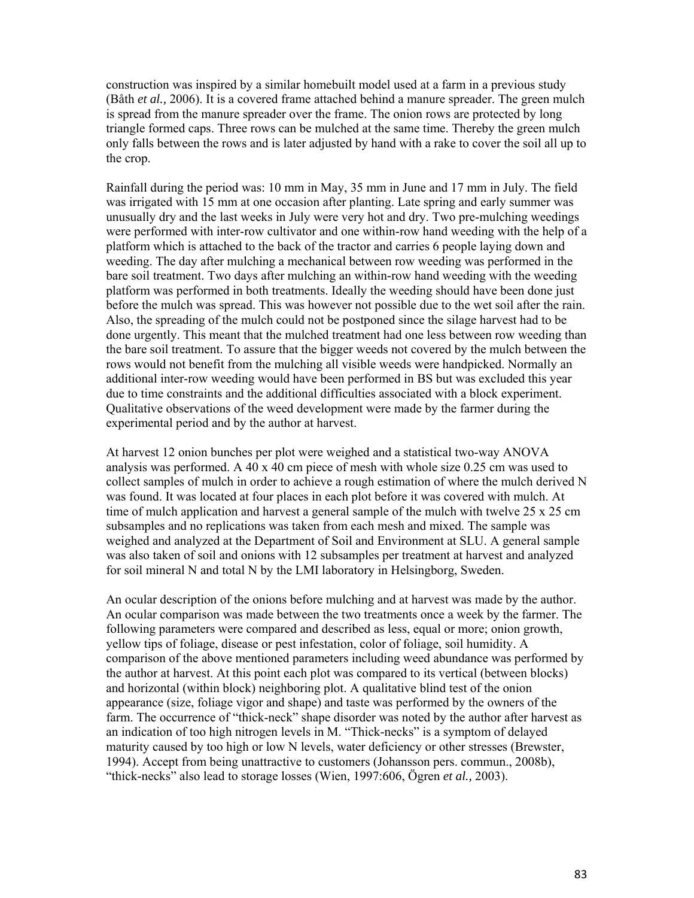construction was inspired by a similar homebuilt model used at a farm in a previous study (Båth *et al.,* 2006). It is a covered frame attached behind a manure spreader. The green mulch is spread from the manure spreader over the frame. The onion rows are protected by long triangle formed caps. Three rows can be mulched at the same time. Thereby the green mulch only falls between the rows and is later adjusted by hand with a rake to cover the soil all up to the crop.

Rainfall during the period was: 10 mm in May, 35 mm in June and 17 mm in July. The field was irrigated with 15 mm at one occasion after planting. Late spring and early summer was unusually dry and the last weeks in July were very hot and dry. Two pre-mulching weedings were performed with inter-row cultivator and one within-row hand weeding with the help of a platform which is attached to the back of the tractor and carries 6 people laying down and weeding. The day after mulching a mechanical between row weeding was performed in the bare soil treatment. Two days after mulching an within-row hand weeding with the weeding platform was performed in both treatments. Ideally the weeding should have been done just before the mulch was spread. This was however not possible due to the wet soil after the rain. Also, the spreading of the mulch could not be postponed since the silage harvest had to be done urgently. This meant that the mulched treatment had one less between row weeding than the bare soil treatment. To assure that the bigger weeds not covered by the mulch between the rows would not benefit from the mulching all visible weeds were handpicked. Normally an additional inter-row weeding would have been performed in BS but was excluded this year due to time constraints and the additional difficulties associated with a block experiment. Qualitative observations of the weed development were made by the farmer during the experimental period and by the author at harvest.

At harvest 12 onion bunches per plot were weighed and a statistical two-way ANOVA analysis was performed. A 40 x 40 cm piece of mesh with whole size 0.25 cm was used to collect samples of mulch in order to achieve a rough estimation of where the mulch derived N was found. It was located at four places in each plot before it was covered with mulch. At time of mulch application and harvest a general sample of the mulch with twelve 25 x 25 cm subsamples and no replications was taken from each mesh and mixed. The sample was weighed and analyzed at the Department of Soil and Environment at SLU. A general sample was also taken of soil and onions with 12 subsamples per treatment at harvest and analyzed for soil mineral N and total N by the LMI laboratory in Helsingborg, Sweden.

An ocular description of the onions before mulching and at harvest was made by the author. An ocular comparison was made between the two treatments once a week by the farmer. The following parameters were compared and described as less, equal or more; onion growth, yellow tips of foliage, disease or pest infestation, color of foliage, soil humidity. A comparison of the above mentioned parameters including weed abundance was performed by the author at harvest. At this point each plot was compared to its vertical (between blocks) and horizontal (within block) neighboring plot. A qualitative blind test of the onion appearance (size, foliage vigor and shape) and taste was performed by the owners of the farm. The occurrence of "thick-neck" shape disorder was noted by the author after harvest as an indication of too high nitrogen levels in M. "Thick-necks" is a symptom of delayed maturity caused by too high or low N levels, water deficiency or other stresses (Brewster, 1994). Accept from being unattractive to customers (Johansson pers. commun., 2008b), "thick-necks" also lead to storage losses (Wien, 1997:606, Ögren *et al.,* 2003).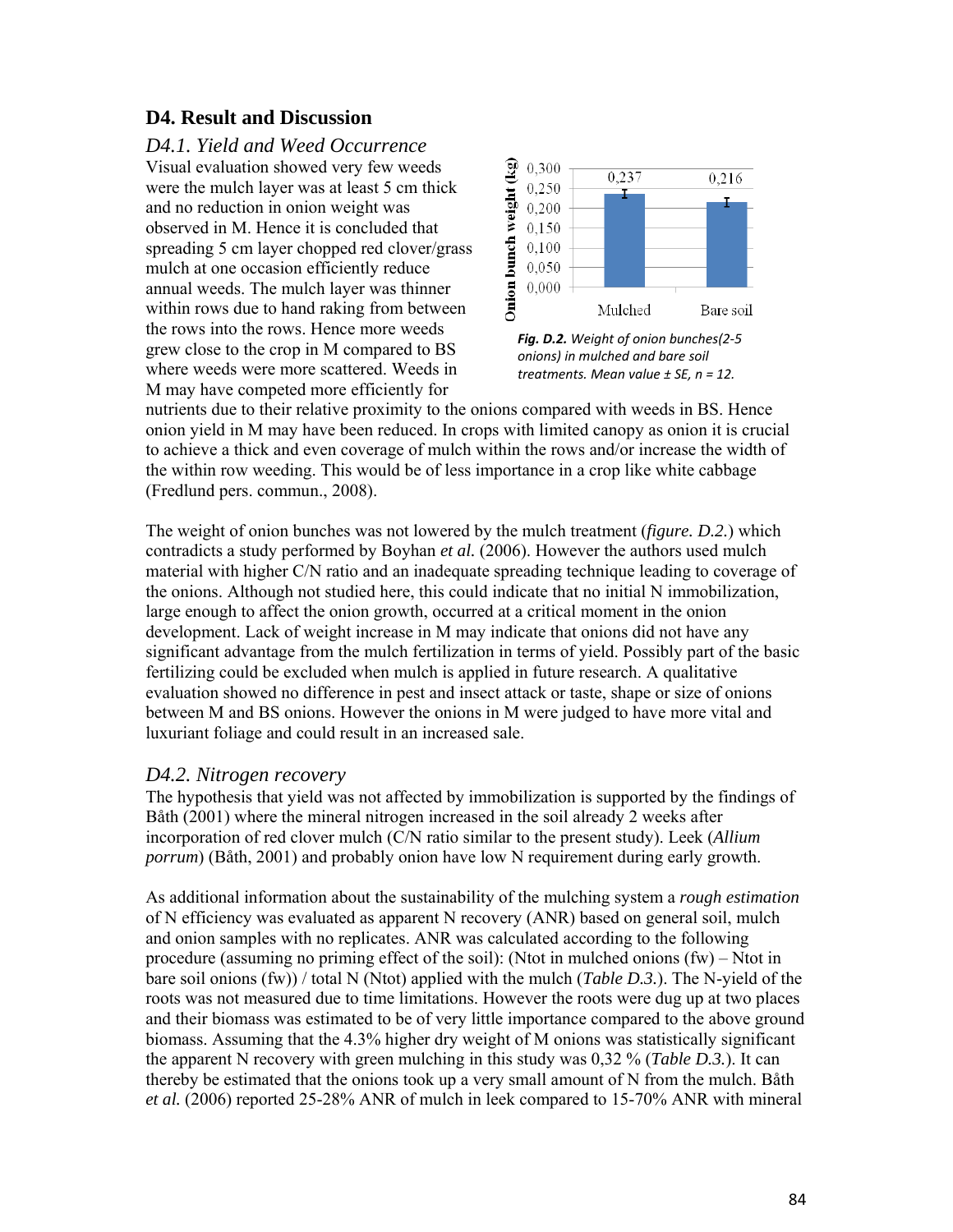## D4. Result and Discussion

### *D4.1. Yield and Weed Occurrence*

Visual evaluation showed very few weeds were the mulch layer was at least 5 cm thick and no reduction in onion weight was observed in M. Hence it is concluded that spreading 5 cm layer chopped red clover/grass mulch at one occasion efficiently reduce annual weeds. The mulch layer was thinner within rows due to hand raking from between the rows into the rows. Hence more weeds grew close to the crop in M compared to BS where weeds were more scattered. Weeds in M may have competed more efficiently for nutrients due to their relative proximity to the onions compared with weeds in BS. Hence onion yield in M may have been reduced. In crops with limited canopy as onion it is crucial to achieve a thick and even coverage of mulch within the rows and/or increase the width of the within row weeding. This would be of less importance in a crop like white cabbage (Fredlund pers. commun., 2008).

***Fig. D.2.*** *Weight of onion bunches(2-5 onions) in mulched and bare soil treatments. Mean value ± SE, n = 12.*

The weight of onion bunches was not lowered by the mulch treatment (*figure. D.2.*) which contradicts a study performed by Boyhan *et al.* (2006). However the authors used mulch material with higher C/N ratio and an inadequate spreading technique leading to coverage of the onions. Although not studied here, this could indicate that no initial N immobilization, large enough to affect the onion growth, occurred at a critical moment in the onion development. Lack of weight increase in M may indicate that onions did not have any significant advantage from the mulch fertilization in terms of yield. Possibly part of the basic fertilizing could be excluded when mulch is applied in future research. A qualitative evaluation showed no difference in pest and insect attack or taste, shape or size of onions between M and BS onions. However the onions in M were judged to have more vital and luxuriant foliage and could result in an increased sale.

### *D4.2. Nitrogen recovery*

The hypothesis that yield was not affected by immobilization is supported by the findings of Båth (2001) where the mineral nitrogen increased in the soil already 2 weeks after incorporation of red clover mulch (C/N ratio similar to the present study). Leek (*Allium porrum*) (Båth, 2001) and probably onion have low N requirement during early growth.

As additional information about the sustainability of the mulching system a *rough estimation* of N efficiency was evaluated as apparent N recovery (ANR) based on general soil, mulch and onion samples with no replicates. ANR was calculated according to the following procedure (assuming no priming effect of the soil): (Ntot in mulched onions (fw) – Ntot in bare soil onions (fw)) / total N (Ntot) applied with the mulch (*Table D.3.*). The N-yield of the roots was not measured due to time limitations. However the roots were dug up at two places and their biomass was estimated to be of very little importance compared to the above ground biomass. Assuming that the 4.3% higher dry weight of M onions was statistically significant the apparent N recovery with green mulching in this study was 0,32 % (*Table D.3.*). It can thereby be estimated that the onions took up a very small amount of N from the mulch. Båth *et al.* (2006) reported 25-28% ANR of mulch in leek compared to 15-70% ANR with mineral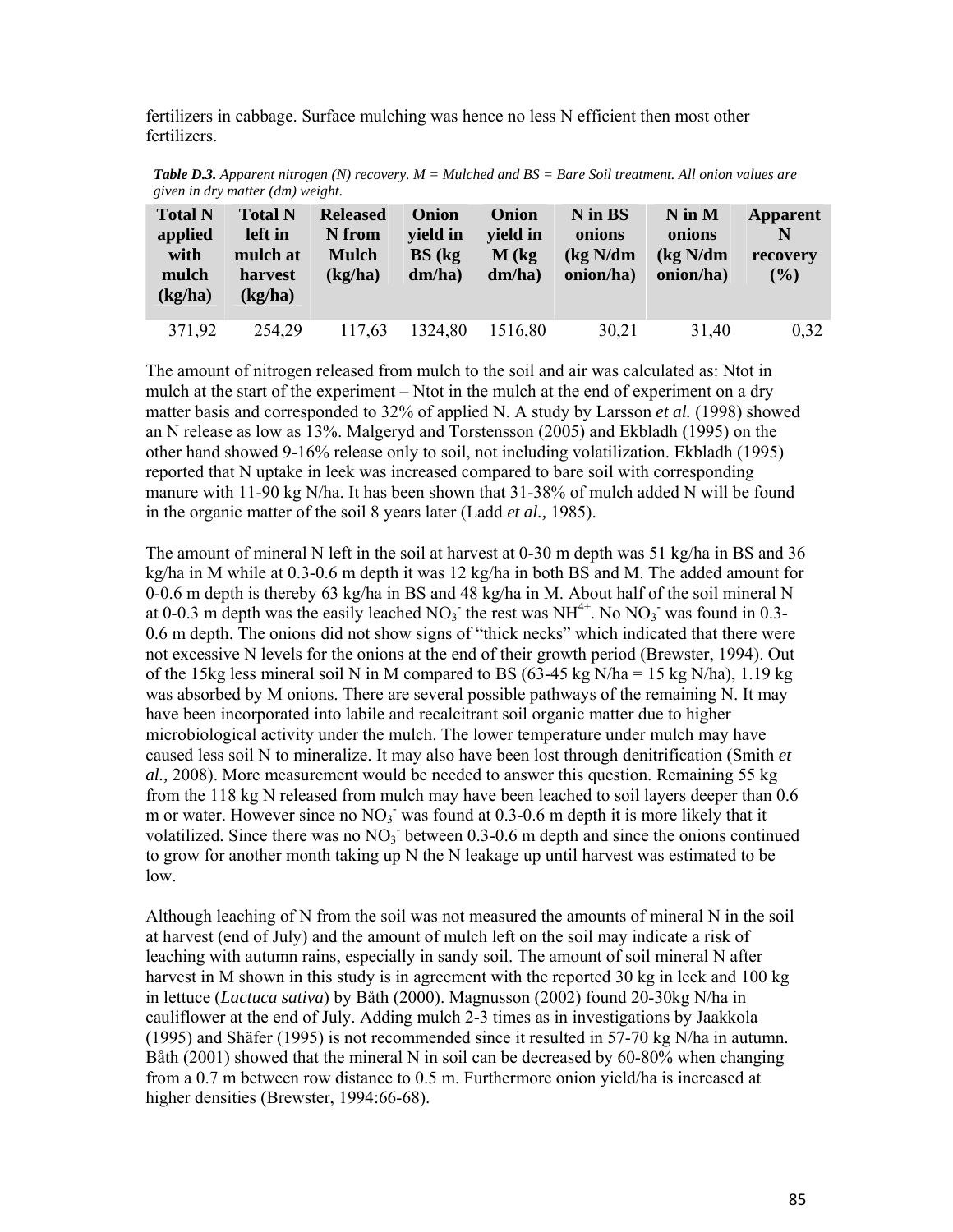fertilizers in cabbage. Surface mulching was hence no less N efficient then most other fertilizers.

***Table D.3.*** *Apparent nitrogen (N) recovery. M = Mulched and BS = Bare Soil treatment. All onion values are given in dry matter (dm) weight.*

| Total N applied with mulch (kg/ha) | Total N left in mulch at harvest (kg/ha) | Released N from Mulch (kg/ha) | Onion yield in BS (kg dm/ha) | Onion yield in M (kg dm/ha) | N in BS onions (kg N/dm onion/ha) | N in M onions (kg N/dm onion/ha) | Apparent N recovery (%) |
|---|---|---|---|---|---|---|---|
| 371,92 | 254,29 | 117,63 | 1324,80 | 1516,80 | 30,21 | 31,40 | 0,32 |

The amount of nitrogen released from mulch to the soil and air was calculated as: Ntot in mulch at the start of the experiment – Ntot in the mulch at the end of experiment on a dry matter basis and corresponded to 32% of applied N. A study by Larsson *et al.* (1998) showed an N release as low as 13%. Malgeryd and Torstensson (2005) and Ekbladh (1995) on the other hand showed 9-16% release only to soil, not including volatilization. Ekbladh (1995) reported that N uptake in leek was increased compared to bare soil with corresponding manure with 11-90 kg N/ha. It has been shown that 31-38% of mulch added N will be found in the organic matter of the soil 8 years later (Ladd *et al.,* 1985).

The amount of mineral N left in the soil at harvest at 0-30 m depth was 51 kg/ha in BS and 36 kg/ha in M while at 0.3-0.6 m depth it was 12 kg/ha in both BS and M. The added amount for 0-0.6 m depth is thereby 63 kg/ha in BS and 48 kg/ha in M. About half of the soil mineral N at 0-0.3 m depth was the easily leached $NO_3^-$ the rest was $NH^{4+}$. No $NO_3^-$ was found in 0.3-0.6 m depth. The onions did not show signs of "thick necks" which indicated that there were not excessive N levels for the onions at the end of their growth period (Brewster, 1994). Out of the 15kg less mineral soil N in M compared to BS (63-45 kg N/ha = 15 kg N/ha), 1.19 kg was absorbed by M onions. There are several possible pathways of the remaining N. It may have been incorporated into labile and recalcitrant soil organic matter due to higher microbiological activity under the mulch. The lower temperature under mulch may have caused less soil N to mineralize. It may also have been lost through denitrification (Smith *et al.,* 2008). More measurement would be needed to answer this question. Remaining 55 kg from the 118 kg N released from mulch may have been leached to soil layers deeper than 0.6 m or water. However since no $NO_3^-$ was found at 0.3-0.6 m depth it is more likely that it volatilized. Since there was no $NO_3^-$ between 0.3-0.6 m depth and since the onions continued to grow for another month taking up N the N leakage up until harvest was estimated to be low.

Although leaching of N from the soil was not measured the amounts of mineral N in the soil at harvest (end of July) and the amount of mulch left on the soil may indicate a risk of leaching with autumn rains, especially in sandy soil. The amount of soil mineral N after harvest in M shown in this study is in agreement with the reported 30 kg in leek and 100 kg in lettuce (*Lactuca sativa*) by Båth (2000). Magnusson (2002) found 20-30kg N/ha in cauliflower at the end of July. Adding mulch 2-3 times as in investigations by Jaakkola (1995) and Shäfer (1995) is not recommended since it resulted in 57-70 kg N/ha in autumn. Båth (2001) showed that the mineral N in soil can be decreased by 60-80% when changing from a 0.7 m between row distance to 0.5 m. Furthermore onion yield/ha is increased at higher densities (Brewster, 1994:66-68).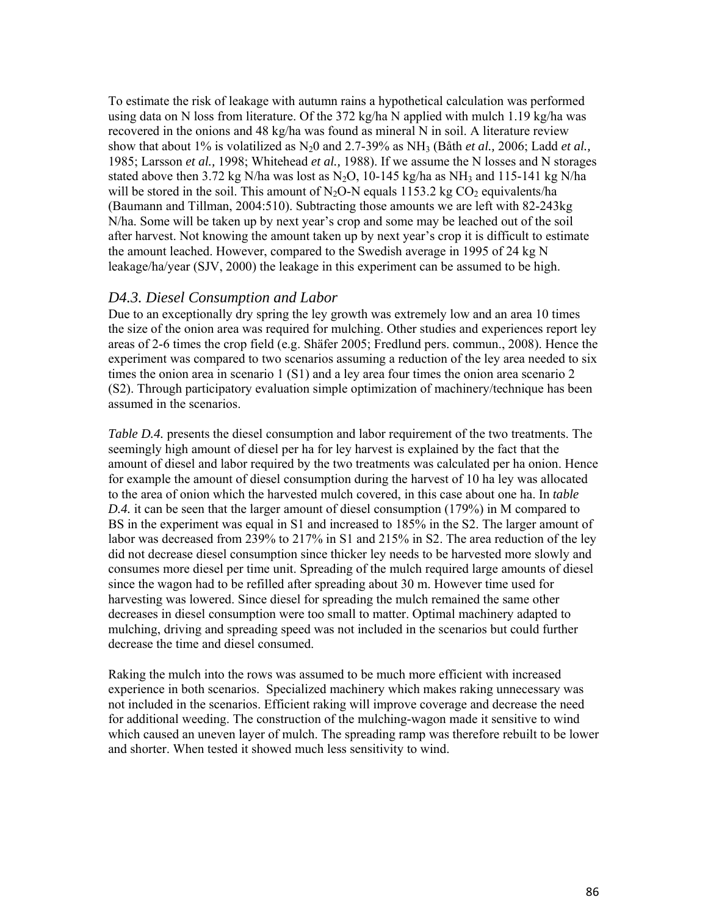To estimate the risk of leakage with autumn rains a hypothetical calculation was performed using data on N loss from literature. Of the 372 kg/ha N applied with mulch 1.19 kg/ha was recovered in the onions and 48 kg/ha was found as mineral N in soil. A literature review show that about 1% is volatilized as $N_20$ and 2.7-39% as $NH_3$ (Båth *et al.,* 2006; Ladd *et al.,* 1985; Larsson *et al.,* 1998; Whitehead *et al.,* 1988). If we assume the N losses and N storages stated above then 3.72 kg N/ha was lost as $N_2O$, 10-145 kg/ha as $NH_3$ and 115-141 kg N/ha will be stored in the soil. This amount of $N_2O$-N equals 1153.2 kg $CO_2$ equivalents/ha (Baumann and Tillman, 2004:510). Subtracting those amounts we are left with 82-243kg N/ha. Some will be taken up by next year's crop and some may be leached out of the soil after harvest. Not knowing the amount taken up by next year's crop it is difficult to estimate the amount leached. However, compared to the Swedish average in 1995 of 24 kg N leakage/ha/year (SJV, 2000) the leakage in this experiment can be assumed to be high.

### *D4.3. Diesel Consumption and Labor*

Due to an exceptionally dry spring the ley growth was extremely low and an area 10 times the size of the onion area was required for mulching. Other studies and experiences report ley areas of 2-6 times the crop field (e.g. Shäfer 2005; Fredlund pers. commun., 2008). Hence the experiment was compared to two scenarios assuming a reduction of the ley area needed to six times the onion area in scenario 1 (S1) and a ley area four times the onion area scenario 2 (S2). Through participatory evaluation simple optimization of machinery/technique has been assumed in the scenarios.

*Table D.4.* presents the diesel consumption and labor requirement of the two treatments. The seemingly high amount of diesel per ha for ley harvest is explained by the fact that the amount of diesel and labor required by the two treatments was calculated per ha onion. Hence for example the amount of diesel consumption during the harvest of 10 ha ley was allocated to the area of onion which the harvested mulch covered, in this case about one ha. In *table D.4.* it can be seen that the larger amount of diesel consumption (179%) in M compared to BS in the experiment was equal in S1 and increased to 185% in the S2. The larger amount of labor was decreased from 239% to 217% in S1 and 215% in S2. The area reduction of the ley did not decrease diesel consumption since thicker ley needs to be harvested more slowly and consumes more diesel per time unit. Spreading of the mulch required large amounts of diesel since the wagon had to be refilled after spreading about 30 m. However time used for harvesting was lowered. Since diesel for spreading the mulch remained the same other decreases in diesel consumption were too small to matter. Optimal machinery adapted to mulching, driving and spreading speed was not included in the scenarios but could further decrease the time and diesel consumed.

Raking the mulch into the rows was assumed to be much more efficient with increased experience in both scenarios. Specialized machinery which makes raking unnecessary was not included in the scenarios. Efficient raking will improve coverage and decrease the need for additional weeding. The construction of the mulching-wagon made it sensitive to wind which caused an uneven layer of mulch. The spreading ramp was therefore rebuilt to be lower and shorter. When tested it showed much less sensitivity to wind.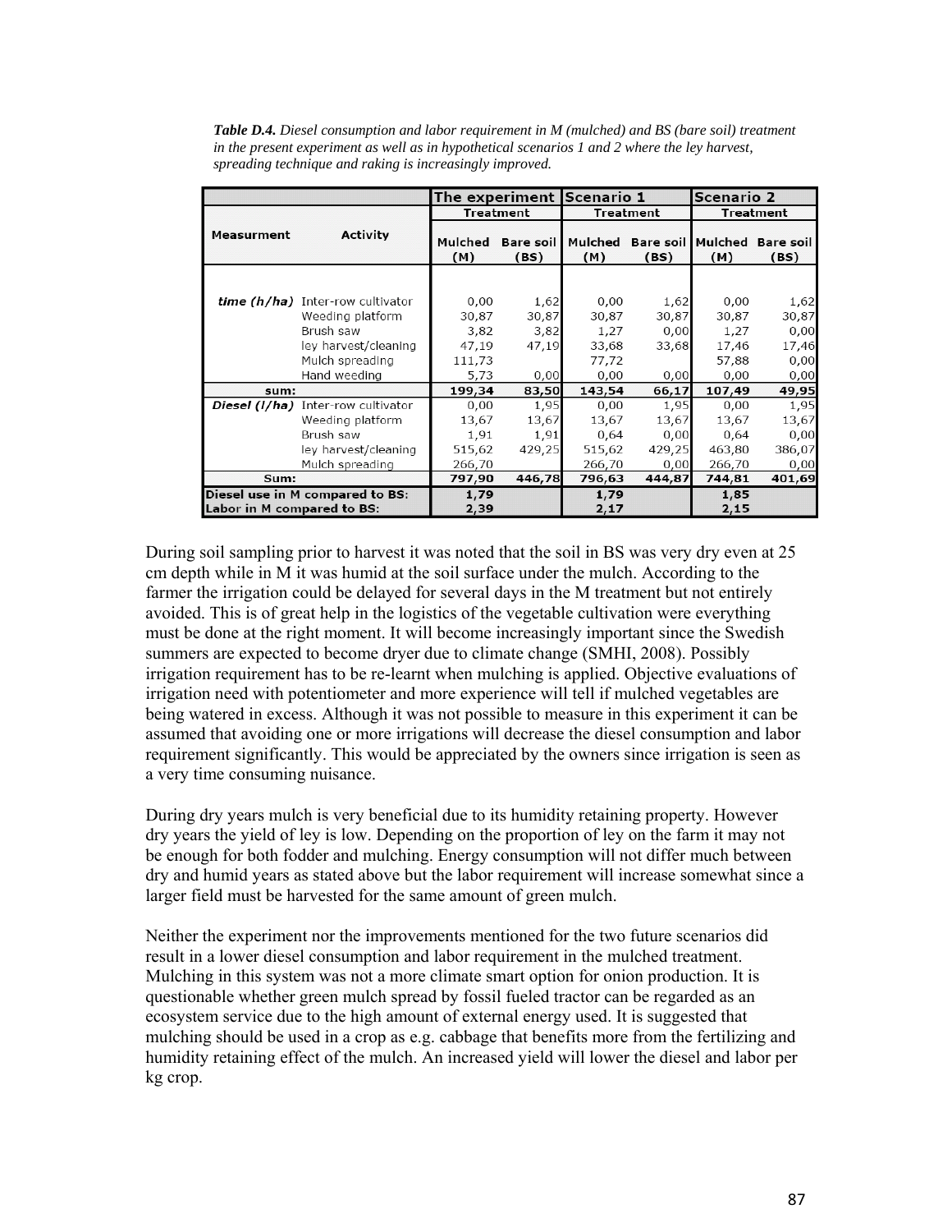***Table D.4.*** *Diesel consumption and labor requirement in M (mulched) and BS (bare soil) treatment in the present experiment as well as in hypothetical scenarios 1 and 2 where the ley harvest, spreading technique and raking is increasingly improved.*

| | | The experiment | | Scenario 1 | | Scenario 2 | |
|---|---|---|---|---|---|---|---|
| | | Treatment | | Treatment | | Treatment | |
| Measurment | Activity | Mulched (M) | Bare soil (BS) | Mulched (M) | Bare soil (BS) | Mulched (M) | Bare soil (BS) |
| ***time (h/ha)*** | Inter-row cultivator | 0,00 | 1,62 | 0,00 | 1,62 | 0,00 | 1,62 |
| | Weeding platform | 30,87 | 30,87 | 30,87 | 30,87 | 30,87 | 30,87 |
| | Brush saw | 3,82 | 3,82 | 1,27 | 0,00 | 1,27 | 0,00 |
| | ley harvest/cleaning | 47,19 | 47,19 | 33,68 | 33,68 | 17,46 | 17,46 |
| | Mulch spreading | 111,73 | | 77,72 | | 57,88 | 0,00 |
| | Hand weeding | 5,73 | 0,00 | 0,00 | 0,00 | 0,00 | 0,00 |
| **sum:** | | **199,34** | **83,50** | **143,54** | **66,17** | **107,49** | **49,95** |
| ***Diesel (l/ha)*** | Inter-row cultivator | 0,00 | 1,95 | 0,00 | 1,95 | 0,00 | 1,95 |
| | Weeding platform | 13,67 | 13,67 | 13,67 | 13,67 | 13,67 | 13,67 |
| | Brush saw | 1,91 | 1,91 | 0,64 | 0,00 | 0,64 | 0,00 |
| | ley harvest/cleaning | 515,62 | 429,25 | 515,62 | 429,25 | 463,80 | 386,07 |
| | Mulch spreading | 266,70 | | 266,70 | 0,00 | 266,70 | 0,00 |
| **Sum:** | | **797,90** | **446,78** | **796,63** | **444,87** | **744,81** | **401,69** |
| **Diesel use in M compared to BS:** | | **1,79** | | **1,79** | | **1,85** | |
| **Labor in M compared to BS:** | | **2,39** | | **2,17** | | **2,15** | |

During soil sampling prior to harvest it was noted that the soil in BS was very dry even at 25 cm depth while in M it was humid at the soil surface under the mulch. According to the farmer the irrigation could be delayed for several days in the M treatment but not entirely avoided. This is of great help in the logistics of the vegetable cultivation were everything must be done at the right moment. It will become increasingly important since the Swedish summers are expected to become dryer due to climate change (SMHI, 2008). Possibly irrigation requirement has to be re-learnt when mulching is applied. Objective evaluations of irrigation need with potentiometer and more experience will tell if mulched vegetables are being watered in excess. Although it was not possible to measure in this experiment it can be assumed that avoiding one or more irrigations will decrease the diesel consumption and labor requirement significantly. This would be appreciated by the owners since irrigation is seen as a very time consuming nuisance.

During dry years mulch is very beneficial due to its humidity retaining property. However dry years the yield of ley is low. Depending on the proportion of ley on the farm it may not be enough for both fodder and mulching. Energy consumption will not differ much between dry and humid years as stated above but the labor requirement will increase somewhat since a larger field must be harvested for the same amount of green mulch.

Neither the experiment nor the improvements mentioned for the two future scenarios did result in a lower diesel consumption and labor requirement in the mulched treatment. Mulching in this system was not a more climate smart option for onion production. It is questionable whether green mulch spread by fossil fueled tractor can be regarded as an ecosystem service due to the high amount of external energy used. It is suggested that mulching should be used in a crop as e.g. cabbage that benefits more from the fertilizing and humidity retaining effect of the mulch. An increased yield will lower the diesel and labor per kg crop.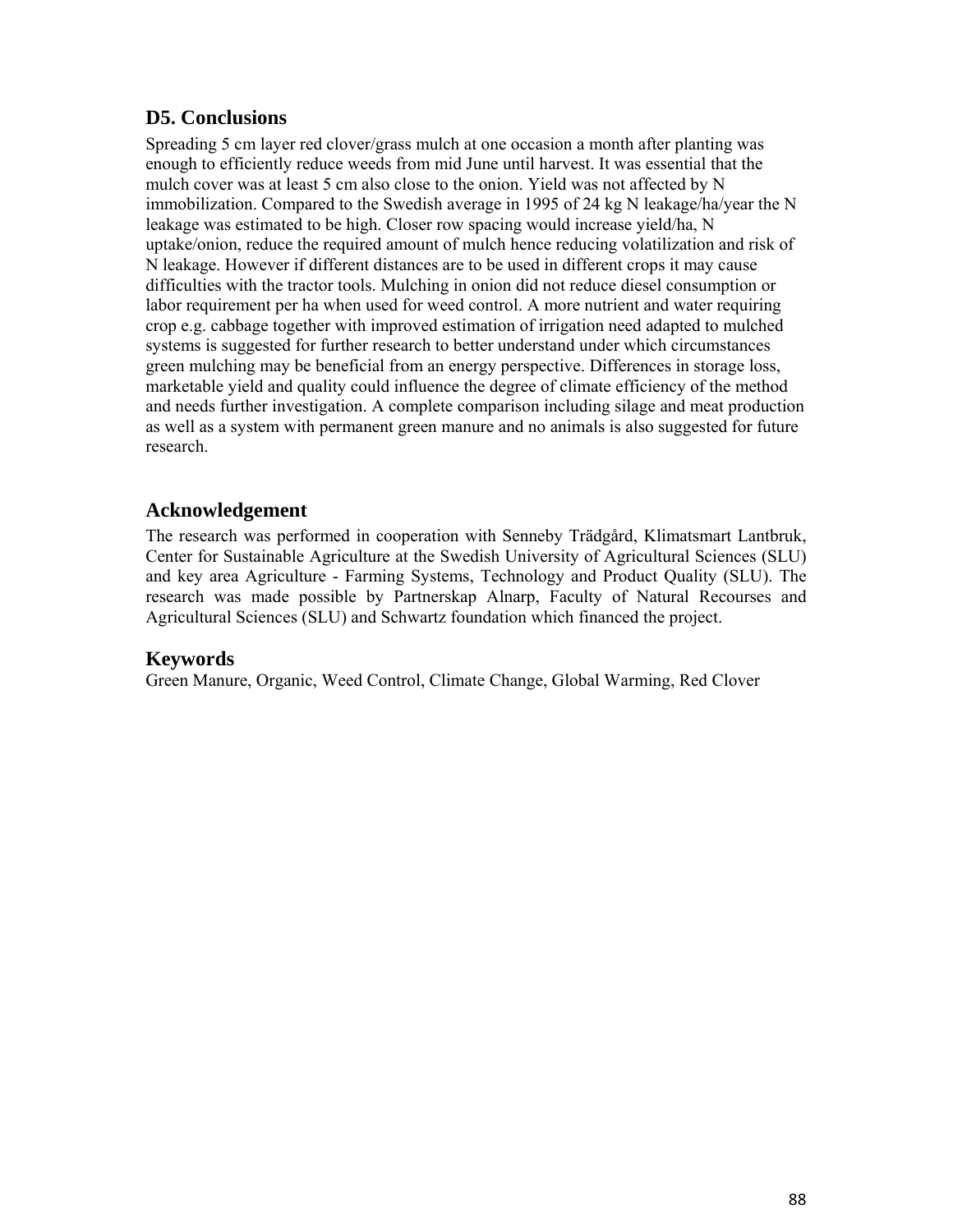## D5. Conclusions

Spreading 5 cm layer red clover/grass mulch at one occasion a month after planting was enough to efficiently reduce weeds from mid June until harvest. It was essential that the mulch cover was at least 5 cm also close to the onion. Yield was not affected by N immobilization. Compared to the Swedish average in 1995 of 24 kg N leakage/ha/year the N leakage was estimated to be high. Closer row spacing would increase yield/ha, N uptake/onion, reduce the required amount of mulch hence reducing volatilization and risk of N leakage. However if different distances are to be used in different crops it may cause difficulties with the tractor tools. Mulching in onion did not reduce diesel consumption or labor requirement per ha when used for weed control. A more nutrient and water requiring crop e.g. cabbage together with improved estimation of irrigation need adapted to mulched systems is suggested for further research to better understand under which circumstances green mulching may be beneficial from an energy perspective. Differences in storage loss, marketable yield and quality could influence the degree of climate efficiency of the method and needs further investigation. A complete comparison including silage and meat production as well as a system with permanent green manure and no animals is also suggested for future research.

## Acknowledgement

The research was performed in cooperation with Senneby Trädgård, Klimatsmart Lantbruk, Center for Sustainable Agriculture at the Swedish University of Agricultural Sciences (SLU) and key area Agriculture - Farming Systems, Technology and Product Quality (SLU). The research was made possible by Partnerskap Alnarp, Faculty of Natural Recourses and Agricultural Sciences (SLU) and Schwartz foundation which financed the project.

## Keywords

Green Manure, Organic, Weed Control, Climate Change, Global Warming, Red Clover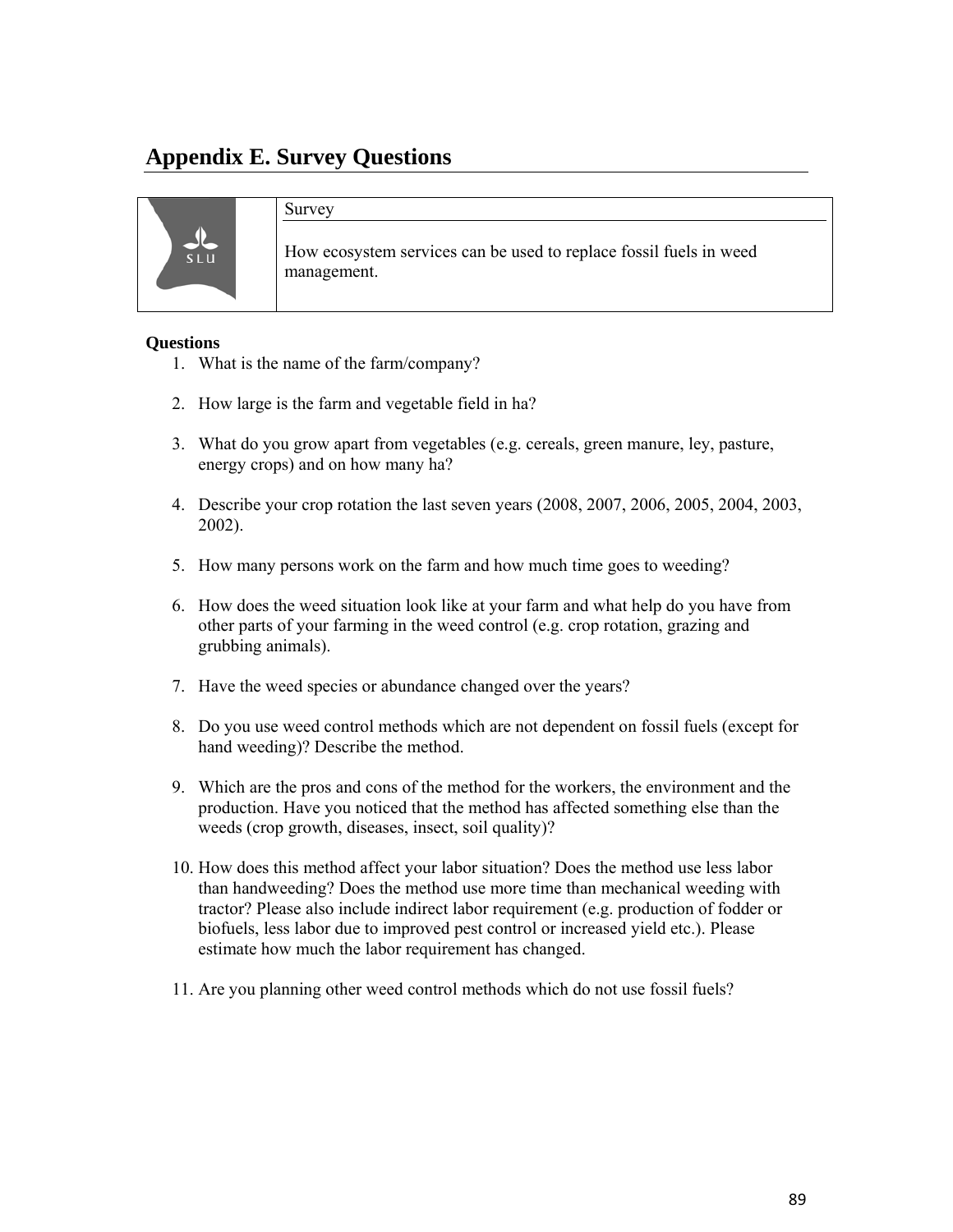## Appendix E. Survey Questions

| | Survey |
|---|---|
| SLU | How ecosystem services can be used to replace fossil fuels in weed management. |

**Questions**

1. What is the name of the farm/company?

2. How large is the farm and vegetable field in ha?

3. What do you grow apart from vegetables (e.g. cereals, green manure, ley, pasture, energy crops) and on how many ha?

4. Describe your crop rotation the last seven years (2008, 2007, 2006, 2005, 2004, 2003, 2002).

5. How many persons work on the farm and how much time goes to weeding?

6. How does the weed situation look like at your farm and what help do you have from other parts of your farming in the weed control (e.g. crop rotation, grazing and grubbing animals).

7. Have the weed species or abundance changed over the years?

8. Do you use weed control methods which are not dependent on fossil fuels (except for hand weeding)? Describe the method.

9. Which are the pros and cons of the method for the workers, the environment and the production. Have you noticed that the method has affected something else than the weeds (crop growth, diseases, insect, soil quality)?

10. How does this method affect your labor situation? Does the method use less labor than handweeding? Does the method use more time than mechanical weeding with tractor? Please also include indirect labor requirement (e.g. production of fodder or biofuels, less labor due to improved pest control or increased yield etc.). Please estimate how much the labor requirement has changed.

11. Are you planning other weed control methods which do not use fossil fuels?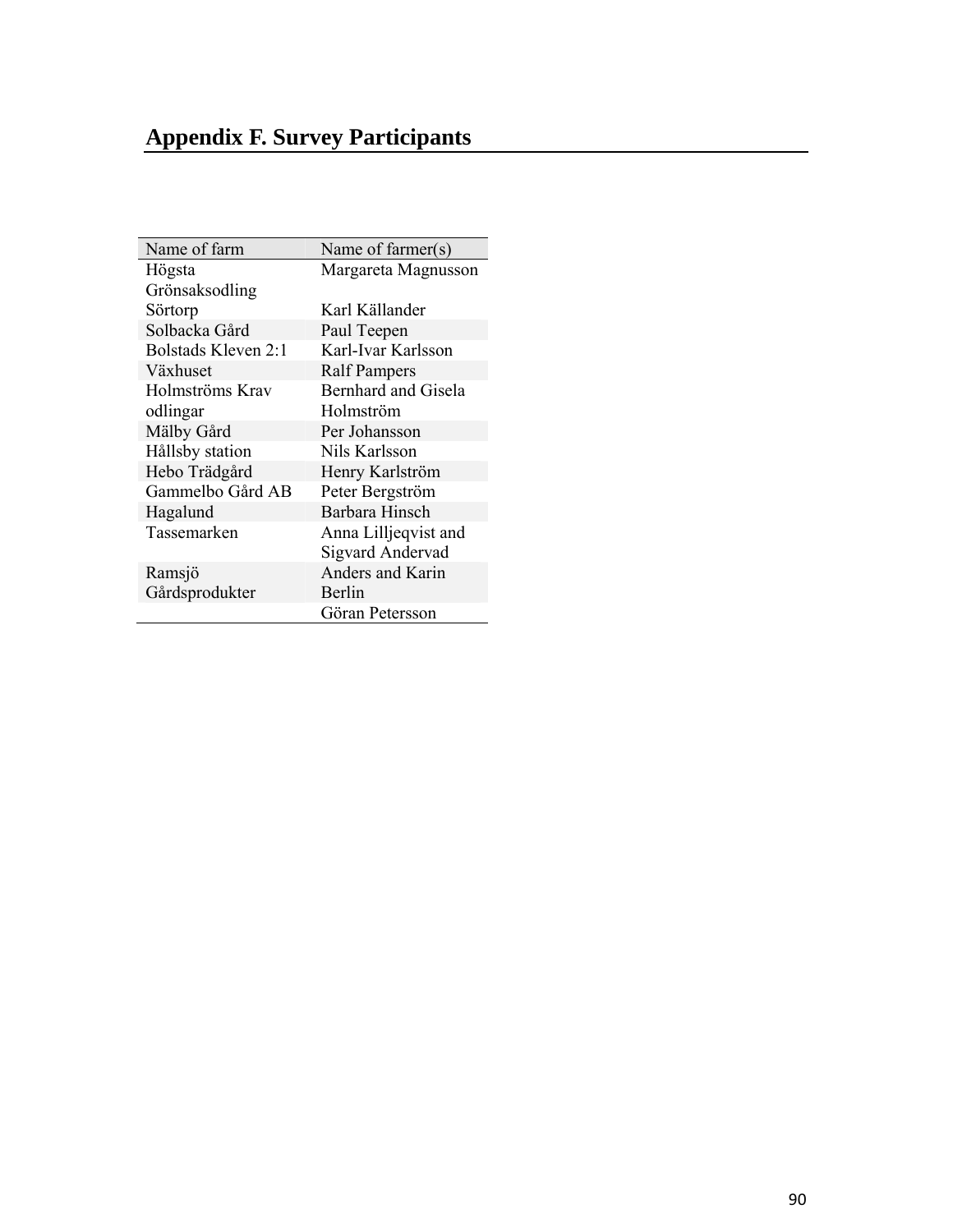# Appendix F. Survey Participants

| Name of farm | Name of farmer(s) |
|---|---|
| Högsta Grönsaksodling | Margareta Magnusson |
| Sörtorp | Karl Källander |
| Solbacka Gård | Paul Teepen |
| Bolstads Kleven 2:1 | Karl-Ivar Karlsson |
| Växhuset | Ralf Pampers |
| Holmströms Krav odlingar | Bernhard and Gisela Holmström |
| Mälby Gård | Per Johansson |
| Hållsby station | Nils Karlsson |
| Hebo Trädgård | Henry Karlström |
| Gammelbo Gård AB | Peter Bergström |
| Hagalund | Barbara Hinsch |
| Tassemarken | Anna Lilljeqvist and Sigvard Andervad |
| Ramsjö Gårdsprodukter | Anders and Karin Berlin |
| | Göran Petersson |